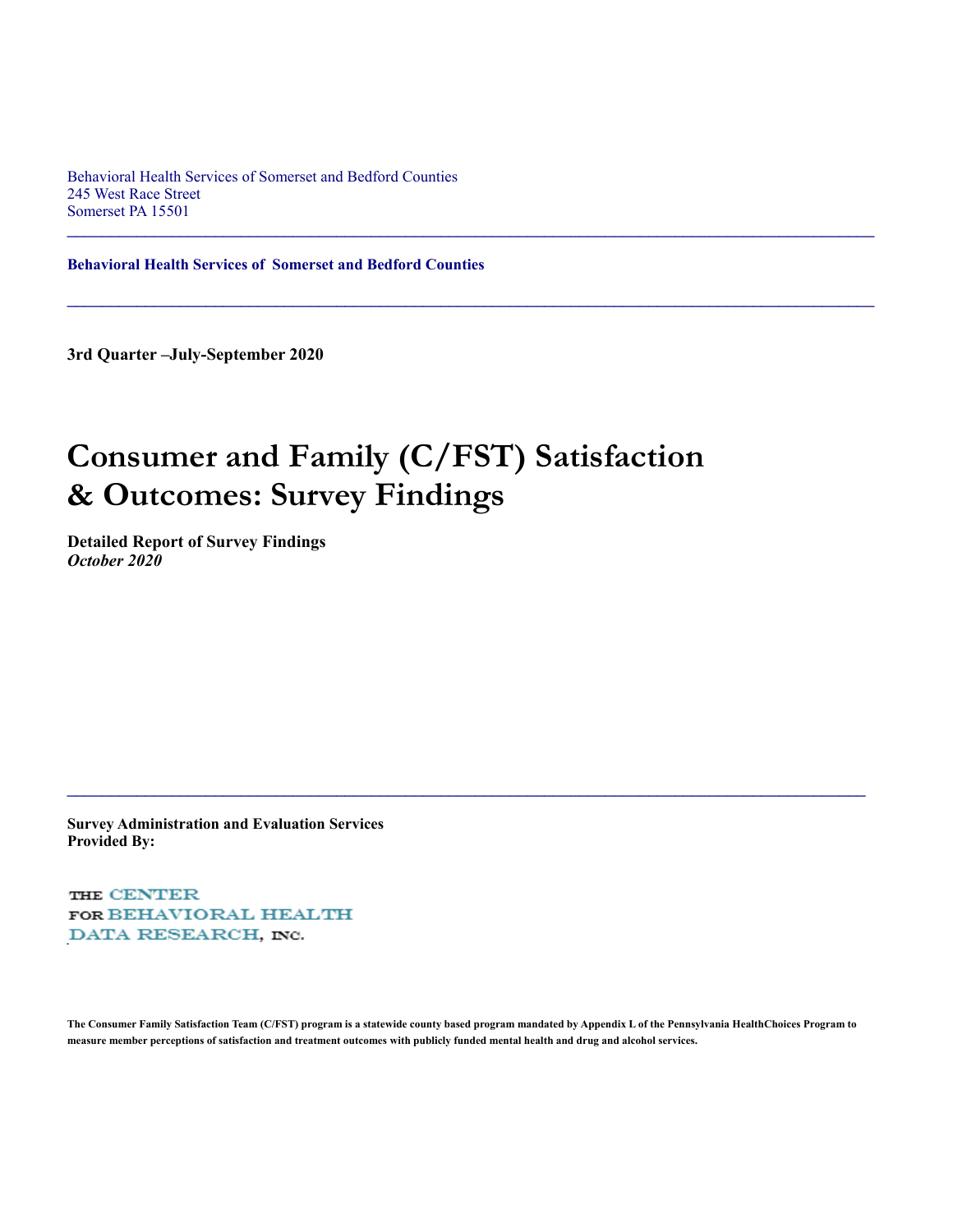Behavioral Health Services of Somerset and Bedford Counties
245 West Race Street
Somerset PA 15501

---

**Behavioral Health Services of Somerset and Bedford Counties**

---

**3rd Quarter –July-September 2020**

# Consumer and Family (C/FST) Satisfaction & Outcomes: Survey Findings

**Detailed Report of Survey Findings**
***October 2020***

---

**Survey Administration and Evaluation Services Provided By:**

THE CENTER
FOR BEHAVIORAL HEALTH
DATA RESEARCH, INC.

**The Consumer Family Satisfaction Team (C/FST) program is a statewide county based program mandated by Appendix L of the Pennsylvania HealthChoices Program to measure member perceptions of satisfaction and treatment outcomes with publicly funded mental health and drug and alcohol services.**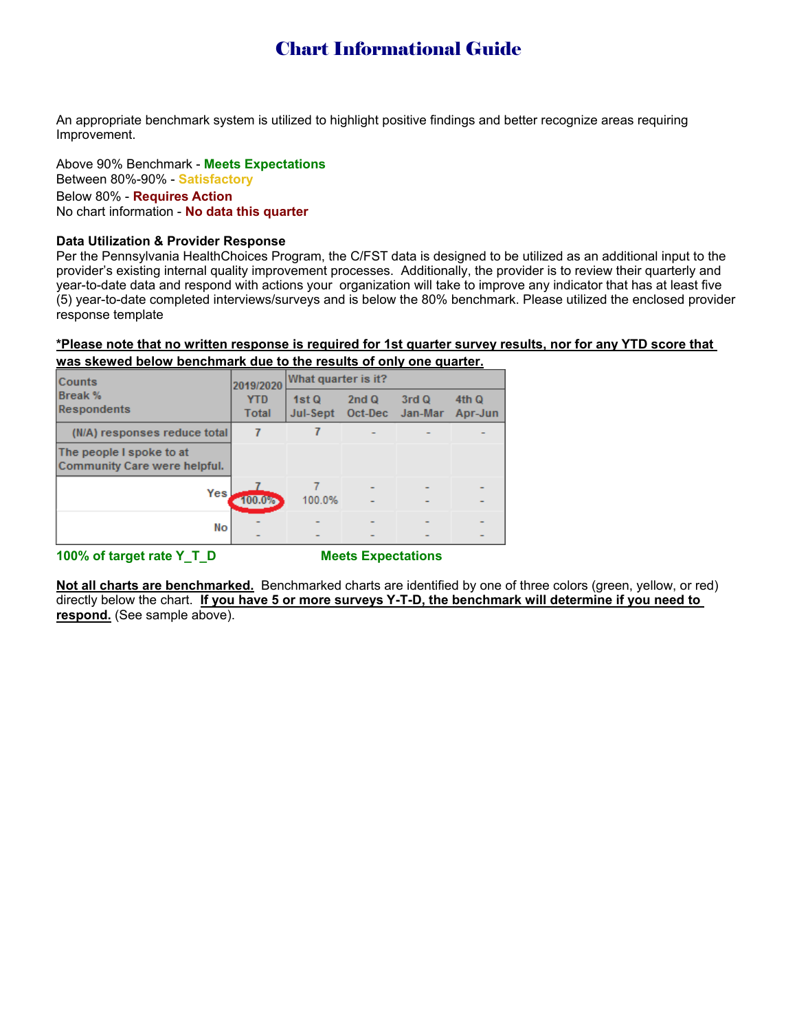# Chart Informational Guide

An appropriate benchmark system is utilized to highlight positive findings and better recognize areas requiring Improvement.

Above 90% Benchmark - **Meets Expectations**
Between 80%-90% - **Satisfactory**
Below 80% - **Requires Action**
No chart information - **No data this quarter**

**Data Utilization & Provider Response**
Per the Pennsylvania HealthChoices Program, the C/FST data is designed to be utilized as an additional input to the provider's existing internal quality improvement processes. Additionally, the provider is to review their quarterly and year-to-date data and respond with actions your organization will take to improve any indicator that has at least five (5) year-to-date completed interviews/surveys and is below the 80% benchmark. Please utilized the enclosed provider response template

**\*Please note that no written response is required for 1st quarter survey results, nor for any YTD score that was skewed below benchmark due to the results of only one quarter.**

| Counts<br>Break %<br>Respondents | 2019/2020<br>YTD<br>Total | What quarter is it?<br>1st Q<br>Jul-Sept | <br>2nd Q<br>Oct-Dec | <br>3rd Q<br>Jan-Mar | <br>4th Q<br>Apr-Jun |
|---|---|---|---|---|---|
| (N/A) responses reduce total | 7 | 7 | - | - | - |
| The people I spoke to at Community Care were helpful. | | | | | |
| Yes | 7<br>100.0% | 7<br>100.0% | -<br>- | -<br>- | -<br>- |
| No | -<br>- | -<br>- | -<br>- | -<br>- | -<br>- |

**100% of target rate Y_T_D** **Meets Expectations**

**Not all charts are benchmarked.** Benchmarked charts are identified by one of three colors (green, yellow, or red) directly below the chart. **If you have 5 or more surveys Y-T-D, the benchmark will determine if you need to respond.** (See sample above).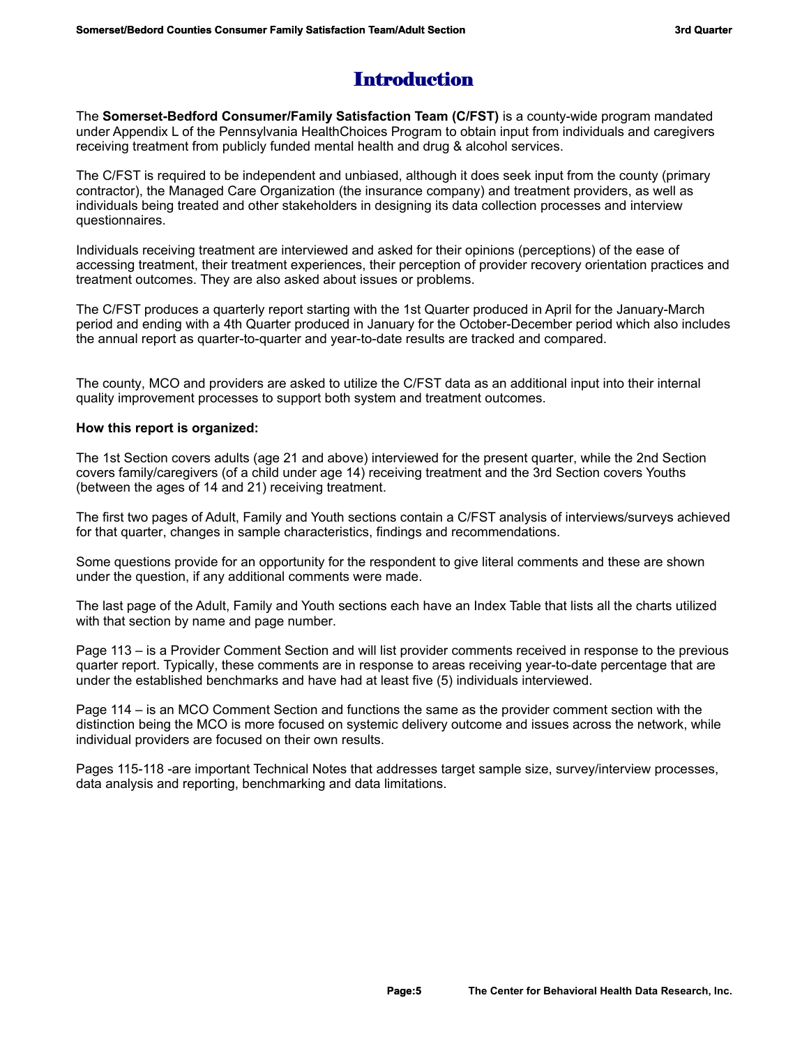# Introduction

The **Somerset-Bedford Consumer/Family Satisfaction Team (C/FST)** is a county-wide program mandated under Appendix L of the Pennsylvania HealthChoices Program to obtain input from individuals and caregivers receiving treatment from publicly funded mental health and drug & alcohol services.

The C/FST is required to be independent and unbiased, although it does seek input from the county (primary contractor), the Managed Care Organization (the insurance company) and treatment providers, as well as individuals being treated and other stakeholders in designing its data collection processes and interview questionnaires.

Individuals receiving treatment are interviewed and asked for their opinions (perceptions) of the ease of accessing treatment, their treatment experiences, their perception of provider recovery orientation practices and treatment outcomes. They are also asked about issues or problems.

The C/FST produces a quarterly report starting with the 1st Quarter produced in April for the January-March period and ending with a 4th Quarter produced in January for the October-December period which also includes the annual report as quarter-to-quarter and year-to-date results are tracked and compared.

The county, MCO and providers are asked to utilize the C/FST data as an additional input into their internal quality improvement processes to support both system and treatment outcomes.

**How this report is organized:**

The 1st Section covers adults (age 21 and above) interviewed for the present quarter, while the 2nd Section covers family/caregivers (of a child under age 14) receiving treatment and the 3rd Section covers Youths (between the ages of 14 and 21) receiving treatment.

The first two pages of Adult, Family and Youth sections contain a C/FST analysis of interviews/surveys achieved for that quarter, changes in sample characteristics, findings and recommendations.

Some questions provide for an opportunity for the respondent to give literal comments and these are shown under the question, if any additional comments were made.

The last page of the Adult, Family and Youth sections each have an Index Table that lists all the charts utilized with that section by name and page number.

Page 113 – is a Provider Comment Section and will list provider comments received in response to the previous quarter report. Typically, these comments are in response to areas receiving year-to-date percentage that are under the established benchmarks and have had at least five (5) individuals interviewed.

Page 114 – is an MCO Comment Section and functions the same as the provider comment section with the distinction being the MCO is more focused on systemic delivery outcome and issues across the network, while individual providers are focused on their own results.

Pages 115-118 -are important Technical Notes that addresses target sample size, survey/interview processes, data analysis and reporting, benchmarking and data limitations.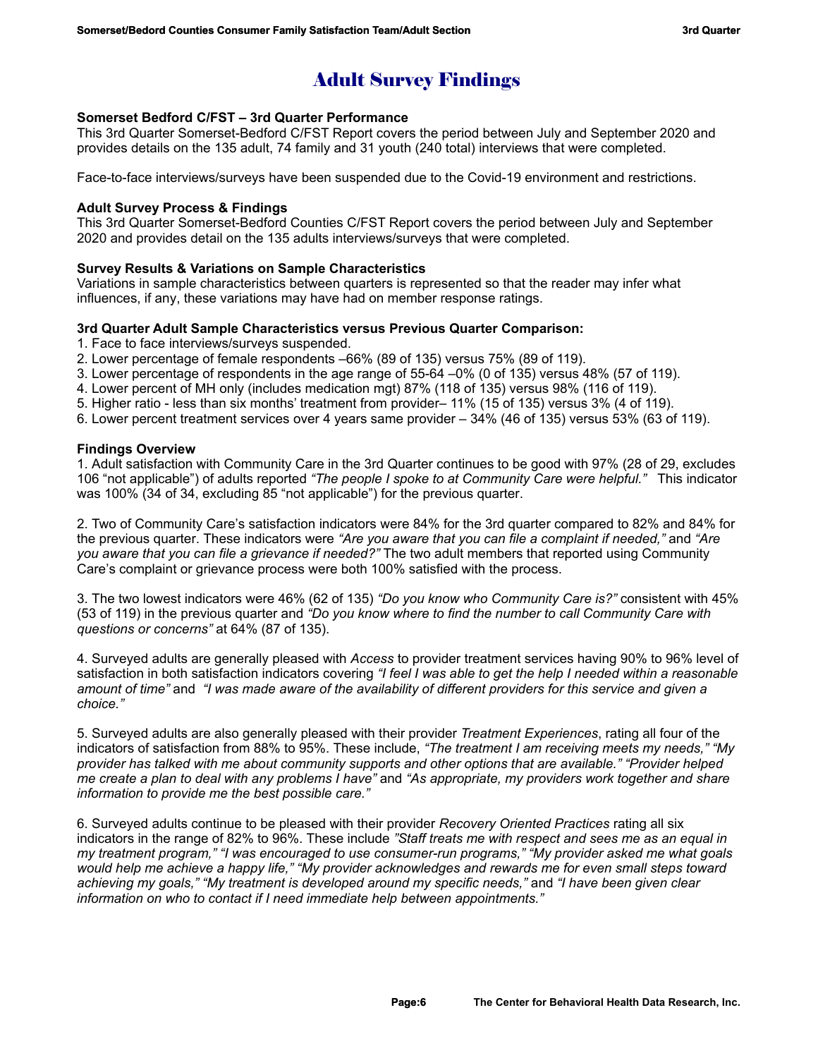# Adult Survey Findings

**Somerset Bedford C/FST – 3rd Quarter Performance**

This 3rd Quarter Somerset-Bedford C/FST Report covers the period between July and September 2020 and provides details on the 135 adult, 74 family and 31 youth (240 total) interviews that were completed.

Face-to-face interviews/surveys have been suspended due to the Covid-19 environment and restrictions.

**Adult Survey Process & Findings**

This 3rd Quarter Somerset-Bedford Counties C/FST Report covers the period between July and September 2020 and provides detail on the 135 adults interviews/surveys that were completed.

**Survey Results & Variations on Sample Characteristics**

Variations in sample characteristics between quarters is represented so that the reader may infer what influences, if any, these variations may have had on member response ratings.

**3rd Quarter Adult Sample Characteristics versus Previous Quarter Comparison:**

1. Face to face interviews/surveys suspended.
2. Lower percentage of female respondents –66% (89 of 135) versus 75% (89 of 119).
3. Lower percentage of respondents in the age range of 55-64 –0% (0 of 135) versus 48% (57 of 119).
4. Lower percent of MH only (includes medication mgt) 87% (118 of 135) versus 98% (116 of 119).
5. Higher ratio - less than six months' treatment from provider– 11% (15 of 135) versus 3% (4 of 119).
6. Lower percent treatment services over 4 years same provider – 34% (46 of 135) versus 53% (63 of 119).

**Findings Overview**

1. Adult satisfaction with Community Care in the 3rd Quarter continues to be good with 97% (28 of 29, excludes 106 "not applicable") of adults reported *"The people I spoke to at Community Care were helpful."* This indicator was 100% (34 of 34, excluding 85 "not applicable") for the previous quarter.

2. Two of Community Care's satisfaction indicators were 84% for the 3rd quarter compared to 82% and 84% for the previous quarter. These indicators were *"Are you aware that you can file a complaint if needed,"* and *"Are you aware that you can file a grievance if needed?"* The two adult members that reported using Community Care's complaint or grievance process were both 100% satisfied with the process.

3. The two lowest indicators were 46% (62 of 135) *"Do you know who Community Care is?"* consistent with 45% (53 of 119) in the previous quarter and *"Do you know where to find the number to call Community Care with questions or concerns"* at 64% (87 of 135).

4. Surveyed adults are generally pleased with *Access* to provider treatment services having 90% to 96% level of satisfaction in both satisfaction indicators covering *"I feel I was able to get the help I needed within a reasonable amount of time"* and *"I was made aware of the availability of different providers for this service and given a choice."*

5. Surveyed adults are also generally pleased with their provider *Treatment Experiences*, rating all four of the indicators of satisfaction from 88% to 95%. These include, *"The treatment I am receiving meets my needs," "My provider has talked with me about community supports and other options that are available." "Provider helped me create a plan to deal with any problems I have"* and *"As appropriate, my providers work together and share information to provide me the best possible care."*

6. Surveyed adults continue to be pleased with their provider *Recovery Oriented Practices* rating all six indicators in the range of 82% to 96%. These include *"Staff treats me with respect and sees me as an equal in my treatment program," "I was encouraged to use consumer-run programs," "My provider asked me what goals would help me achieve a happy life," "My provider acknowledges and rewards me for even small steps toward achieving my goals," "My treatment is developed around my specific needs,"* and *"I have been given clear information on who to contact if I need immediate help between appointments."*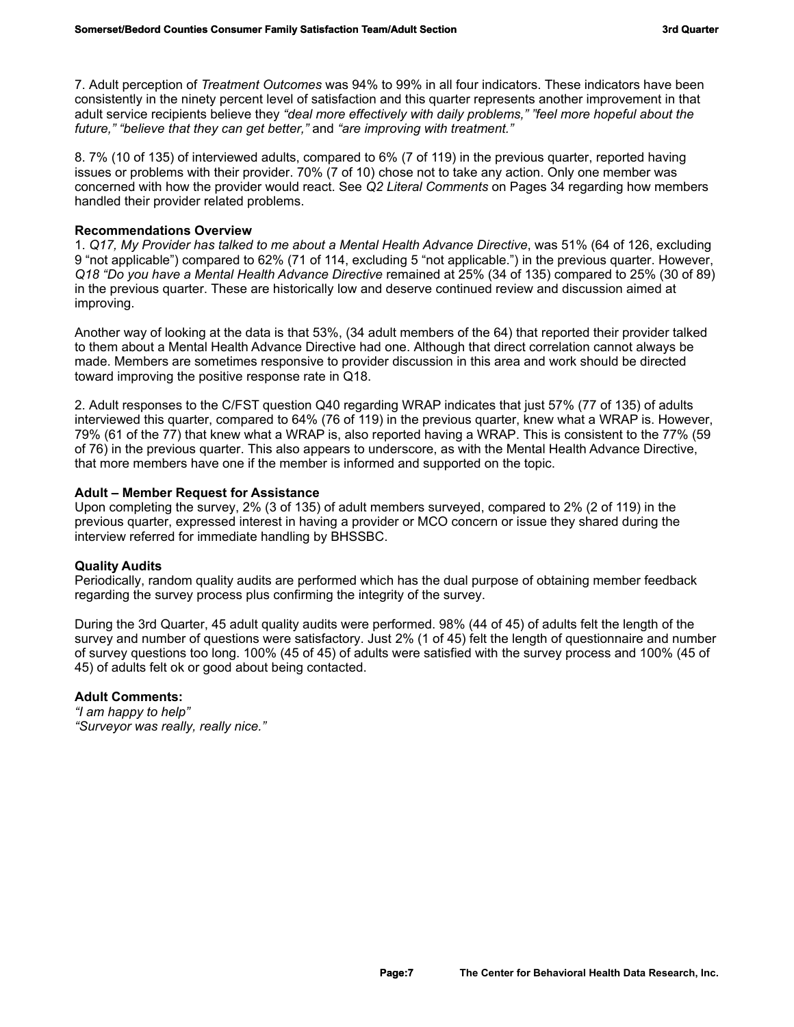7. Adult perception of *Treatment Outcomes* was 94% to 99% in all four indicators. These indicators have been consistently in the ninety percent level of satisfaction and this quarter represents another improvement in that adult service recipients believe they *"deal more effectively with daily problems," "feel more hopeful about the future," "believe that they can get better,"* and *"are improving with treatment."*

8. 7% (10 of 135) of interviewed adults, compared to 6% (7 of 119) in the previous quarter, reported having issues or problems with their provider. 70% (7 of 10) chose not to take any action. Only one member was concerned with how the provider would react. See *Q2 Literal Comments* on Pages 34 regarding how members handled their provider related problems.

**Recommendations Overview**

1. *Q17, My Provider has talked to me about a Mental Health Advance Directive*, was 51% (64 of 126, excluding 9 "not applicable") compared to 62% (71 of 114, excluding 5 "not applicable.") in the previous quarter. However, *Q18 "Do you have a Mental Health Advance Directive* remained at 25% (34 of 135) compared to 25% (30 of 89) in the previous quarter. These are historically low and deserve continued review and discussion aimed at improving.

Another way of looking at the data is that 53%, (34 adult members of the 64) that reported their provider talked to them about a Mental Health Advance Directive had one. Although that direct correlation cannot always be made. Members are sometimes responsive to provider discussion in this area and work should be directed toward improving the positive response rate in Q18.

2. Adult responses to the C/FST question Q40 regarding WRAP indicates that just 57% (77 of 135) of adults interviewed this quarter, compared to 64% (76 of 119) in the previous quarter, knew what a WRAP is. However, 79% (61 of the 77) that knew what a WRAP is, also reported having a WRAP. This is consistent to the 77% (59 of 76) in the previous quarter. This also appears to underscore, as with the Mental Health Advance Directive, that more members have one if the member is informed and supported on the topic.

**Adult – Member Request for Assistance**

Upon completing the survey, 2% (3 of 135) of adult members surveyed, compared to 2% (2 of 119) in the previous quarter, expressed interest in having a provider or MCO concern or issue they shared during the interview referred for immediate handling by BHSSBC.

**Quality Audits**

Periodically, random quality audits are performed which has the dual purpose of obtaining member feedback regarding the survey process plus confirming the integrity of the survey.

During the 3rd Quarter, 45 adult quality audits were performed. 98% (44 of 45) of adults felt the length of the survey and number of questions were satisfactory. Just 2% (1 of 45) felt the length of questionnaire and number of survey questions too long. 100% (45 of 45) of adults were satisfied with the survey process and 100% (45 of 45) of adults felt ok or good about being contacted.

**Adult Comments:**

*"I am happy to help"*
*"Surveyor was really, really nice."*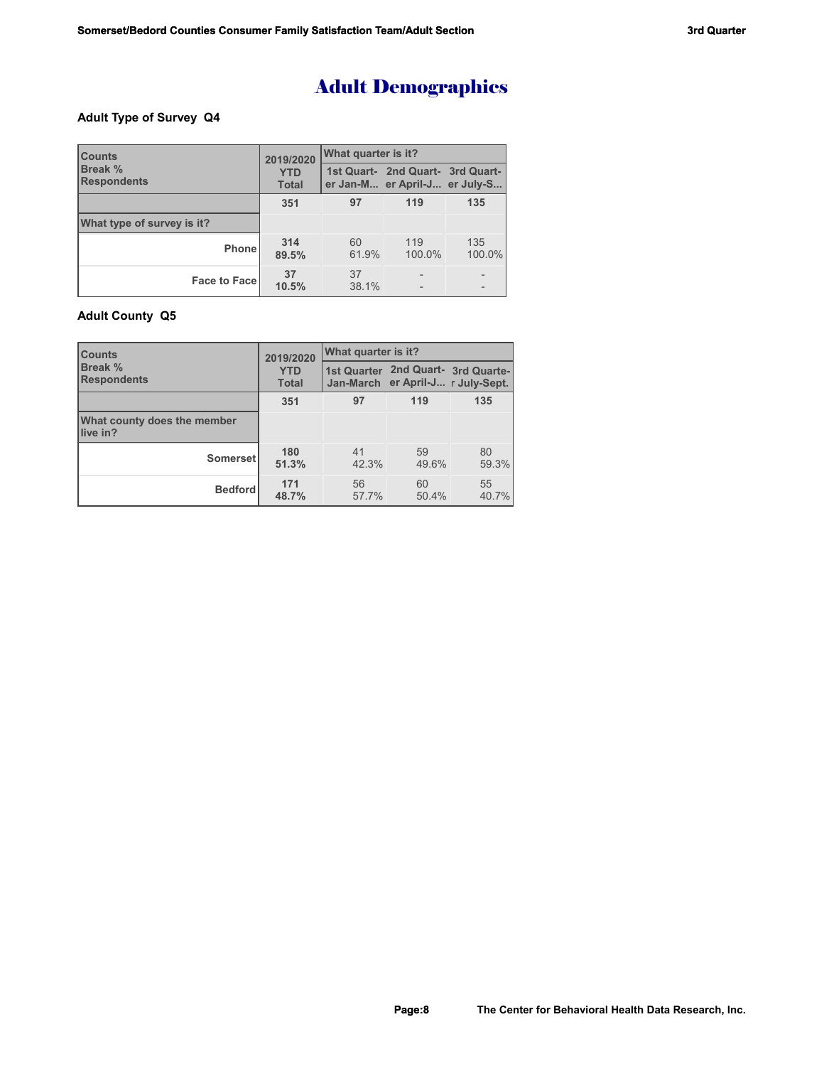# Adult Demographics

### Adult Type of Survey Q4

| Counts<br>Break %<br>Respondents | 2019/2020<br>YTD<br>Total | What quarter is it? | | |
|---|---|---|---|---|
| | | 1st Quart-er Jan-M... | 2nd Quart-er April-J... | 3rd Quart-er July-S... |
| | 351 | 97 | 119 | 135 |
| What type of survey is it? | | | | |
| Phone | 314<br>89.5% | 60<br>61.9% | 119<br>100.0% | 135<br>100.0% |
| Face to Face | 37<br>10.5% | 37<br>38.1% | -<br>- | -<br>- |

### Adult County Q5

| Counts<br>Break %<br>Respondents | 2019/2020<br>YTD<br>Total | What quarter is it? | | |
|---|---|---|---|---|
| | | 1st Quarter Jan-March | 2nd Quart-er April-J... | 3rd Quarte-r July-Sept. |
| | 351 | 97 | 119 | 135 |
| What county does the member live in? | | | | |
| Somerset | 180<br>51.3% | 41<br>42.3% | 59<br>49.6% | 80<br>59.3% |
| Bedford | 171<br>48.7% | 56<br>57.7% | 60<br>50.4% | 55<br>40.7% |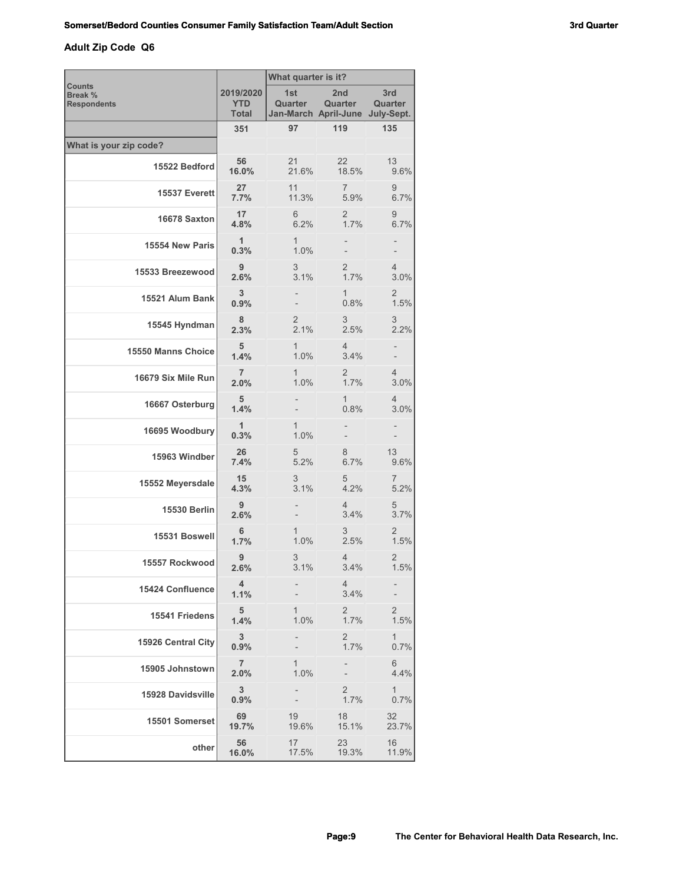### Adult Zip Code Q6

| Counts<br>Break %<br>Respondents | 2019/2020 YTD Total | What quarter is it? 1st Quarter Jan-March | 2nd Quarter April-June | 3rd Quarter July-Sept. |
|---|---|---|---|---|
| | **351** | 97 | 119 | 135 |
| **What is your zip code?** | | | | |
| 15522 Bedford | **56**<br>**16.0%** | 21<br>21.6% | 22<br>18.5% | 13<br>9.6% |
| 15537 Everett | **27**<br>**7.7%** | 11<br>11.3% | 7<br>5.9% | 9<br>6.7% |
| 16678 Saxton | **17**<br>**4.8%** | 6<br>6.2% | 2<br>1.7% | 9<br>6.7% |
| 15554 New Paris | **1**<br>**0.3%** | 1<br>1.0% | -<br>- | -<br>- |
| 15533 Breezewood | **9**<br>**2.6%** | 3<br>3.1% | 2<br>1.7% | 4<br>3.0% |
| 15521 Alum Bank | **3**<br>**0.9%** | -<br>- | 1<br>0.8% | 2<br>1.5% |
| 15545 Hyndman | **8**<br>**2.3%** | 2<br>2.1% | 3<br>2.5% | 3<br>2.2% |
| 15550 Manns Choice | **5**<br>**1.4%** | 1<br>1.0% | 4<br>3.4% | -<br>- |
| 16679 Six Mile Run | **7**<br>**2.0%** | 1<br>1.0% | 2<br>1.7% | 4<br>3.0% |
| 16667 Osterburg | **5**<br>**1.4%** | -<br>- | 1<br>0.8% | 4<br>3.0% |
| 16695 Woodbury | **1**<br>**0.3%** | 1<br>1.0% | -<br>- | -<br>- |
| 15963 Windber | **26**<br>**7.4%** | 5<br>5.2% | 8<br>6.7% | 13<br>9.6% |
| 15552 Meyersdale | **15**<br>**4.3%** | 3<br>3.1% | 5<br>4.2% | 7<br>5.2% |
| 15530 Berlin | **9**<br>**2.6%** | -<br>- | 4<br>3.4% | 5<br>3.7% |
| 15531 Boswell | **6**<br>**1.7%** | 1<br>1.0% | 3<br>2.5% | 2<br>1.5% |
| 15557 Rockwood | **9**<br>**2.6%** | 3<br>3.1% | 4<br>3.4% | 2<br>1.5% |
| 15424 Confluence | **4**<br>**1.1%** | -<br>- | 4<br>3.4% | -<br>- |
| 15541 Friedens | **5**<br>**1.4%** | 1<br>1.0% | 2<br>1.7% | 2<br>1.5% |
| 15926 Central City | **3**<br>**0.9%** | -<br>- | 2<br>1.7% | 1<br>0.7% |
| 15905 Johnstown | **7**<br>**2.0%** | 1<br>1.0% | -<br>- | 6<br>4.4% |
| 15928 Davidsville | **3**<br>**0.9%** | -<br>- | 2<br>1.7% | 1<br>0.7% |
| 15501 Somerset | **69**<br>**19.7%** | 19<br>19.6% | 18<br>15.1% | 32<br>23.7% |
| other | **56**<br>**16.0%** | 17<br>17.5% | 23<br>19.3% | 16<br>11.9% |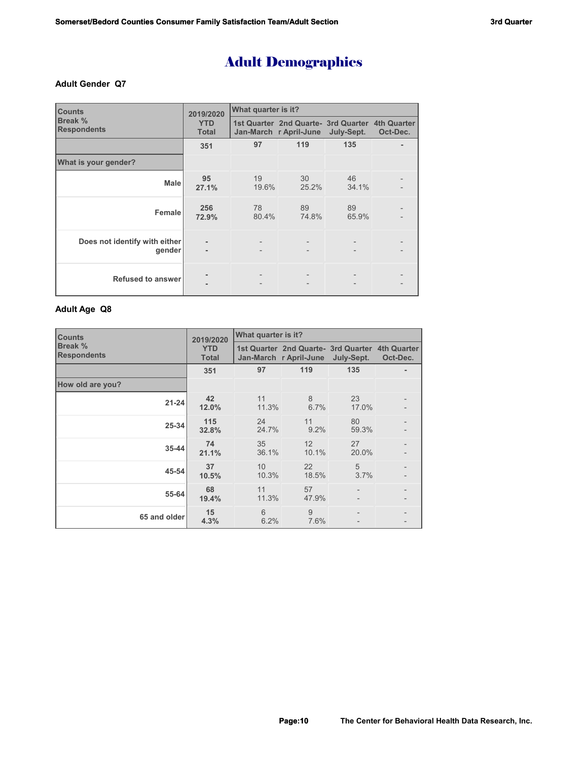# Adult Demographics

**Adult Gender Q7**

| Counts<br>Break %<br>Respondents | 2019/2020 YTD Total | What quarter is it? | | | |
|---|---|---|---|---|---|
| | | 1st Quarter Jan-March | 2nd Quarter April-June | 3rd Quarter July-Sept. | 4th Quarter Oct-Dec. |
| | 351 | 97 | 119 | 135 | - |
| **What is your gender?** | | | | | |
| Male | 95<br>27.1% | 19<br>19.6% | 30<br>25.2% | 46<br>34.1% | -<br>- |
| Female | 256<br>72.9% | 78<br>80.4% | 89<br>74.8% | 89<br>65.9% | -<br>- |
| Does not identify with either gender | -<br>- | -<br>- | -<br>- | -<br>- | -<br>- |
| Refused to answer | -<br>- | -<br>- | -<br>- | -<br>- | -<br>- |

**Adult Age Q8**

| Counts<br>Break %<br>Respondents | 2019/2020 YTD Total | What quarter is it? | | | |
|---|---|---|---|---|---|
| | | 1st Quarter Jan-March | 2nd Quarter April-June | 3rd Quarter July-Sept. | 4th Quarter Oct-Dec. |
| | 351 | 97 | 119 | 135 | - |
| **How old are you?** | | | | | |
| 21-24 | 42<br>12.0% | 11<br>11.3% | 8<br>6.7% | 23<br>17.0% | -<br>- |
| 25-34 | 115<br>32.8% | 24<br>24.7% | 11<br>9.2% | 80<br>59.3% | -<br>- |
| 35-44 | 74<br>21.1% | 35<br>36.1% | 12<br>10.1% | 27<br>20.0% | -<br>- |
| 45-54 | 37<br>10.5% | 10<br>10.3% | 22<br>18.5% | 5<br>3.7% | -<br>- |
| 55-64 | 68<br>19.4% | 11<br>11.3% | 57<br>47.9% | -<br>- | -<br>- |
| 65 and older | 15<br>4.3% | 6<br>6.2% | 9<br>7.6% | -<br>- | -<br>- |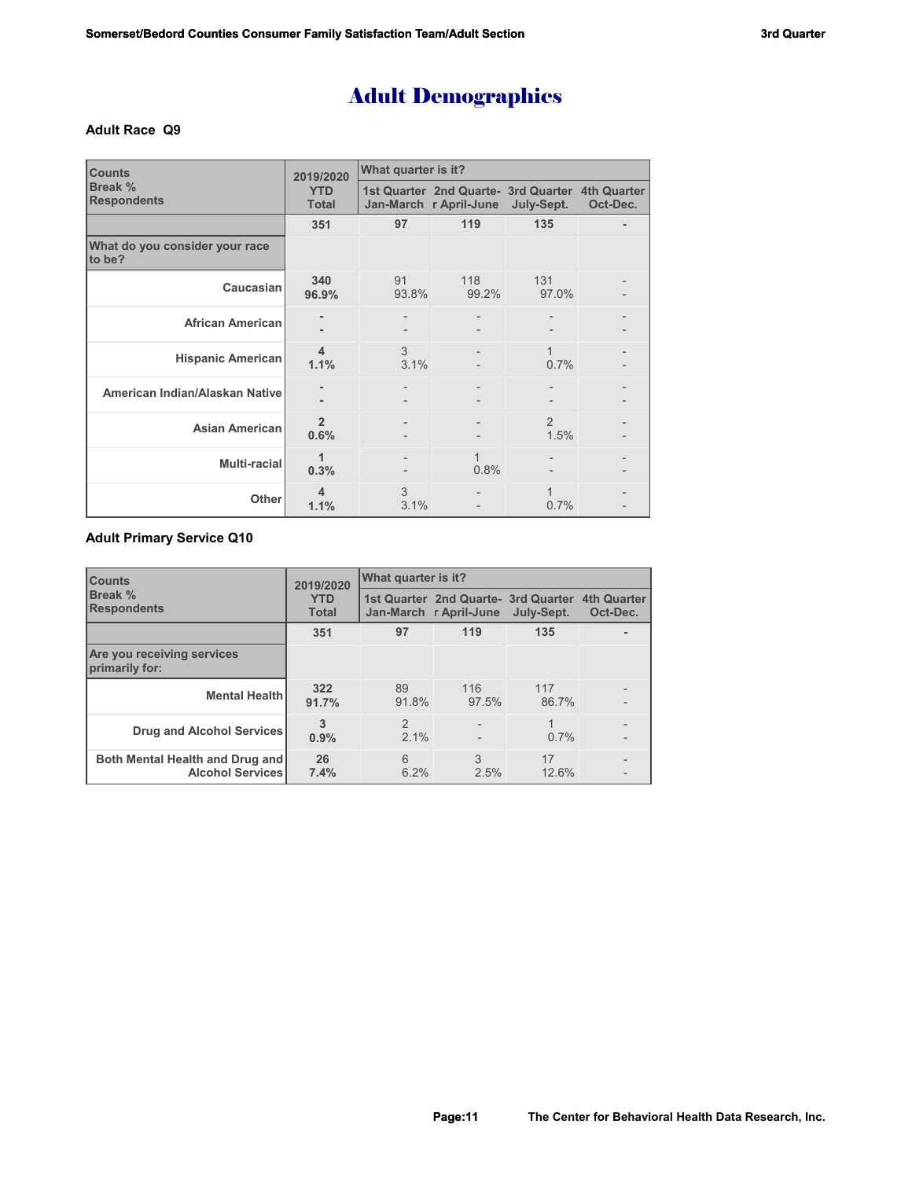# Adult Demographics

### Adult Race Q9

| Counts<br>Break %<br>Respondents | 2019/2020 YTD Total | What quarter is it? | | | |
|---|---|---|---|---|---|
| | | 1st Quarter Jan-March | 2nd Quarter April-June | 3rd Quarter July-Sept. | 4th Quarter Oct-Dec. |
| | **351** | **97** | **119** | **135** | **-** |
| **What do you consider your race to be?** | | | | | |
| **Caucasian** | **340**<br>**96.9%** | 91<br>93.8% | 118<br>99.2% | 131<br>97.0% | -<br>- |
| **African American** | **-**<br>**-** | -<br>- | -<br>- | -<br>- | -<br>- |
| **Hispanic American** | **4**<br>**1.1%** | 3<br>3.1% | -<br>- | 1<br>0.7% | -<br>- |
| **American Indian/Alaskan Native** | **-**<br>**-** | -<br>- | -<br>- | -<br>- | -<br>- |
| **Asian American** | **2**<br>**0.6%** | -<br>- | -<br>- | 2<br>1.5% | -<br>- |
| **Multi-racial** | **1**<br>**0.3%** | -<br>- | 1<br>0.8% | -<br>- | -<br>- |
| **Other** | **4**<br>**1.1%** | 3<br>3.1% | -<br>- | 1<br>0.7% | -<br>- |

### Adult Primary Service Q10

| Counts<br>Break %<br>Respondents | 2019/2020 YTD Total | What quarter is it? | | | |
|---|---|---|---|---|---|
| | | 1st Quarter Jan-March | 2nd Quarter April-June | 3rd Quarter July-Sept. | 4th Quarter Oct-Dec. |
| | **351** | **97** | **119** | **135** | **-** |
| **Are you receiving services primarily for:** | | | | | |
| **Mental Health** | **322**<br>**91.7%** | 89<br>91.8% | 116<br>97.5% | 117<br>86.7% | -<br>- |
| **Drug and Alcohol Services** | **3**<br>**0.9%** | 2<br>2.1% | -<br>- | 1<br>0.7% | -<br>- |
| **Both Mental Health and Drug and Alcohol Services** | **26**<br>**7.4%** | 6<br>6.2% | 3<br>2.5% | 17<br>12.6% | -<br>- |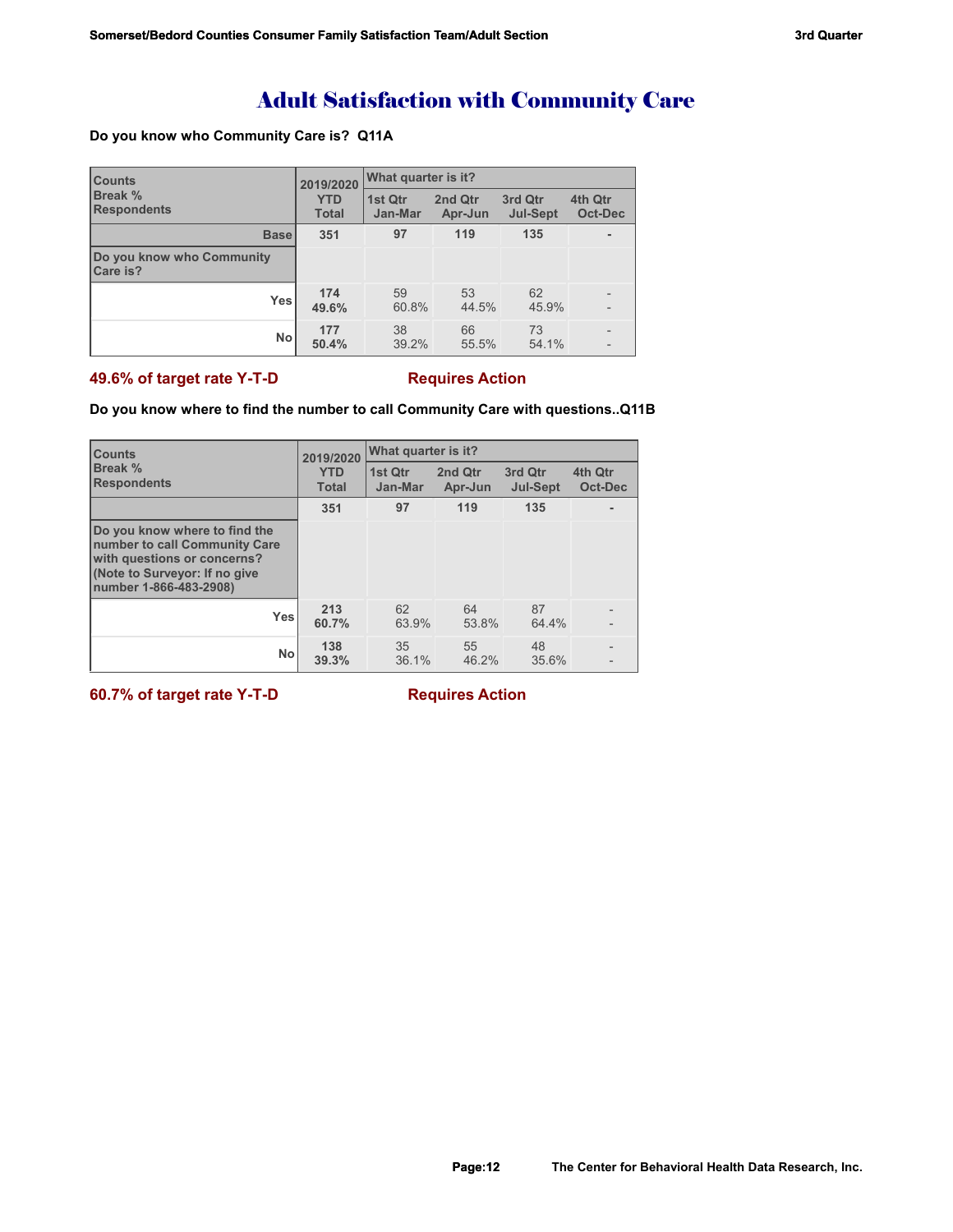# Adult Satisfaction with Community Care

**Do you know who Community Care is? Q11A**

| Counts<br>Break %<br>Respondents | 2019/2020<br>YTD<br>Total | What quarter is it?<br>1st Qtr<br>Jan-Mar | <br>2nd Qtr<br>Apr-Jun | <br>3rd Qtr<br>Jul-Sept | <br>4th Qtr<br>Oct-Dec |
|---|---|---|---|---|---|
| Base | 351 | 97 | 119 | 135 | - |
| Do you know who Community Care is? | | | | | |
| Yes | 174<br>49.6% | 59<br>60.8% | 53<br>44.5% | 62<br>45.9% | -<br>- |
| No | 177<br>50.4% | 38<br>39.2% | 66<br>55.5% | 73<br>54.1% | -<br>- |

**49.6% of target rate Y-T-D** **Requires Action**

**Do you know where to find the number to call Community Care with questions..Q11B**

| Counts<br>Break %<br>Respondents | 2019/2020<br>YTD<br>Total | What quarter is it?<br>1st Qtr<br>Jan-Mar | <br>2nd Qtr<br>Apr-Jun | <br>3rd Qtr<br>Jul-Sept | <br>4th Qtr<br>Oct-Dec |
|---|---|---|---|---|---|
| | 351 | 97 | 119 | 135 | - |
| Do you know where to find the number to call Community Care with questions or concerns? (Note to Surveyor: If no give number 1-866-483-2908) | | | | | |
| Yes | 213<br>60.7% | 62<br>63.9% | 64<br>53.8% | 87<br>64.4% | -<br>- |
| No | 138<br>39.3% | 35<br>36.1% | 55<br>46.2% | 48<br>35.6% | -<br>- |

**60.7% of target rate Y-T-D** **Requires Action**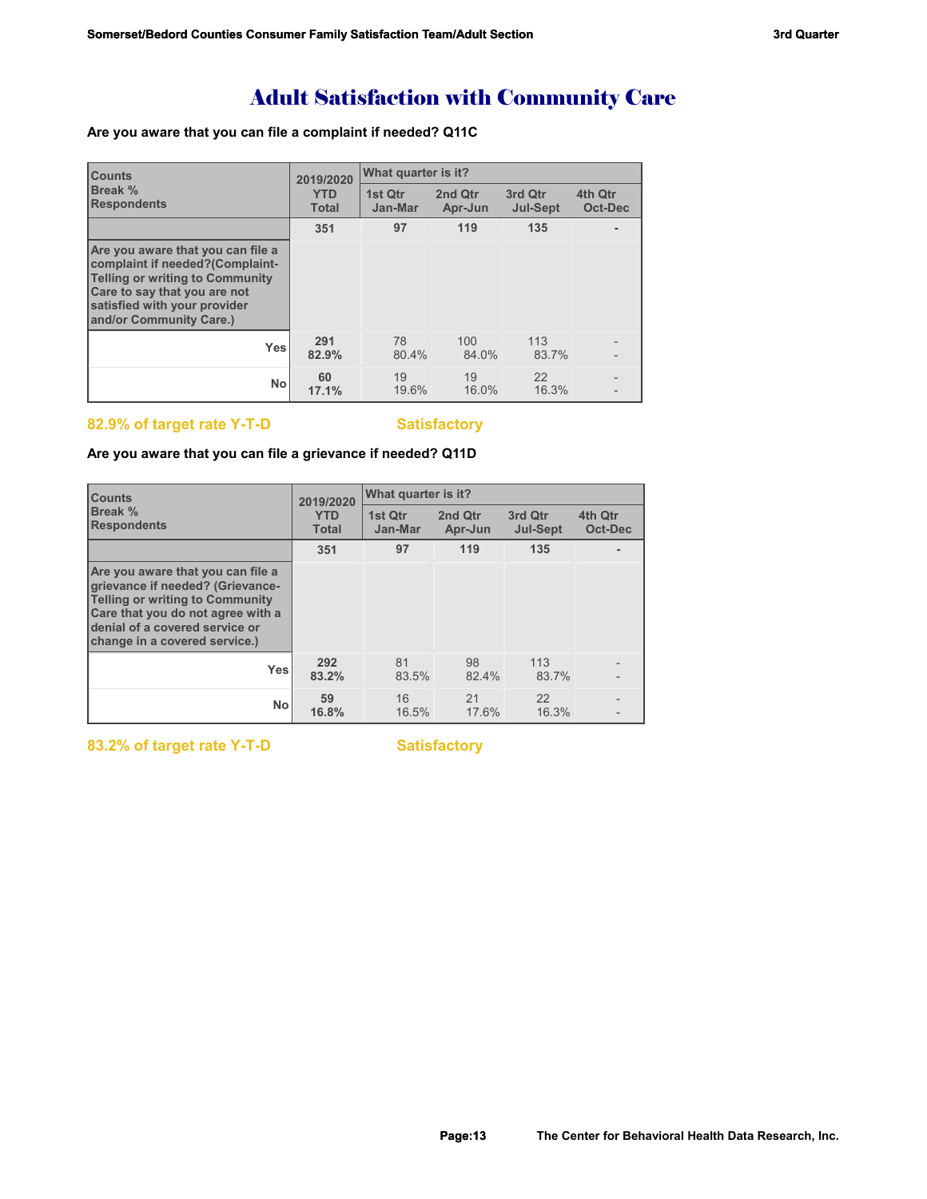# Adult Satisfaction with Community Care

**Are you aware that you can file a complaint if needed? Q11C**

| Counts<br>Break %<br>Respondents | 2019/2020<br>YTD<br>Total | What quarter is it?<br>1st Qtr<br>Jan-Mar | 2nd Qtr<br>Apr-Jun | 3rd Qtr<br>Jul-Sept | 4th Qtr<br>Oct-Dec |
|---|---|---|---|---|---|
| | **351** | **97** | **119** | **135** | **-** |
| **Are you aware that you can file a complaint if needed?(Complaint-Telling or writing to Community Care to say that you are not satisfied with your provider and/or Community Care.)** | | | | | |
| **Yes** | **291**<br>**82.9%** | 78<br>80.4% | 100<br>84.0% | 113<br>83.7% | -<br>- |
| **No** | **60**<br>**17.1%** | 19<br>19.6% | 19<br>16.0% | 22<br>16.3% | -<br>- |

**82.9% of target rate Y-T-D** **Satisfactory**

**Are you aware that you can file a grievance if needed? Q11D**

| Counts<br>Break %<br>Respondents | 2019/2020<br>YTD<br>Total | What quarter is it?<br>1st Qtr<br>Jan-Mar | 2nd Qtr<br>Apr-Jun | 3rd Qtr<br>Jul-Sept | 4th Qtr<br>Oct-Dec |
|---|---|---|---|---|---|
| | **351** | **97** | **119** | **135** | **-** |
| **Are you aware that you can file a grievance if needed? (Grievance-Telling or writing to Community Care that you do not agree with a denial of a covered service or change in a covered service.)** | | | | | |
| **Yes** | **292**<br>**83.2%** | 81<br>83.5% | 98<br>82.4% | 113<br>83.7% | -<br>- |
| **No** | **59**<br>**16.8%** | 16<br>16.5% | 21<br>17.6% | 22<br>16.3% | -<br>- |

**83.2% of target rate Y-T-D** **Satisfactory**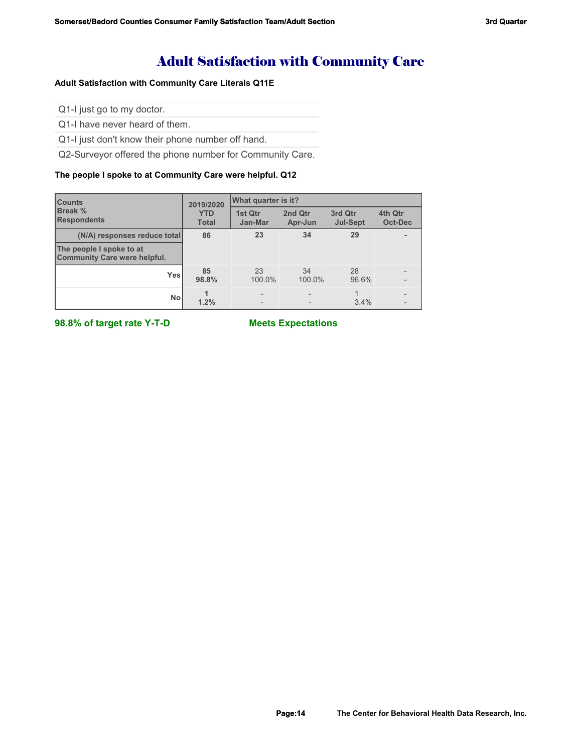# Adult Satisfaction with Community Care

**Adult Satisfaction with Community Care Literals Q11E**

Q1-I just go to my doctor.

Q1-I have never heard of them.

Q1-I just don't know their phone number off hand.

Q2-Surveyor offered the phone number for Community Care.

**The people I spoke to at Community Care were helpful. Q12**

| Counts<br>Break %<br>Respondents | 2019/2020<br>YTD<br>Total | What quarter is it?<br>1st Qtr<br>Jan-Mar | 2nd Qtr<br>Apr-Jun | 3rd Qtr<br>Jul-Sept | 4th Qtr<br>Oct-Dec |
|---|---|---|---|---|---|
| (N/A) responses reduce total | 86 | 23 | 34 | 29 | - |
| The people I spoke to at Community Care were helpful. | | | | | |
| Yes | 85<br>98.8% | 23<br>100.0% | 34<br>100.0% | 28<br>96.6% | -<br>- |
| No | 1<br>1.2% | -<br>- | -<br>- | 1<br>3.4% | -<br>- |

**98.8% of target rate Y-T-D** **Meets Expectations**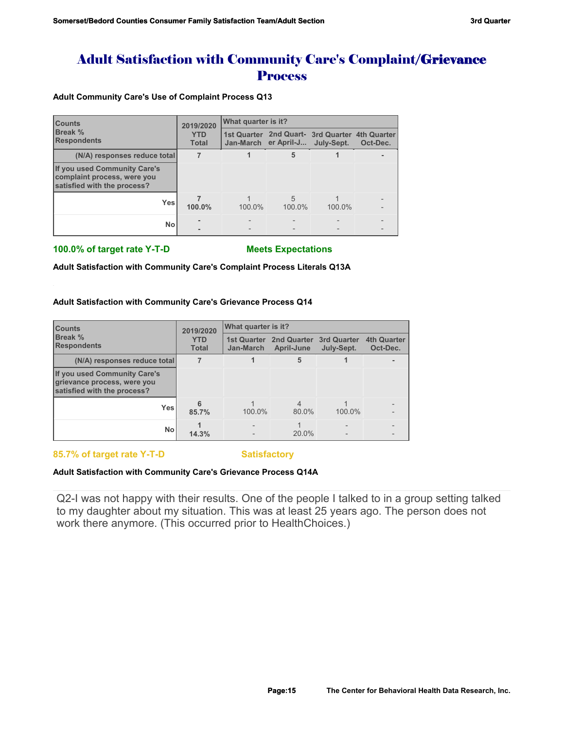# Adult Satisfaction with Community Care's Complaint/Grievance Process

**Adult Community Care's Use of Complaint Process Q13**

| Counts<br>Break %<br>Respondents | 2019/2020 YTD Total | What quarter is it? | | | |
|---|---|---|---|---|---|
| | | 1st Quarter Jan-March | 2nd Quart-er April-J... | 3rd Quarter July-Sept. | 4th Quarter Oct-Dec. |
| (N/A) responses reduce total | 7 | 1 | 5 | 1 | - |
| If you used Community Care's complaint process, were you satisfied with the process? | | | | | |
| Yes | 7<br>100.0% | 1<br>100.0% | 5<br>100.0% | 1<br>100.0% | -<br>- |
| No | -<br>- | -<br>- | -<br>- | -<br>- | -<br>- |

**100.0% of target rate Y-T-D** **Meets Expectations**

**Adult Satisfaction with Community Care's Complaint Process Literals Q13A**

**Adult Satisfaction with Community Care's Grievance Process Q14**

| Counts<br>Break %<br>Respondents | 2019/2020 YTD Total | What quarter is it? | | | |
|---|---|---|---|---|---|
| | | 1st Quarter Jan-March | 2nd Quarter April-June | 3rd Quarter July-Sept. | 4th Quarter Oct-Dec. |
| (N/A) responses reduce total | 7 | 1 | 5 | 1 | - |
| If you used Community Care's grievance process, were you satisfied with the process? | | | | | |
| Yes | 6<br>85.7% | 1<br>100.0% | 4<br>80.0% | 1<br>100.0% | -<br>- |
| No | 1<br>14.3% | -<br>- | 1<br>20.0% | -<br>- | -<br>- |

**85.7% of target rate Y-T-D** **Satisfactory**

**Adult Satisfaction with Community Care's Grievance Process Q14A**

Q2-I was not happy with their results. One of the people I talked to in a group setting talked to my daughter about my situation. This was at least 25 years ago. The person does not work there anymore. (This occurred prior to HealthChoices.)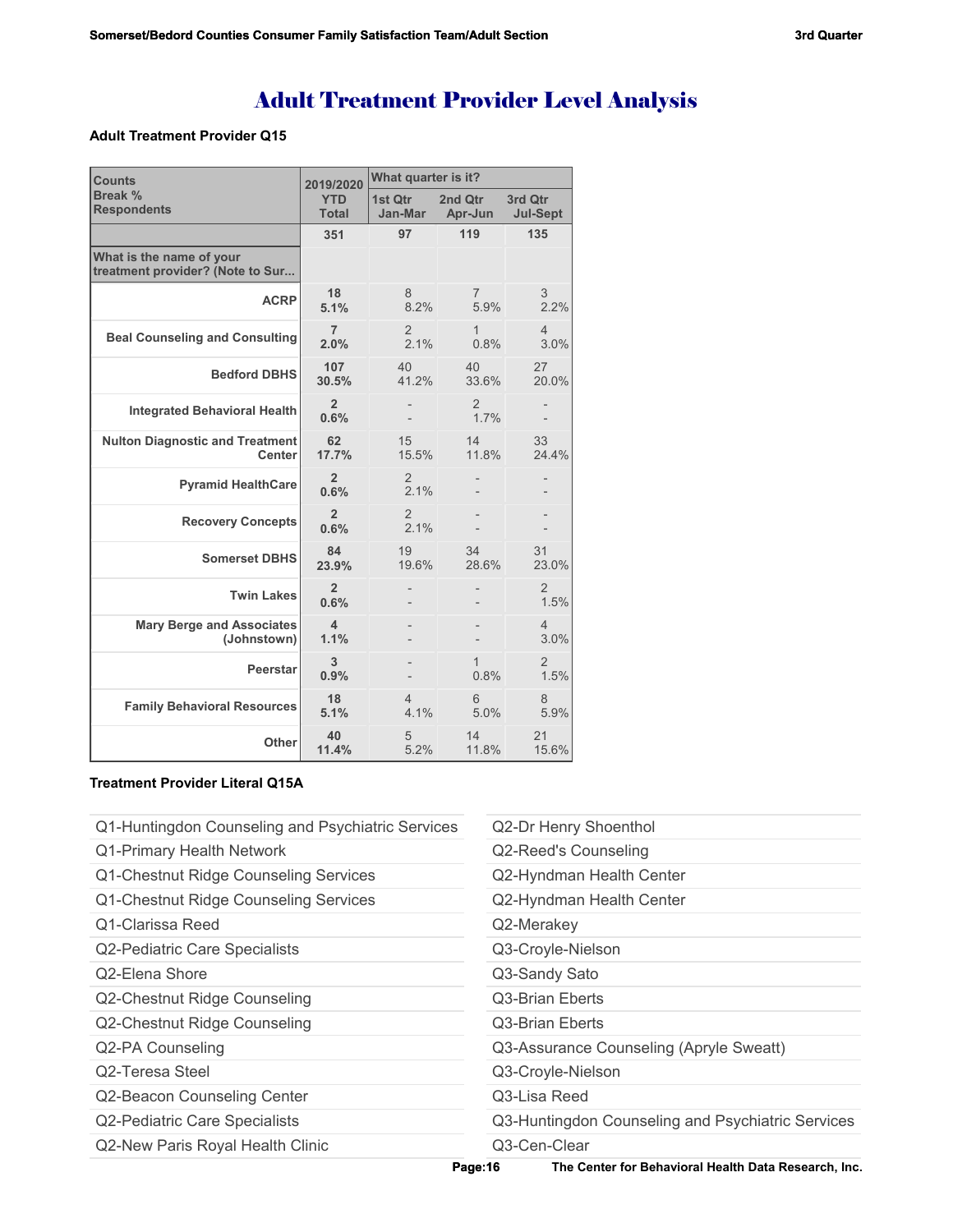# Adult Treatment Provider Level Analysis

**Adult Treatment Provider Q15**

| Counts<br>Break %<br>Respondents | 2019/2020 YTD Total | What quarter is it? 1st Qtr Jan-Mar | 2nd Qtr Apr-Jun | 3rd Qtr Jul-Sept |
|---|---|---|---|---|
| | 351 | 97 | 119 | 135 |
| What is the name of your treatment provider? (Note to Sur... | | | | |
| ACRP | 18<br>5.1% | 8<br>8.2% | 7<br>5.9% | 3<br>2.2% |
| Beal Counseling and Consulting | 7<br>2.0% | 2<br>2.1% | 1<br>0.8% | 4<br>3.0% |
| Bedford DBHS | 107<br>30.5% | 40<br>41.2% | 40<br>33.6% | 27<br>20.0% |
| Integrated Behavioral Health | 2<br>0.6% | -<br>- | 2<br>1.7% | -<br>- |
| Nulton Diagnostic and Treatment Center | 62<br>17.7% | 15<br>15.5% | 14<br>11.8% | 33<br>24.4% |
| Pyramid HealthCare | 2<br>0.6% | 2<br>2.1% | -<br>- | -<br>- |
| Recovery Concepts | 2<br>0.6% | 2<br>2.1% | -<br>- | -<br>- |
| Somerset DBHS | 84<br>23.9% | 19<br>19.6% | 34<br>28.6% | 31<br>23.0% |
| Twin Lakes | 2<br>0.6% | -<br>- | -<br>- | 2<br>1.5% |
| Mary Berge and Associates (Johnstown) | 4<br>1.1% | -<br>- | -<br>- | 4<br>3.0% |
| Peerstar | 3<br>0.9% | -<br>- | 1<br>0.8% | 2<br>1.5% |
| Family Behavioral Resources | 18<br>5.1% | 4<br>4.1% | 6<br>5.0% | 8<br>5.9% |
| Other | 40<br>11.4% | 5<br>5.2% | 14<br>11.8% | 21<br>15.6% |

**Treatment Provider Literal Q15A**

- Q1-Huntingdon Counseling and Psychiatric Services
- Q1-Primary Health Network
- Q1-Chestnut Ridge Counseling Services
- Q1-Chestnut Ridge Counseling Services
- Q1-Clarissa Reed
- Q2-Pediatric Care Specialists
- Q2-Elena Shore
- Q2-Chestnut Ridge Counseling
- Q2-Chestnut Ridge Counseling
- Q2-PA Counseling
- Q2-Teresa Steel
- Q2-Beacon Counseling Center
- Q2-Pediatric Care Specialists
- Q2-New Paris Royal Health Clinic
- Q2-Dr Henry Shoenthol
- Q2-Reed's Counseling
- Q2-Hyndman Health Center
- Q2-Hyndman Health Center
- Q2-Merakey
- Q3-Croyle-Nielson
- Q3-Sandy Sato
- Q3-Brian Eberts
- Q3-Brian Eberts
- Q3-Assurance Counseling (Apryle Sweatt)
- Q3-Croyle-Nielson
- Q3-Lisa Reed
- Q3-Huntingdon Counseling and Psychiatric Services
- Q3-Cen-Clear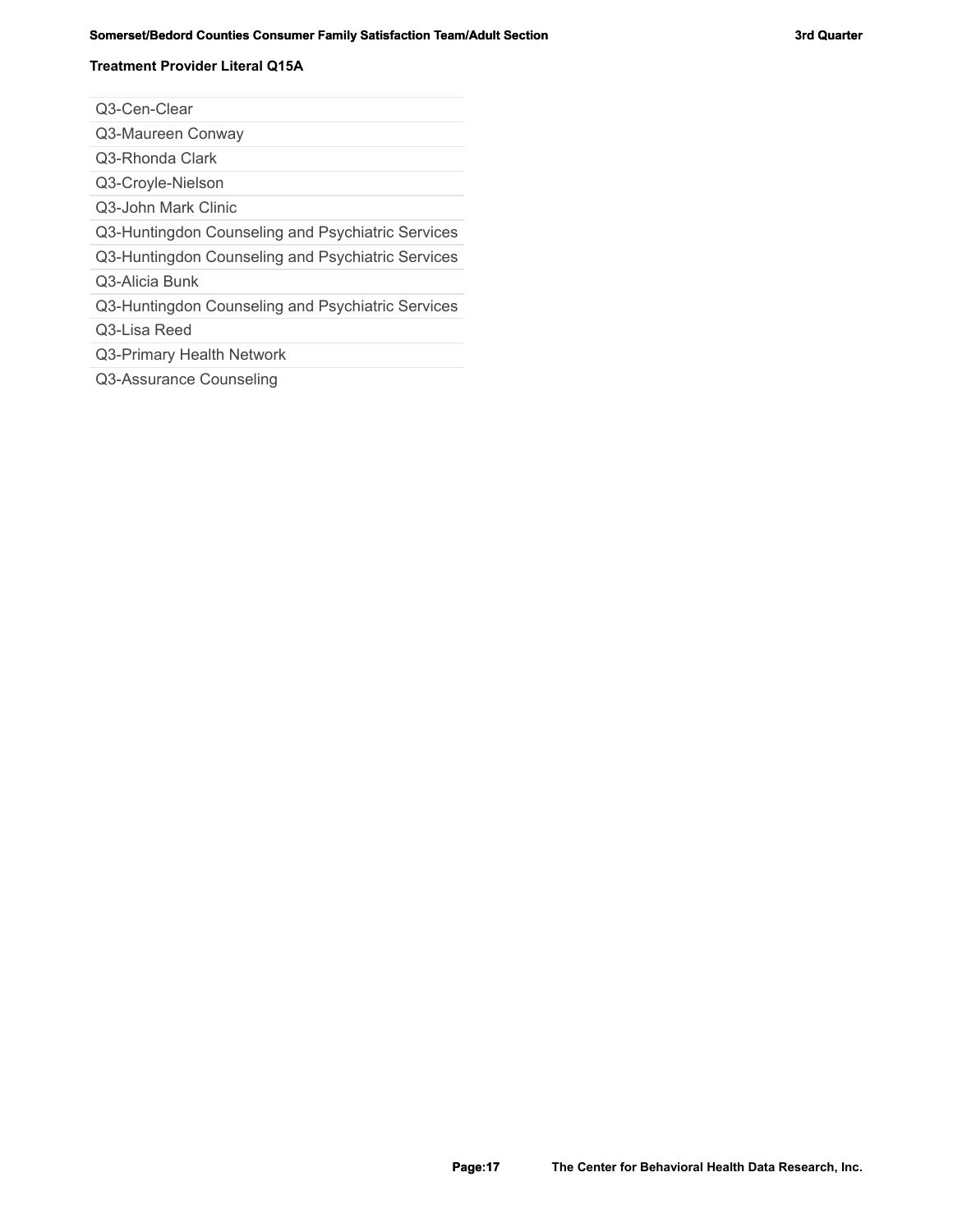**Treatment Provider Literal Q15A**

| |
|---|
| Q3-Cen-Clear |
| Q3-Maureen Conway |
| Q3-Rhonda Clark |
| Q3-Croyle-Nielson |
| Q3-John Mark Clinic |
| Q3-Huntingdon Counseling and Psychiatric Services |
| Q3-Huntingdon Counseling and Psychiatric Services |
| Q3-Alicia Bunk |
| Q3-Huntingdon Counseling and Psychiatric Services |
| Q3-Lisa Reed |
| Q3-Primary Health Network |
| Q3-Assurance Counseling |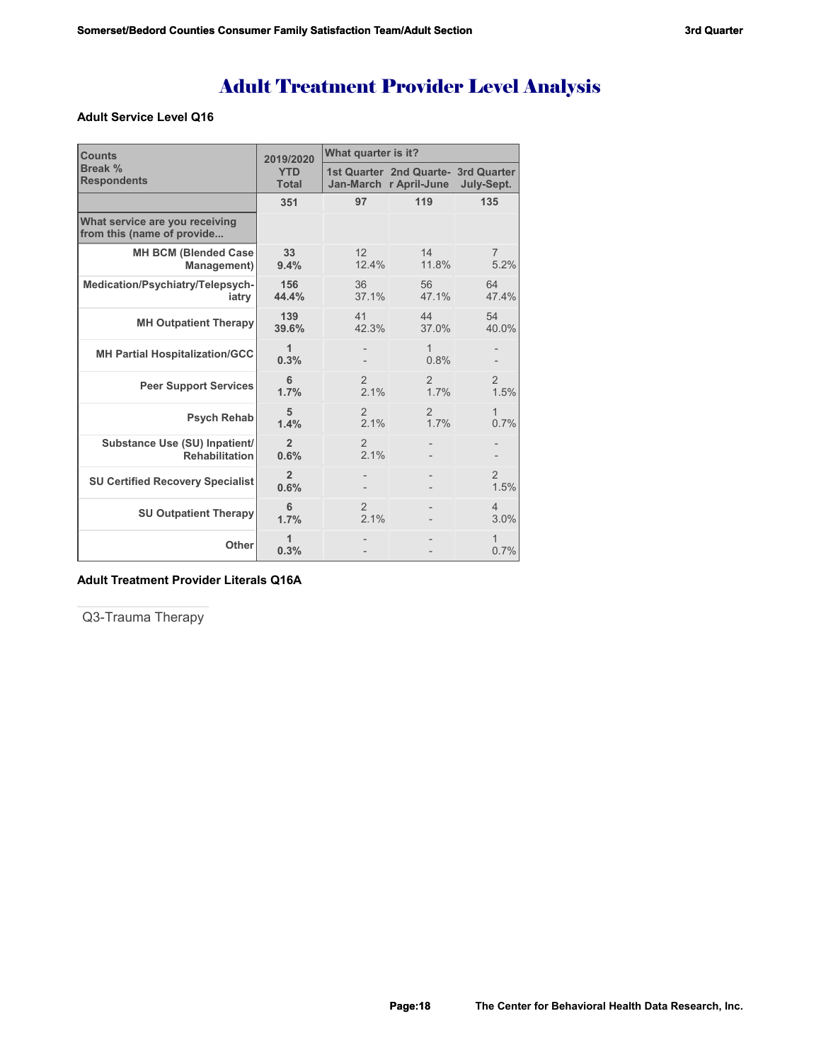# Adult Treatment Provider Level Analysis

**Adult Service Level Q16**

| Counts<br>Break %<br>Respondents | 2019/2020<br>YTD<br>Total | What quarter is it? | | |
|---|---|---|---|---|
| | | 1st Quarter Jan-March | 2nd Quarter April-June | 3rd Quarter July-Sept. |
| | 351 | 97 | 119 | 135 |
| What service are you receiving from this (name of provide... | | | | |
| MH BCM (Blended Case Management) | 33<br>9.4% | 12<br>12.4% | 14<br>11.8% | 7<br>5.2% |
| Medication/Psychiatry/Telepsychiatry | 156<br>44.4% | 36<br>37.1% | 56<br>47.1% | 64<br>47.4% |
| MH Outpatient Therapy | 139<br>39.6% | 41<br>42.3% | 44<br>37.0% | 54<br>40.0% |
| MH Partial Hospitalization/GCC | 1<br>0.3% | -<br>- | 1<br>0.8% | -<br>- |
| Peer Support Services | 6<br>1.7% | 2<br>2.1% | 2<br>1.7% | 2<br>1.5% |
| Psych Rehab | 5<br>1.4% | 2<br>2.1% | 2<br>1.7% | 1<br>0.7% |
| Substance Use (SU) Inpatient/ Rehabilitation | 2<br>0.6% | 2<br>2.1% | -<br>- | -<br>- |
| SU Certified Recovery Specialist | 2<br>0.6% | -<br>- | -<br>- | 2<br>1.5% |
| SU Outpatient Therapy | 6<br>1.7% | 2<br>2.1% | -<br>- | 4<br>3.0% |
| Other | 1<br>0.3% | -<br>- | -<br>- | 1<br>0.7% |

**Adult Treatment Provider Literals Q16A**

Q3-Trauma Therapy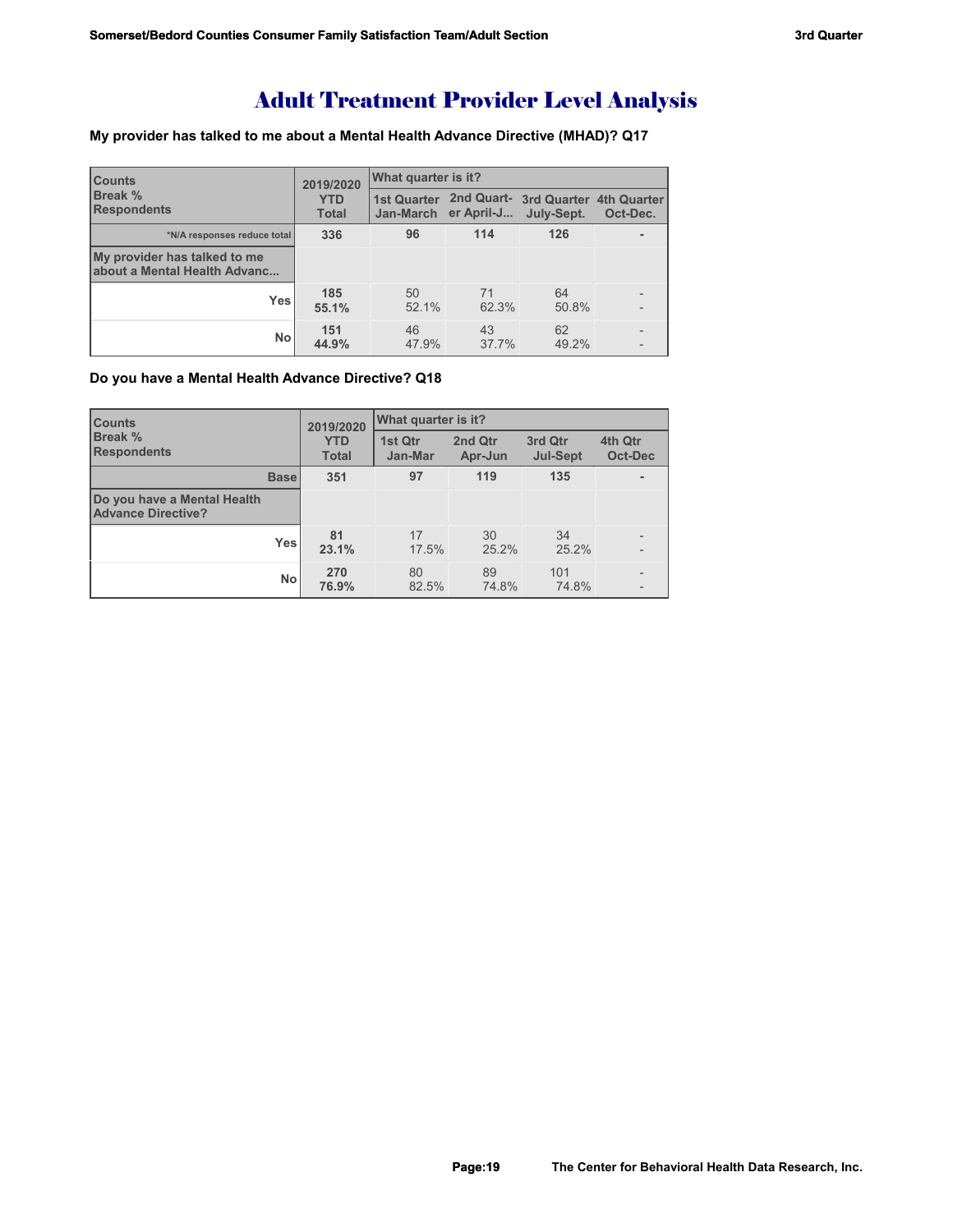# Adult Treatment Provider Level Analysis

**My provider has talked to me about a Mental Health Advance Directive (MHAD)? Q17**

| Counts<br>Break %<br>Respondents | 2019/2020<br>YTD<br>Total | What quarter is it?<br>1st Quarter<br>Jan-March | <br>2nd Quart-<br>er April-J... | <br>3rd Quarter<br>July-Sept. | <br>4th Quarter<br>Oct-Dec. |
|---|---|---|---|---|---|
| *N/A responses reduce total | 336 | 96 | 114 | 126 | - |
| My provider has talked to me about a Mental Health Advanc... | | | | | |
| Yes | 185<br>55.1% | 50<br>52.1% | 71<br>62.3% | 64<br>50.8% | -<br>- |
| No | 151<br>44.9% | 46<br>47.9% | 43<br>37.7% | 62<br>49.2% | -<br>- |

**Do you have a Mental Health Advance Directive? Q18**

| Counts<br>Break %<br>Respondents | 2019/2020<br>YTD<br>Total | What quarter is it?<br>1st Qtr<br>Jan-Mar | <br>2nd Qtr<br>Apr-Jun | <br>3rd Qtr<br>Jul-Sept | <br>4th Qtr<br>Oct-Dec |
|---|---|---|---|---|---|
| Base | 351 | 97 | 119 | 135 | - |
| Do you have a Mental Health Advance Directive? | | | | | |
| Yes | 81<br>23.1% | 17<br>17.5% | 30<br>25.2% | 34<br>25.2% | -<br>- |
| No | 270<br>76.9% | 80<br>82.5% | 89<br>74.8% | 101<br>74.8% | -<br>- |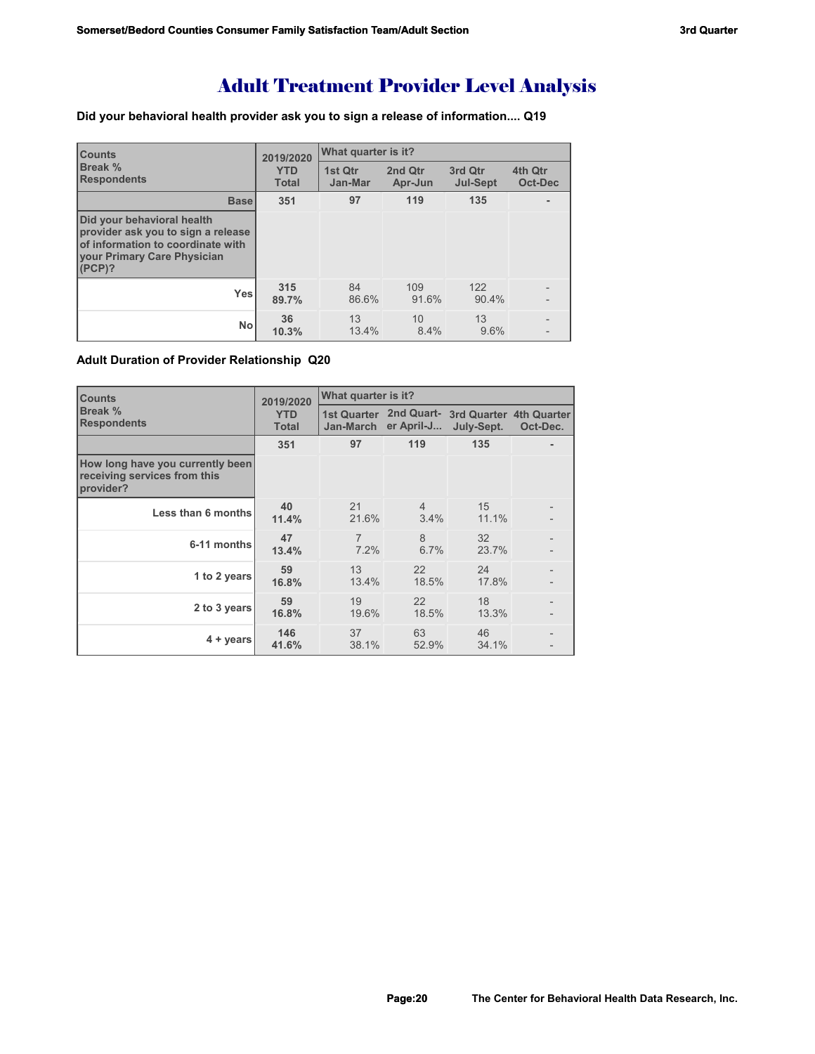# Adult Treatment Provider Level Analysis

**Did your behavioral health provider ask you to sign a release of information.... Q19**

| Counts<br>Break %<br>Respondents | 2019/2020<br>YTD<br>Total | What quarter is it?<br>1st Qtr<br>Jan-Mar | <br>2nd Qtr<br>Apr-Jun | <br>3rd Qtr<br>Jul-Sept | <br>4th Qtr<br>Oct-Dec |
|---|---|---|---|---|---|
| Base | 351 | 97 | 119 | 135 | - |
| Did your behavioral health provider ask you to sign a release of information to coordinate with your Primary Care Physician (PCP)? | | | | | |
| Yes | 315<br>89.7% | 84<br>86.6% | 109<br>91.6% | 122<br>90.4% | -<br>- |
| No | 36<br>10.3% | 13<br>13.4% | 10<br>8.4% | 13<br>9.6% | -<br>- |

**Adult Duration of Provider Relationship Q20**

| Counts<br>Break %<br>Respondents | 2019/2020<br>YTD<br>Total | What quarter is it?<br>1st Quarter<br>Jan-March | <br>2nd Quart-<br>er April-J... | <br>3rd Quarter<br>July-Sept. | <br>4th Quarter<br>Oct-Dec. |
|---|---|---|---|---|---|
| | 351 | 97 | 119 | 135 | - |
| How long have you currently been receiving services from this provider? | | | | | |
| Less than 6 months | 40<br>11.4% | 21<br>21.6% | 4<br>3.4% | 15<br>11.1% | -<br>- |
| 6-11 months | 47<br>13.4% | 7<br>7.2% | 8<br>6.7% | 32<br>23.7% | -<br>- |
| 1 to 2 years | 59<br>16.8% | 13<br>13.4% | 22<br>18.5% | 24<br>17.8% | -<br>- |
| 2 to 3 years | 59<br>16.8% | 19<br>19.6% | 22<br>18.5% | 18<br>13.3% | -<br>- |
| 4 + years | 146<br>41.6% | 37<br>38.1% | 63<br>52.9% | 46<br>34.1% | -<br>- |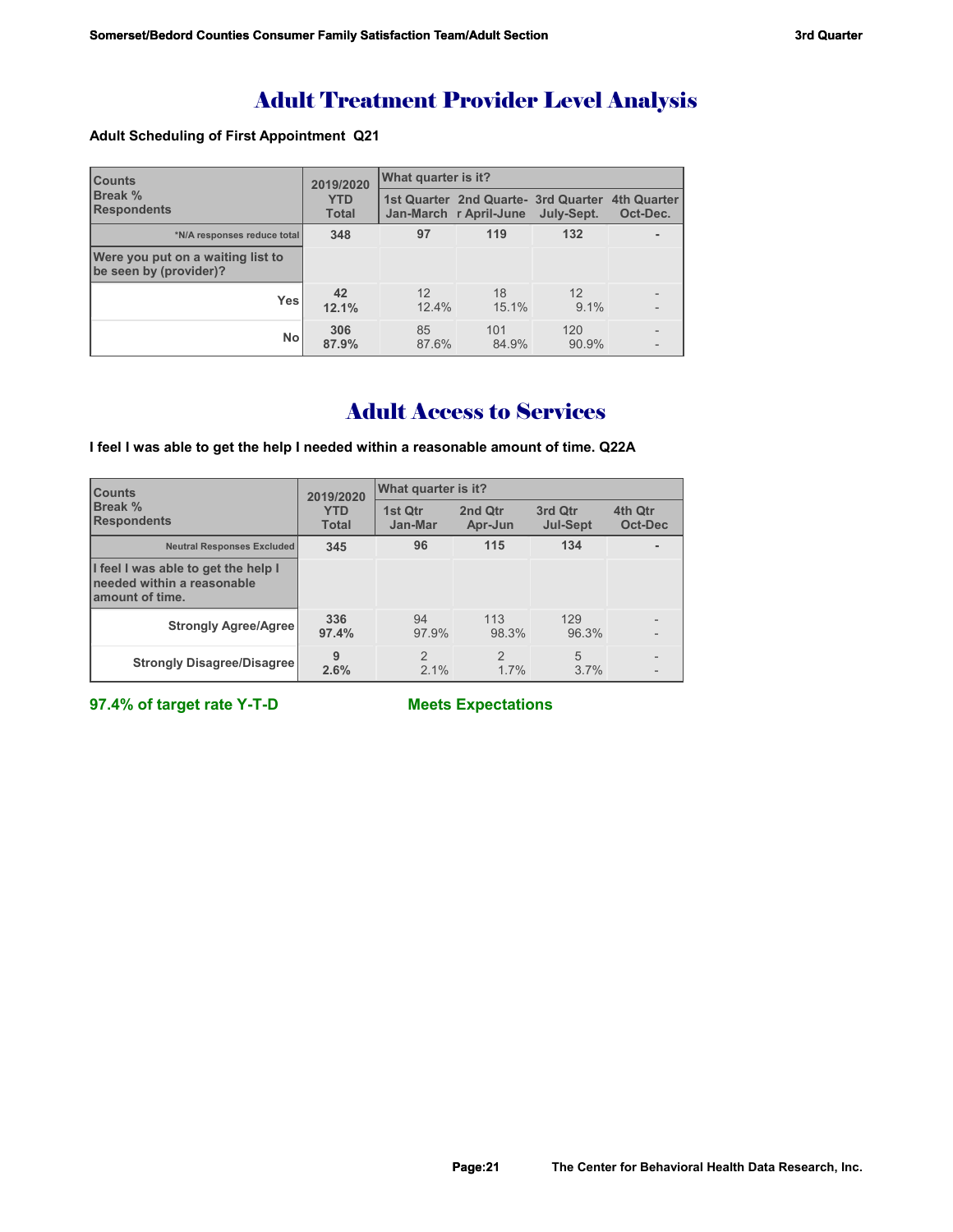# Adult Treatment Provider Level Analysis

**Adult Scheduling of First Appointment Q21**

| Counts<br>Break %<br>Respondents | 2019/2020<br>YTD<br>Total | What quarter is it? | | | |
|---|---|---|---|---|---|
| | | 1st Quarter<br>Jan-March | 2nd Quarter April-June | 3rd Quarter<br>July-Sept. | 4th Quarter<br>Oct-Dec. |
| *N/A responses reduce total | **348** | **97** | **119** | **132** | **-** |
| **Were you put on a waiting list to be seen by (provider)?** | | | | | |
| **Yes** | **42**<br>**12.1%** | 12<br>12.4% | 18<br>15.1% | 12<br>9.1% | -<br>- |
| **No** | **306**<br>**87.9%** | 85<br>87.6% | 101<br>84.9% | 120<br>90.9% | -<br>- |

# Adult Access to Services

**I feel I was able to get the help I needed within a reasonable amount of time. Q22A**

| Counts<br>Break %<br>Respondents | 2019/2020<br>YTD<br>Total | What quarter is it? | | | |
|---|---|---|---|---|---|
| | | 1st Qtr<br>Jan-Mar | 2nd Qtr<br>Apr-Jun | 3rd Qtr<br>Jul-Sept | 4th Qtr<br>Oct-Dec |
| Neutral Responses Excluded | **345** | **96** | **115** | **134** | **-** |
| **I feel I was able to get the help I needed within a reasonable amount of time.** | | | | | |
| **Strongly Agree/Agree** | **336**<br>**97.4%** | 94<br>97.9% | 113<br>98.3% | 129<br>96.3% | -<br>- |
| **Strongly Disagree/Disagree** | **9**<br>**2.6%** | 2<br>2.1% | 2<br>1.7% | 5<br>3.7% | -<br>- |

**97.4% of target rate Y-T-D** **Meets Expectations**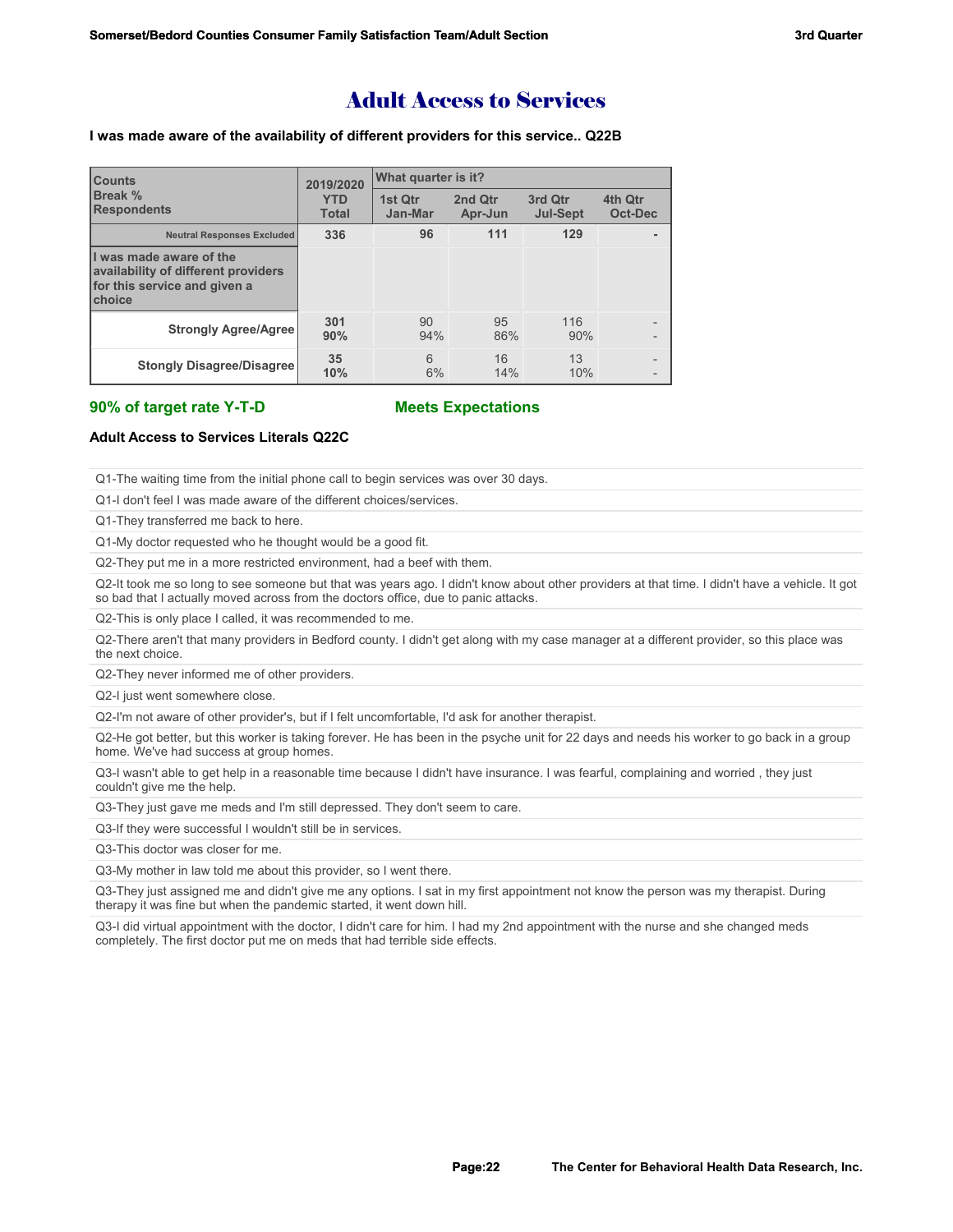# Adult Access to Services

**I was made aware of the availability of different providers for this service.. Q22B**

| Counts<br>Break %<br>Respondents | 2019/2020 YTD Total | What quarter is it? 1st Qtr Jan-Mar | 2nd Qtr Apr-Jun | 3rd Qtr Jul-Sept | 4th Qtr Oct-Dec |
|---|---|---|---|---|---|
| Neutral Responses Excluded | 336 | 96 | 111 | 129 | - |
| I was made aware of the availability of different providers for this service and given a choice | | | | | |
| Strongly Agree/Agree | 301<br>90% | 90<br>94% | 95<br>86% | 116<br>90% | -<br>- |
| Stongly Disagree/Disagree | 35<br>10% | 6<br>6% | 16<br>14% | 13<br>10% | -<br>- |

**90% of target rate Y-T-D** **Meets Expectations**

**Adult Access to Services Literals Q22C**

Q1-The waiting time from the initial phone call to begin services was over 30 days.

Q1-I don't feel I was made aware of the different choices/services.

Q1-They transferred me back to here.

Q1-My doctor requested who he thought would be a good fit.

Q2-They put me in a more restricted environment, had a beef with them.

Q2-It took me so long to see someone but that was years ago. I didn't know about other providers at that time. I didn't have a vehicle. It got so bad that I actually moved across from the doctors office, due to panic attacks.

Q2-This is only place I called, it was recommended to me.

Q2-There aren't that many providers in Bedford county. I didn't get along with my case manager at a different provider, so this place was the next choice.

Q2-They never informed me of other providers.

Q2-I just went somewhere close.

Q2-I'm not aware of other provider's, but if I felt uncomfortable, I'd ask for another therapist.

Q2-He got better, but this worker is taking forever. He has been in the psyche unit for 22 days and needs his worker to go back in a group home. We've had success at group homes.

Q3-I wasn't able to get help in a reasonable time because I didn't have insurance. I was fearful, complaining and worried , they just couldn't give me the help.

Q3-They just gave me meds and I'm still depressed. They don't seem to care.

Q3-If they were successful I wouldn't still be in services.

Q3-This doctor was closer for me.

Q3-My mother in law told me about this provider, so I went there.

Q3-They just assigned me and didn't give me any options. I sat in my first appointment not know the person was my therapist. During therapy it was fine but when the pandemic started, it went down hill.

Q3-I did virtual appointment with the doctor, I didn't care for him. I had my 2nd appointment with the nurse and she changed meds completely. The first doctor put me on meds that had terrible side effects.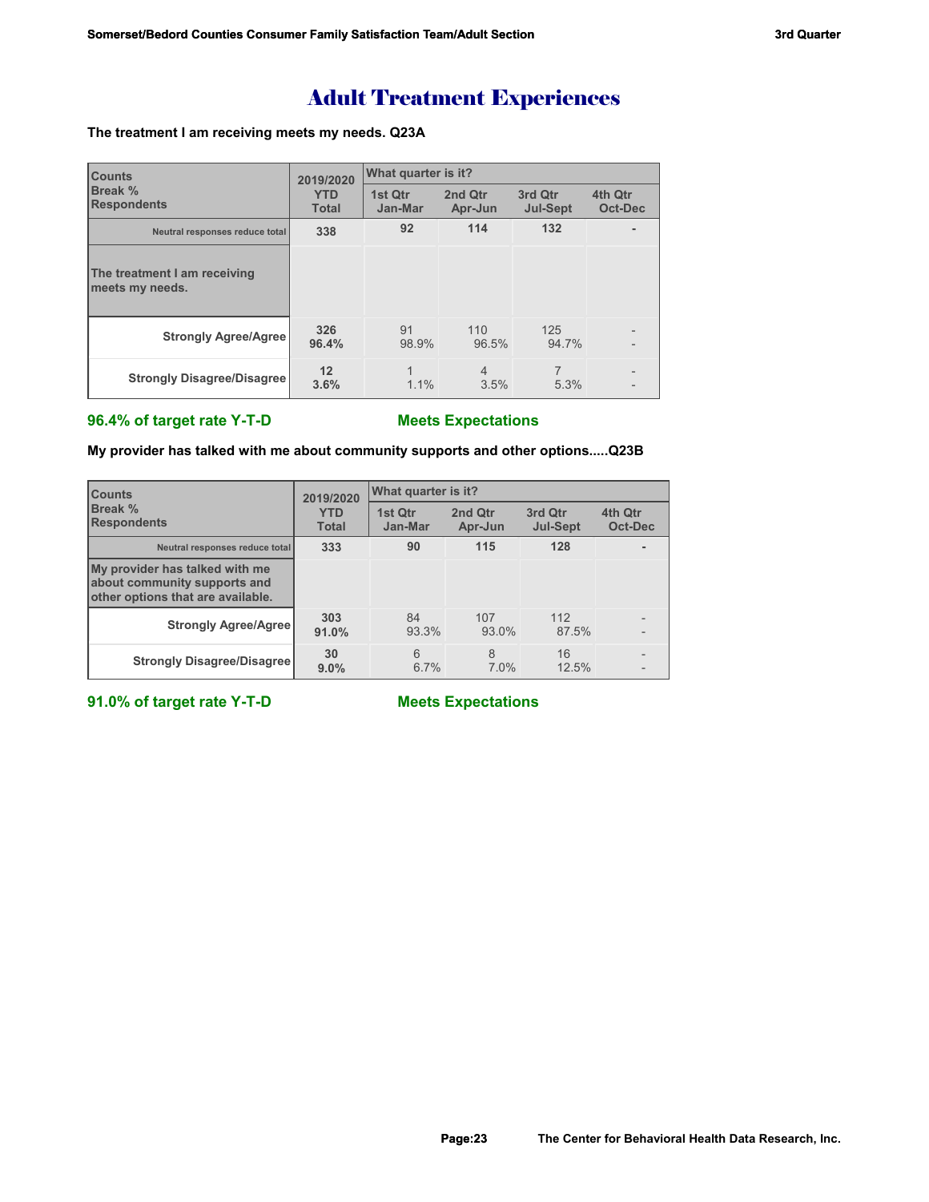# Adult Treatment Experiences

**The treatment I am receiving meets my needs. Q23A**

| Counts<br>Break %<br>Respondents | 2019/2020<br>YTD<br>Total | What quarter is it?<br>1st Qtr<br>Jan-Mar | <br>2nd Qtr<br>Apr-Jun | <br>3rd Qtr<br>Jul-Sept | <br>4th Qtr<br>Oct-Dec |
|---|---|---|---|---|---|
| Neutral responses reduce total | 338 | 92 | 114 | 132 | - |
| The treatment I am receiving meets my needs. | | | | | |
| Strongly Agree/Agree | 326<br>96.4% | 91<br>98.9% | 110<br>96.5% | 125<br>94.7% | -<br>- |
| Strongly Disagree/Disagree | 12<br>3.6% | 1<br>1.1% | 4<br>3.5% | 7<br>5.3% | -<br>- |

**96.4% of target rate Y-T-D** **Meets Expectations**

**My provider has talked with me about community supports and other options.....Q23B**

| Counts<br>Break %<br>Respondents | 2019/2020<br>YTD<br>Total | What quarter is it?<br>1st Qtr<br>Jan-Mar | <br>2nd Qtr<br>Apr-Jun | <br>3rd Qtr<br>Jul-Sept | <br>4th Qtr<br>Oct-Dec |
|---|---|---|---|---|---|
| Neutral responses reduce total | 333 | 90 | 115 | 128 | - |
| My provider has talked with me about community supports and other options that are available. | | | | | |
| Strongly Agree/Agree | 303<br>91.0% | 84<br>93.3% | 107<br>93.0% | 112<br>87.5% | -<br>- |
| Strongly Disagree/Disagree | 30<br>9.0% | 6<br>6.7% | 8<br>7.0% | 16<br>12.5% | -<br>- |

**91.0% of target rate Y-T-D** **Meets Expectations**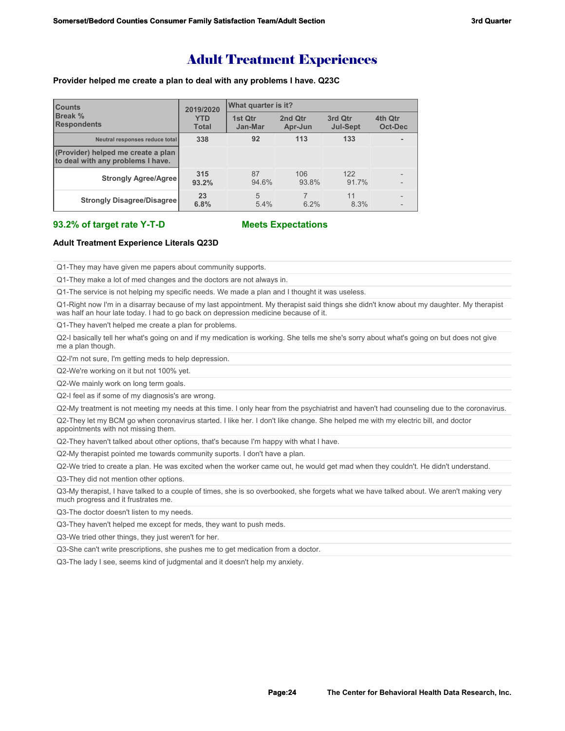# Adult Treatment Experiences

**Provider helped me create a plan to deal with any problems I have. Q23C**

| Counts<br>Break %<br>Respondents | 2019/2020<br>YTD<br>Total | What quarter is it? | | | |
|---|---|---|---|---|---|
| | | 1st Qtr<br>Jan-Mar | 2nd Qtr<br>Apr-Jun | 3rd Qtr<br>Jul-Sept | 4th Qtr<br>Oct-Dec |
| Neutral responses reduce total | 338 | 92 | 113 | 133 | - |
| (Provider) helped me create a plan to deal with any problems I have. | | | | | |
| Strongly Agree/Agree | 315<br>93.2% | 87<br>94.6% | 106<br>93.8% | 122<br>91.7% | -<br>- |
| Strongly Disagree/Disagree | 23<br>6.8% | 5<br>5.4% | 7<br>6.2% | 11<br>8.3% | -<br>- |

**93.2% of target rate Y-T-D** **Meets Expectations**

**Adult Treatment Experience Literals Q23D**

Q1-They may have given me papers about community supports.

Q1-They make a lot of med changes and the doctors are not always in.

Q1-The service is not helping my specific needs. We made a plan and I thought it was useless.

Q1-Right now I'm in a disarray because of my last appointment. My therapist said things she didn't know about my daughter. My therapist was half an hour late today. I had to go back on depression medicine because of it.

Q1-They haven't helped me create a plan for problems.

Q2-I basically tell her what's going on and if my medication is working. She tells me she's sorry about what's going on but does not give me a plan though.

Q2-I'm not sure, I'm getting meds to help depression.

Q2-We're working on it but not 100% yet.

Q2-We mainly work on long term goals.

Q2-I feel as if some of my diagnosis's are wrong.

Q2-My treatment is not meeting my needs at this time. I only hear from the psychiatrist and haven't had counseling due to the coronavirus.

Q2-They let my BCM go when coronavirus started. I like her. I don't like change. She helped me with my electric bill, and doctor appointments with not missing them.

Q2-They haven't talked about other options, that's because I'm happy with what I have.

Q2-My therapist pointed me towards community suports. I don't have a plan.

Q2-We tried to create a plan. He was excited when the worker came out, he would get mad when they couldn't. He didn't understand.

Q3-They did not mention other options.

Q3-My therapist, I have talked to a couple of times, she is so overbooked, she forgets what we have talked about. We aren't making very much progress and it frustrates me.

Q3-The doctor doesn't listen to my needs.

Q3-They haven't helped me except for meds, they want to push meds.

Q3-We tried other things, they just weren't for her.

Q3-She can't write prescriptions, she pushes me to get medication from a doctor.

Q3-The lady I see, seems kind of judgmental and it doesn't help my anxiety.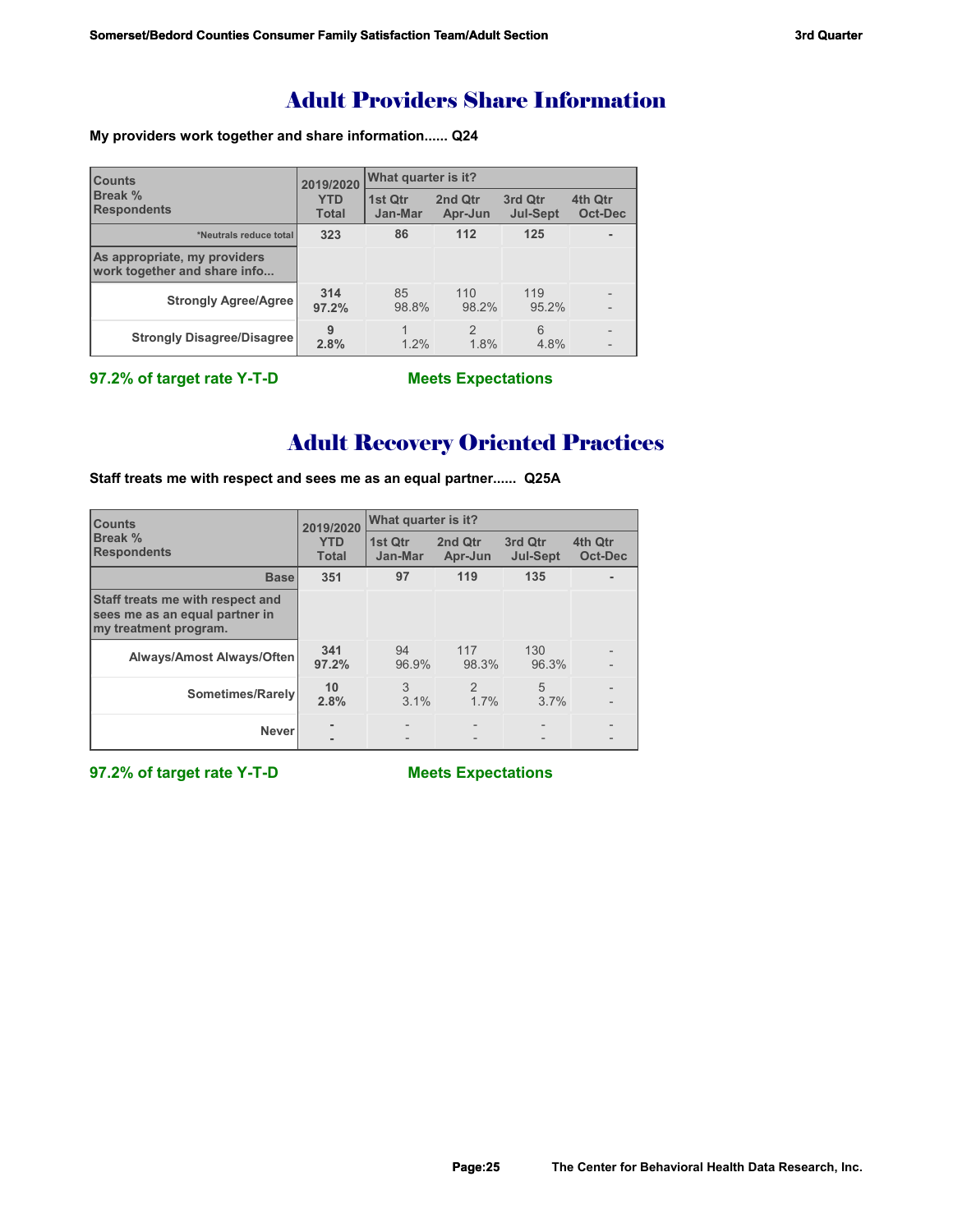# Adult Providers Share Information

**My providers work together and share information...... Q24**

| Counts<br>Break %<br>Respondents | 2019/2020<br>YTD<br>Total | What quarter is it?<br>1st Qtr<br>Jan-Mar | <br>2nd Qtr<br>Apr-Jun | <br>3rd Qtr<br>Jul-Sept | <br>4th Qtr<br>Oct-Dec |
|---|---|---|---|---|---|
| *Neutrals reduce total | 323 | 86 | 112 | 125 | - |
| As appropriate, my providers work together and share info... | | | | | |
| Strongly Agree/Agree | 314<br>97.2% | 85<br>98.8% | 110<br>98.2% | 119<br>95.2% | -<br>- |
| Strongly Disagree/Disagree | 9<br>2.8% | 1<br>1.2% | 2<br>1.8% | 6<br>4.8% | -<br>- |

**97.2% of target rate Y-T-D** **Meets Expectations**

# Adult Recovery Oriented Practices

**Staff treats me with respect and sees me as an equal partner...... Q25A**

| Counts<br>Break %<br>Respondents | 2019/2020<br>YTD<br>Total | What quarter is it?<br>1st Qtr<br>Jan-Mar | <br>2nd Qtr<br>Apr-Jun | <br>3rd Qtr<br>Jul-Sept | <br>4th Qtr<br>Oct-Dec |
|---|---|---|---|---|---|
| Base | 351 | 97 | 119 | 135 | - |
| Staff treats me with respect and sees me as an equal partner in my treatment program. | | | | | |
| Always/Amost Always/Often | 341<br>97.2% | 94<br>96.9% | 117<br>98.3% | 130<br>96.3% | -<br>- |
| Sometimes/Rarely | 10<br>2.8% | 3<br>3.1% | 2<br>1.7% | 5<br>3.7% | -<br>- |
| Never | -<br>- | -<br>- | -<br>- | -<br>- | -<br>- |

**97.2% of target rate Y-T-D** **Meets Expectations**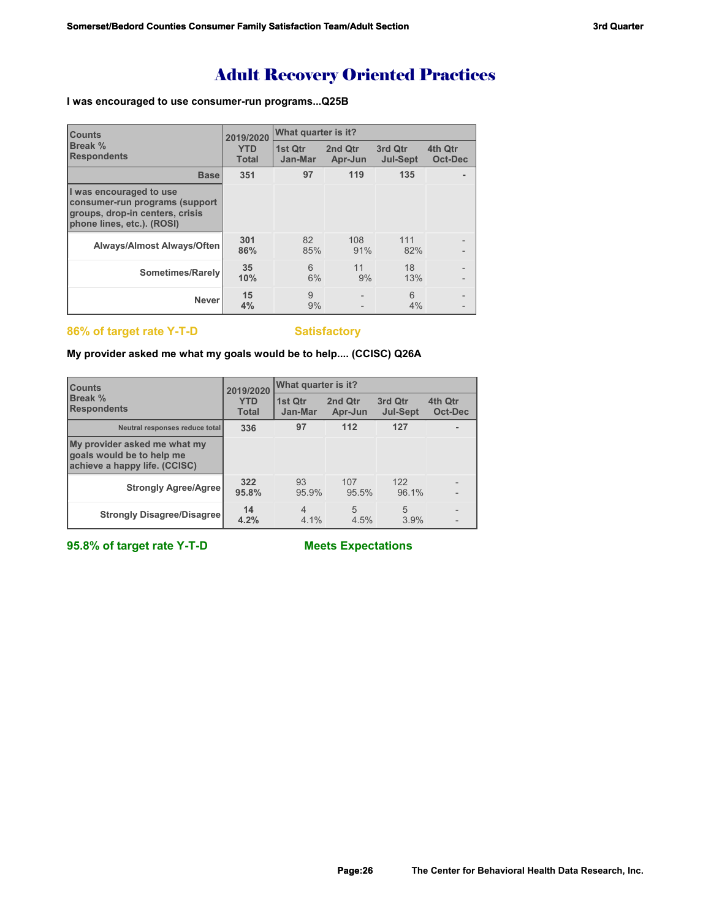# Adult Recovery Oriented Practices

**I was encouraged to use consumer-run programs...Q25B**

| Counts<br>Break %<br>Respondents | 2019/2020<br>YTD<br>Total | What quarter is it?<br>1st Qtr<br>Jan-Mar | <br>2nd Qtr<br>Apr-Jun | <br>3rd Qtr<br>Jul-Sept | <br>4th Qtr<br>Oct-Dec |
|---|---|---|---|---|---|
| **Base** | **351** | **97** | **119** | **135** | **-** |
| **I was encouraged to use consumer-run programs (support groups, drop-in centers, crisis phone lines, etc.). (ROSI)** | | | | | |
| **Always/Almost Always/Often** | **301**<br>**86%** | 82<br>85% | 108<br>91% | 111<br>82% | -<br>- |
| **Sometimes/Rarely** | **35**<br>**10%** | 6<br>6% | 11<br>9% | 18<br>13% | -<br>- |
| **Never** | **15**<br>**4%** | 9<br>9% | -<br>- | 6<br>4% | -<br>- |

**86% of target rate Y-T-D** **Satisfactory**

**My provider asked me what my goals would be to help.... (CCISC) Q26A**

| Counts<br>Break %<br>Respondents | 2019/2020<br>YTD<br>Total | What quarter is it?<br>1st Qtr<br>Jan-Mar | <br>2nd Qtr<br>Apr-Jun | <br>3rd Qtr<br>Jul-Sept | <br>4th Qtr<br>Oct-Dec |
|---|---|---|---|---|---|
| **Neutral responses reduce total** | **336** | **97** | **112** | **127** | **-** |
| **My provider asked me what my goals would be to help me achieve a happy life. (CCISC)** | | | | | |
| **Strongly Agree/Agree** | **322**<br>**95.8%** | 93<br>95.9% | 107<br>95.5% | 122<br>96.1% | -<br>- |
| **Strongly Disagree/Disagree** | **14**<br>**4.2%** | 4<br>4.1% | 5<br>4.5% | 5<br>3.9% | -<br>- |

**95.8% of target rate Y-T-D** **Meets Expectations**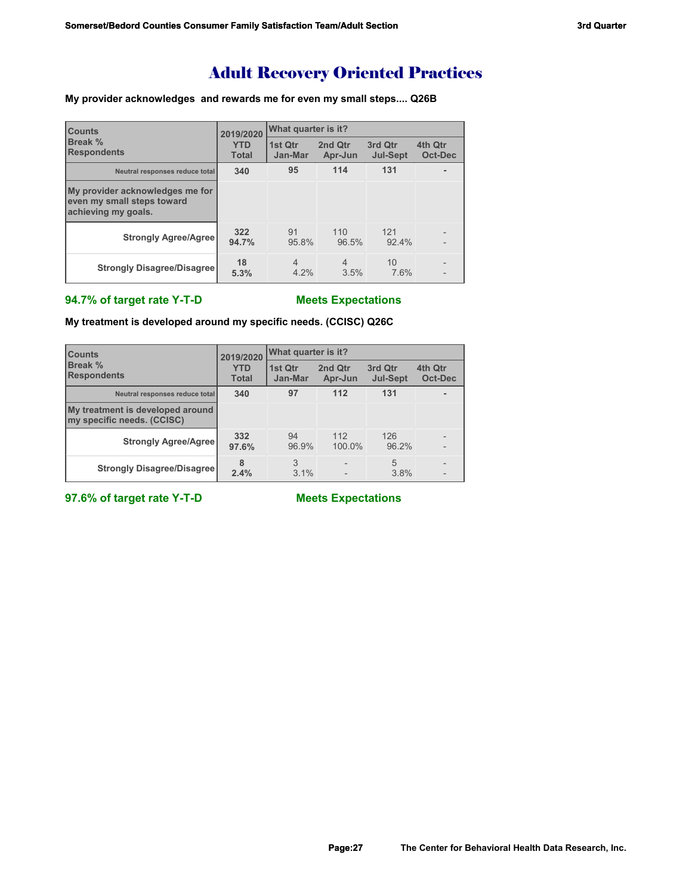# Adult Recovery Oriented Practices

**My provider acknowledges and rewards me for even my small steps.... Q26B**

| Counts<br>Break %<br>Respondents | 2019/2020<br>YTD<br>Total | What quarter is it?<br>1st Qtr<br>Jan-Mar | 2nd Qtr<br>Apr-Jun | 3rd Qtr<br>Jul-Sept | 4th Qtr<br>Oct-Dec |
|---|---|---|---|---|---|
| Neutral responses reduce total | 340 | 95 | 114 | 131 | - |
| My provider acknowledges me for even my small steps toward achieving my goals. | | | | | |
| Strongly Agree/Agree | 322<br>94.7% | 91<br>95.8% | 110<br>96.5% | 121<br>92.4% | -<br>- |
| Strongly Disagree/Disagree | 18<br>5.3% | 4<br>4.2% | 4<br>3.5% | 10<br>7.6% | -<br>- |

**94.7% of target rate Y-T-D** **Meets Expectations**

**My treatment is developed around my specific needs. (CCISC) Q26C**

| Counts<br>Break %<br>Respondents | 2019/2020<br>YTD<br>Total | What quarter is it?<br>1st Qtr<br>Jan-Mar | 2nd Qtr<br>Apr-Jun | 3rd Qtr<br>Jul-Sept | 4th Qtr<br>Oct-Dec |
|---|---|---|---|---|---|
| Neutral responses reduce total | 340 | 97 | 112 | 131 | - |
| My treatment is developed around my specific needs. (CCISC) | | | | | |
| Strongly Agree/Agree | 332<br>97.6% | 94<br>96.9% | 112<br>100.0% | 126<br>96.2% | -<br>- |
| Strongly Disagree/Disagree | 8<br>2.4% | 3<br>3.1% | -<br>- | 5<br>3.8% | -<br>- |

**97.6% of target rate Y-T-D** **Meets Expectations**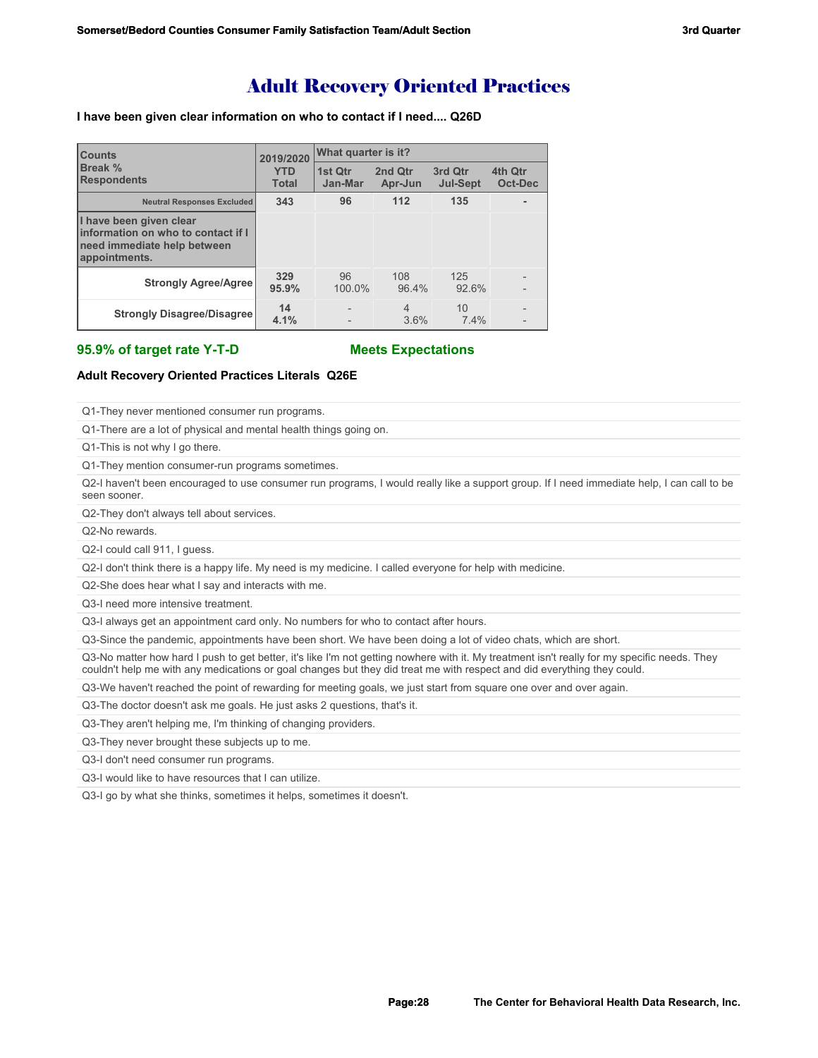# Adult Recovery Oriented Practices

**I have been given clear information on who to contact if I need.... Q26D**

| Counts<br>Break %<br>Respondents | 2019/2020<br>YTD<br>Total | What quarter is it?<br>1st Qtr<br>Jan-Mar | <br>2nd Qtr<br>Apr-Jun | <br>3rd Qtr<br>Jul-Sept | <br>4th Qtr<br>Oct-Dec |
|---|---|---|---|---|---|
| Neutral Responses Excluded | 343 | 96 | 112 | 135 | - |
| **I have been given clear information on who to contact if I need immediate help between appointments.** | | | | | |
| **Strongly Agree/Agree** | **329**<br>**95.9%** | 96<br>100.0% | 108<br>96.4% | 125<br>92.6% | -<br>- |
| **Strongly Disagree/Disagree** | **14**<br>**4.1%** | -<br>- | 4<br>3.6% | 10<br>7.4% | -<br>- |

**95.9% of target rate Y-T-D** **Meets Expectations**

**Adult Recovery Oriented Practices Literals Q26E**

Q1-They never mentioned consumer run programs.

Q1-There are a lot of physical and mental health things going on.

Q1-This is not why I go there.

Q1-They mention consumer-run programs sometimes.

Q2-I haven't been encouraged to use consumer run programs, I would really like a support group. If I need immediate help, I can call to be seen sooner.

Q2-They don't always tell about services.

Q2-No rewards.

Q2-I could call 911, I guess.

Q2-I don't think there is a happy life. My need is my medicine. I called everyone for help with medicine.

Q2-She does hear what I say and interacts with me.

Q3-I need more intensive treatment.

Q3-I always get an appointment card only. No numbers for who to contact after hours.

Q3-Since the pandemic, appointments have been short. We have been doing a lot of video chats, which are short.

Q3-No matter how hard I push to get better, it's like I'm not getting nowhere with it. My treatment isn't really for my specific needs. They couldn't help me with any medications or goal changes but they did treat me with respect and did everything they could.

Q3-We haven't reached the point of rewarding for meeting goals, we just start from square one over and over again.

Q3-The doctor doesn't ask me goals. He just asks 2 questions, that's it.

Q3-They aren't helping me, I'm thinking of changing providers.

Q3-They never brought these subjects up to me.

Q3-I don't need consumer run programs.

Q3-I would like to have resources that I can utilize.

Q3-I go by what she thinks, sometimes it helps, sometimes it doesn't.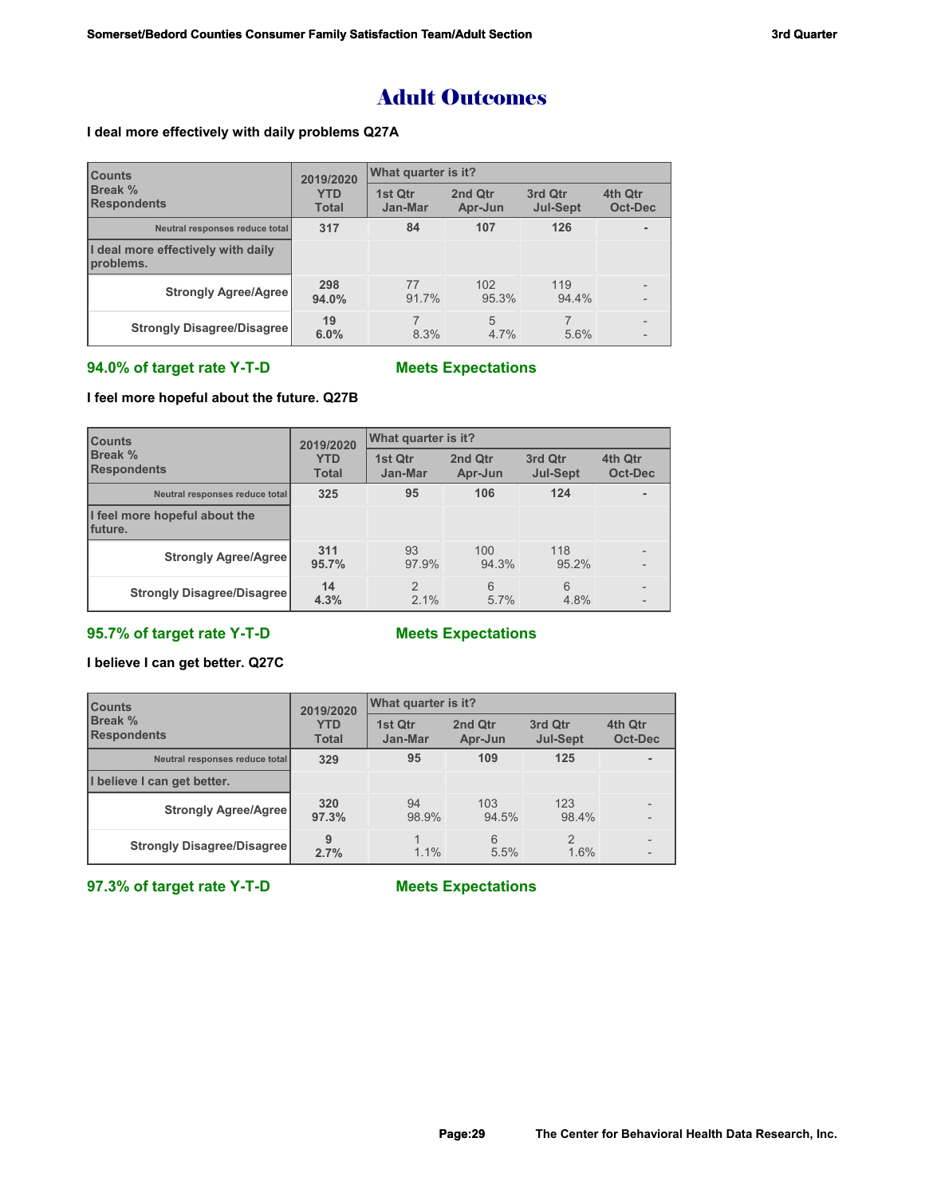# Adult Outcomes

**I deal more effectively with daily problems Q27A**

| Counts<br>Break %<br>Respondents | 2019/2020 YTD Total | What quarter is it? 1st Qtr Jan-Mar | 2nd Qtr Apr-Jun | 3rd Qtr Jul-Sept | 4th Qtr Oct-Dec |
|---|---|---|---|---|---|
| Neutral responses reduce total | 317 | 84 | 107 | 126 | - |
| I deal more effectively with daily problems. | | | | | |
| Strongly Agree/Agree | 298<br>94.0% | 77<br>91.7% | 102<br>95.3% | 119<br>94.4% | -<br>- |
| Strongly Disagree/Disagree | 19<br>6.0% | 7<br>8.3% | 5<br>4.7% | 7<br>5.6% | -<br>- |

**94.0% of target rate Y-T-D** **Meets Expectations**

**I feel more hopeful about the future. Q27B**

| Counts<br>Break %<br>Respondents | 2019/2020 YTD Total | What quarter is it? 1st Qtr Jan-Mar | 2nd Qtr Apr-Jun | 3rd Qtr Jul-Sept | 4th Qtr Oct-Dec |
|---|---|---|---|---|---|
| Neutral responses reduce total | 325 | 95 | 106 | 124 | - |
| I feel more hopeful about the future. | | | | | |
| Strongly Agree/Agree | 311<br>95.7% | 93<br>97.9% | 100<br>94.3% | 118<br>95.2% | -<br>- |
| Strongly Disagree/Disagree | 14<br>4.3% | 2<br>2.1% | 6<br>5.7% | 6<br>4.8% | -<br>- |

**95.7% of target rate Y-T-D** **Meets Expectations**

**I believe I can get better. Q27C**

| Counts<br>Break %<br>Respondents | 2019/2020 YTD Total | What quarter is it? 1st Qtr Jan-Mar | 2nd Qtr Apr-Jun | 3rd Qtr Jul-Sept | 4th Qtr Oct-Dec |
|---|---|---|---|---|---|
| Neutral responses reduce total | 329 | 95 | 109 | 125 | - |
| I believe I can get better. | | | | | |
| Strongly Agree/Agree | 320<br>97.3% | 94<br>98.9% | 103<br>94.5% | 123<br>98.4% | -<br>- |
| Strongly Disagree/Disagree | 9<br>2.7% | 1<br>1.1% | 6<br>5.5% | 2<br>1.6% | -<br>- |

**97.3% of target rate Y-T-D** **Meets Expectations**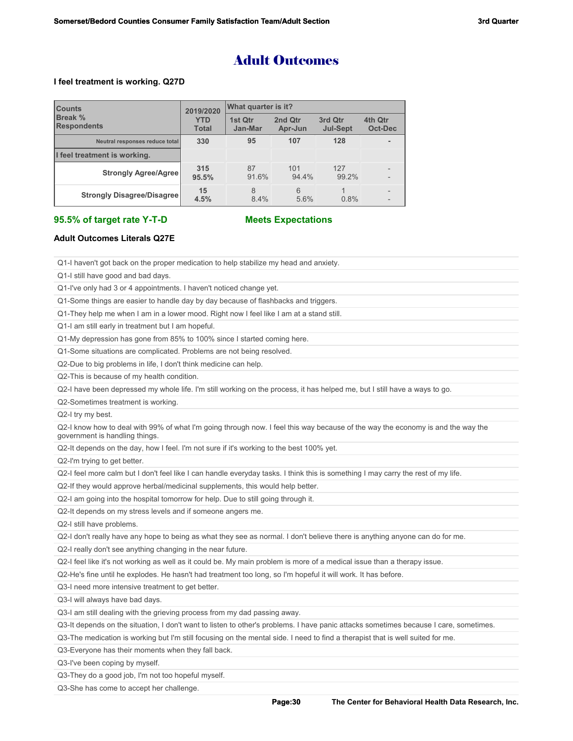# Adult Outcomes

**I feel treatment is working. Q27D**

| Counts<br>Break %<br>Respondents | 2019/2020 YTD Total | What quarter is it? 1st Qtr Jan-Mar | 2nd Qtr Apr-Jun | 3rd Qtr Jul-Sept | 4th Qtr Oct-Dec |
|---|---|---|---|---|---|
| Neutral responses reduce total | **330** | **95** | **107** | **128** | **-** |
| **I feel treatment is working.** | | | | | |
| **Strongly Agree/Agree** | **315**<br>**95.5%** | 87<br>91.6% | 101<br>94.4% | 127<br>99.2% | -<br>- |
| **Strongly Disagree/Disagree** | **15**<br>**4.5%** | 8<br>8.4% | 6<br>5.6% | 1<br>0.8% | -<br>- |

**95.5% of target rate Y-T-D** **Meets Expectations**

**Adult Outcomes Literals Q27E**

Q1-I haven't got back on the proper medication to help stabilize my head and anxiety.

Q1-I still have good and bad days.

Q1-I've only had 3 or 4 appointments. I haven't noticed change yet.

Q1-Some things are easier to handle day by day because of flashbacks and triggers.

Q1-They help me when I am in a lower mood. Right now I feel like I am at a stand still.

Q1-I am still early in treatment but I am hopeful.

Q1-My depression has gone from 85% to 100% since I started coming here.

Q1-Some situations are complicated. Problems are not being resolved.

Q2-Due to big problems in life, I don't think medicine can help.

Q2-This is because of my health condition.

Q2-I have been depressed my whole life. I'm still working on the process, it has helped me, but I still have a ways to go.

Q2-Sometimes treatment is working.

Q2-I try my best.

Q2-I know how to deal with 99% of what I'm going through now. I feel this way because of the way the economy is and the way the government is handling things.

Q2-It depends on the day, how I feel. I'm not sure if it's working to the best 100% yet.

Q2-I'm trying to get better.

Q2-I feel more calm but I don't feel like I can handle everyday tasks. I think this is something I may carry the rest of my life.

Q2-If they would approve herbal/medicinal supplements, this would help better.

Q2-I am going into the hospital tomorrow for help. Due to still going through it.

Q2-It depends on my stress levels and if someone angers me.

Q2-I still have problems.

Q2-I don't really have any hope to being as what they see as normal. I don't believe there is anything anyone can do for me.

Q2-I really don't see anything changing in the near future.

Q2-I feel like it's not working as well as it could be. My main problem is more of a medical issue than a therapy issue.

Q2-He's fine until he explodes. He hasn't had treatment too long, so I'm hopeful it will work. It has before.

Q3-I need more intensive treatment to get better.

Q3-I will always have bad days.

Q3-I am still dealing with the grieving process from my dad passing away.

Q3-It depends on the situation, I don't want to listen to other's problems. I have panic attacks sometimes because I care, sometimes.

Q3-The medication is working but I'm still focusing on the mental side. I need to find a therapist that is well suited for me.

Q3-Everyone has their moments when they fall back.

Q3-I've been coping by myself.

Q3-They do a good job, I'm not too hopeful myself.

Q3-She has come to accept her challenge.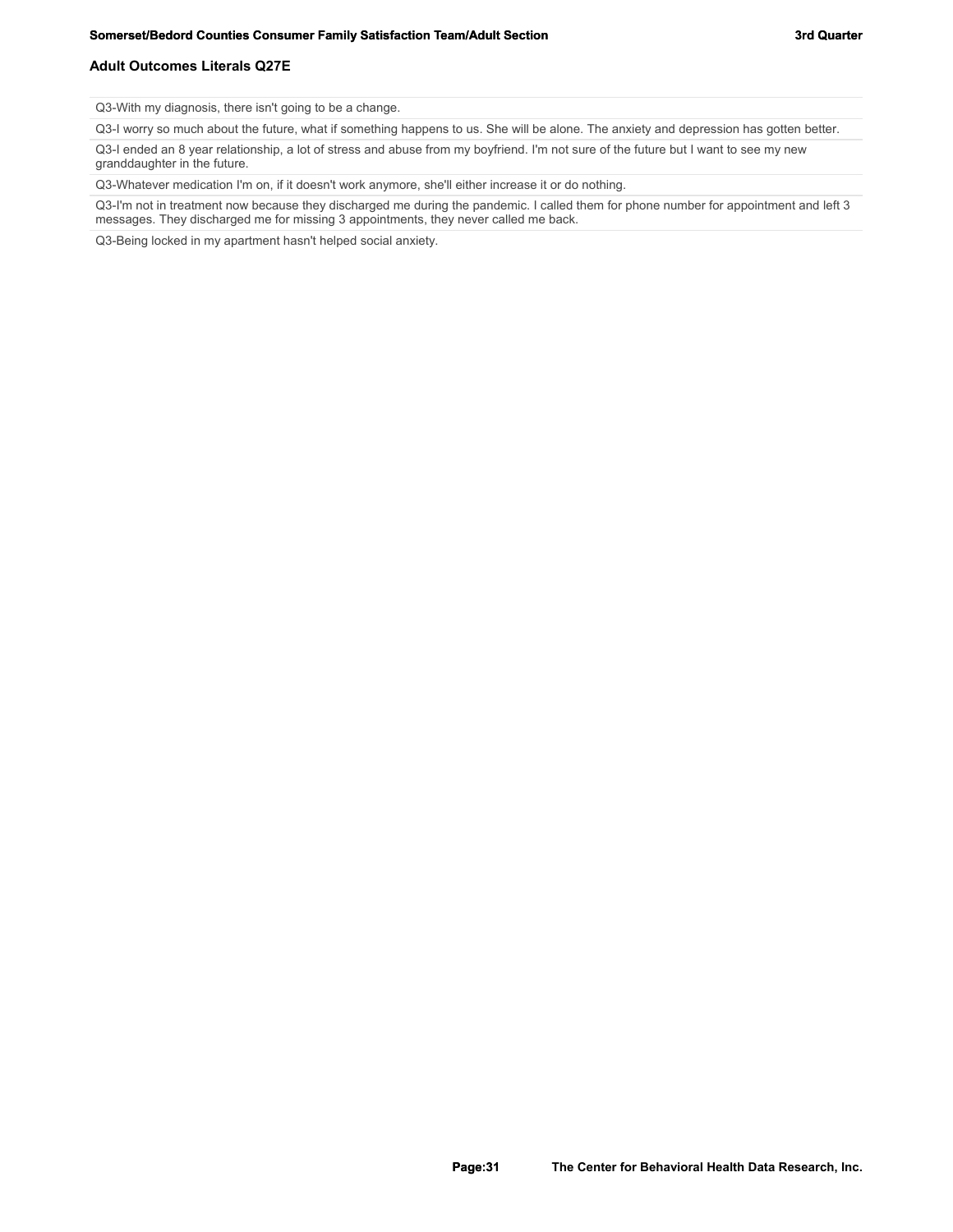## Adult Outcomes Literals Q27E

Q3-With my diagnosis, there isn't going to be a change.

Q3-I worry so much about the future, what if something happens to us. She will be alone. The anxiety and depression has gotten better.

Q3-I ended an 8 year relationship, a lot of stress and abuse from my boyfriend. I'm not sure of the future but I want to see my new granddaughter in the future.

Q3-Whatever medication I'm on, if it doesn't work anymore, she'll either increase it or do nothing.

Q3-I'm not in treatment now because they discharged me during the pandemic. I called them for phone number for appointment and left 3 messages. They discharged me for missing 3 appointments, they never called me back.

Q3-Being locked in my apartment hasn't helped social anxiety.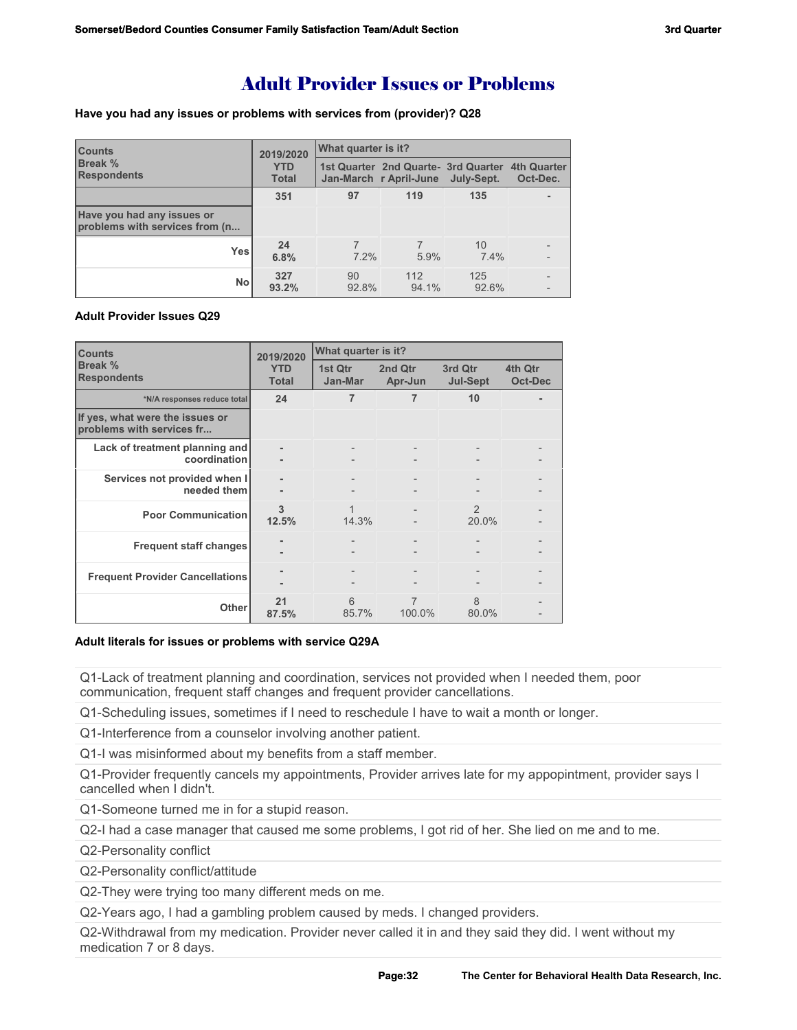# Adult Provider Issues or Problems

**Have you had any issues or problems with services from (provider)? Q28**

| Counts<br>Break %<br>Respondents | 2019/2020 YTD Total | What quarter is it? | | | |
|---|---|---|---|---|---|
| | | 1st Quarter Jan-March | 2nd Quarter April-June | 3rd Quarter July-Sept. | 4th Quarter Oct-Dec. |
| | 351 | 97 | 119 | 135 | - |
| Have you had any issues or problems with services from (n... | | | | | |
| Yes | 24<br>6.8% | 7<br>7.2% | 7<br>5.9% | 10<br>7.4% | -<br>- |
| No | 327<br>93.2% | 90<br>92.8% | 112<br>94.1% | 125<br>92.6% | -<br>- |

**Adult Provider Issues Q29**

| Counts<br>Break %<br>Respondents | 2019/2020 YTD Total | What quarter is it? | | | |
|---|---|---|---|---|---|
| | | 1st Qtr Jan-Mar | 2nd Qtr Apr-Jun | 3rd Qtr Jul-Sept | 4th Qtr Oct-Dec |
| *N/A responses reduce total | 24 | 7 | 7 | 10 | - |
| If yes, what were the issues or problems with services fr... | | | | | |
| Lack of treatment planning and coordination | -<br>- | -<br>- | -<br>- | -<br>- | -<br>- |
| Services not provided when I needed them | -<br>- | -<br>- | -<br>- | -<br>- | -<br>- |
| Poor Communication | 3<br>12.5% | 1<br>14.3% | -<br>- | 2<br>20.0% | -<br>- |
| Frequent staff changes | -<br>- | -<br>- | -<br>- | -<br>- | -<br>- |
| Frequent Provider Cancellations | -<br>- | -<br>- | -<br>- | -<br>- | -<br>- |
| Other | 21<br>87.5% | 6<br>85.7% | 7<br>100.0% | 8<br>80.0% | -<br>- |

**Adult literals for issues or problems with service Q29A**

- Q1-Lack of treatment planning and coordination, services not provided when I needed them, poor communication, frequent staff changes and frequent provider cancellations.
- Q1-Scheduling issues, sometimes if I need to reschedule I have to wait a month or longer.
- Q1-Interference from a counselor involving another patient.
- Q1-I was misinformed about my benefits from a staff member.
- Q1-Provider frequently cancels my appointments, Provider arrives late for my appopintment, provider says I cancelled when I didn't.
- Q1-Someone turned me in for a stupid reason.
- Q2-I had a case manager that caused me some problems, I got rid of her. She lied on me and to me.
- Q2-Personality conflict
- Q2-Personality conflict/attitude
- Q2-They were trying too many different meds on me.
- Q2-Years ago, I had a gambling problem caused by meds. I changed providers.
- Q2-Withdrawal from my medication. Provider never called it in and they said they did. I went without my medication 7 or 8 days.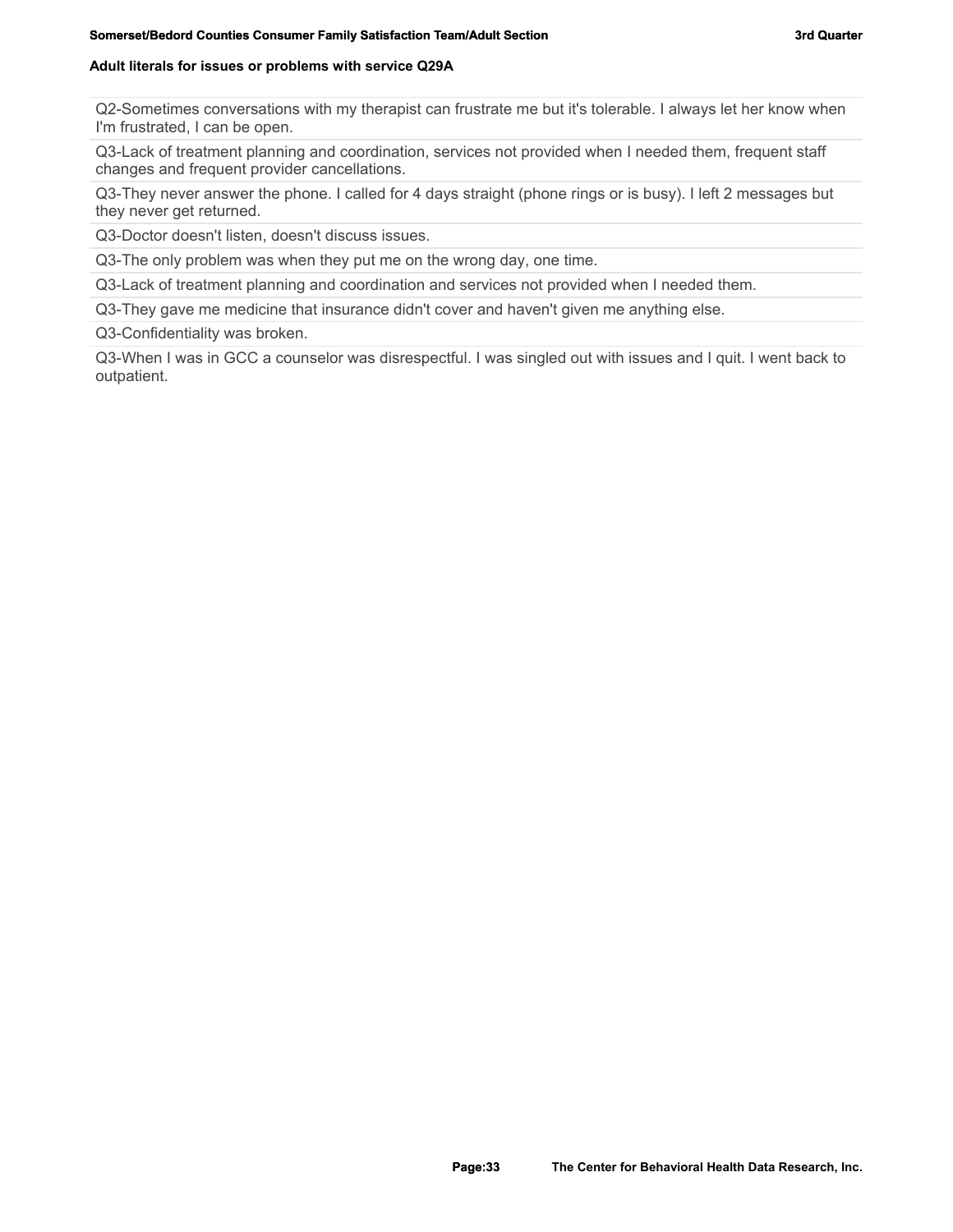## Adult literals for issues or problems with service Q29A

| |
|---|
| Q2-Sometimes conversations with my therapist can frustrate me but it's tolerable. I always let her know when I'm frustrated, I can be open. |
| Q3-Lack of treatment planning and coordination, services not provided when I needed them, frequent staff changes and frequent provider cancellations. |
| Q3-They never answer the phone. I called for 4 days straight (phone rings or is busy). I left 2 messages but they never get returned. |
| Q3-Doctor doesn't listen, doesn't discuss issues. |
| Q3-The only problem was when they put me on the wrong day, one time. |
| Q3-Lack of treatment planning and coordination and services not provided when I needed them. |
| Q3-They gave me medicine that insurance didn't cover and haven't given me anything else. |
| Q3-Confidentiality was broken. |
| Q3-When I was in GCC a counselor was disrespectful. I was singled out with issues and I quit. I went back to outpatient. |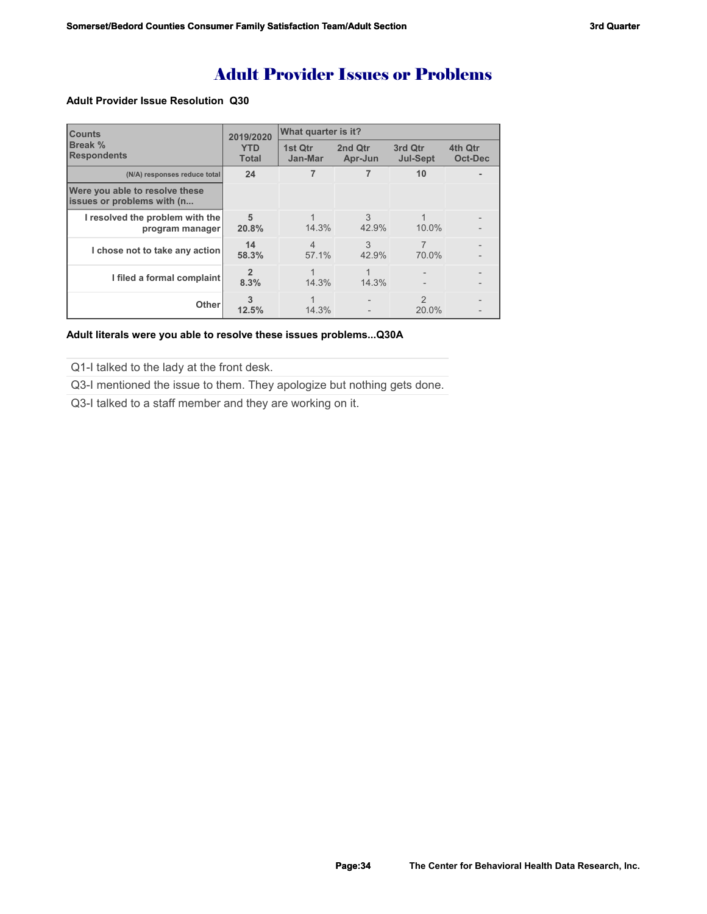# Adult Provider Issues or Problems

**Adult Provider Issue Resolution Q30**

| Counts<br>Break %<br>Respondents | 2019/2020<br>YTD Total | What quarter is it?<br>1st Qtr Jan-Mar | 2nd Qtr Apr-Jun | 3rd Qtr Jul-Sept | 4th Qtr Oct-Dec |
|---|---|---|---|---|---|
| (N/A) responses reduce total | 24 | 7 | 7 | 10 | - |
| Were you able to resolve these issues or problems with (n... | | | | | |
| I resolved the problem with the program manager | 5<br>20.8% | 1<br>14.3% | 3<br>42.9% | 1<br>10.0% | -<br>- |
| I chose not to take any action | 14<br>58.3% | 4<br>57.1% | 3<br>42.9% | 7<br>70.0% | -<br>- |
| I filed a formal complaint | 2<br>8.3% | 1<br>14.3% | 1<br>14.3% | -<br>- | -<br>- |
| Other | 3<br>12.5% | 1<br>14.3% | -<br>- | 2<br>20.0% | -<br>- |

**Adult literals were you able to resolve these issues problems...Q30A**

| |
|---|
| Q1-I talked to the lady at the front desk. |
| Q3-I mentioned the issue to them. They apologize but nothing gets done. |
| Q3-I talked to a staff member and they are working on it. |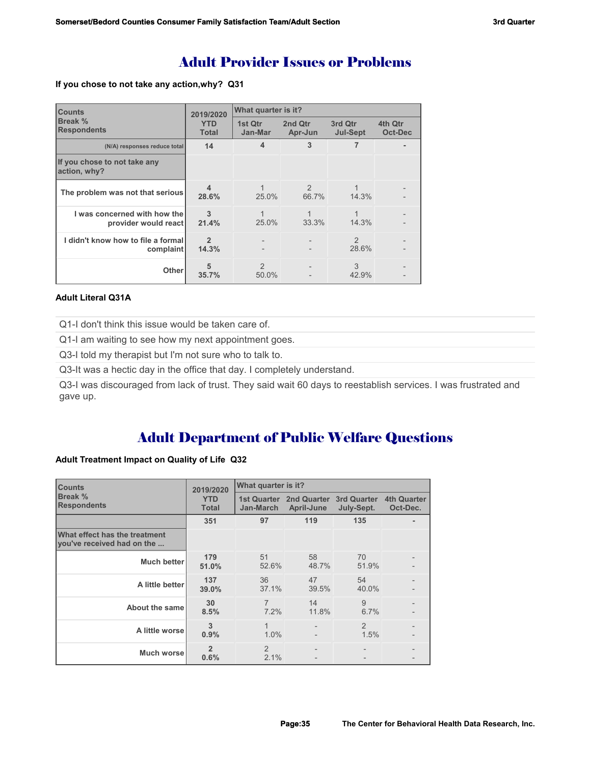## Adult Provider Issues or Problems

**If you chose to not take any action,why? Q31**

| Counts<br>Break %<br>Respondents | 2019/2020<br>YTD<br>Total | What quarter is it?<br>1st Qtr<br>Jan-Mar | <br>2nd Qtr<br>Apr-Jun | <br>3rd Qtr<br>Jul-Sept | <br>4th Qtr<br>Oct-Dec |
|---|---|---|---|---|---|
| (N/A) responses reduce total | 14 | 4 | 3 | 7 | - |
| If you chose to not take any action, why? | | | | | |
| The problem was not that serious | 4<br>28.6% | 1<br>25.0% | 2<br>66.7% | 1<br>14.3% | -<br>- |
| I was concerned with how the provider would react | 3<br>21.4% | 1<br>25.0% | 1<br>33.3% | 1<br>14.3% | -<br>- |
| I didn't know how to file a formal complaint | 2<br>14.3% | -<br>- | -<br>- | 2<br>28.6% | -<br>- |
| Other | 5<br>35.7% | 2<br>50.0% | -<br>- | 3<br>42.9% | -<br>- |

**Adult Literal Q31A**

Q1-I don't think this issue would be taken care of.

Q1-I am waiting to see how my next appointment goes.

Q3-I told my therapist but I'm not sure who to talk to.

Q3-It was a hectic day in the office that day. I completely understand.

Q3-I was discouraged from lack of trust. They said wait 60 days to reestablish services. I was frustrated and gave up.

## Adult Department of Public Welfare Questions

**Adult Treatment Impact on Quality of Life Q32**

| Counts<br>Break %<br>Respondents | 2019/2020<br>YTD<br>Total | What quarter is it?<br>1st Quarter<br>Jan-March | <br>2nd Quarter<br>April-June | <br>3rd Quarter<br>July-Sept. | <br>4th Quarter<br>Oct-Dec. |
|---|---|---|---|---|---|
| | 351 | 97 | 119 | 135 | - |
| What effect has the treatment you've received had on the ... | | | | | |
| Much better | 179<br>51.0% | 51<br>52.6% | 58<br>48.7% | 70<br>51.9% | -<br>- |
| A little better | 137<br>39.0% | 36<br>37.1% | 47<br>39.5% | 54<br>40.0% | -<br>- |
| About the same | 30<br>8.5% | 7<br>7.2% | 14<br>11.8% | 9<br>6.7% | -<br>- |
| A little worse | 3<br>0.9% | 1<br>1.0% | -<br>- | 2<br>1.5% | -<br>- |
| Much worse | 2<br>0.6% | 2<br>2.1% | -<br>- | -<br>- | -<br>- |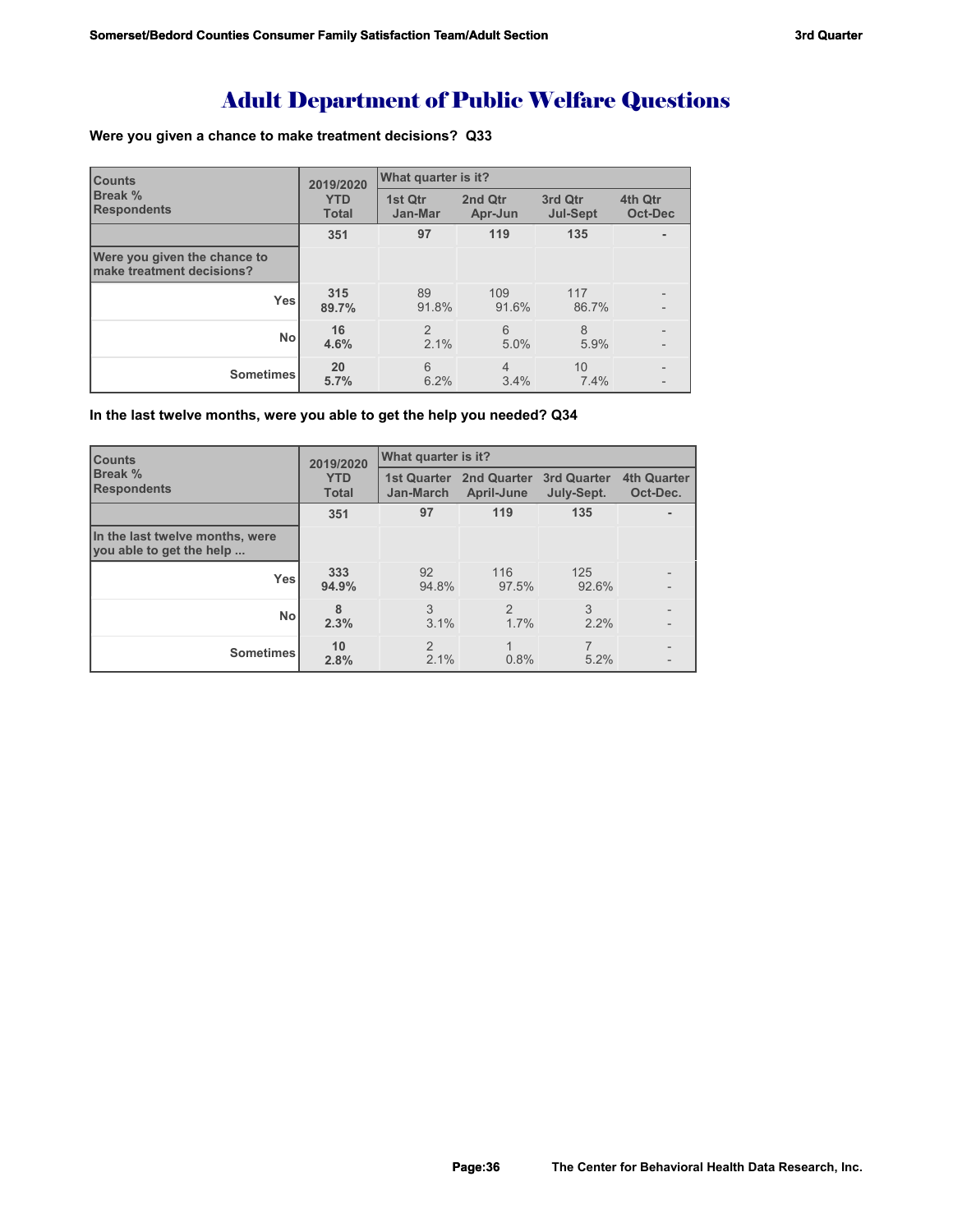# Adult Department of Public Welfare Questions

**Were you given a chance to make treatment decisions? Q33**

| Counts<br>Break %<br>Respondents | 2019/2020<br>YTD<br>Total | What quarter is it? | | | |
|---|---|---|---|---|---|
| | | 1st Qtr<br>Jan-Mar | 2nd Qtr<br>Apr-Jun | 3rd Qtr<br>Jul-Sept | 4th Qtr<br>Oct-Dec |
| | **351** | **97** | **119** | **135** | **-** |
| **Were you given the chance to make treatment decisions?** | | | | | |
| **Yes** | **315**<br>**89.7%** | 89<br>91.8% | 109<br>91.6% | 117<br>86.7% | -<br>- |
| **No** | **16**<br>**4.6%** | 2<br>2.1% | 6<br>5.0% | 8<br>5.9% | -<br>- |
| **Sometimes** | **20**<br>**5.7%** | 6<br>6.2% | 4<br>3.4% | 10<br>7.4% | -<br>- |

**In the last twelve months, were you able to get the help you needed? Q34**

| Counts<br>Break %<br>Respondents | 2019/2020<br>YTD<br>Total | What quarter is it? | | | |
|---|---|---|---|---|---|
| | | 1st Quarter<br>Jan-March | 2nd Quarter<br>April-June | 3rd Quarter<br>July-Sept. | 4th Quarter<br>Oct-Dec. |
| | **351** | **97** | **119** | **135** | **-** |
| **In the last twelve months, were you able to get the help ...** | | | | | |
| **Yes** | **333**<br>**94.9%** | 92<br>94.8% | 116<br>97.5% | 125<br>92.6% | -<br>- |
| **No** | **8**<br>**2.3%** | 3<br>3.1% | 2<br>1.7% | 3<br>2.2% | -<br>- |
| **Sometimes** | **10**<br>**2.8%** | 2<br>2.1% | 1<br>0.8% | 7<br>5.2% | -<br>- |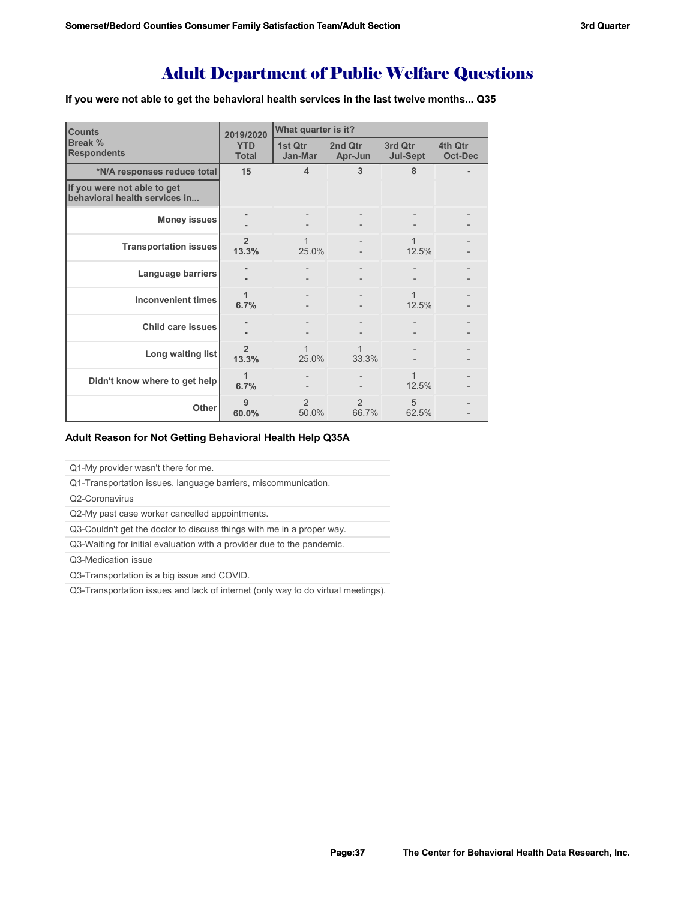# Adult Department of Public Welfare Questions

**If you were not able to get the behavioral health services in the last twelve months... Q35**

| Counts<br>Break %<br>Respondents | 2019/2020<br>YTD<br>Total | What quarter is it?<br>1st Qtr<br>Jan-Mar | <br>2nd Qtr<br>Apr-Jun | <br>3rd Qtr<br>Jul-Sept | <br>4th Qtr<br>Oct-Dec |
|---|---|---|---|---|---|
| *N/A responses reduce total | 15 | 4 | 3 | 8 | - |
| If you were not able to get behavioral health services in... | | | | | |
| Money issues | -<br>- | -<br>- | -<br>- | -<br>- | -<br>- |
| Transportation issues | 2<br>13.3% | 1<br>25.0% | -<br>- | 1<br>12.5% | -<br>- |
| Language barriers | -<br>- | -<br>- | -<br>- | -<br>- | -<br>- |
| Inconvenient times | 1<br>6.7% | -<br>- | -<br>- | 1<br>12.5% | -<br>- |
| Child care issues | -<br>- | -<br>- | -<br>- | -<br>- | -<br>- |
| Long waiting list | 2<br>13.3% | 1<br>25.0% | 1<br>33.3% | -<br>- | -<br>- |
| Didn't know where to get help | 1<br>6.7% | -<br>- | -<br>- | 1<br>12.5% | -<br>- |
| Other | 9<br>60.0% | 2<br>50.0% | 2<br>66.7% | 5<br>62.5% | -<br>- |

**Adult Reason for Not Getting Behavioral Health Help Q35A**

- Q1-My provider wasn't there for me.
- Q1-Transportation issues, language barriers, miscommunication.
- Q2-Coronavirus
- Q2-My past case worker cancelled appointments.
- Q3-Couldn't get the doctor to discuss things with me in a proper way.
- Q3-Waiting for initial evaluation with a provider due to the pandemic.
- Q3-Medication issue
- Q3-Transportation is a big issue and COVID.
- Q3-Transportation issues and lack of internet (only way to do virtual meetings).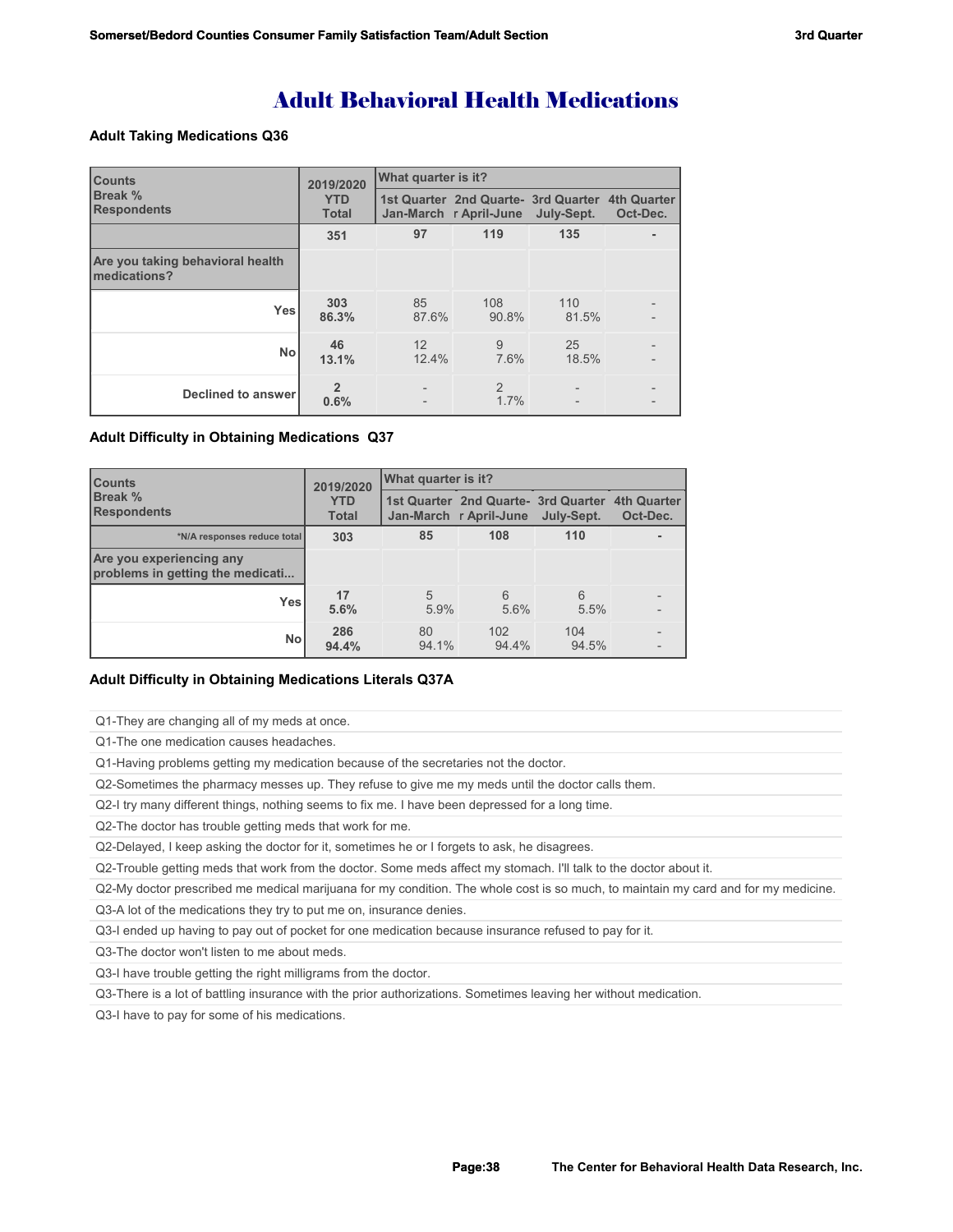# Adult Behavioral Health Medications

### Adult Taking Medications Q36

| Counts<br>Break %<br>Respondents | 2019/2020 YTD Total | What quarter is it? | | | |
|---|---|---|---|---|---|
| | | 1st Quarter Jan-March | 2nd Quarter April-June | 3rd Quarter July-Sept. | 4th Quarter Oct-Dec. |
| | 351 | 97 | 119 | 135 | - |
| **Are you taking behavioral health medications?** | | | | | |
| Yes | 303<br>86.3% | 85<br>87.6% | 108<br>90.8% | 110<br>81.5% | -<br>- |
| No | 46<br>13.1% | 12<br>12.4% | 9<br>7.6% | 25<br>18.5% | -<br>- |
| Declined to answer | 2<br>0.6% | -<br>- | 2<br>1.7% | -<br>- | -<br>- |

### Adult Difficulty in Obtaining Medications Q37

| Counts<br>Break %<br>Respondents | 2019/2020 YTD Total | What quarter is it? | | | |
|---|---|---|---|---|---|
| | | 1st Quarter Jan-March | 2nd Quarter April-June | 3rd Quarter July-Sept. | 4th Quarter Oct-Dec. |
| *N/A responses reduce total | 303 | 85 | 108 | 110 | - |
| **Are you experiencing any problems in getting the medicati...** | | | | | |
| Yes | 17<br>5.6% | 5<br>5.9% | 6<br>5.6% | 6<br>5.5% | -<br>- |
| No | 286<br>94.4% | 80<br>94.1% | 102<br>94.4% | 104<br>94.5% | -<br>- |

### Adult Difficulty in Obtaining Medications Literals Q37A

- Q1-They are changing all of my meds at once.
- Q1-The one medication causes headaches.
- Q1-Having problems getting my medication because of the secretaries not the doctor.
- Q2-Sometimes the pharmacy messes up. They refuse to give me my meds until the doctor calls them.
- Q2-I try many different things, nothing seems to fix me. I have been depressed for a long time.
- Q2-The doctor has trouble getting meds that work for me.
- Q2-Delayed, I keep asking the doctor for it, sometimes he or I forgets to ask, he disagrees.
- Q2-Trouble getting meds that work from the doctor. Some meds affect my stomach. I'll talk to the doctor about it.
- Q2-My doctor prescribed me medical marijuana for my condition. The whole cost is so much, to maintain my card and for my medicine.
- Q3-A lot of the medications they try to put me on, insurance denies.
- Q3-I ended up having to pay out of pocket for one medication because insurance refused to pay for it.
- Q3-The doctor won't listen to me about meds.
- Q3-I have trouble getting the right milligrams from the doctor.
- Q3-There is a lot of battling insurance with the prior authorizations. Sometimes leaving her without medication.
- Q3-I have to pay for some of his medications.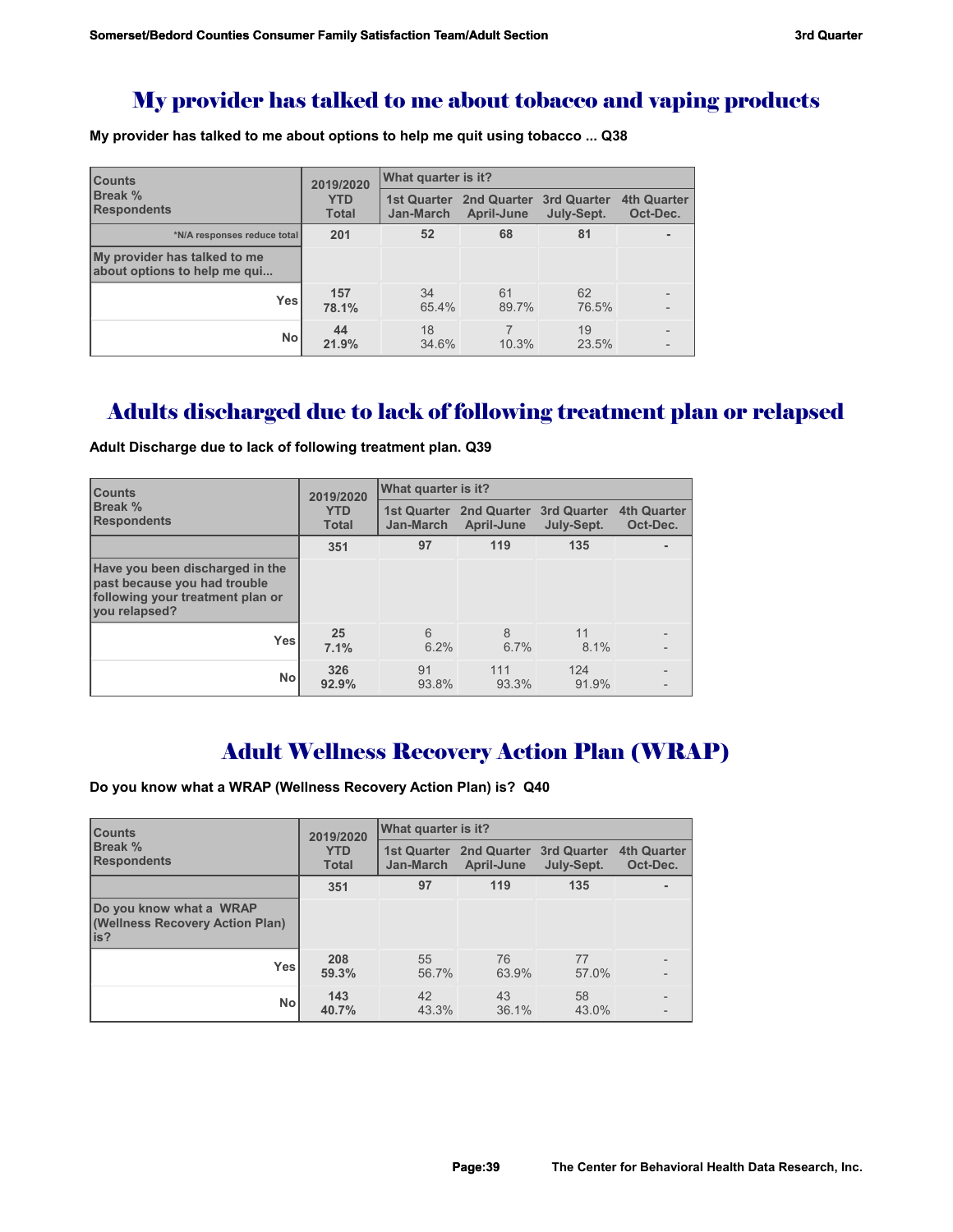## My provider has talked to me about tobacco and vaping products

**My provider has talked to me about options to help me quit using tobacco ... Q38**

| Counts<br>Break %<br>Respondents | 2019/2020<br>YTD<br>Total | What quarter is it?<br>1st Quarter<br>Jan-March | <br>2nd Quarter<br>April-June | <br>3rd Quarter<br>July-Sept. | <br>4th Quarter<br>Oct-Dec. |
|---|---|---|---|---|---|
| *N/A responses reduce total | 201 | 52 | 68 | 81 | - |
| My provider has talked to me about options to help me qui... | | | | | |
| Yes | 157<br>78.1% | 34<br>65.4% | 61<br>89.7% | 62<br>76.5% | -<br>- |
| No | 44<br>21.9% | 18<br>34.6% | 7<br>10.3% | 19<br>23.5% | -<br>- |

## Adults discharged due to lack of following treatment plan or relapsed

**Adult Discharge due to lack of following treatment plan. Q39**

| Counts<br>Break %<br>Respondents | 2019/2020<br>YTD<br>Total | What quarter is it?<br>1st Quarter<br>Jan-March | <br>2nd Quarter<br>April-June | <br>3rd Quarter<br>July-Sept. | <br>4th Quarter<br>Oct-Dec. |
|---|---|---|---|---|---|
| | 351 | 97 | 119 | 135 | - |
| Have you been discharged in the past because you had trouble following your treatment plan or you relapsed? | | | | | |
| Yes | 25<br>7.1% | 6<br>6.2% | 8<br>6.7% | 11<br>8.1% | -<br>- |
| No | 326<br>92.9% | 91<br>93.8% | 111<br>93.3% | 124<br>91.9% | -<br>- |

## Adult Wellness Recovery Action Plan (WRAP)

**Do you know what a WRAP (Wellness Recovery Action Plan) is? Q40**

| Counts<br>Break %<br>Respondents | 2019/2020<br>YTD<br>Total | What quarter is it?<br>1st Quarter<br>Jan-March | <br>2nd Quarter<br>April-June | <br>3rd Quarter<br>July-Sept. | <br>4th Quarter<br>Oct-Dec. |
|---|---|---|---|---|---|
| | 351 | 97 | 119 | 135 | - |
| Do you know what a WRAP (Wellness Recovery Action Plan) is? | | | | | |
| Yes | 208<br>59.3% | 55<br>56.7% | 76<br>63.9% | 77<br>57.0% | -<br>- |
| No | 143<br>40.7% | 42<br>43.3% | 43<br>36.1% | 58<br>43.0% | -<br>- |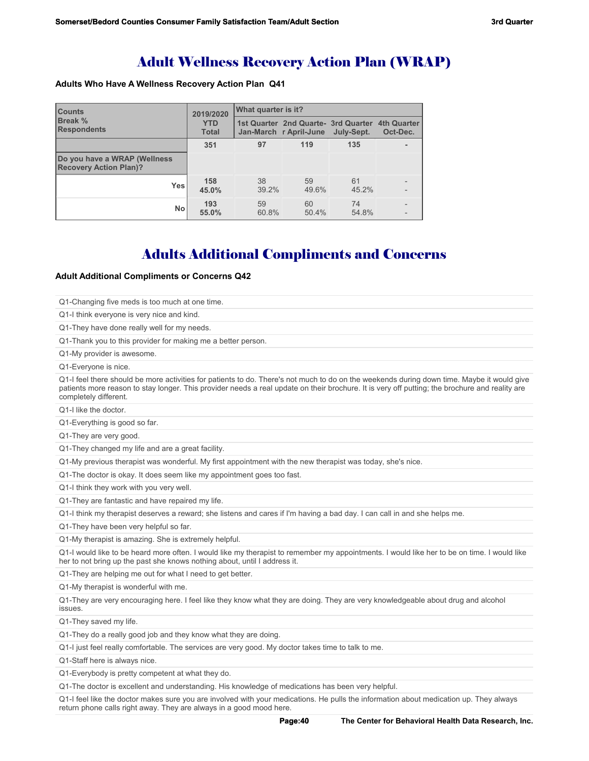# Adult Wellness Recovery Action Plan (WRAP)

### Adults Who Have A Wellness Recovery Action Plan Q41

| Counts<br>Break %<br>Respondents | 2019/2020<br>YTD<br>Total | What quarter is it? | | | |
|---|---|---|---|---|---|
| | | 1st Quarter Jan-March | 2nd Quarter-April-June | 3rd Quarter July-Sept. | 4th Quarter Oct-Dec. |
| | 351 | 97 | 119 | 135 | - |
| Do you have a WRAP (Wellness Recovery Action Plan)? | | | | | |
| Yes | 158<br>45.0% | 38<br>39.2% | 59<br>49.6% | 61<br>45.2% | -<br>- |
| No | 193<br>55.0% | 59<br>60.8% | 60<br>50.4% | 74<br>54.8% | -<br>- |

# Adults Additional Compliments and Concerns

### Adult Additional Compliments or Concerns Q42

Q1-Changing five meds is too much at one time.

Q1-I think everyone is very nice and kind.

Q1-They have done really well for my needs.

Q1-Thank you to this provider for making me a better person.

Q1-My provider is awesome.

Q1-Everyone is nice.

Q1-I feel there should be more activities for patients to do. There's not much to do on the weekends during down time. Maybe it would give patients more reason to stay longer. This provider needs a real update on their brochure. It is very off putting; the brochure and reality are completely different.

Q1-I like the doctor.

Q1-Everything is good so far.

Q1-They are very good.

Q1-They changed my life and are a great facility.

Q1-My previous therapist was wonderful. My first appointment with the new therapist was today, she's nice.

Q1-The doctor is okay. It does seem like my appointment goes too fast.

Q1-I think they work with you very well.

Q1-They are fantastic and have repaired my life.

Q1-I think my therapist deserves a reward; she listens and cares if I'm having a bad day. I can call in and she helps me.

Q1-They have been very helpful so far.

Q1-My therapist is amazing. She is extremely helpful.

Q1-I would like to be heard more often. I would like my therapist to remember my appointments. I would like her to be on time. I would like her to not bring up the past she knows nothing about, until I address it.

Q1-They are helping me out for what I need to get better.

Q1-My therapist is wonderful with me.

Q1-They are very encouraging here. I feel like they know what they are doing. They are very knowledgeable about drug and alcohol issues.

Q1-They saved my life.

Q1-They do a really good job and they know what they are doing.

Q1-I just feel really comfortable. The services are very good. My doctor takes time to talk to me.

Q1-Staff here is always nice.

Q1-Everybody is pretty competent at what they do.

Q1-The doctor is excellent and understanding. His knowledge of medications has been very helpful.

Q1-I feel like the doctor makes sure you are involved with your medications. He pulls the information about medication up. They always return phone calls right away. They are always in a good mood here.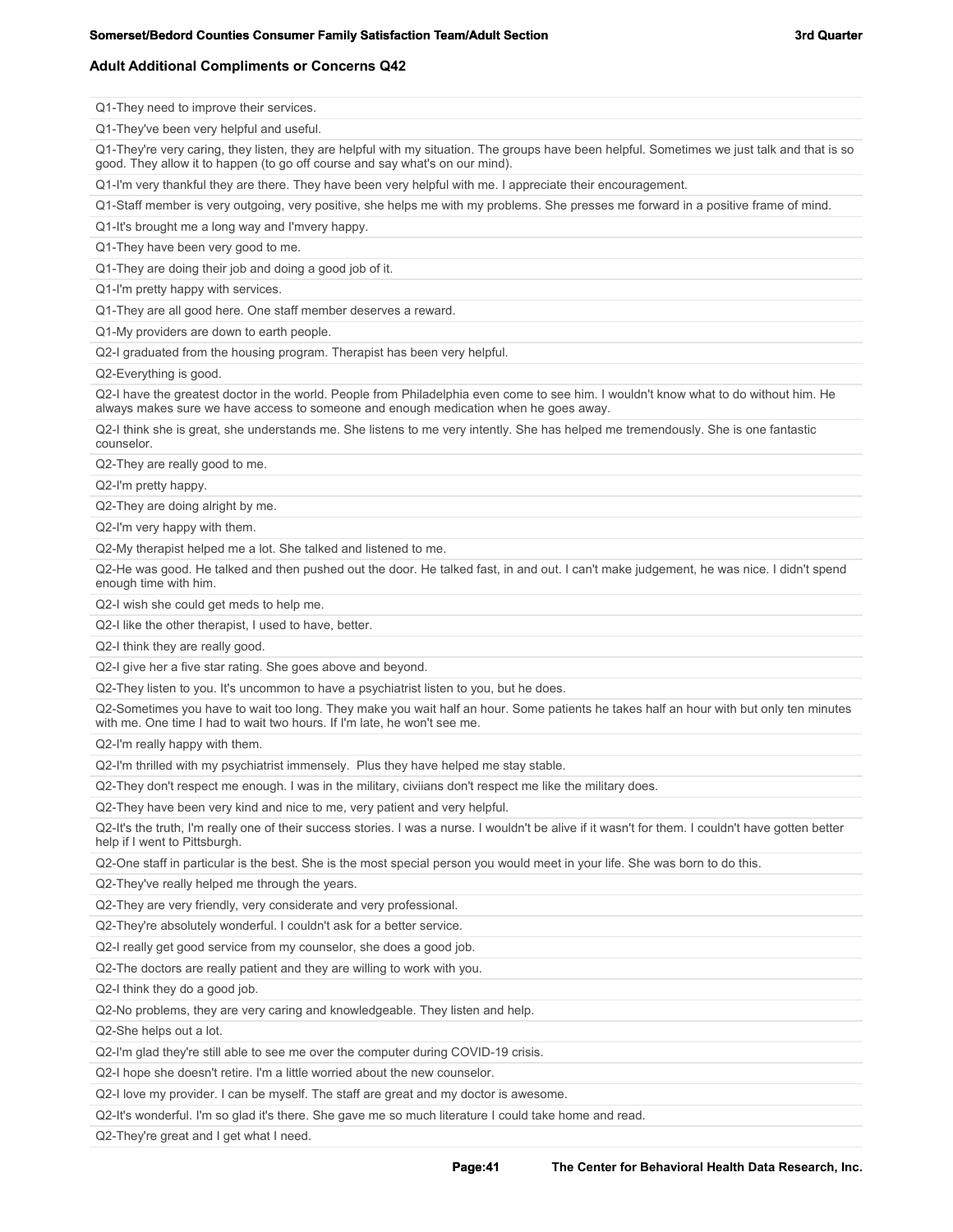**Somerset/Bedord Counties Consumer Family Satisfaction Team/Adult Section** **3rd Quarter**

## Adult Additional Compliments or Concerns Q42

| |
|---|
| Q1-They need to improve their services. |
| Q1-They've been very helpful and useful. |
| Q1-They're very caring, they listen, they are helpful with my situation. The groups have been helpful. Sometimes we just talk and that is so good. They allow it to happen (to go off course and say what's on our mind). |
| Q1-I'm very thankful they are there. They have been very helpful with me. I appreciate their encouragement. |
| Q1-Staff member is very outgoing, very positive, she helps me with my problems. She presses me forward in a positive frame of mind. |
| Q1-It's brought me a long way and I'mvery happy. |
| Q1-They have been very good to me. |
| Q1-They are doing their job and doing a good job of it. |
| Q1-I'm pretty happy with services. |
| Q1-They are all good here. One staff member deserves a reward. |
| Q1-My providers are down to earth people. |
| Q2-I graduated from the housing program. Therapist has been very helpful. |
| Q2-Everything is good. |
| Q2-I have the greatest doctor in the world. People from Philadelphia even come to see him. I wouldn't know what to do without him. He always makes sure we have access to someone and enough medication when he goes away. |
| Q2-I think she is great, she understands me. She listens to me very intently. She has helped me tremendously. She is one fantastic counselor. |
| Q2-They are really good to me. |
| Q2-I'm pretty happy. |
| Q2-They are doing alright by me. |
| Q2-I'm very happy with them. |
| Q2-My therapist helped me a lot. She talked and listened to me. |
| Q2-He was good. He talked and then pushed out the door. He talked fast, in and out. I can't make judgement, he was nice. I didn't spend enough time with him. |
| Q2-I wish she could get meds to help me. |
| Q2-I like the other therapist, I used to have, better. |
| Q2-I think they are really good. |
| Q2-I give her a five star rating. She goes above and beyond. |
| Q2-They listen to you. It's uncommon to have a psychiatrist listen to you, but he does. |
| Q2-Sometimes you have to wait too long. They make you wait half an hour. Some patients he takes half an hour with but only ten minutes with me. One time I had to wait two hours. If I'm late, he won't see me. |
| Q2-I'm really happy with them. |
| Q2-I'm thrilled with my psychiatrist immensely. Plus they have helped me stay stable. |
| Q2-They don't respect me enough. I was in the military, civiians don't respect me like the military does. |
| Q2-They have been very kind and nice to me, very patient and very helpful. |
| Q2-It's the truth, I'm really one of their success stories. I was a nurse. I wouldn't be alive if it wasn't for them. I couldn't have gotten better help if I went to Pittsburgh. |
| Q2-One staff in particular is the best. She is the most special person you would meet in your life. She was born to do this. |
| Q2-They've really helped me through the years. |
| Q2-They are very friendly, very considerate and very professional. |
| Q2-They're absolutely wonderful. I couldn't ask for a better service. |
| Q2-I really get good service from my counselor, she does a good job. |
| Q2-The doctors are really patient and they are willing to work with you. |
| Q2-I think they do a good job. |
| Q2-No problems, they are very caring and knowledgeable. They listen and help. |
| Q2-She helps out a lot. |
| Q2-I'm glad they're still able to see me over the computer during COVID-19 crisis. |
| Q2-I hope she doesn't retire. I'm a little worried about the new counselor. |
| Q2-I love my provider. I can be myself. The staff are great and my doctor is awesome. |
| Q2-It's wonderful. I'm so glad it's there. She gave me so much literature I could take home and read. |
| Q2-They're great and I get what I need. |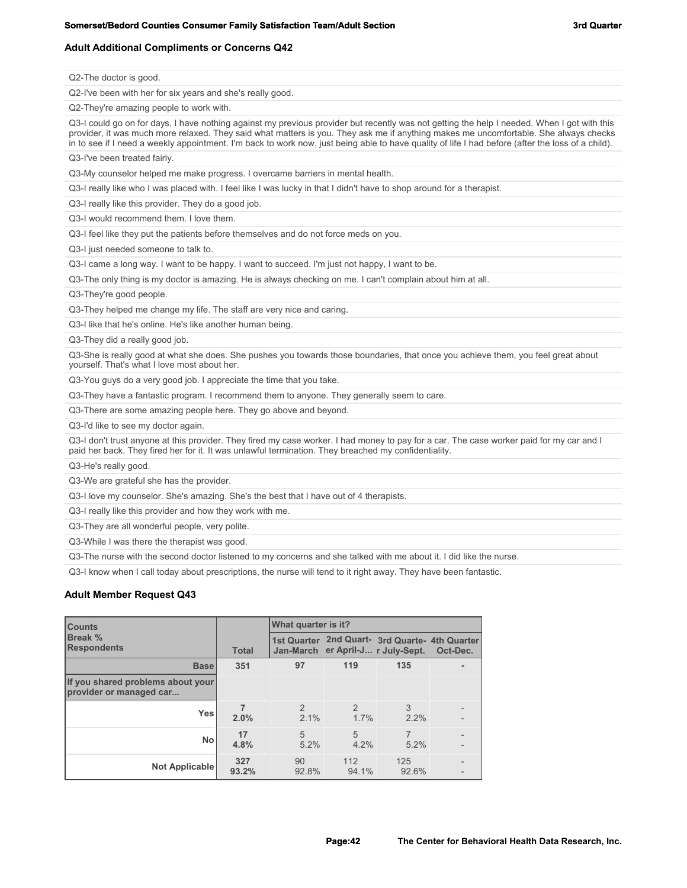## Adult Additional Compliments or Concerns Q42

Q2-The doctor is good.

Q2-I've been with her for six years and she's really good.

Q2-They're amazing people to work with.

Q3-I could go on for days, I have nothing against my previous provider but recently was not getting the help I needed. When I got with this provider, it was much more relaxed. They said what matters is you. They ask me if anything makes me uncomfortable. She always checks in to see if I need a weekly appointment. I'm back to work now, just being able to have quality of life I had before (after the loss of a child).

Q3-I've been treated fairly.

Q3-My counselor helped me make progress. I overcame barriers in mental health.

Q3-I really like who I was placed with. I feel like I was lucky in that I didn't have to shop around for a therapist.

Q3-I really like this provider. They do a good job.

Q3-I would recommend them. I love them.

Q3-I feel like they put the patients before themselves and do not force meds on you.

Q3-I just needed someone to talk to.

Q3-I came a long way. I want to be happy. I want to succeed. I'm just not happy, I want to be.

Q3-The only thing is my doctor is amazing. He is always checking on me. I can't complain about him at all.

Q3-They're good people.

Q3-They helped me change my life. The staff are very nice and caring.

Q3-I like that he's online. He's like another human being.

Q3-They did a really good job.

Q3-She is really good at what she does. She pushes you towards those boundaries, that once you achieve them, you feel great about yourself. That's what I love most about her.

Q3-You guys do a very good job. I appreciate the time that you take.

Q3-They have a fantastic program. I recommend them to anyone. They generally seem to care.

Q3-There are some amazing people here. They go above and beyond.

Q3-I'd like to see my doctor again.

Q3-I don't trust anyone at this provider. They fired my case worker. I had money to pay for a car. The case worker paid for my car and I paid her back. They fired her for it. It was unlawful termination. They breached my confidentiality.

Q3-He's really good.

Q3-We are grateful she has the provider.

Q3-I love my counselor. She's amazing. She's the best that I have out of 4 therapists.

Q3-I really like this provider and how they work with me.

Q3-They are all wonderful people, very polite.

Q3-While I was there the therapist was good.

Q3-The nurse with the second doctor listened to my concerns and she talked with me about it. I did like the nurse.

Q3-I know when I call today about prescriptions, the nurse will tend to it right away. They have been fantastic.

## Adult Member Request Q43

| Counts<br>Break %<br>Respondents | Total | What quarter is it? | | | |
|---|---|---|---|---|---|
| | | 1st Quarter Jan-March | 2nd Quart-er April-J... | 3rd Quarte-r July-Sept. | 4th Quarter Oct-Dec. |
| **Base** | **351** | **97** | **119** | **135** | **-** |
| **If you shared problems about your provider or managed car...** | | | | | |
| **Yes** | **7**<br>**2.0%** | 2<br>2.1% | 2<br>1.7% | 3<br>2.2% | -<br>- |
| **No** | **17**<br>**4.8%** | 5<br>5.2% | 5<br>4.2% | 7<br>5.2% | -<br>- |
| **Not Applicable** | **327**<br>**93.2%** | 90<br>92.8% | 112<br>94.1% | 125<br>92.6% | -<br>- |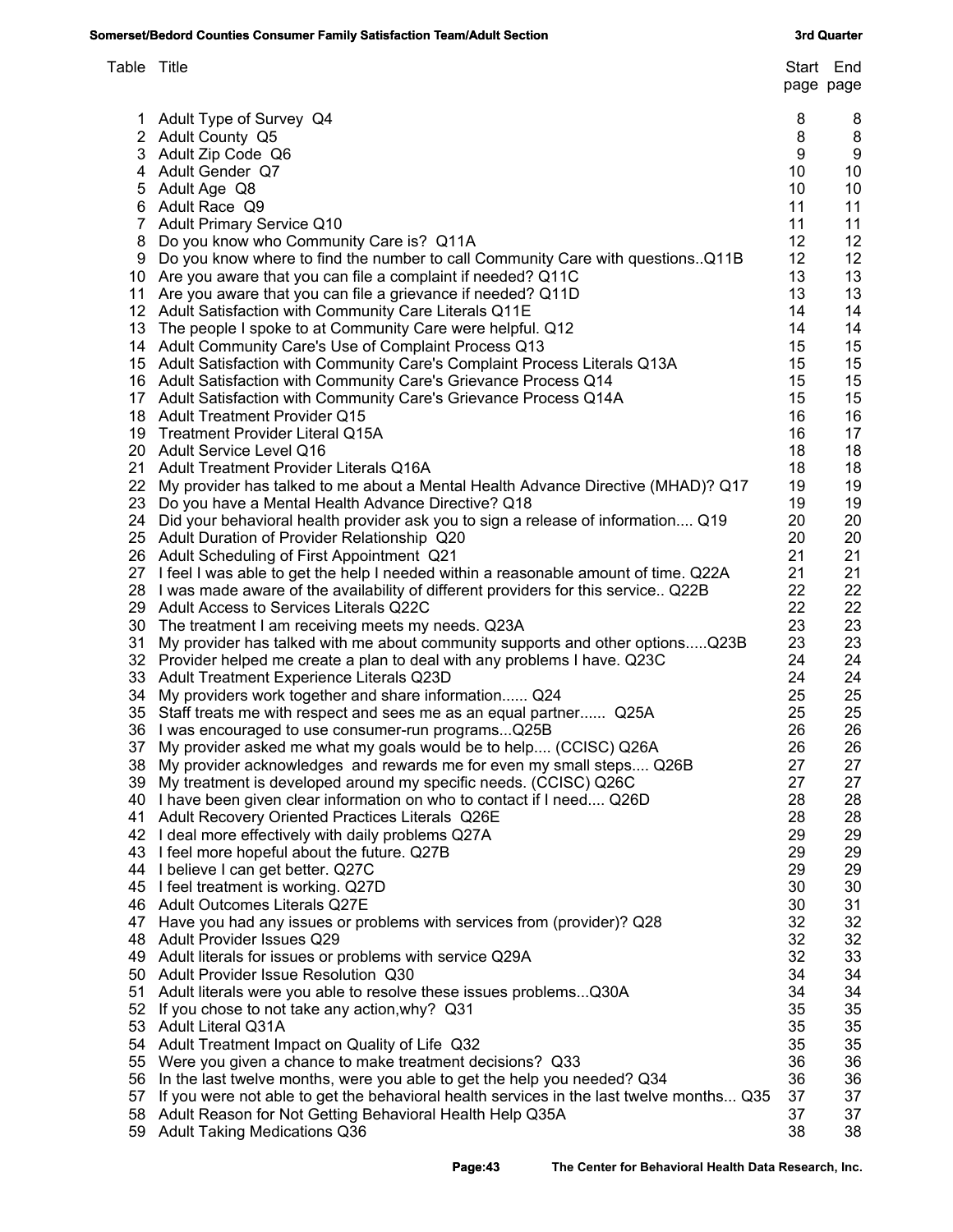| Table | Title | Start page | End page |
|---|---|---|---|
| 1 | Adult Type of Survey Q4 | 8 | 8 |
| 2 | Adult County Q5 | 8 | 8 |
| 3 | Adult Zip Code Q6 | 9 | 9 |
| 4 | Adult Gender Q7 | 10 | 10 |
| 5 | Adult Age Q8 | 10 | 10 |
| 6 | Adult Race Q9 | 11 | 11 |
| 7 | Adult Primary Service Q10 | 11 | 11 |
| 8 | Do you know who Community Care is? Q11A | 12 | 12 |
| 9 | Do you know where to find the number to call Community Care with questions..Q11B | 12 | 12 |
| 10 | Are you aware that you can file a complaint if needed? Q11C | 13 | 13 |
| 11 | Are you aware that you can file a grievance if needed? Q11D | 13 | 13 |
| 12 | Adult Satisfaction with Community Care Literals Q11E | 14 | 14 |
| 13 | The people I spoke to at Community Care were helpful. Q12 | 14 | 14 |
| 14 | Adult Community Care's Use of Complaint Process Q13 | 15 | 15 |
| 15 | Adult Satisfaction with Community Care's Complaint Process Literals Q13A | 15 | 15 |
| 16 | Adult Satisfaction with Community Care's Grievance Process Q14 | 15 | 15 |
| 17 | Adult Satisfaction with Community Care's Grievance Process Q14A | 15 | 15 |
| 18 | Adult Treatment Provider Q15 | 16 | 16 |
| 19 | Treatment Provider Literal Q15A | 16 | 17 |
| 20 | Adult Service Level Q16 | 18 | 18 |
| 21 | Adult Treatment Provider Literals Q16A | 18 | 18 |
| 22 | My provider has talked to me about a Mental Health Advance Directive (MHAD)? Q17 | 19 | 19 |
| 23 | Do you have a Mental Health Advance Directive? Q18 | 19 | 19 |
| 24 | Did your behavioral health provider ask you to sign a release of information.... Q19 | 20 | 20 |
| 25 | Adult Duration of Provider Relationship Q20 | 20 | 20 |
| 26 | Adult Scheduling of First Appointment Q21 | 21 | 21 |
| 27 | I feel I was able to get the help I needed within a reasonable amount of time. Q22A | 21 | 21 |
| 28 | I was made aware of the availability of different providers for this service.. Q22B | 22 | 22 |
| 29 | Adult Access to Services Literals Q22C | 22 | 22 |
| 30 | The treatment I am receiving meets my needs. Q23A | 23 | 23 |
| 31 | My provider has talked with me about community supports and other options.....Q23B | 23 | 23 |
| 32 | Provider helped me create a plan to deal with any problems I have. Q23C | 24 | 24 |
| 33 | Adult Treatment Experience Literals Q23D | 24 | 24 |
| 34 | My providers work together and share information...... Q24 | 25 | 25 |
| 35 | Staff treats me with respect and sees me as an equal partner...... Q25A | 25 | 25 |
| 36 | I was encouraged to use consumer-run programs...Q25B | 26 | 26 |
| 37 | My provider asked me what my goals would be to help.... (CCISC) Q26A | 26 | 26 |
| 38 | My provider acknowledges and rewards me for even my small steps.... Q26B | 27 | 27 |
| 39 | My treatment is developed around my specific needs. (CCISC) Q26C | 27 | 27 |
| 40 | I have been given clear information on who to contact if I need.... Q26D | 28 | 28 |
| 41 | Adult Recovery Oriented Practices Literals Q26E | 28 | 28 |
| 42 | I deal more effectively with daily problems Q27A | 29 | 29 |
| 43 | I feel more hopeful about the future. Q27B | 29 | 29 |
| 44 | I believe I can get better. Q27C | 29 | 29 |
| 45 | I feel treatment is working. Q27D | 30 | 30 |
| 46 | Adult Outcomes Literals Q27E | 30 | 31 |
| 47 | Have you had any issues or problems with services from (provider)? Q28 | 32 | 32 |
| 48 | Adult Provider Issues Q29 | 32 | 32 |
| 49 | Adult literals for issues or problems with service Q29A | 32 | 33 |
| 50 | Adult Provider Issue Resolution Q30 | 34 | 34 |
| 51 | Adult literals were you able to resolve these issues problems...Q30A | 34 | 34 |
| 52 | If you chose to not take any action,why? Q31 | 35 | 35 |
| 53 | Adult Literal Q31A | 35 | 35 |
| 54 | Adult Treatment Impact on Quality of Life Q32 | 35 | 35 |
| 55 | Were you given a chance to make treatment decisions? Q33 | 36 | 36 |
| 56 | In the last twelve months, were you able to get the help you needed? Q34 | 36 | 36 |
| 57 | If you were not able to get the behavioral health services in the last twelve months... Q35 | 37 | 37 |
| 58 | Adult Reason for Not Getting Behavioral Health Help Q35A | 37 | 37 |
| 59 | Adult Taking Medications Q36 | 38 | 38 |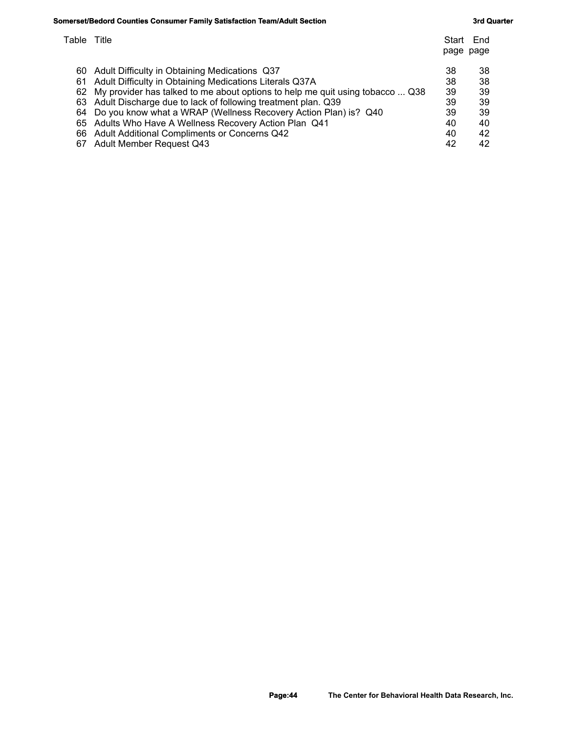| Table | Title | Start page | End page |
|---|---|---|---|
| 60 | Adult Difficulty in Obtaining Medications Q37 | 38 | 38 |
| 61 | Adult Difficulty in Obtaining Medications Literals Q37A | 38 | 38 |
| 62 | My provider has talked to me about options to help me quit using tobacco ... Q38 | 39 | 39 |
| 63 | Adult Discharge due to lack of following treatment plan. Q39 | 39 | 39 |
| 64 | Do you know what a WRAP (Wellness Recovery Action Plan) is? Q40 | 39 | 39 |
| 65 | Adults Who Have A Wellness Recovery Action Plan Q41 | 40 | 40 |
| 66 | Adult Additional Compliments or Concerns Q42 | 40 | 42 |
| 67 | Adult Member Request Q43 | 42 | 42 |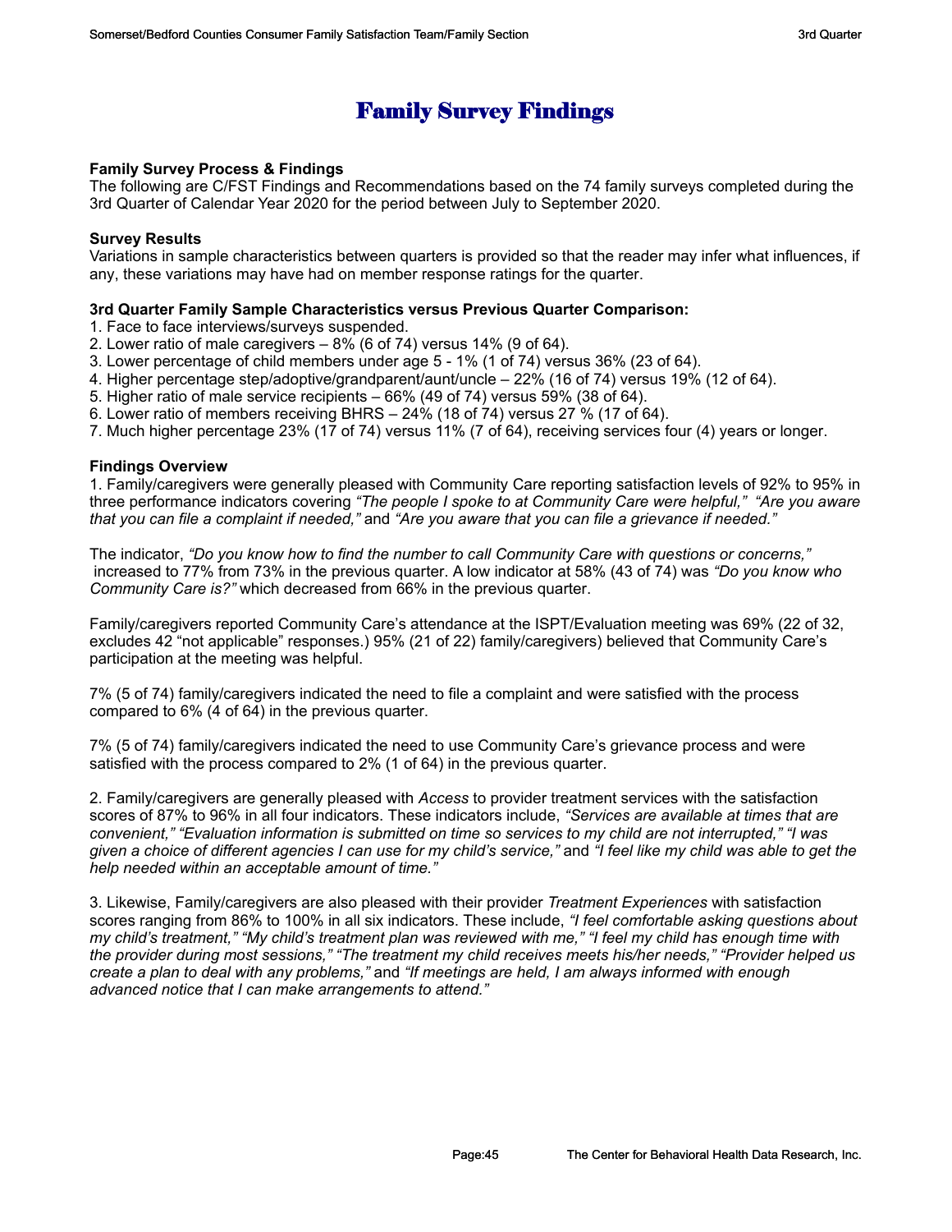# Family Survey Findings

**Family Survey Process & Findings**
The following are C/FST Findings and Recommendations based on the 74 family surveys completed during the 3rd Quarter of Calendar Year 2020 for the period between July to September 2020.

**Survey Results**
Variations in sample characteristics between quarters is provided so that the reader may infer what influences, if any, these variations may have had on member response ratings for the quarter.

**3rd Quarter Family Sample Characteristics versus Previous Quarter Comparison:**
1. Face to face interviews/surveys suspended.
2. Lower ratio of male caregivers – 8% (6 of 74) versus 14% (9 of 64).
3. Lower percentage of child members under age 5 - 1% (1 of 74) versus 36% (23 of 64).
4. Higher percentage step/adoptive/grandparent/aunt/uncle – 22% (16 of 74) versus 19% (12 of 64).
5. Higher ratio of male service recipients – 66% (49 of 74) versus 59% (38 of 64).
6. Lower ratio of members receiving BHRS – 24% (18 of 74) versus 27 % (17 of 64).
7. Much higher percentage 23% (17 of 74) versus 11% (7 of 64), receiving services four (4) years or longer.

**Findings Overview**
1. Family/caregivers were generally pleased with Community Care reporting satisfaction levels of 92% to 95% in three performance indicators covering *"The people I spoke to at Community Care were helpful," "Are you aware that you can file a complaint if needed,"* and *"Are you aware that you can file a grievance if needed."*

The indicator, *"Do you know how to find the number to call Community Care with questions or concerns,"* increased to 77% from 73% in the previous quarter. A low indicator at 58% (43 of 74) was *"Do you know who Community Care is?"* which decreased from 66% in the previous quarter.

Family/caregivers reported Community Care's attendance at the ISPT/Evaluation meeting was 69% (22 of 32, excludes 42 "not applicable" responses.) 95% (21 of 22) family/caregivers) believed that Community Care's participation at the meeting was helpful.

7% (5 of 74) family/caregivers indicated the need to file a complaint and were satisfied with the process compared to 6% (4 of 64) in the previous quarter.

7% (5 of 74) family/caregivers indicated the need to use Community Care's grievance process and were satisfied with the process compared to 2% (1 of 64) in the previous quarter.

2. Family/caregivers are generally pleased with *Access* to provider treatment services with the satisfaction scores of 87% to 96% in all four indicators. These indicators include, *"Services are available at times that are convenient," "Evaluation information is submitted on time so services to my child are not interrupted," "I was given a choice of different agencies I can use for my child's service,"* and *"I feel like my child was able to get the help needed within an acceptable amount of time."*

3. Likewise, Family/caregivers are also pleased with their provider *Treatment Experiences* with satisfaction scores ranging from 86% to 100% in all six indicators. These include, *"I feel comfortable asking questions about my child's treatment," "My child's treatment plan was reviewed with me," "I feel my child has enough time with the provider during most sessions," "The treatment my child receives meets his/her needs," "Provider helped us create a plan to deal with any problems,"* and *"If meetings are held, I am always informed with enough advanced notice that I can make arrangements to attend."*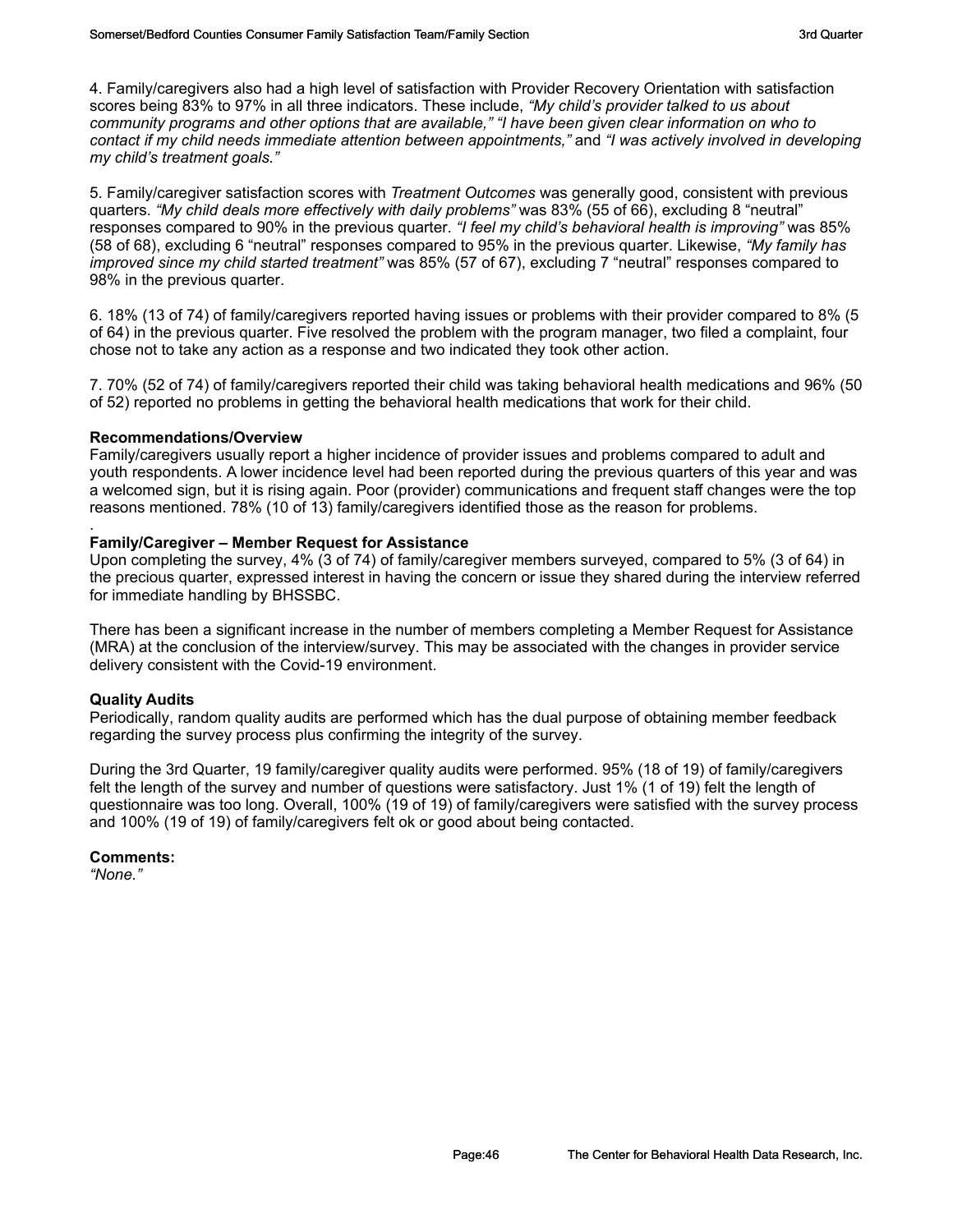4. Family/caregivers also had a high level of satisfaction with Provider Recovery Orientation with satisfaction scores being 83% to 97% in all three indicators. These include, *"My child's provider talked to us about community programs and other options that are available," "I have been given clear information on who to contact if my child needs immediate attention between appointments,"* and *"I was actively involved in developing my child's treatment goals."*

5. Family/caregiver satisfaction scores with *Treatment Outcomes* was generally good, consistent with previous quarters. *"My child deals more effectively with daily problems"* was 83% (55 of 66), excluding 8 "neutral" responses compared to 90% in the previous quarter. *"I feel my child's behavioral health is improving"* was 85% (58 of 68), excluding 6 "neutral" responses compared to 95% in the previous quarter. Likewise, *"My family has improved since my child started treatment"* was 85% (57 of 67), excluding 7 "neutral" responses compared to 98% in the previous quarter.

6. 18% (13 of 74) of family/caregivers reported having issues or problems with their provider compared to 8% (5 of 64) in the previous quarter. Five resolved the problem with the program manager, two filed a complaint, four chose not to take any action as a response and two indicated they took other action.

7. 70% (52 of 74) of family/caregivers reported their child was taking behavioral health medications and 96% (50 of 52) reported no problems in getting the behavioral health medications that work for their child.

**Recommendations/Overview**

Family/caregivers usually report a higher incidence of provider issues and problems compared to adult and youth respondents. A lower incidence level had been reported during the previous quarters of this year and was a welcomed sign, but it is rising again. Poor (provider) communications and frequent staff changes were the top reasons mentioned. 78% (10 of 13) family/caregivers identified those as the reason for problems.

.

**Family/Caregiver – Member Request for Assistance**

Upon completing the survey, 4% (3 of 74) of family/caregiver members surveyed, compared to 5% (3 of 64) in the precious quarter, expressed interest in having the concern or issue they shared during the interview referred for immediate handling by BHSSBC.

There has been a significant increase in the number of members completing a Member Request for Assistance (MRA) at the conclusion of the interview/survey. This may be associated with the changes in provider service delivery consistent with the Covid-19 environment.

**Quality Audits**

Periodically, random quality audits are performed which has the dual purpose of obtaining member feedback regarding the survey process plus confirming the integrity of the survey.

During the 3rd Quarter, 19 family/caregiver quality audits were performed. 95% (18 of 19) of family/caregivers felt the length of the survey and number of questions were satisfactory. Just 1% (1 of 19) felt the length of questionnaire was too long. Overall, 100% (19 of 19) of family/caregivers were satisfied with the survey process and 100% (19 of 19) of family/caregivers felt ok or good about being contacted.

**Comments:**

*"None."*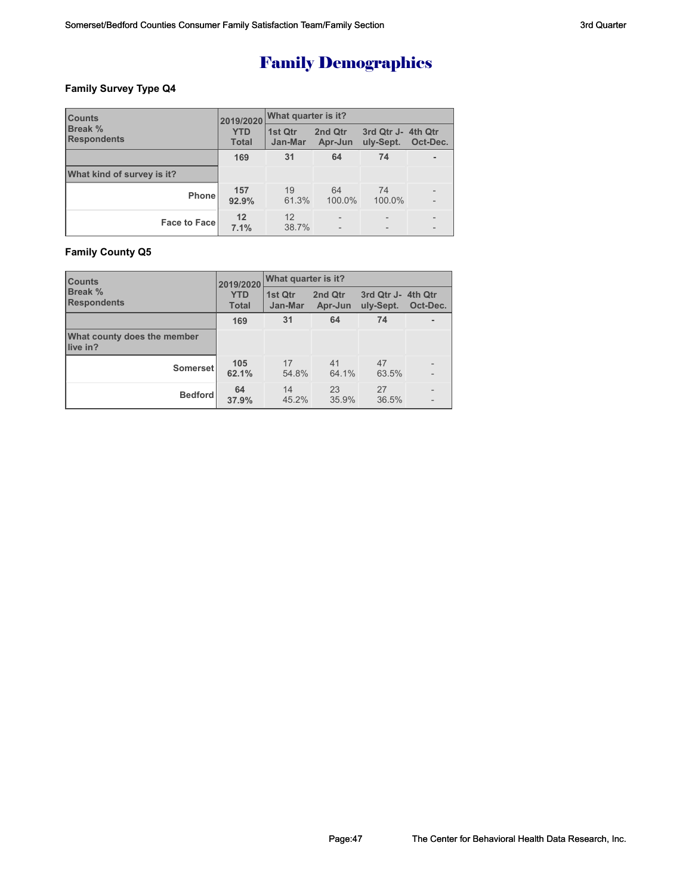# Family Demographics

### Family Survey Type Q4

| Counts<br>Break %<br>Respondents | 2019/2020 YTD Total | What quarter is it? | | | |
|---|---|---|---|---|---|
| | | 1st Qtr Jan-Mar | 2nd Qtr Apr-Jun | 3rd Qtr July-Sept. | 4th Qtr Oct-Dec. |
| | 169 | 31 | 64 | 74 | - |
| **What kind of survey is it?** | | | | | |
| Phone | 157<br>92.9% | 19<br>61.3% | 64<br>100.0% | 74<br>100.0% | -<br>- |
| Face to Face | 12<br>7.1% | 12<br>38.7% | -<br>- | -<br>- | -<br>- |

### Family County Q5

| Counts<br>Break %<br>Respondents | 2019/2020 YTD Total | What quarter is it? | | | |
|---|---|---|---|---|---|
| | | 1st Qtr Jan-Mar | 2nd Qtr Apr-Jun | 3rd Qtr July-Sept. | 4th Qtr Oct-Dec. |
| | 169 | 31 | 64 | 74 | - |
| **What county does the member live in?** | | | | | |
| Somerset | 105<br>62.1% | 17<br>54.8% | 41<br>64.1% | 47<br>63.5% | -<br>- |
| Bedford | 64<br>37.9% | 14<br>45.2% | 23<br>35.9% | 27<br>36.5% | -<br>- |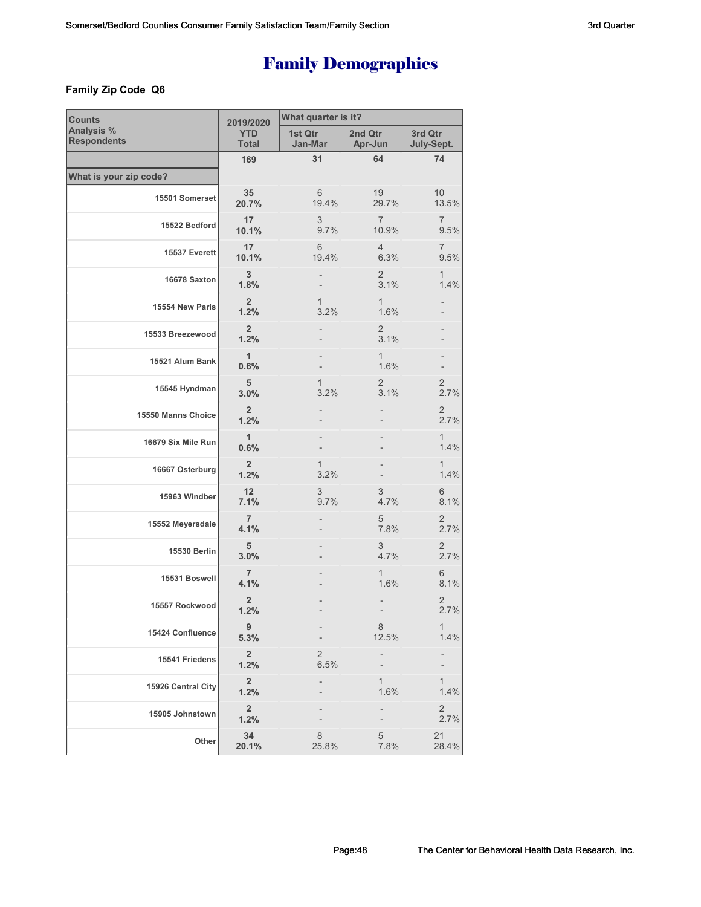# Family Demographics

### Family Zip Code Q6

| Counts<br>Analysis %<br>Respondents | 2019/2020<br>YTD<br>Total | What quarter is it?<br>1st Qtr<br>Jan-Mar | <br>2nd Qtr<br>Apr-Jun | <br>3rd Qtr<br>July-Sept. |
|---|---|---|---|---|
| | **169** | 31 | 64 | 74 |
| **What is your zip code?** | | | | |
| 15501 Somerset | **35**<br>**20.7%** | 6<br>19.4% | 19<br>29.7% | 10<br>13.5% |
| 15522 Bedford | **17**<br>**10.1%** | 3<br>9.7% | 7<br>10.9% | 7<br>9.5% |
| 15537 Everett | **17**<br>**10.1%** | 6<br>19.4% | 4<br>6.3% | 7<br>9.5% |
| 16678 Saxton | **3**<br>**1.8%** | -<br>- | 2<br>3.1% | 1<br>1.4% |
| 15554 New Paris | **2**<br>**1.2%** | 1<br>3.2% | 1<br>1.6% | -<br>- |
| 15533 Breezewood | **2**<br>**1.2%** | -<br>- | 2<br>3.1% | -<br>- |
| 15521 Alum Bank | **1**<br>**0.6%** | -<br>- | 1<br>1.6% | -<br>- |
| 15545 Hyndman | **5**<br>**3.0%** | 1<br>3.2% | 2<br>3.1% | 2<br>2.7% |
| 15550 Manns Choice | **2**<br>**1.2%** | -<br>- | -<br>- | 2<br>2.7% |
| 16679 Six Mile Run | **1**<br>**0.6%** | -<br>- | -<br>- | 1<br>1.4% |
| 16667 Osterburg | **2**<br>**1.2%** | 1<br>3.2% | -<br>- | 1<br>1.4% |
| 15963 Windber | **12**<br>**7.1%** | 3<br>9.7% | 3<br>4.7% | 6<br>8.1% |
| 15552 Meyersdale | **7**<br>**4.1%** | -<br>- | 5<br>7.8% | 2<br>2.7% |
| 15530 Berlin | **5**<br>**3.0%** | -<br>- | 3<br>4.7% | 2<br>2.7% |
| 15531 Boswell | **7**<br>**4.1%** | -<br>- | 1<br>1.6% | 6<br>8.1% |
| 15557 Rockwood | **2**<br>**1.2%** | -<br>- | -<br>- | 2<br>2.7% |
| 15424 Confluence | **9**<br>**5.3%** | -<br>- | 8<br>12.5% | 1<br>1.4% |
| 15541 Friedens | **2**<br>**1.2%** | 2<br>6.5% | -<br>- | -<br>- |
| 15926 Central City | **2**<br>**1.2%** | -<br>- | 1<br>1.6% | 1<br>1.4% |
| 15905 Johnstown | **2**<br>**1.2%** | -<br>- | -<br>- | 2<br>2.7% |
| Other | **34**<br>**20.1%** | 8<br>25.8% | 5<br>7.8% | 21<br>28.4% |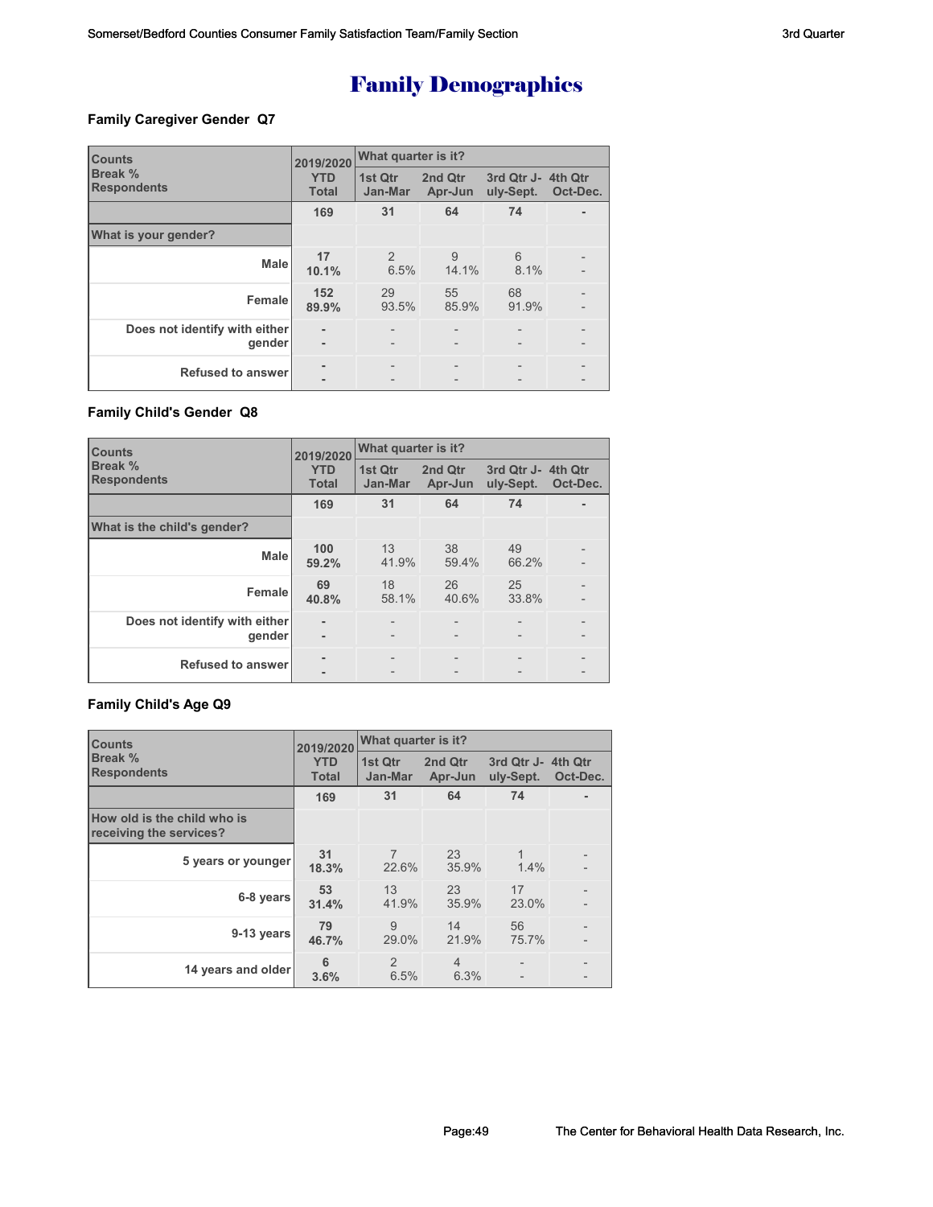# Family Demographics

### Family Caregiver Gender Q7

| Counts<br>Break %<br>Respondents | 2019/2020<br>YTD<br>Total | What quarter is it?<br>1st Qtr<br>Jan-Mar | 2nd Qtr<br>Apr-Jun | 3rd Qtr J-<br>uly-Sept. | 4th Qtr<br>Oct-Dec. |
|---|---|---|---|---|---|
| | **169** | **31** | **64** | **74** | **-** |
| **What is your gender?** | | | | | |
| **Male** | **17**<br>**10.1%** | 2<br>6.5% | 9<br>14.1% | 6<br>8.1% | -<br>- |
| **Female** | **152**<br>**89.9%** | 29<br>93.5% | 55<br>85.9% | 68<br>91.9% | -<br>- |
| **Does not identify with either gender** | **-**<br>**-** | -<br>- | -<br>- | -<br>- | -<br>- |
| **Refused to answer** | **-**<br>**-** | -<br>- | -<br>- | -<br>- | -<br>- |

### Family Child's Gender Q8

| Counts<br>Break %<br>Respondents | 2019/2020<br>YTD<br>Total | What quarter is it?<br>1st Qtr<br>Jan-Mar | 2nd Qtr<br>Apr-Jun | 3rd Qtr J-<br>uly-Sept. | 4th Qtr<br>Oct-Dec. |
|---|---|---|---|---|---|
| | **169** | **31** | **64** | **74** | **-** |
| **What is the child's gender?** | | | | | |
| **Male** | **100**<br>**59.2%** | 13<br>41.9% | 38<br>59.4% | 49<br>66.2% | -<br>- |
| **Female** | **69**<br>**40.8%** | 18<br>58.1% | 26<br>40.6% | 25<br>33.8% | -<br>- |
| **Does not identify with either gender** | **-**<br>**-** | -<br>- | -<br>- | -<br>- | -<br>- |
| **Refused to answer** | **-**<br>**-** | -<br>- | -<br>- | -<br>- | -<br>- |

### Family Child's Age Q9

| Counts<br>Break %<br>Respondents | 2019/2020<br>YTD<br>Total | What quarter is it?<br>1st Qtr<br>Jan-Mar | 2nd Qtr<br>Apr-Jun | 3rd Qtr J-<br>uly-Sept. | 4th Qtr<br>Oct-Dec. |
|---|---|---|---|---|---|
| | **169** | **31** | **64** | **74** | **-** |
| **How old is the child who is receiving the services?** | | | | | |
| **5 years or younger** | **31**<br>**18.3%** | 7<br>22.6% | 23<br>35.9% | 1<br>1.4% | -<br>- |
| **6-8 years** | **53**<br>**31.4%** | 13<br>41.9% | 23<br>35.9% | 17<br>23.0% | -<br>- |
| **9-13 years** | **79**<br>**46.7%** | 9<br>29.0% | 14<br>21.9% | 56<br>75.7% | -<br>- |
| **14 years and older** | **6**<br>**3.6%** | 2<br>6.5% | 4<br>6.3% | -<br>- | -<br>- |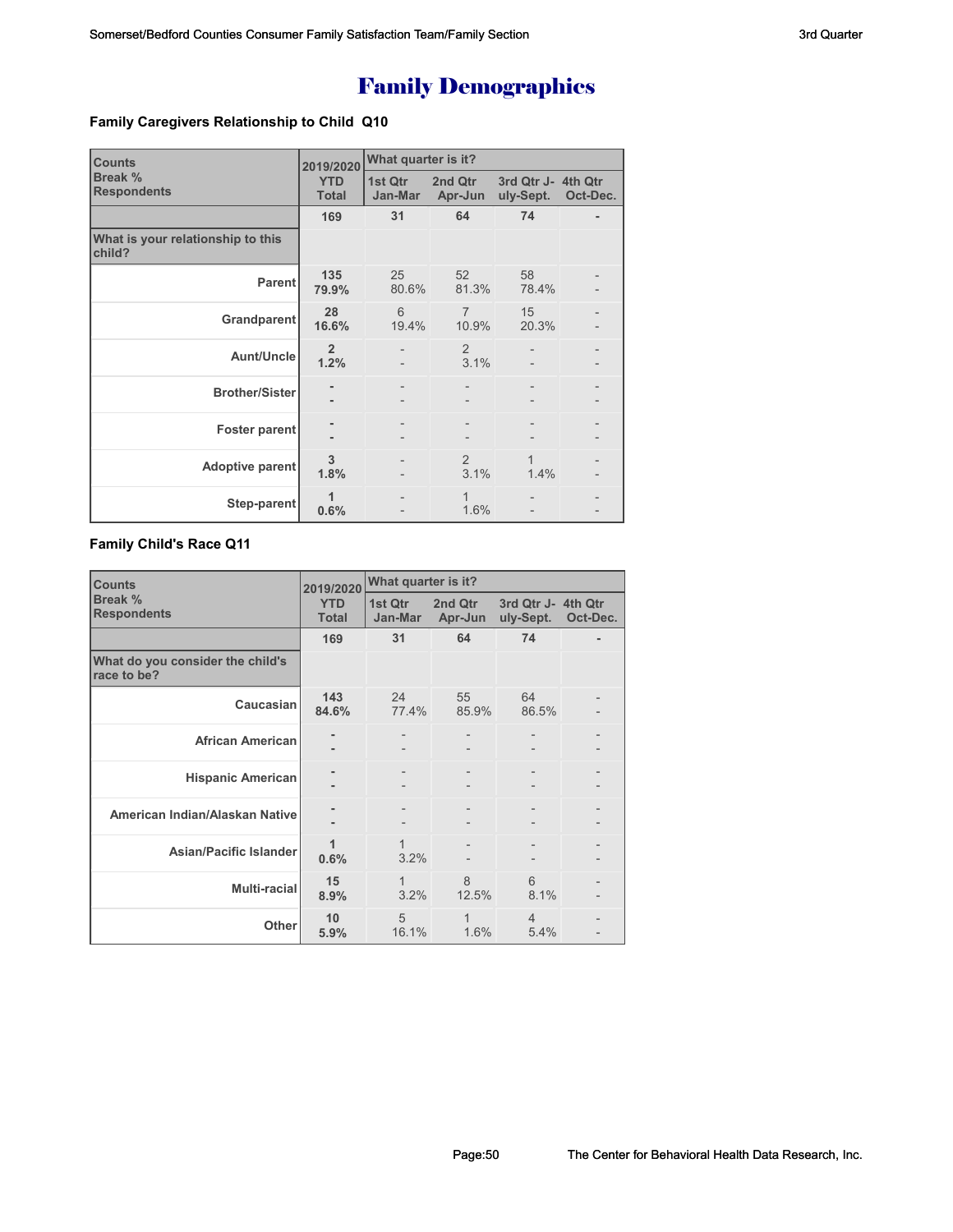# Family Demographics

### Family Caregivers Relationship to Child Q10

| Counts<br>Break %<br>Respondents | 2019/2020<br>YTD Total | What quarter is it?<br>1st Qtr Jan-Mar | <br>2nd Qtr Apr-Jun | <br>3rd Qtr July-Sept. | <br>4th Qtr Oct-Dec. |
|---|---|---|---|---|---|
| | 169 | 31 | 64 | 74 | - |
| What is your relationship to this child? | | | | | |
| Parent | 135<br>79.9% | 25<br>80.6% | 52<br>81.3% | 58<br>78.4% | -<br>- |
| Grandparent | 28<br>16.6% | 6<br>19.4% | 7<br>10.9% | 15<br>20.3% | -<br>- |
| Aunt/Uncle | 2<br>1.2% | -<br>- | 2<br>3.1% | -<br>- | -<br>- |
| Brother/Sister | -<br>- | -<br>- | -<br>- | -<br>- | -<br>- |
| Foster parent | -<br>- | -<br>- | -<br>- | -<br>- | -<br>- |
| Adoptive parent | 3<br>1.8% | -<br>- | 2<br>3.1% | 1<br>1.4% | -<br>- |
| Step-parent | 1<br>0.6% | -<br>- | 1<br>1.6% | -<br>- | -<br>- |

### Family Child's Race Q11

| Counts<br>Break %<br>Respondents | 2019/2020<br>YTD Total | What quarter is it?<br>1st Qtr Jan-Mar | <br>2nd Qtr Apr-Jun | <br>3rd Qtr July-Sept. | <br>4th Qtr Oct-Dec. |
|---|---|---|---|---|---|
| | 169 | 31 | 64 | 74 | - |
| What do you consider the child's race to be? | | | | | |
| Caucasian | 143<br>84.6% | 24<br>77.4% | 55<br>85.9% | 64<br>86.5% | -<br>- |
| African American | -<br>- | -<br>- | -<br>- | -<br>- | -<br>- |
| Hispanic American | -<br>- | -<br>- | -<br>- | -<br>- | -<br>- |
| American Indian/Alaskan Native | -<br>- | -<br>- | -<br>- | -<br>- | -<br>- |
| Asian/Pacific Islander | 1<br>0.6% | 1<br>3.2% | -<br>- | -<br>- | -<br>- |
| Multi-racial | 15<br>8.9% | 1<br>3.2% | 8<br>12.5% | 6<br>8.1% | -<br>- |
| Other | 10<br>5.9% | 5<br>16.1% | 1<br>1.6% | 4<br>5.4% | -<br>- |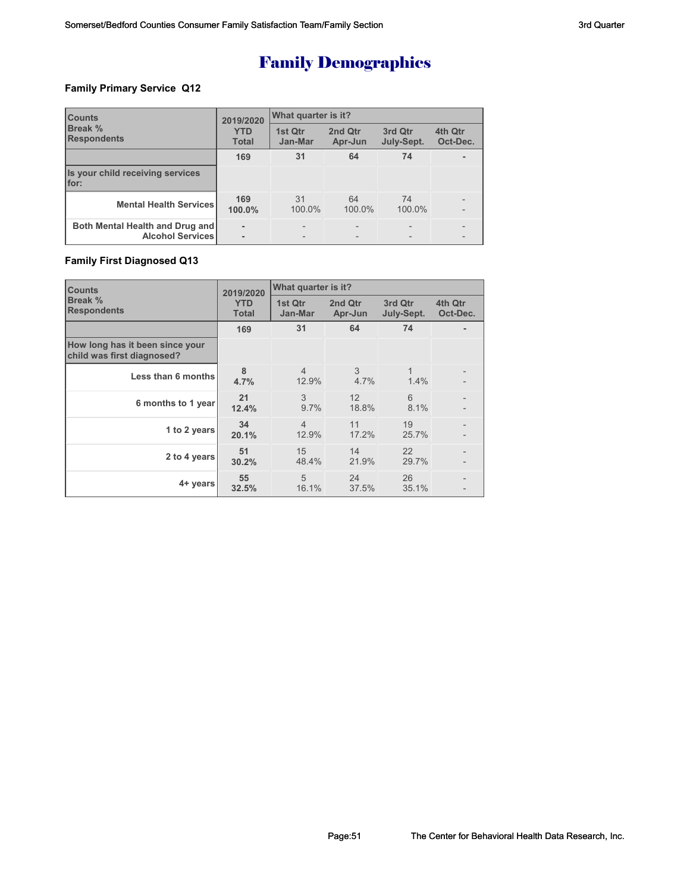# Family Demographics

### Family Primary Service Q12

| Counts<br>Break %<br>Respondents | 2019/2020<br>YTD<br>Total | What quarter is it?<br>1st Qtr<br>Jan-Mar | <br>2nd Qtr<br>Apr-Jun | <br>3rd Qtr<br>July-Sept. | <br>4th Qtr<br>Oct-Dec. |
|---|---|---|---|---|---|
| | 169 | 31 | 64 | 74 | - |
| Is your child receiving services for: | | | | | |
| Mental Health Services | 169<br>100.0% | 31<br>100.0% | 64<br>100.0% | 74<br>100.0% | -<br>- |
| Both Mental Health and Drug and Alcohol Services | -<br>- | -<br>- | -<br>- | -<br>- | -<br>- |

### Family First Diagnosed Q13

| Counts<br>Break %<br>Respondents | 2019/2020<br>YTD<br>Total | What quarter is it?<br>1st Qtr<br>Jan-Mar | <br>2nd Qtr<br>Apr-Jun | <br>3rd Qtr<br>July-Sept. | <br>4th Qtr<br>Oct-Dec. |
|---|---|---|---|---|---|
| | 169 | 31 | 64 | 74 | - |
| How long has it been since your child was first diagnosed? | | | | | |
| Less than 6 months | 8<br>4.7% | 4<br>12.9% | 3<br>4.7% | 1<br>1.4% | -<br>- |
| 6 months to 1 year | 21<br>12.4% | 3<br>9.7% | 12<br>18.8% | 6<br>8.1% | -<br>- |
| 1 to 2 years | 34<br>20.1% | 4<br>12.9% | 11<br>17.2% | 19<br>25.7% | -<br>- |
| 2 to 4 years | 51<br>30.2% | 15<br>48.4% | 14<br>21.9% | 22<br>29.7% | -<br>- |
| 4+ years | 55<br>32.5% | 5<br>16.1% | 24<br>37.5% | 26<br>35.1% | -<br>- |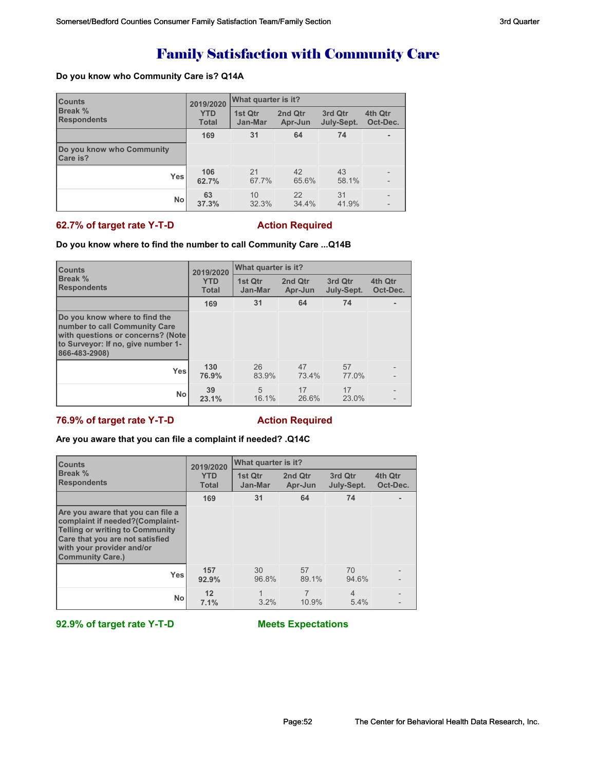# Family Satisfaction with Community Care

**Do you know who Community Care is? Q14A**

| Counts<br>Break %<br>Respondents | 2019/2020 YTD Total | What quarter is it? 1st Qtr Jan-Mar | 2nd Qtr Apr-Jun | 3rd Qtr July-Sept. | 4th Qtr Oct-Dec. |
|---|---|---|---|---|---|
| | 169 | 31 | 64 | 74 | - |
| Do you know who Community Care is? | | | | | |
| Yes | 106<br>62.7% | 21<br>67.7% | 42<br>65.6% | 43<br>58.1% | -<br>- |
| No | 63<br>37.3% | 10<br>32.3% | 22<br>34.4% | 31<br>41.9% | -<br>- |

**62.7% of target rate Y-T-D** **Action Required**

**Do you know where to find the number to call Community Care ...Q14B**

| Counts<br>Break %<br>Respondents | 2019/2020 YTD Total | What quarter is it? 1st Qtr Jan-Mar | 2nd Qtr Apr-Jun | 3rd Qtr July-Sept. | 4th Qtr Oct-Dec. |
|---|---|---|---|---|---|
| | 169 | 31 | 64 | 74 | - |
| Do you know where to find the number to call Community Care with questions or concerns? (Note to Surveyor: If no, give number 1-866-483-2908) | | | | | |
| Yes | 130<br>76.9% | 26<br>83.9% | 47<br>73.4% | 57<br>77.0% | -<br>- |
| No | 39<br>23.1% | 5<br>16.1% | 17<br>26.6% | 17<br>23.0% | -<br>- |

**76.9% of target rate Y-T-D** **Action Required**

**Are you aware that you can file a complaint if needed? .Q14C**

| Counts<br>Break %<br>Respondents | 2019/2020 YTD Total | What quarter is it? 1st Qtr Jan-Mar | 2nd Qtr Apr-Jun | 3rd Qtr July-Sept. | 4th Qtr Oct-Dec. |
|---|---|---|---|---|---|
| | 169 | 31 | 64 | 74 | - |
| Are you aware that you can file a complaint if needed?(Complaint- Telling or writing to Community Care that you are not satisfied with your provider and/or Community Care.) | | | | | |
| Yes | 157<br>92.9% | 30<br>96.8% | 57<br>89.1% | 70<br>94.6% | -<br>- |
| No | 12<br>7.1% | 1<br>3.2% | 7<br>10.9% | 4<br>5.4% | -<br>- |

**92.9% of target rate Y-T-D** **Meets Expectations**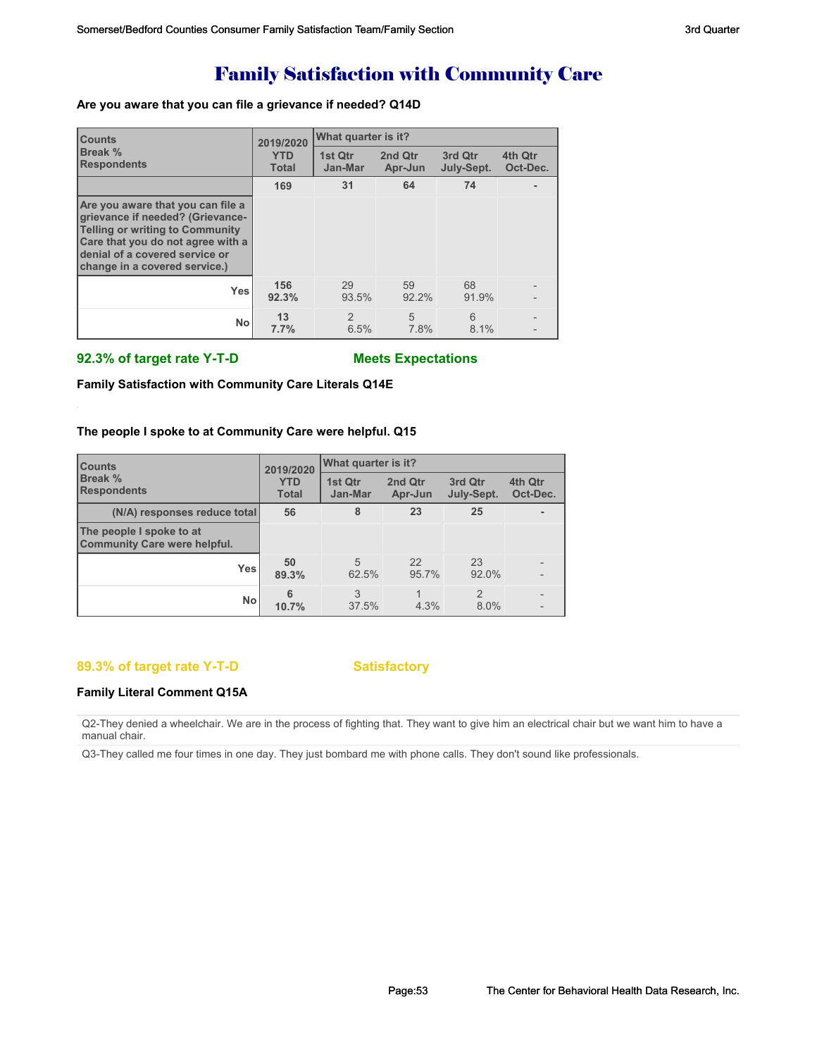# Family Satisfaction with Community Care

**Are you aware that you can file a grievance if needed? Q14D**

| Counts<br>Break %<br>Respondents | 2019/2020 YTD Total | What quarter is it? 1st Qtr Jan-Mar | 2nd Qtr Apr-Jun | 3rd Qtr July-Sept. | 4th Qtr Oct-Dec. |
|---|---|---|---|---|---|
| | 169 | 31 | 64 | 74 | - |
| Are you aware that you can file a grievance if needed? (Grievance-Telling or writing to Community Care that you do not agree with a denial of a covered service or change in a covered service.) | | | | | |
| Yes | 156<br>92.3% | 29<br>93.5% | 59<br>92.2% | 68<br>91.9% | -<br>- |
| No | 13<br>7.7% | 2<br>6.5% | 5<br>7.8% | 6<br>8.1% | -<br>- |

**92.3% of target rate Y-T-D** **Meets Expectations**

**Family Satisfaction with Community Care Literals Q14E**

**The people I spoke to at Community Care were helpful. Q15**

| Counts<br>Break %<br>Respondents | 2019/2020 YTD Total | What quarter is it? 1st Qtr Jan-Mar | 2nd Qtr Apr-Jun | 3rd Qtr July-Sept. | 4th Qtr Oct-Dec. |
|---|---|---|---|---|---|
| (N/A) responses reduce total | 56 | 8 | 23 | 25 | - |
| The people I spoke to at Community Care were helpful. | | | | | |
| Yes | 50<br>89.3% | 5<br>62.5% | 22<br>95.7% | 23<br>92.0% | -<br>- |
| No | 6<br>10.7% | 3<br>37.5% | 1<br>4.3% | 2<br>8.0% | -<br>- |

**89.3% of target rate Y-T-D** **Satisfactory**

**Family Literal Comment Q15A**

Q2-They denied a wheelchair. We are in the process of fighting that. They want to give him an electrical chair but we want him to have a manual chair.

Q3-They called me four times in one day. They just bombard me with phone calls. They don't sound like professionals.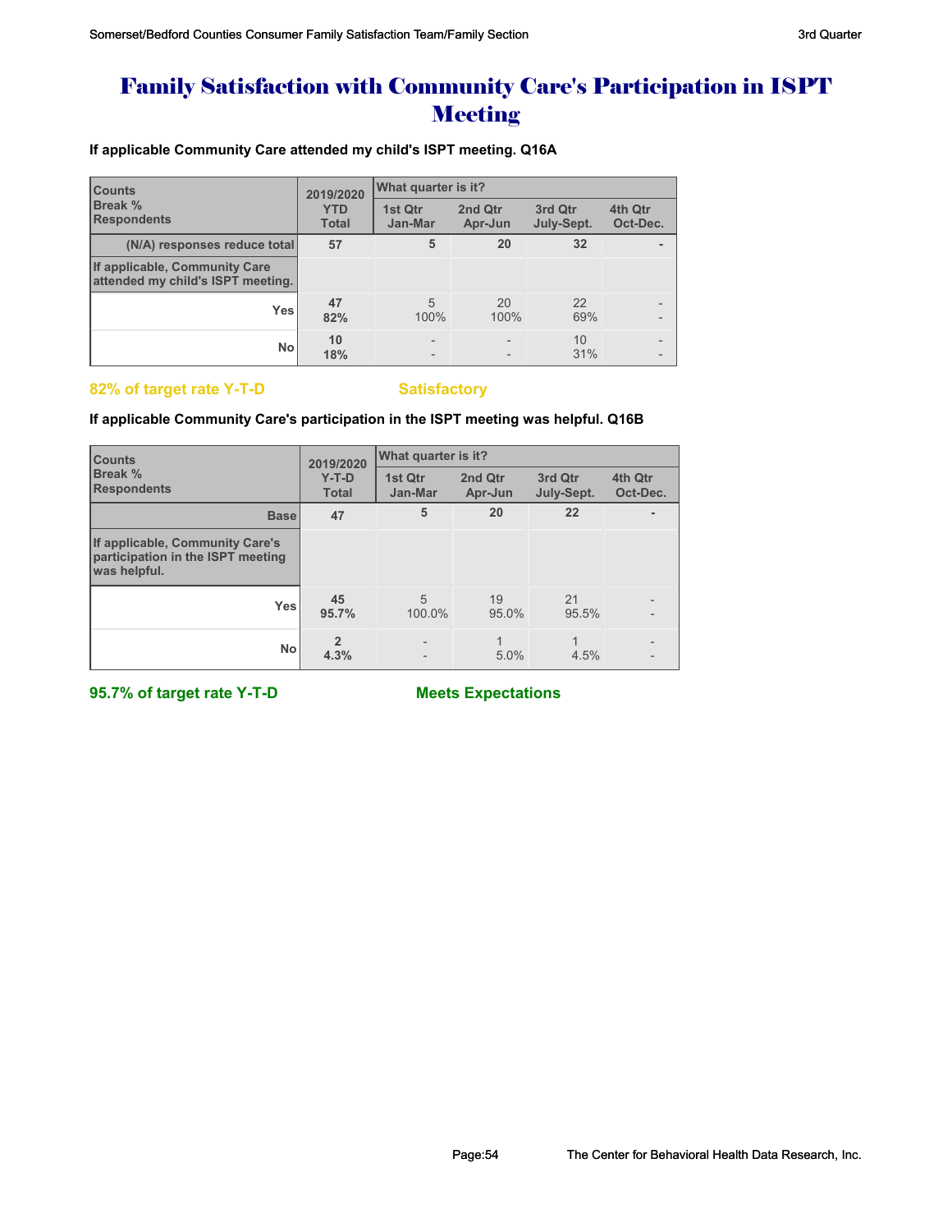# Family Satisfaction with Community Care's Participation in ISPT Meeting

**If applicable Community Care attended my child's ISPT meeting. Q16A**

| Counts<br>Break %<br>Respondents | 2019/2020<br>YTD<br>Total | What quarter is it?<br>1st Qtr<br>Jan-Mar | <br>2nd Qtr<br>Apr-Jun | <br>3rd Qtr<br>July-Sept. | <br>4th Qtr<br>Oct-Dec. |
|---|---|---|---|---|---|
| (N/A) responses reduce total | 57 | 5 | 20 | 32 | - |
| If applicable, Community Care attended my child's ISPT meeting. | | | | | |
| Yes | 47<br>82% | 5<br>100% | 20<br>100% | 22<br>69% | -<br>- |
| No | 10<br>18% | -<br>- | -<br>- | 10<br>31% | -<br>- |

**82% of target rate Y-T-D** **Satisfactory**

**If applicable Community Care's participation in the ISPT meeting was helpful. Q16B**

| Counts<br>Break %<br>Respondents | 2019/2020<br>Y-T-D<br>Total | What quarter is it?<br>1st Qtr<br>Jan-Mar | <br>2nd Qtr<br>Apr-Jun | <br>3rd Qtr<br>July-Sept. | <br>4th Qtr<br>Oct-Dec. |
|---|---|---|---|---|---|
| Base | 47 | 5 | 20 | 22 | - |
| If applicable, Community Care's participation in the ISPT meeting was helpful. | | | | | |
| Yes | 45<br>95.7% | 5<br>100.0% | 19<br>95.0% | 21<br>95.5% | -<br>- |
| No | 2<br>4.3% | -<br>- | 1<br>5.0% | 1<br>4.5% | -<br>- |

**95.7% of target rate Y-T-D** **Meets Expectations**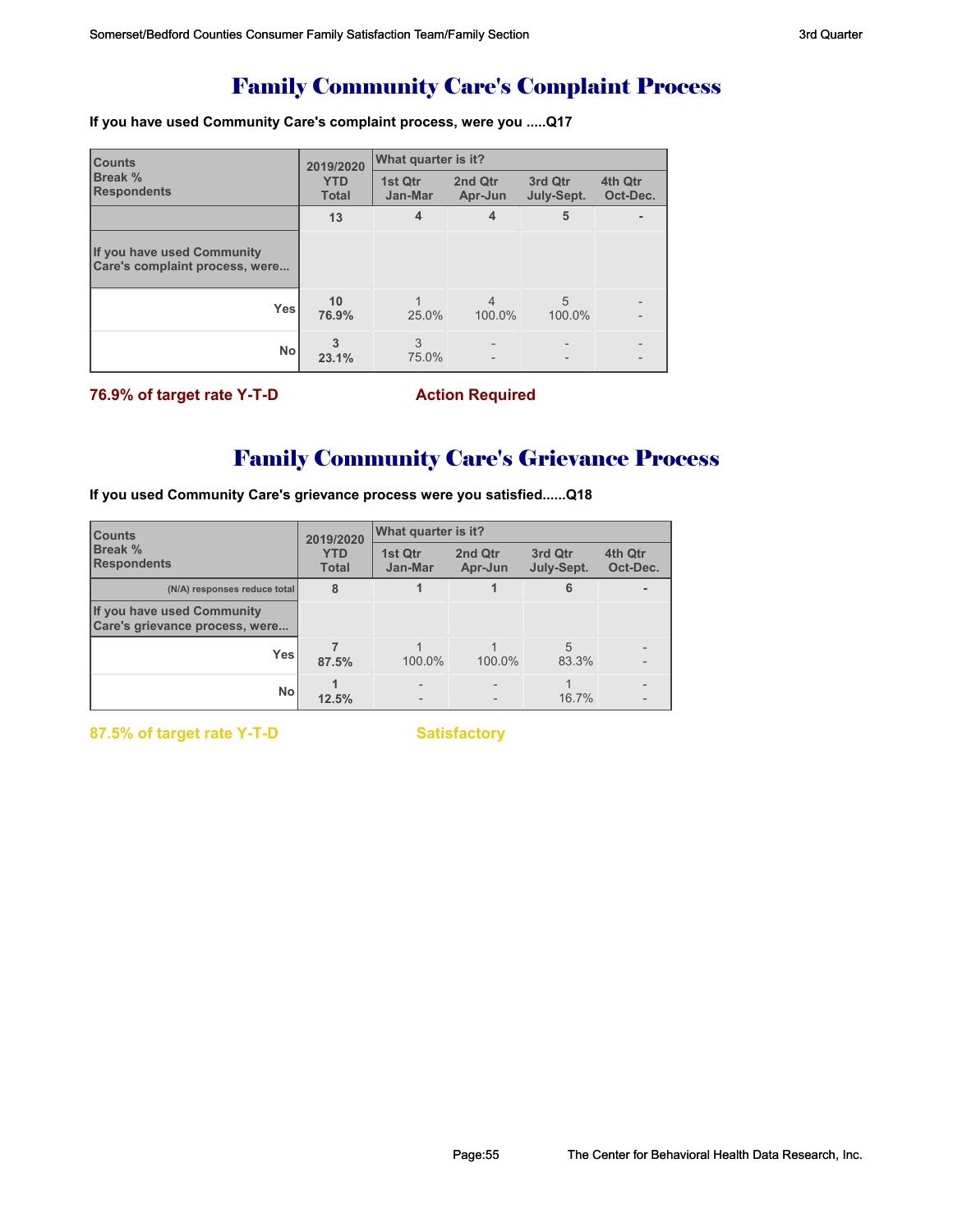# Family Community Care's Complaint Process

**If you have used Community Care's complaint process, were you .....Q17**

| Counts<br>Break %<br>Respondents | 2019/2020 YTD Total | What quarter is it? 1st Qtr Jan-Mar | 2nd Qtr Apr-Jun | 3rd Qtr July-Sept. | 4th Qtr Oct-Dec. |
|---|---|---|---|---|---|
| | 13 | 4 | 4 | 5 | - |
| If you have used Community Care's complaint process, were... | | | | | |
| Yes | 10<br>76.9% | 1<br>25.0% | 4<br>100.0% | 5<br>100.0% | -<br>- |
| No | 3<br>23.1% | 3<br>75.0% | -<br>- | -<br>- | -<br>- |

**76.9% of target rate Y-T-D** **Action Required**

# Family Community Care's Grievance Process

**If you used Community Care's grievance process were you satisfied......Q18**

| Counts<br>Break %<br>Respondents | 2019/2020 YTD Total | What quarter is it? 1st Qtr Jan-Mar | 2nd Qtr Apr-Jun | 3rd Qtr July-Sept. | 4th Qtr Oct-Dec. |
|---|---|---|---|---|---|
| (N/A) responses reduce total | 8 | 1 | 1 | 6 | - |
| If you have used Community Care's grievance process, were... | | | | | |
| Yes | 7<br>87.5% | 1<br>100.0% | 1<br>100.0% | 5<br>83.3% | -<br>- |
| No | 1<br>12.5% | -<br>- | -<br>- | 1<br>16.7% | -<br>- |

**87.5% of target rate Y-T-D** **Satisfactory**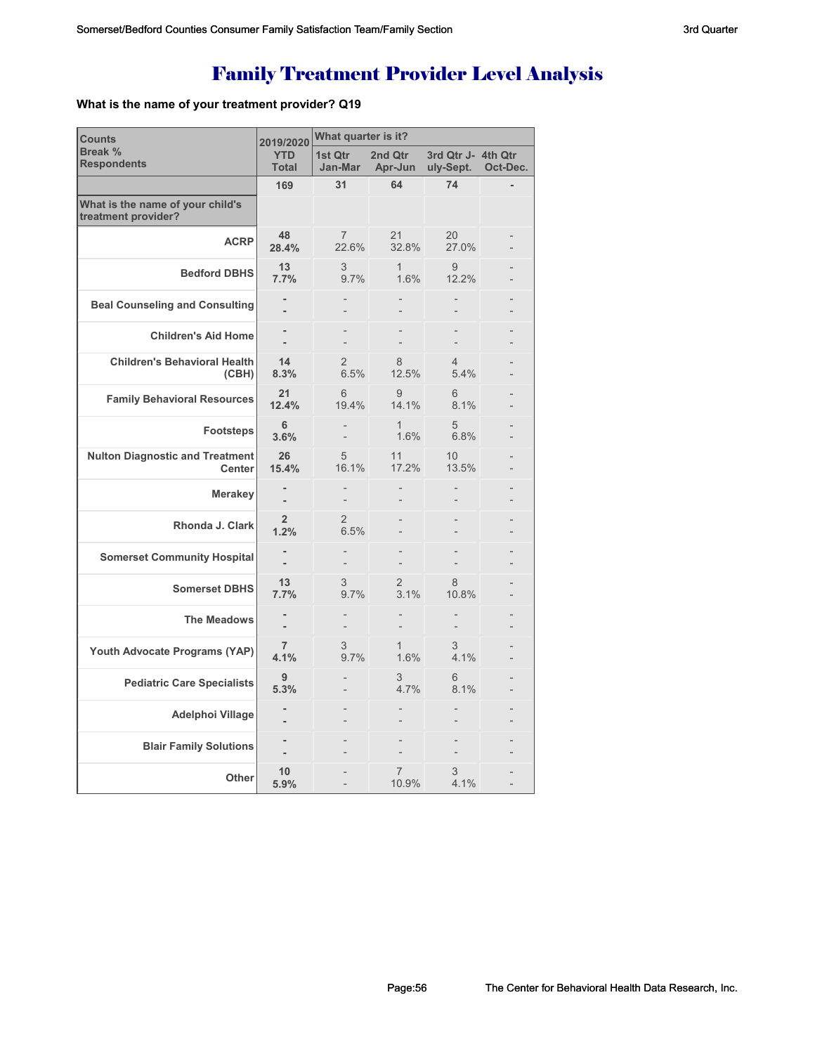# Family Treatment Provider Level Analysis

**What is the name of your treatment provider? Q19**

| Counts<br>Break %<br>Respondents | 2019/2020<br>YTD Total | What quarter is it?<br>1st Qtr Jan-Mar | 2nd Qtr Apr-Jun | 3rd Qtr July-Sept. | 4th Qtr Oct-Dec. |
|---|---|---|---|---|---|
| | 169 | 31 | 64 | 74 | - |
| **What is the name of your child's treatment provider?** | | | | | |
| **ACRP** | **48**<br>**28.4%** | 7<br>22.6% | 21<br>32.8% | 20<br>27.0% | -<br>- |
| **Bedford DBHS** | **13**<br>**7.7%** | 3<br>9.7% | 1<br>1.6% | 9<br>12.2% | -<br>- |
| **Beal Counseling and Consulting** | -<br>- | -<br>- | -<br>- | -<br>- | -<br>- |
| **Children's Aid Home** | -<br>- | -<br>- | -<br>- | -<br>- | -<br>- |
| **Children's Behavioral Health (CBH)** | **14**<br>**8.3%** | 2<br>6.5% | 8<br>12.5% | 4<br>5.4% | -<br>- |
| **Family Behavioral Resources** | **21**<br>**12.4%** | 6<br>19.4% | 9<br>14.1% | 6<br>8.1% | -<br>- |
| **Footsteps** | **6**<br>**3.6%** | -<br>- | 1<br>1.6% | 5<br>6.8% | -<br>- |
| **Nulton Diagnostic and Treatment Center** | **26**<br>**15.4%** | 5<br>16.1% | 11<br>17.2% | 10<br>13.5% | -<br>- |
| **Merakey** | -<br>- | -<br>- | -<br>- | -<br>- | -<br>- |
| **Rhonda J. Clark** | **2**<br>**1.2%** | 2<br>6.5% | -<br>- | -<br>- | -<br>- |
| **Somerset Community Hospital** | -<br>- | -<br>- | -<br>- | -<br>- | -<br>- |
| **Somerset DBHS** | **13**<br>**7.7%** | 3<br>9.7% | 2<br>3.1% | 8<br>10.8% | -<br>- |
| **The Meadows** | -<br>- | -<br>- | -<br>- | -<br>- | -<br>- |
| **Youth Advocate Programs (YAP)** | **7**<br>**4.1%** | 3<br>9.7% | 1<br>1.6% | 3<br>4.1% | -<br>- |
| **Pediatric Care Specialists** | **9**<br>**5.3%** | -<br>- | 3<br>4.7% | 6<br>8.1% | -<br>- |
| **Adelphoi Village** | -<br>- | -<br>- | -<br>- | -<br>- | -<br>- |
| **Blair Family Solutions** | -<br>- | -<br>- | -<br>- | -<br>- | -<br>- |
| **Other** | **10**<br>**5.9%** | -<br>- | 7<br>10.9% | 3<br>4.1% | -<br>- |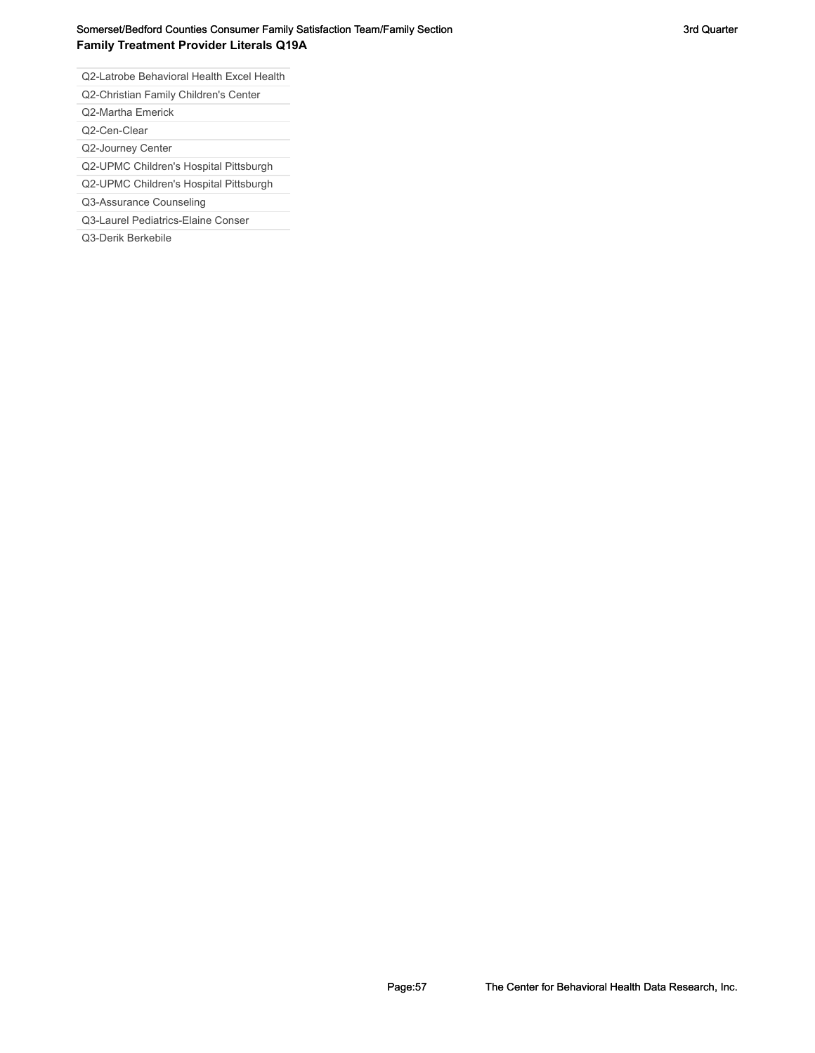## Family Treatment Provider Literals Q19A

| |
|---|
| Q2-Latrobe Behavioral Health Excel Health |
| Q2-Christian Family Children's Center |
| Q2-Martha Emerick |
| Q2-Cen-Clear |
| Q2-Journey Center |
| Q2-UPMC Children's Hospital Pittsburgh |
| Q2-UPMC Children's Hospital Pittsburgh |
| Q3-Assurance Counseling |
| Q3-Laurel Pediatrics-Elaine Conser |
| Q3-Derik Berkebile |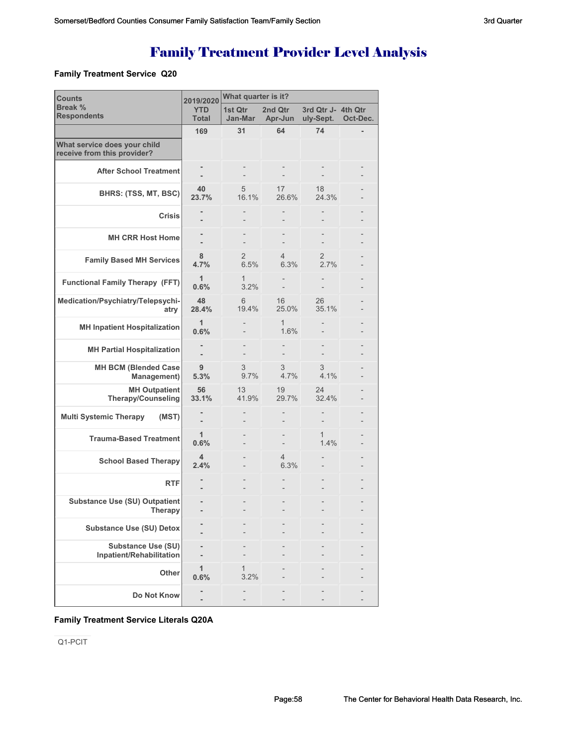# Family Treatment Provider Level Analysis

### Family Treatment Service Q20

| Counts<br>Break %<br>Respondents | 2019/2020<br>YTD<br>Total | What quarter is it?<br>1st Qtr<br>Jan-Mar | 2nd Qtr<br>Apr-Jun | 3rd Qtr July-Sept. | 4th Qtr<br>Oct-Dec. |
|---|---|---|---|---|---|
| | 169 | 31 | 64 | 74 | - |
| **What service does your child receive from this provider?** | | | | | |
| After School Treatment | -<br>- | -<br>- | -<br>- | -<br>- | -<br>- |
| BHRS: (TSS, MT, BSC) | 40<br>23.7% | 5<br>16.1% | 17<br>26.6% | 18<br>24.3% | -<br>- |
| Crisis | -<br>- | -<br>- | -<br>- | -<br>- | -<br>- |
| MH CRR Host Home | -<br>- | -<br>- | -<br>- | -<br>- | -<br>- |
| Family Based MH Services | 8<br>4.7% | 2<br>6.5% | 4<br>6.3% | 2<br>2.7% | -<br>- |
| Functional Family Therapy (FFT) | 1<br>0.6% | 1<br>3.2% | -<br>- | -<br>- | -<br>- |
| Medication/Psychiatry/Telepsychiatry | 48<br>28.4% | 6<br>19.4% | 16<br>25.0% | 26<br>35.1% | -<br>- |
| MH Inpatient Hospitalization | 1<br>0.6% | -<br>- | 1<br>1.6% | -<br>- | -<br>- |
| MH Partial Hospitalization | -<br>- | -<br>- | -<br>- | -<br>- | -<br>- |
| MH BCM (Blended Case Management) | 9<br>5.3% | 3<br>9.7% | 3<br>4.7% | 3<br>4.1% | -<br>- |
| MH Outpatient Therapy/Counseling | 56<br>33.1% | 13<br>41.9% | 19<br>29.7% | 24<br>32.4% | -<br>- |
| Multi Systemic Therapy (MST) | -<br>- | -<br>- | -<br>- | -<br>- | -<br>- |
| Trauma-Based Treatment | 1<br>0.6% | -<br>- | -<br>- | 1<br>1.4% | -<br>- |
| School Based Therapy | 4<br>2.4% | -<br>- | 4<br>6.3% | -<br>- | -<br>- |
| RTF | -<br>- | -<br>- | -<br>- | -<br>- | -<br>- |
| Substance Use (SU) Outpatient Therapy | -<br>- | -<br>- | -<br>- | -<br>- | -<br>- |
| Substance Use (SU) Detox | -<br>- | -<br>- | -<br>- | -<br>- | -<br>- |
| Substance Use (SU) Inpatient/Rehabilitation | -<br>- | -<br>- | -<br>- | -<br>- | -<br>- |
| Other | 1<br>0.6% | 1<br>3.2% | -<br>- | -<br>- | -<br>- |
| Do Not Know | -<br>- | -<br>- | -<br>- | -<br>- | -<br>- |

### Family Treatment Service Literals Q20A

Q1-PCIT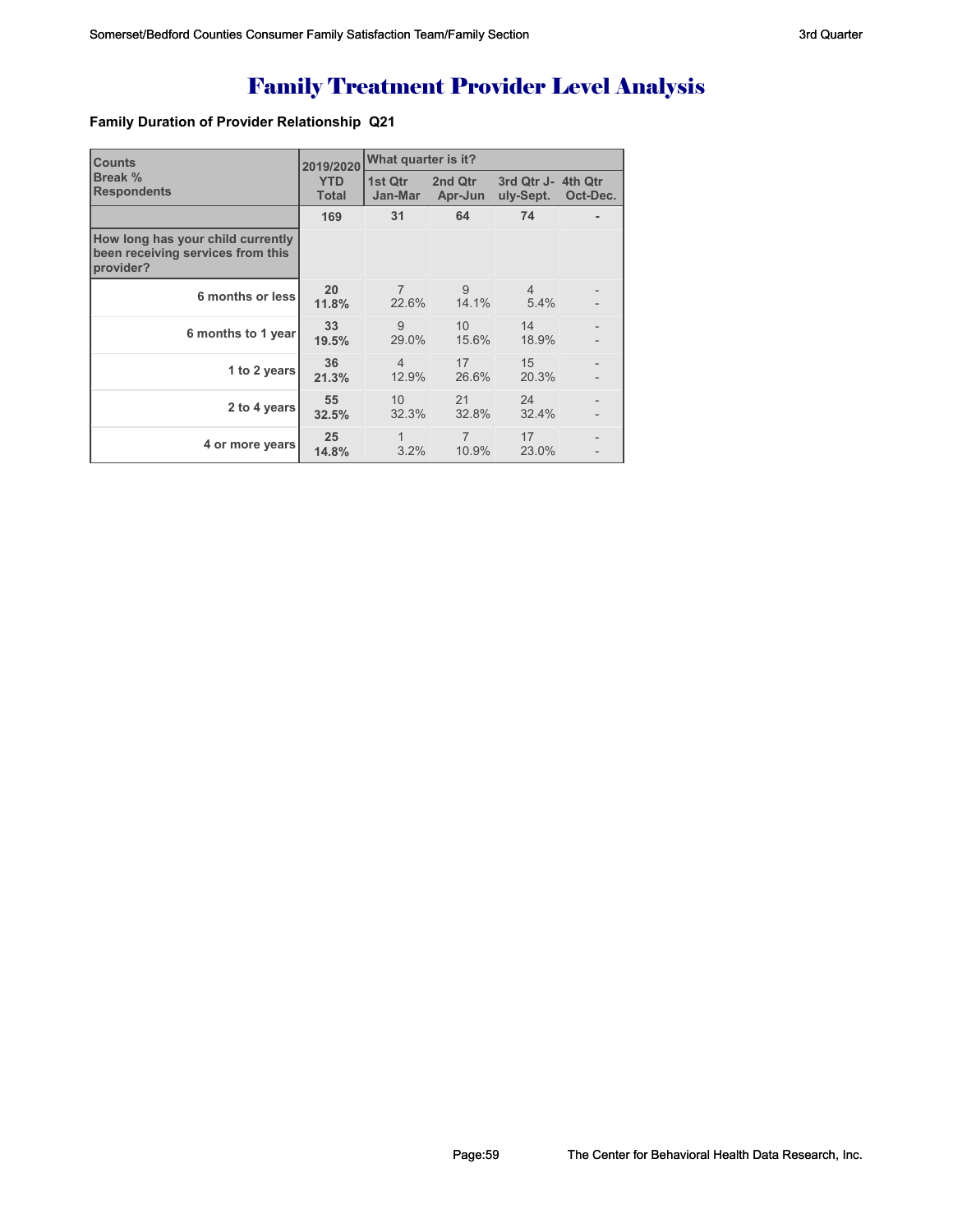# Family Treatment Provider Level Analysis

**Family Duration of Provider Relationship Q21**

| Counts<br>Break %<br>Respondents | 2019/2020<br>YTD<br>Total | What quarter is it?<br>1st Qtr<br>Jan-Mar | 2nd Qtr<br>Apr-Jun | 3rd Qtr J-<br>uly-Sept. | 4th Qtr<br>Oct-Dec. |
|---|---|---|---|---|---|
| | 169 | 31 | 64 | 74 | - |
| How long has your child currently been receiving services from this provider? | | | | | |
| 6 months or less | 20<br>11.8% | 7<br>22.6% | 9<br>14.1% | 4<br>5.4% | -<br>- |
| 6 months to 1 year | 33<br>19.5% | 9<br>29.0% | 10<br>15.6% | 14<br>18.9% | -<br>- |
| 1 to 2 years | 36<br>21.3% | 4<br>12.9% | 17<br>26.6% | 15<br>20.3% | -<br>- |
| 2 to 4 years | 55<br>32.5% | 10<br>32.3% | 21<br>32.8% | 24<br>32.4% | -<br>- |
| 4 or more years | 25<br>14.8% | 1<br>3.2% | 7<br>10.9% | 17<br>23.0% | -<br>- |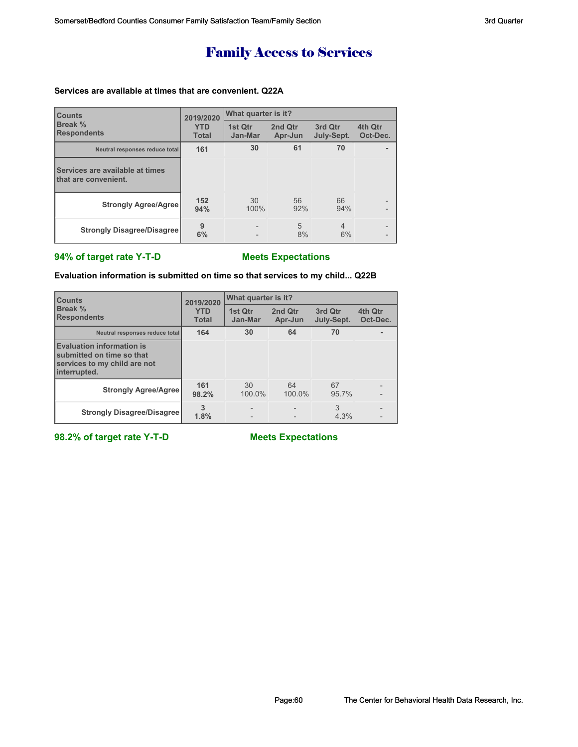# Family Access to Services

**Services are available at times that are convenient. Q22A**

| Counts<br>Break %<br>Respondents | 2019/2020<br>YTD<br>Total | What quarter is it?<br>1st Qtr<br>Jan-Mar | <br>2nd Qtr<br>Apr-Jun | <br>3rd Qtr<br>July-Sept. | <br>4th Qtr<br>Oct-Dec. |
|---|---|---|---|---|---|
| Neutral responses reduce total | **161** | **30** | **61** | **70** | **-** |
| **Services are available at times that are convenient.** | | | | | |
| **Strongly Agree/Agree** | **152**<br>**94%** | 30<br>100% | 56<br>92% | 66<br>94% | -<br>- |
| **Strongly Disagree/Disagree** | **9**<br>**6%** | -<br>- | 5<br>8% | 4<br>6% | -<br>- |

**94% of target rate Y-T-D** **Meets Expectations**

**Evaluation information is submitted on time so that services to my child... Q22B**

| Counts<br>Break %<br>Respondents | 2019/2020<br>YTD<br>Total | What quarter is it?<br>1st Qtr<br>Jan-Mar | <br>2nd Qtr<br>Apr-Jun | <br>3rd Qtr<br>July-Sept. | <br>4th Qtr<br>Oct-Dec. |
|---|---|---|---|---|---|
| Neutral responses reduce total | **164** | **30** | **64** | **70** | **-** |
| **Evaluation information is submitted on time so that services to my child are not interrupted.** | | | | | |
| **Strongly Agree/Agree** | **161**<br>**98.2%** | 30<br>100.0% | 64<br>100.0% | 67<br>95.7% | -<br>- |
| **Strongly Disagree/Disagree** | **3**<br>**1.8%** | -<br>- | -<br>- | 3<br>4.3% | -<br>- |

**98.2% of target rate Y-T-D** **Meets Expectations**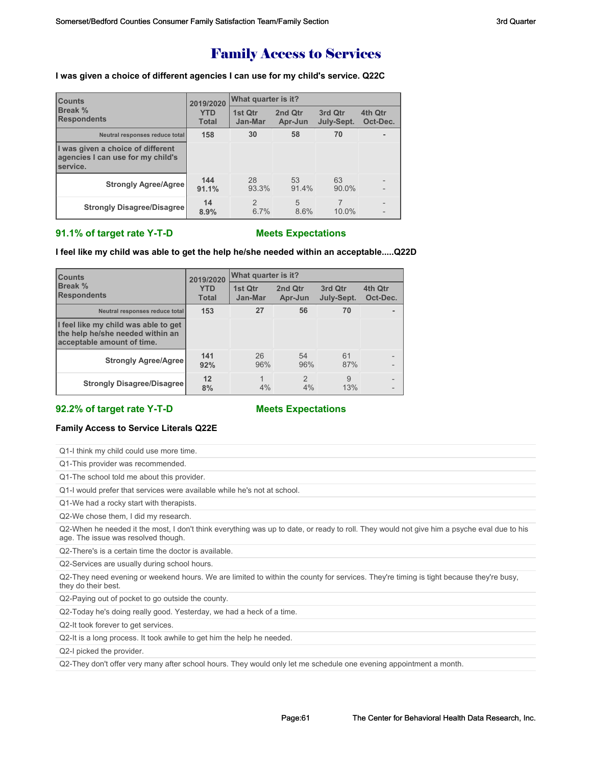# Family Access to Services

**I was given a choice of different agencies I can use for my child's service. Q22C**

| Counts<br>Break %<br>Respondents | 2019/2020 YTD Total | What quarter is it? | | | |
|---|---|---|---|---|---|
| | | 1st Qtr Jan-Mar | 2nd Qtr Apr-Jun | 3rd Qtr July-Sept. | 4th Qtr Oct-Dec. |
| Neutral responses reduce total | 158 | 30 | 58 | 70 | - |
| I was given a choice of different agencies I can use for my child's service. | | | | | |
| Strongly Agree/Agree | 144<br>91.1% | 28<br>93.3% | 53<br>91.4% | 63<br>90.0% | -<br>- |
| Strongly Disagree/Disagree | 14<br>8.9% | 2<br>6.7% | 5<br>8.6% | 7<br>10.0% | -<br>- |

**91.1% of target rate Y-T-D** **Meets Expectations**

**I feel like my child was able to get the help he/she needed within an acceptable.....Q22D**

| Counts<br>Break %<br>Respondents | 2019/2020 YTD Total | What quarter is it? | | | |
|---|---|---|---|---|---|
| | | 1st Qtr Jan-Mar | 2nd Qtr Apr-Jun | 3rd Qtr July-Sept. | 4th Qtr Oct-Dec. |
| Neutral responses reduce total | 153 | 27 | 56 | 70 | - |
| I feel like my child was able to get the help he/she needed within an acceptable amount of time. | | | | | |
| Strongly Agree/Agree | 141<br>92% | 26<br>96% | 54<br>96% | 61<br>87% | -<br>- |
| Strongly Disagree/Disagree | 12<br>8% | 1<br>4% | 2<br>4% | 9<br>13% | -<br>- |

**92.2% of target rate Y-T-D** **Meets Expectations**

**Family Access to Service Literals Q22E**

Q1-I think my child could use more time.

Q1-This provider was recommended.

Q1-The school told me about this provider.

Q1-I would prefer that services were available while he's not at school.

Q1-We had a rocky start with therapists.

Q2-We chose them, I did my research.

Q2-When he needed it the most, I don't think everything was up to date, or ready to roll. They would not give him a psyche eval due to his age. The issue was resolved though.

Q2-There's is a certain time the doctor is available.

Q2-Services are usually during school hours.

Q2-They need evening or weekend hours. We are limited to within the county for services. They're timing is tight because they're busy, they do their best.

Q2-Paying out of pocket to go outside the county.

Q2-Today he's doing really good. Yesterday, we had a heck of a time.

Q2-It took forever to get services.

Q2-It is a long process. It took awhile to get him the help he needed.

Q2-I picked the provider.

Q2-They don't offer very many after school hours. They would only let me schedule one evening appointment a month.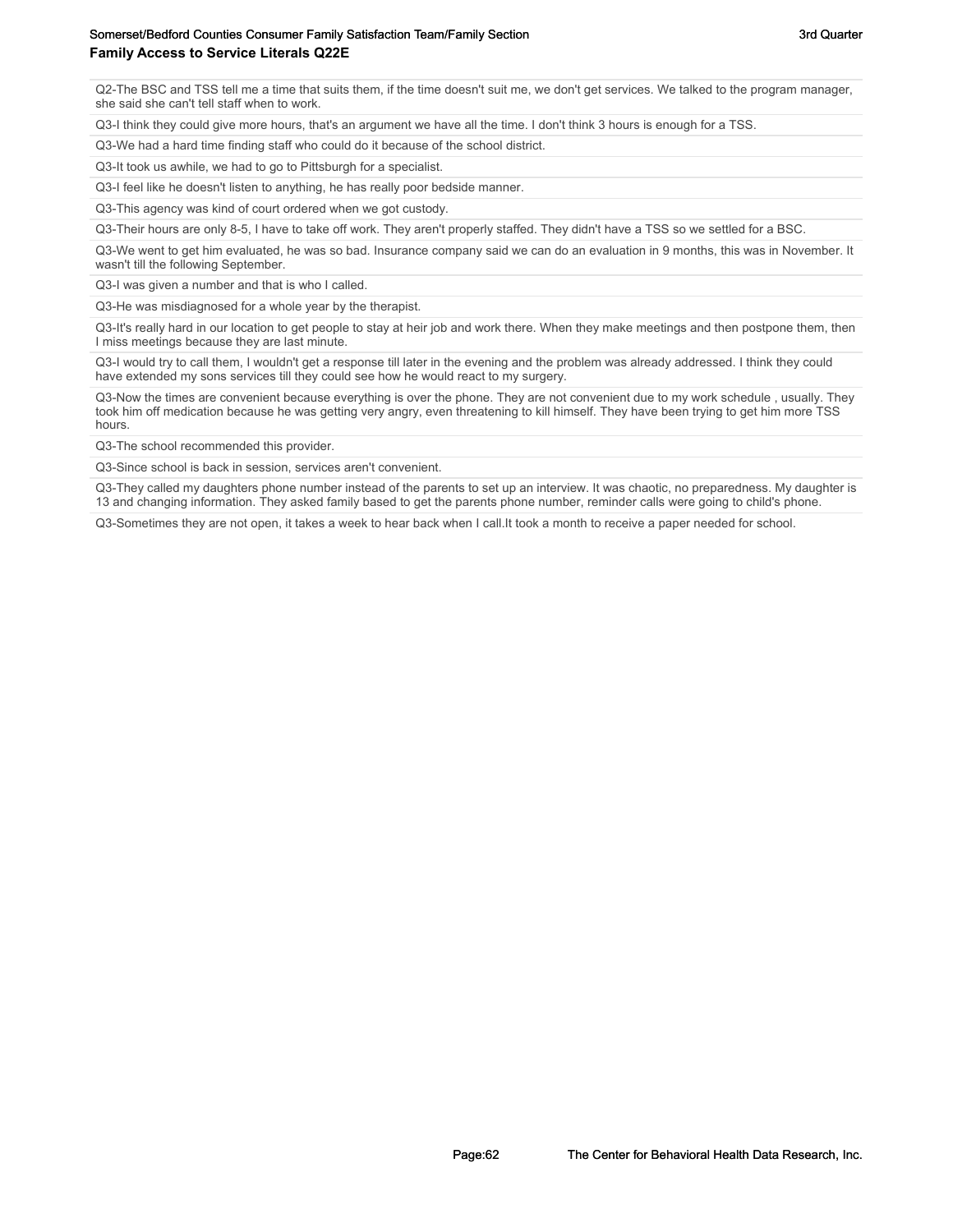## Family Access to Service Literals Q22E

Q2-The BSC and TSS tell me a time that suits them, if the time doesn't suit me, we don't get services. We talked to the program manager, she said she can't tell staff when to work.

Q3-I think they could give more hours, that's an argument we have all the time. I don't think 3 hours is enough for a TSS.

Q3-We had a hard time finding staff who could do it because of the school district.

Q3-It took us awhile, we had to go to Pittsburgh for a specialist.

Q3-I feel like he doesn't listen to anything, he has really poor bedside manner.

Q3-This agency was kind of court ordered when we got custody.

Q3-Their hours are only 8-5, I have to take off work. They aren't properly staffed. They didn't have a TSS so we settled for a BSC.

Q3-We went to get him evaluated, he was so bad. Insurance company said we can do an evaluation in 9 months, this was in November. It wasn't till the following September.

Q3-I was given a number and that is who I called.

Q3-He was misdiagnosed for a whole year by the therapist.

Q3-It's really hard in our location to get people to stay at heir job and work there. When they make meetings and then postpone them, then I miss meetings because they are last minute.

Q3-I would try to call them, I wouldn't get a response till later in the evening and the problem was already addressed. I think they could have extended my sons services till they could see how he would react to my surgery.

Q3-Now the times are convenient because everything is over the phone. They are not convenient due to my work schedule , usually. They took him off medication because he was getting very angry, even threatening to kill himself. They have been trying to get him more TSS hours.

Q3-The school recommended this provider.

Q3-Since school is back in session, services aren't convenient.

Q3-They called my daughters phone number instead of the parents to set up an interview. It was chaotic, no preparedness. My daughter is 13 and changing information. They asked family based to get the parents phone number, reminder calls were going to child's phone.

Q3-Sometimes they are not open, it takes a week to hear back when I call.It took a month to receive a paper needed for school.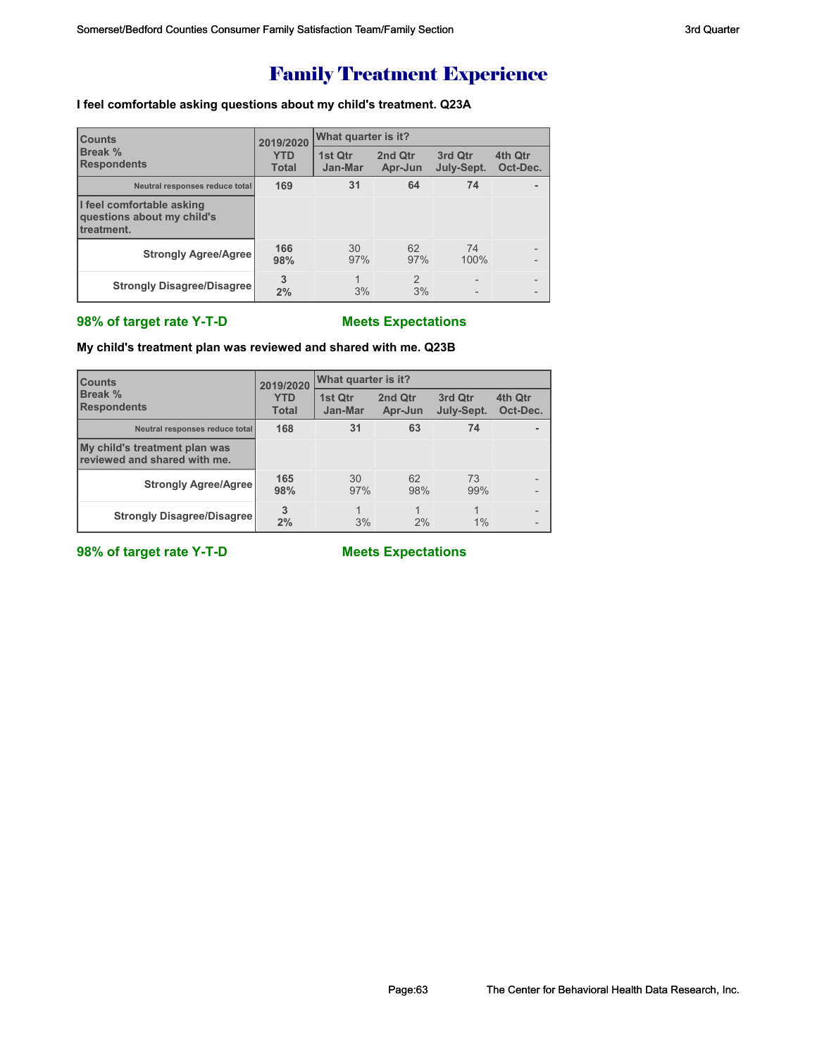# Family Treatment Experience

**I feel comfortable asking questions about my child's treatment. Q23A**

| Counts<br>Break %<br>Respondents | 2019/2020 YTD Total | What quarter is it? 1st Qtr Jan-Mar | 2nd Qtr Apr-Jun | 3rd Qtr July-Sept. | 4th Qtr Oct-Dec. |
|---|---|---|---|---|---|
| Neutral responses reduce total | 169 | 31 | 64 | 74 | - |
| I feel comfortable asking questions about my child's treatment. | | | | | |
| Strongly Agree/Agree | 166<br>98% | 30<br>97% | 62<br>97% | 74<br>100% | -<br>- |
| Strongly Disagree/Disagree | 3<br>2% | 1<br>3% | 2<br>3% | -<br>- | -<br>- |

**98% of target rate Y-T-D** **Meets Expectations**

**My child's treatment plan was reviewed and shared with me. Q23B**

| Counts<br>Break %<br>Respondents | 2019/2020 YTD Total | What quarter is it? 1st Qtr Jan-Mar | 2nd Qtr Apr-Jun | 3rd Qtr July-Sept. | 4th Qtr Oct-Dec. |
|---|---|---|---|---|---|
| Neutral responses reduce total | 168 | 31 | 63 | 74 | - |
| My child's treatment plan was reviewed and shared with me. | | | | | |
| Strongly Agree/Agree | 165<br>98% | 30<br>97% | 62<br>98% | 73<br>99% | -<br>- |
| Strongly Disagree/Disagree | 3<br>2% | 1<br>3% | 1<br>2% | 1<br>1% | -<br>- |

**98% of target rate Y-T-D** **Meets Expectations**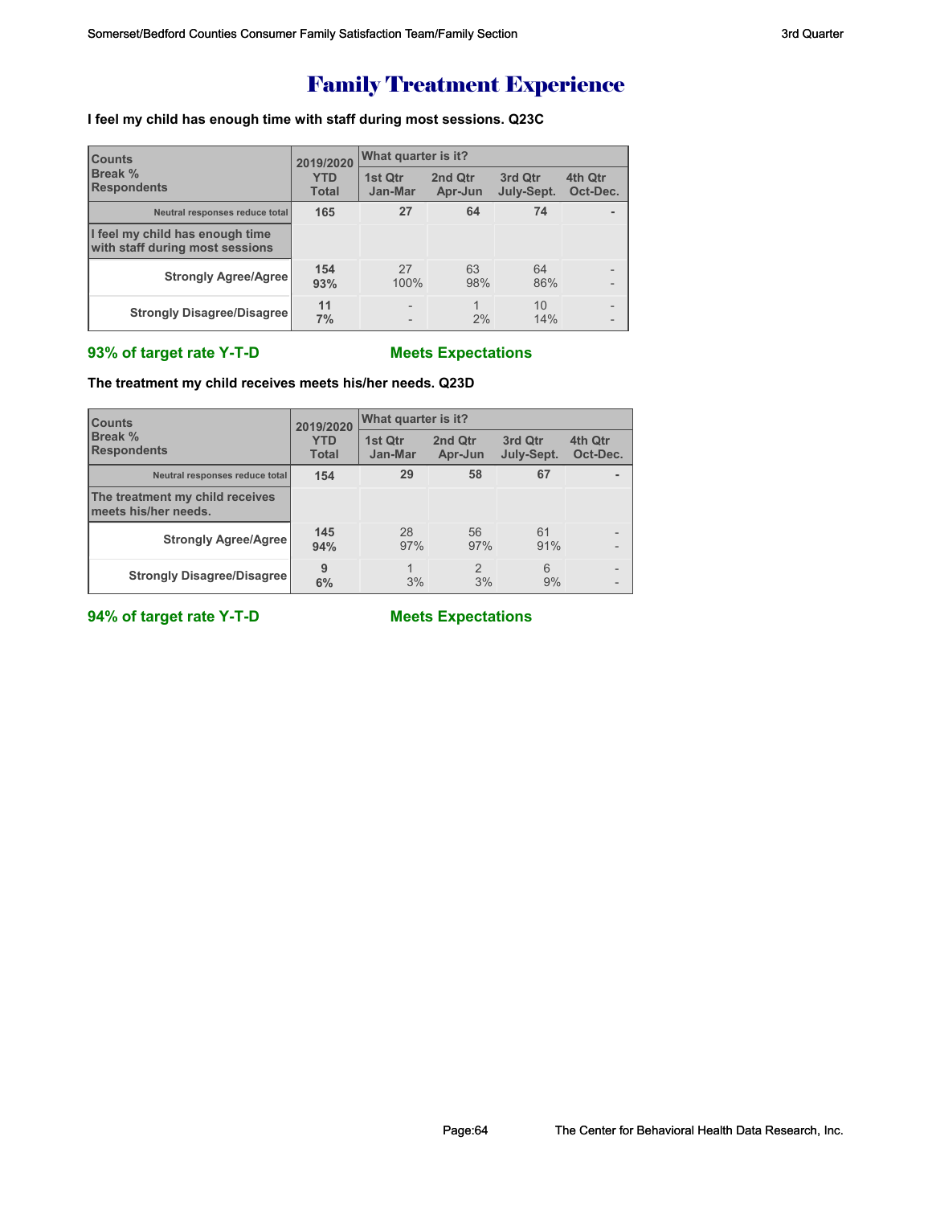# Family Treatment Experience

**I feel my child has enough time with staff during most sessions. Q23C**

| Counts<br>Break %<br>Respondents | 2019/2020<br>YTD<br>Total | What quarter is it?<br>1st Qtr<br>Jan-Mar | 2nd Qtr<br>Apr-Jun | 3rd Qtr<br>July-Sept. | 4th Qtr<br>Oct-Dec. |
|---|---|---|---|---|---|
| Neutral responses reduce total | 165 | 27 | 64 | 74 | - |
| I feel my child has enough time with staff during most sessions | | | | | |
| Strongly Agree/Agree | 154<br>93% | 27<br>100% | 63<br>98% | 64<br>86% | -<br>- |
| Strongly Disagree/Disagree | 11<br>7% | -<br>- | 1<br>2% | 10<br>14% | -<br>- |

**93% of target rate Y-T-D** **Meets Expectations**

**The treatment my child receives meets his/her needs. Q23D**

| Counts<br>Break %<br>Respondents | 2019/2020<br>YTD<br>Total | What quarter is it?<br>1st Qtr<br>Jan-Mar | 2nd Qtr<br>Apr-Jun | 3rd Qtr<br>July-Sept. | 4th Qtr<br>Oct-Dec. |
|---|---|---|---|---|---|
| Neutral responses reduce total | 154 | 29 | 58 | 67 | - |
| The treatment my child receives meets his/her needs. | | | | | |
| Strongly Agree/Agree | 145<br>94% | 28<br>97% | 56<br>97% | 61<br>91% | -<br>- |
| Strongly Disagree/Disagree | 9<br>6% | 1<br>3% | 2<br>3% | 6<br>9% | -<br>- |

**94% of target rate Y-T-D** **Meets Expectations**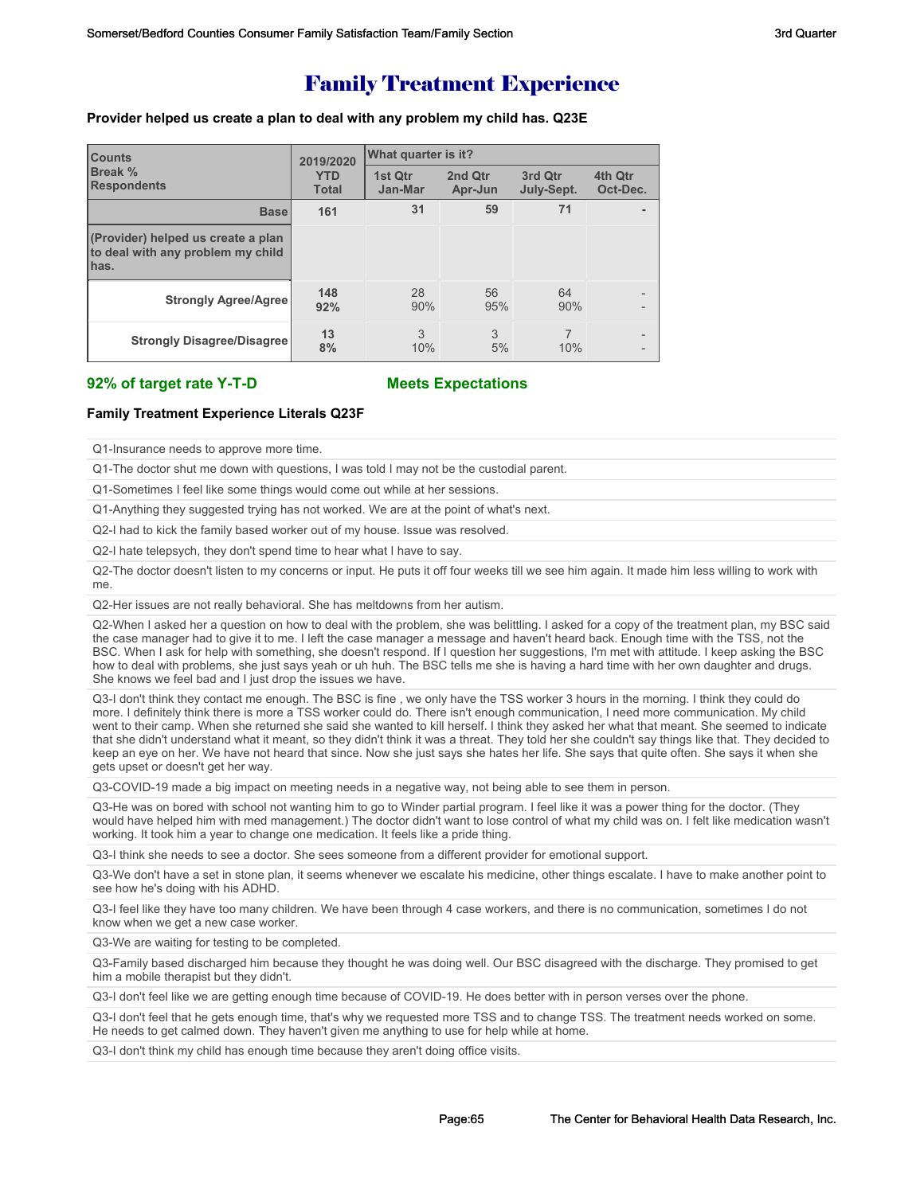# Family Treatment Experience

**Provider helped us create a plan to deal with any problem my child has. Q23E**

| Counts<br>Break %<br>Respondents | 2019/2020 YTD Total | What quarter is it?<br>1st Qtr Jan-Mar | 2nd Qtr Apr-Jun | 3rd Qtr July-Sept. | 4th Qtr Oct-Dec. |
|---|---|---|---|---|---|
| Base | 161 | 31 | 59 | 71 | - |
| (Provider) helped us create a plan to deal with any problem my child has. | | | | | |
| Strongly Agree/Agree | 148<br>92% | 28<br>90% | 56<br>95% | 64<br>90% | -<br>- |
| Strongly Disagree/Disagree | 13<br>8% | 3<br>10% | 3<br>5% | 7<br>10% | -<br>- |

**92% of target rate Y-T-D** **Meets Expectations**

**Family Treatment Experience Literals Q23F**

Q1-Insurance needs to approve more time.

Q1-The doctor shut me down with questions, I was told I may not be the custodial parent.

Q1-Sometimes I feel like some things would come out while at her sessions.

Q1-Anything they suggested trying has not worked. We are at the point of what's next.

Q2-I had to kick the family based worker out of my house. Issue was resolved.

Q2-I hate telepsych, they don't spend time to hear what I have to say.

Q2-The doctor doesn't listen to my concerns or input. He puts it off four weeks till we see him again. It made him less willing to work with me.

Q2-Her issues are not really behavioral. She has meltdowns from her autism.

Q2-When I asked her a question on how to deal with the problem, she was belittling. I asked for a copy of the treatment plan, my BSC said the case manager had to give it to me. I left the case manager a message and haven't heard back. Enough time with the TSS, not the BSC. When I ask for help with something, she doesn't respond. If I question her suggestions, I'm met with attitude. I keep asking the BSC how to deal with problems, she just says yeah or uh huh. The BSC tells me she is having a hard time with her own daughter and drugs. She knows we feel bad and I just drop the issues we have.

Q3-I don't think they contact me enough. The BSC is fine , we only have the TSS worker 3 hours in the morning. I think they could do more. I definitely think there is more a TSS worker could do. There isn't enough communication, I need more communication. My child went to their camp. When she returned she said she wanted to kill herself. I think they asked her what that meant. She seemed to indicate that she didn't understand what it meant, so they didn't think it was a threat. They told her she couldn't say things like that. They decided to keep an eye on her. We have not heard that since. Now she just says she hates her life. She says that quite often. She says it when she gets upset or doesn't get her way.

Q3-COVID-19 made a big impact on meeting needs in a negative way, not being able to see them in person.

Q3-He was on bored with school not wanting him to go to Winder partial program. I feel like it was a power thing for the doctor. (They would have helped him with med management.) The doctor didn't want to lose control of what my child was on. I felt like medication wasn't working. It took him a year to change one medication. It feels like a pride thing.

Q3-I think she needs to see a doctor. She sees someone from a different provider for emotional support.

Q3-We don't have a set in stone plan, it seems whenever we escalate his medicine, other things escalate. I have to make another point to see how he's doing with his ADHD.

Q3-I feel like they have too many children. We have been through 4 case workers, and there is no communication, sometimes I do not know when we get a new case worker.

Q3-We are waiting for testing to be completed.

Q3-Family based discharged him because they thought he was doing well. Our BSC disagreed with the discharge. They promised to get him a mobile therapist but they didn't.

Q3-I don't feel like we are getting enough time because of COVID-19. He does better with in person verses over the phone.

Q3-I don't feel that he gets enough time, that's why we requested more TSS and to change TSS. The treatment needs worked on some. He needs to get calmed down. They haven't given me anything to use for help while at home.

Q3-I don't think my child has enough time because they aren't doing office visits.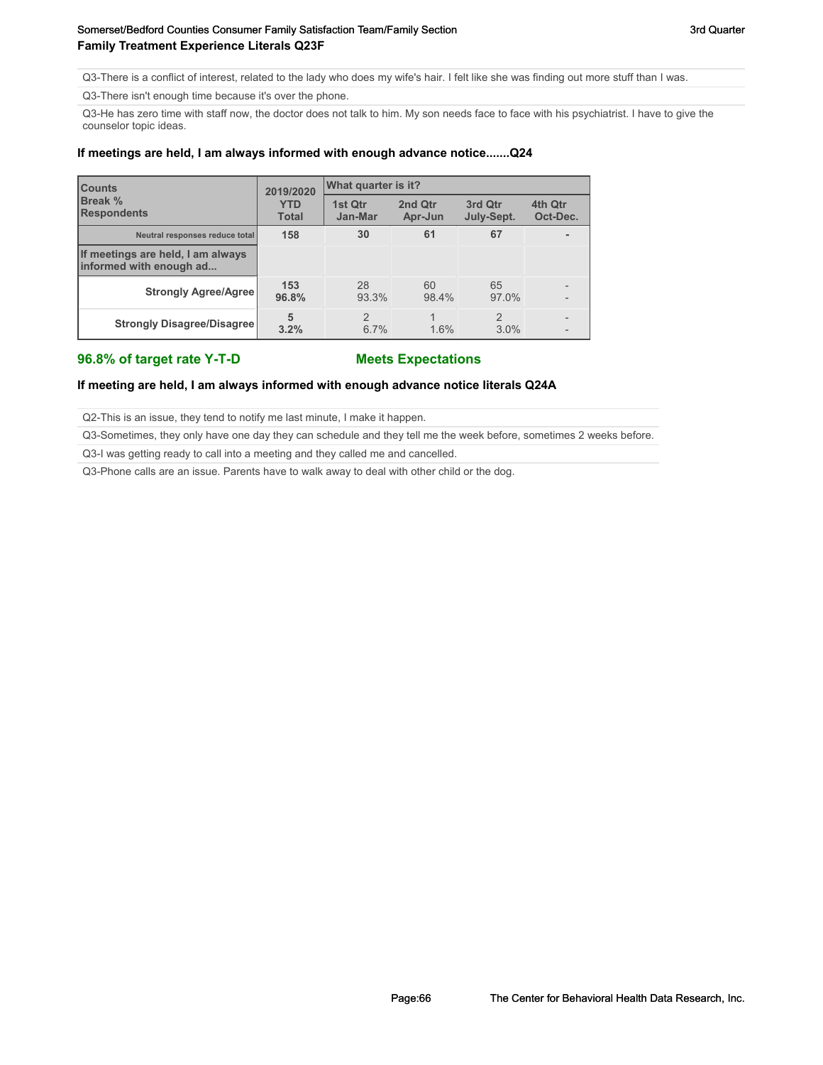### Family Treatment Experience Literals Q23F

Q3-There is a conflict of interest, related to the lady who does my wife's hair. I felt like she was finding out more stuff than I was.

Q3-There isn't enough time because it's over the phone.

Q3-He has zero time with staff now, the doctor does not talk to him. My son needs face to face with his psychiatrist. I have to give the counselor topic ideas.

### If meetings are held, I am always informed with enough advance notice.......Q24

| Counts Break % Respondents | 2019/2020 YTD Total | What quarter is it? 1st Qtr Jan-Mar | 2nd Qtr Apr-Jun | 3rd Qtr July-Sept. | 4th Qtr Oct-Dec. |
|---|---|---|---|---|---|
| Neutral responses reduce total | 158 | 30 | 61 | 67 | - |
| If meetings are held, I am always informed with enough ad... | | | | | |
| Strongly Agree/Agree | 153 96.8% | 28 93.3% | 60 98.4% | 65 97.0% | - - |
| Strongly Disagree/Disagree | 5 3.2% | 2 6.7% | 1 1.6% | 2 3.0% | - - |

**96.8% of target rate Y-T-D** **Meets Expectations**

### If meeting are held, I am always informed with enough advance notice literals Q24A

Q2-This is an issue, they tend to notify me last minute, I make it happen.

Q3-Sometimes, they only have one day they can schedule and they tell me the week before, sometimes 2 weeks before.

Q3-I was getting ready to call into a meeting and they called me and cancelled.

Q3-Phone calls are an issue. Parents have to walk away to deal with other child or the dog.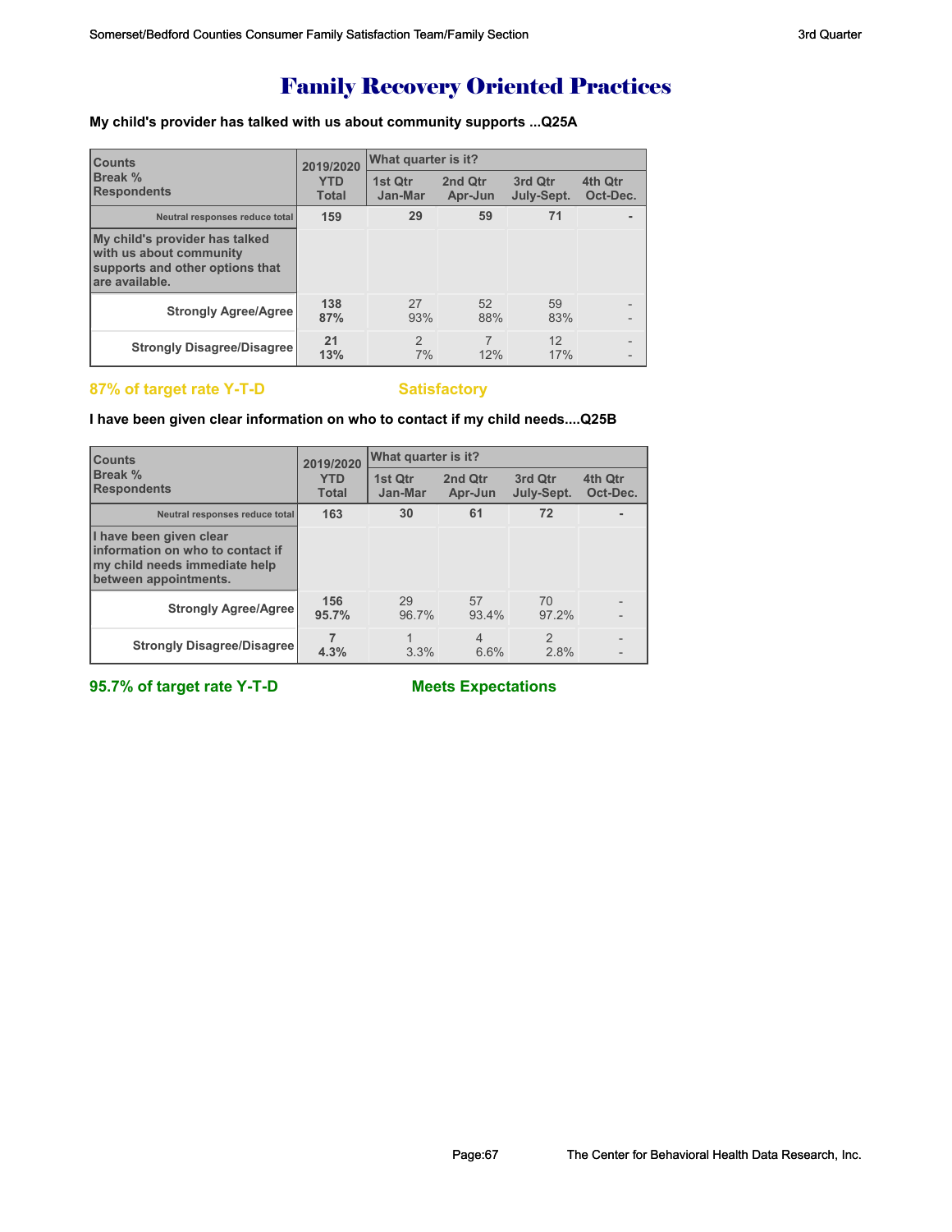# Family Recovery Oriented Practices

**My child's provider has talked with us about community supports ...Q25A**

| Counts<br>Break %<br>Respondents | 2019/2020<br>YTD<br>Total | What quarter is it?<br>1st Qtr<br>Jan-Mar | <br>2nd Qtr<br>Apr-Jun | <br>3rd Qtr<br>July-Sept. | <br>4th Qtr<br>Oct-Dec. |
|---|---|---|---|---|---|
| Neutral responses reduce total | 159 | 29 | 59 | 71 | - |
| My child's provider has talked with us about community supports and other options that are available. | | | | | |
| Strongly Agree/Agree | 138<br>87% | 27<br>93% | 52<br>88% | 59<br>83% | -<br>- |
| Strongly Disagree/Disagree | 21<br>13% | 2<br>7% | 7<br>12% | 12<br>17% | -<br>- |

**87% of target rate Y-T-D** **Satisfactory**

**I have been given clear information on who to contact if my child needs....Q25B**

| Counts<br>Break %<br>Respondents | 2019/2020<br>YTD<br>Total | What quarter is it?<br>1st Qtr<br>Jan-Mar | <br>2nd Qtr<br>Apr-Jun | <br>3rd Qtr<br>July-Sept. | <br>4th Qtr<br>Oct-Dec. |
|---|---|---|---|---|---|
| Neutral responses reduce total | 163 | 30 | 61 | 72 | - |
| I have been given clear information on who to contact if my child needs immediate help between appointments. | | | | | |
| Strongly Agree/Agree | 156<br>95.7% | 29<br>96.7% | 57<br>93.4% | 70<br>97.2% | -<br>- |
| Strongly Disagree/Disagree | 7<br>4.3% | 1<br>3.3% | 4<br>6.6% | 2<br>2.8% | -<br>- |

**95.7% of target rate Y-T-D** **Meets Expectations**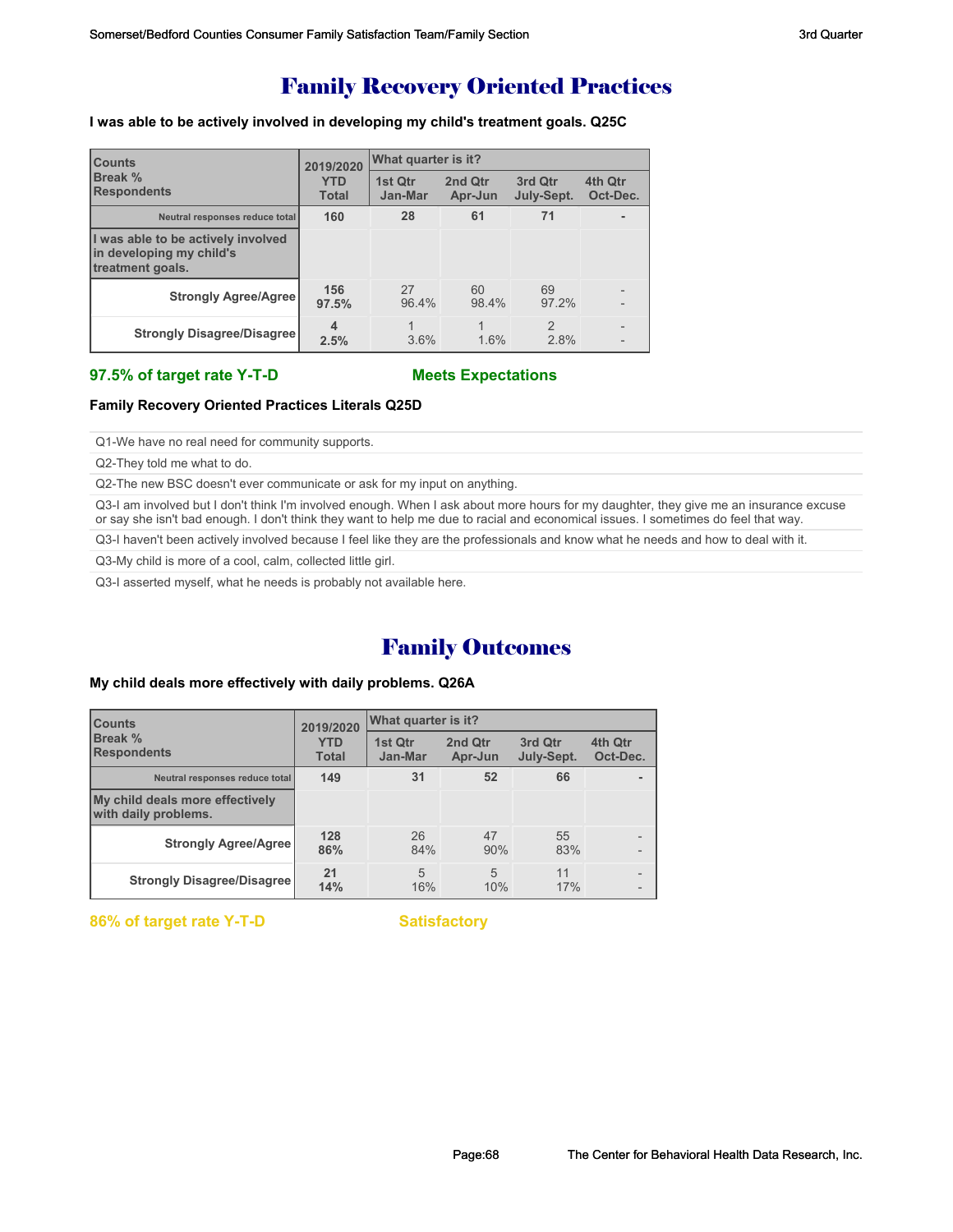# Family Recovery Oriented Practices

**I was able to be actively involved in developing my child's treatment goals. Q25C**

| Counts<br>Break %<br>Respondents | 2019/2020 YTD Total | What quarter is it?<br>1st Qtr Jan-Mar | 2nd Qtr Apr-Jun | 3rd Qtr July-Sept. | 4th Qtr Oct-Dec. |
|---|---|---|---|---|---|
| Neutral responses reduce total | 160 | 28 | 61 | 71 | - |
| **I was able to be actively involved in developing my child's treatment goals.** | | | | | |
| Strongly Agree/Agree | 156<br>97.5% | 27<br>96.4% | 60<br>98.4% | 69<br>97.2% | -<br>- |
| Strongly Disagree/Disagree | 4<br>2.5% | 1<br>3.6% | 1<br>1.6% | 2<br>2.8% | -<br>- |

**97.5% of target rate Y-T-D** **Meets Expectations**

**Family Recovery Oriented Practices Literals Q25D**

Q1-We have no real need for community supports.

Q2-They told me what to do.

Q2-The new BSC doesn't ever communicate or ask for my input on anything.

Q3-I am involved but I don't think I'm involved enough. When I ask about more hours for my daughter, they give me an insurance excuse or say she isn't bad enough. I don't think they want to help me due to racial and economical issues. I sometimes do feel that way.

Q3-I haven't been actively involved because I feel like they are the professionals and know what he needs and how to deal with it.

Q3-My child is more of a cool, calm, collected little girl.

Q3-I asserted myself, what he needs is probably not available here.

# Family Outcomes

**My child deals more effectively with daily problems. Q26A**

| Counts<br>Break %<br>Respondents | 2019/2020 YTD Total | What quarter is it?<br>1st Qtr Jan-Mar | 2nd Qtr Apr-Jun | 3rd Qtr July-Sept. | 4th Qtr Oct-Dec. |
|---|---|---|---|---|---|
| Neutral responses reduce total | 149 | 31 | 52 | 66 | - |
| **My child deals more effectively with daily problems.** | | | | | |
| Strongly Agree/Agree | 128<br>86% | 26<br>84% | 47<br>90% | 55<br>83% | -<br>- |
| Strongly Disagree/Disagree | 21<br>14% | 5<br>16% | 5<br>10% | 11<br>17% | -<br>- |

**86% of target rate Y-T-D** **Satisfactory**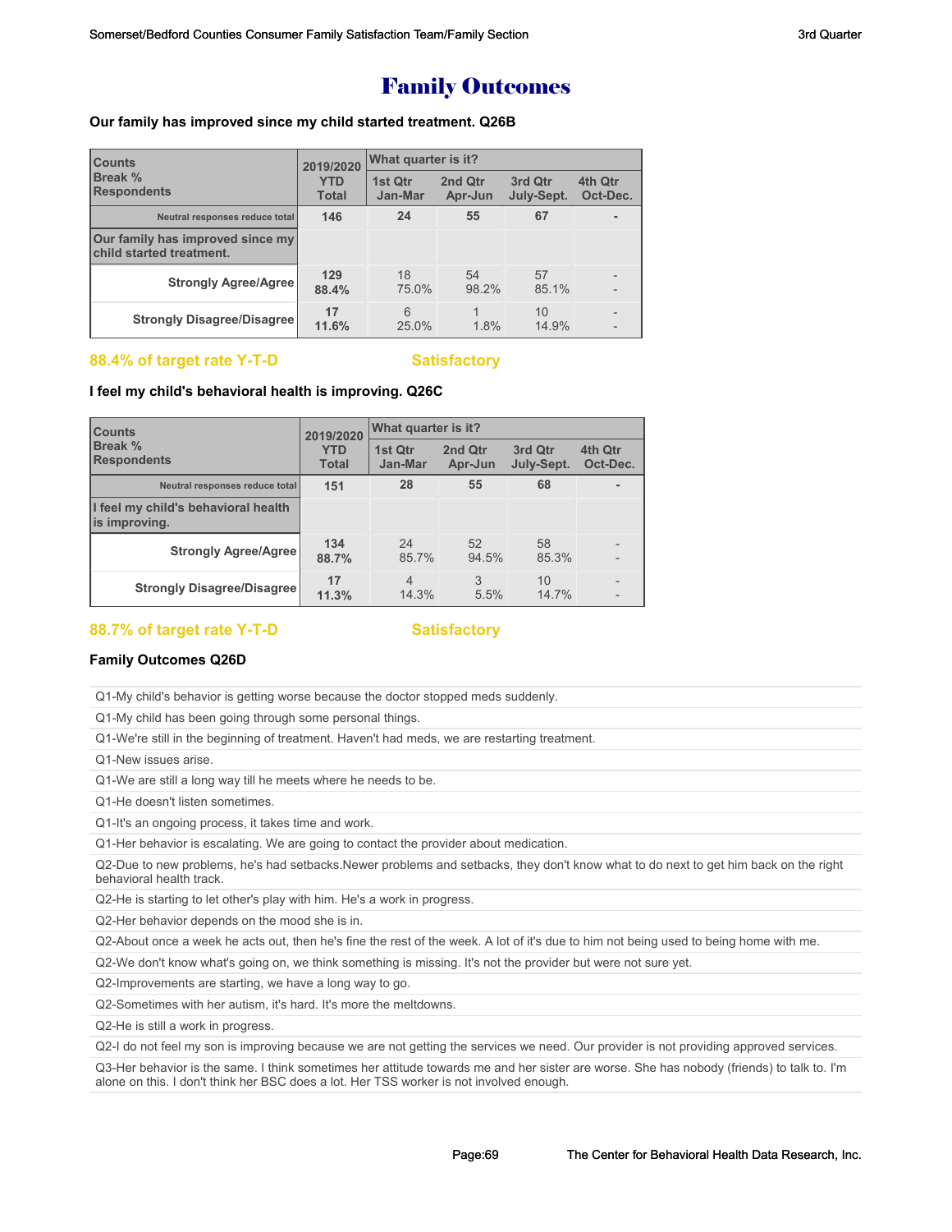# Family Outcomes

**Our family has improved since my child started treatment. Q26B**

| Counts<br>Break %<br>Respondents | 2019/2020 YTD Total | What quarter is it? | | | |
|---|---|---|---|---|---|
| | | 1st Qtr Jan-Mar | 2nd Qtr Apr-Jun | 3rd Qtr July-Sept. | 4th Qtr Oct-Dec. |
| Neutral responses reduce total | 146 | 24 | 55 | 67 | - |
| **Our family has improved since my child started treatment.** | | | | | |
| Strongly Agree/Agree | 129<br>88.4% | 18<br>75.0% | 54<br>98.2% | 57<br>85.1% | -<br>- |
| Strongly Disagree/Disagree | 17<br>11.6% | 6<br>25.0% | 1<br>1.8% | 10<br>14.9% | -<br>- |

88.4% of target rate Y-T-D Satisfactory

**I feel my child's behavioral health is improving. Q26C**

| Counts<br>Break %<br>Respondents | 2019/2020 YTD Total | What quarter is it? | | | |
|---|---|---|---|---|---|
| | | 1st Qtr Jan-Mar | 2nd Qtr Apr-Jun | 3rd Qtr July-Sept. | 4th Qtr Oct-Dec. |
| Neutral responses reduce total | 151 | 28 | 55 | 68 | - |
| **I feel my child's behavioral health is improving.** | | | | | |
| Strongly Agree/Agree | 134<br>88.7% | 24<br>85.7% | 52<br>94.5% | 58<br>85.3% | -<br>- |
| Strongly Disagree/Disagree | 17<br>11.3% | 4<br>14.3% | 3<br>5.5% | 10<br>14.7% | -<br>- |

88.7% of target rate Y-T-D Satisfactory

**Family Outcomes Q26D**

Q1-My child's behavior is getting worse because the doctor stopped meds suddenly.

Q1-My child has been going through some personal things.

Q1-We're still in the beginning of treatment. Haven't had meds, we are restarting treatment.

Q1-New issues arise.

Q1-We are still a long way till he meets where he needs to be.

Q1-He doesn't listen sometimes.

Q1-It's an ongoing process, it takes time and work.

Q1-Her behavior is escalating. We are going to contact the provider about medication.

Q2-Due to new problems, he's had setbacks.Newer problems and setbacks, they don't know what to do next to get him back on the right behavioral health track.

Q2-He is starting to let other's play with him. He's a work in progress.

Q2-Her behavior depends on the mood she is in.

Q2-About once a week he acts out, then he's fine the rest of the week. A lot of it's due to him not being used to being home with me.

Q2-We don't know what's going on, we think something is missing. It's not the provider but were not sure yet.

Q2-Improvements are starting, we have a long way to go.

Q2-Sometimes with her autism, it's hard. It's more the meltdowns.

Q2-He is still a work in progress.

Q2-I do not feel my son is improving because we are not getting the services we need. Our provider is not providing approved services.

Q3-Her behavior is the same. I think sometimes her attitude towards me and her sister are worse. She has nobody (friends) to talk to. I'm alone on this. I don't think her BSC does a lot. Her TSS worker is not involved enough.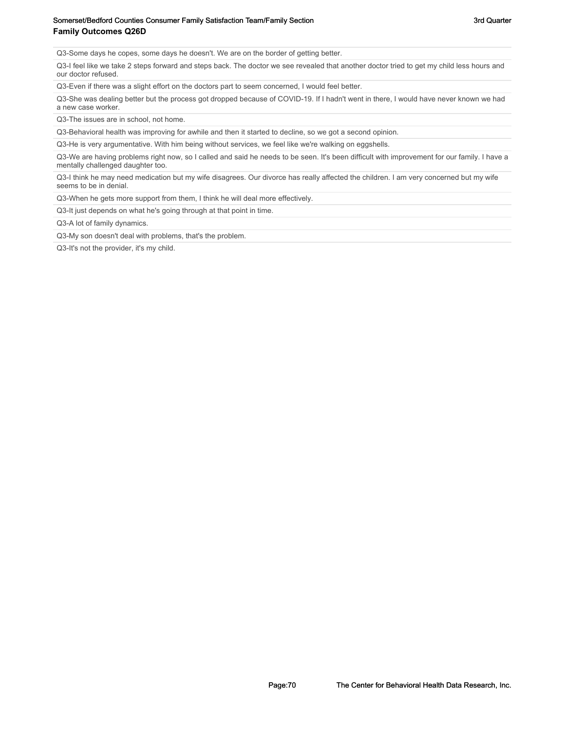## Family Outcomes Q26D

Q3-Some days he copes, some days he doesn't. We are on the border of getting better.

Q3-I feel like we take 2 steps forward and steps back. The doctor we see revealed that another doctor tried to get my child less hours and our doctor refused.

Q3-Even if there was a slight effort on the doctors part to seem concerned, I would feel better.

Q3-She was dealing better but the process got dropped because of COVID-19. If I hadn't went in there, I would have never known we had a new case worker.

Q3-The issues are in school, not home.

Q3-Behavioral health was improving for awhile and then it started to decline, so we got a second opinion.

Q3-He is very argumentative. With him being without services, we feel like we're walking on eggshells.

Q3-We are having problems right now, so I called and said he needs to be seen. It's been difficult with improvement for our family. I have a mentally challenged daughter too.

Q3-I think he may need medication but my wife disagrees. Our divorce has really affected the children. I am very concerned but my wife seems to be in denial.

Q3-When he gets more support from them, I think he will deal more effectively.

Q3-It just depends on what he's going through at that point in time.

Q3-A lot of family dynamics.

Q3-My son doesn't deal with problems, that's the problem.

Q3-It's not the provider, it's my child.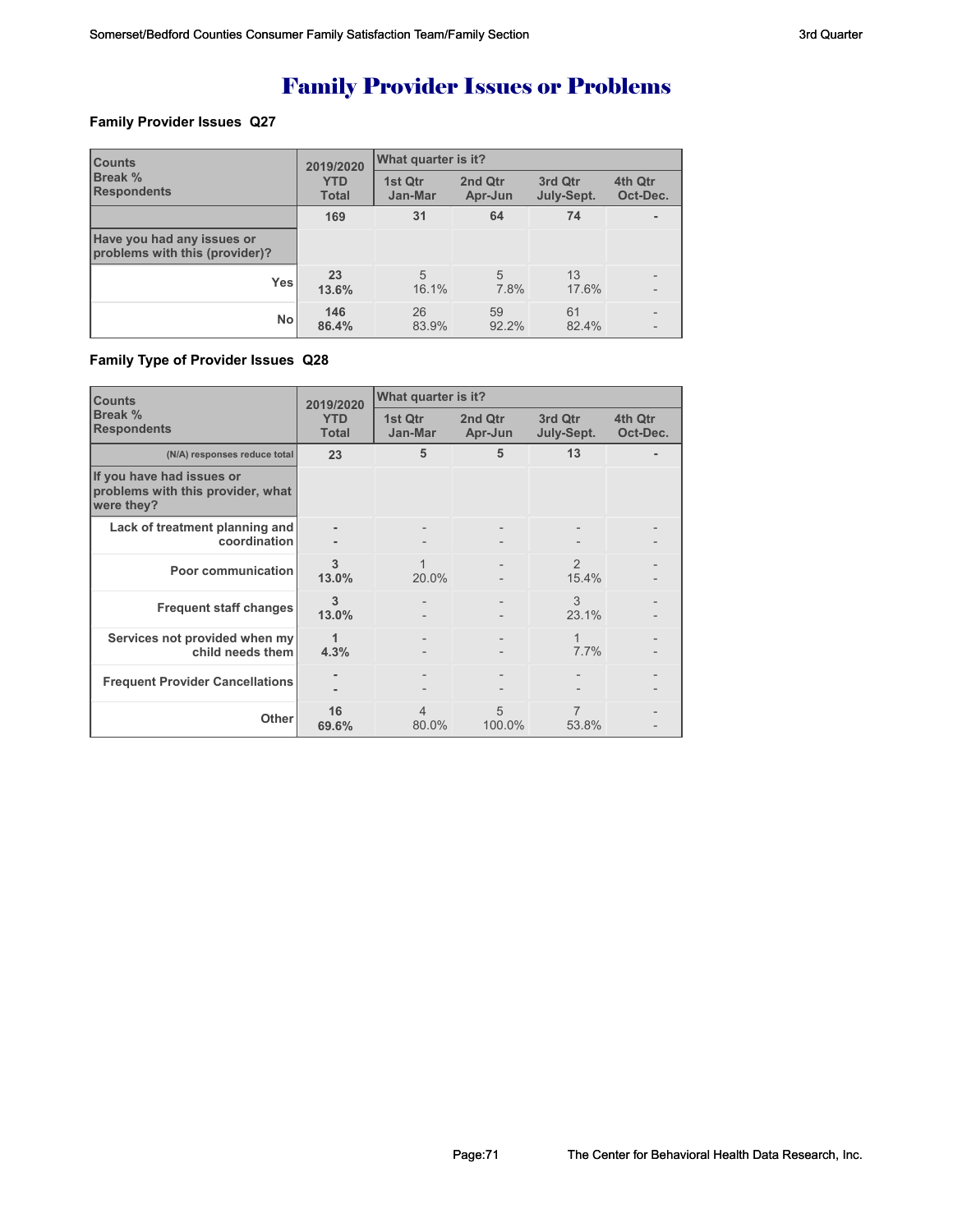# Family Provider Issues or Problems

### Family Provider Issues Q27

| Counts<br>Break %<br>Respondents | 2019/2020<br>YTD<br>Total | What quarter is it?<br>1st Qtr<br>Jan-Mar | <br>2nd Qtr<br>Apr-Jun | <br>3rd Qtr<br>July-Sept. | <br>4th Qtr<br>Oct-Dec. |
|---|---|---|---|---|---|
| | **169** | **31** | **64** | **74** | **-** |
| **Have you had any issues or problems with this (provider)?** | | | | | |
| **Yes** | **23**<br>**13.6%** | 5<br>16.1% | 5<br>7.8% | 13<br>17.6% | -<br>- |
| **No** | **146**<br>**86.4%** | 26<br>83.9% | 59<br>92.2% | 61<br>82.4% | -<br>- |

### Family Type of Provider Issues Q28

| Counts<br>Break %<br>Respondents | 2019/2020<br>YTD<br>Total | What quarter is it?<br>1st Qtr<br>Jan-Mar | <br>2nd Qtr<br>Apr-Jun | <br>3rd Qtr<br>July-Sept. | <br>4th Qtr<br>Oct-Dec. |
|---|---|---|---|---|---|
| (N/A) responses reduce total | **23** | **5** | **5** | **13** | **-** |
| **If you have had issues or problems with this provider, what were they?** | | | | | |
| **Lack of treatment planning and coordination** | **-**<br>**-** | -<br>- | -<br>- | -<br>- | -<br>- |
| **Poor communication** | **3**<br>**13.0%** | 1<br>20.0% | -<br>- | 2<br>15.4% | -<br>- |
| **Frequent staff changes** | **3**<br>**13.0%** | -<br>- | -<br>- | 3<br>23.1% | -<br>- |
| **Services not provided when my child needs them** | **1**<br>**4.3%** | -<br>- | -<br>- | 1<br>7.7% | -<br>- |
| **Frequent Provider Cancellations** | **-**<br>**-** | -<br>- | -<br>- | -<br>- | -<br>- |
| **Other** | **16**<br>**69.6%** | 4<br>80.0% | 5<br>100.0% | 7<br>53.8% | -<br>- |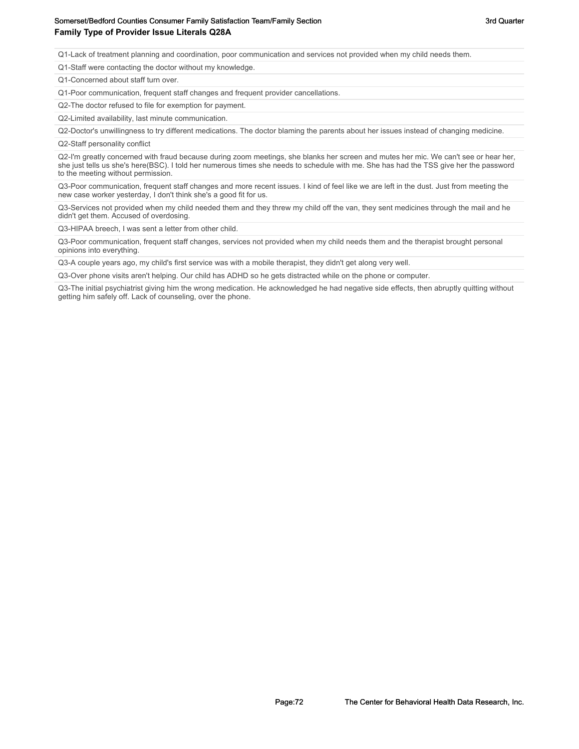## Family Type of Provider Issue Literals Q28A

Q1-Lack of treatment planning and coordination, poor communication and services not provided when my child needs them.

Q1-Staff were contacting the doctor without my knowledge.

Q1-Concerned about staff turn over.

Q1-Poor communication, frequent staff changes and frequent provider cancellations.

Q2-The doctor refused to file for exemption for payment.

Q2-Limited availability, last minute communication.

Q2-Doctor's unwillingness to try different medications. The doctor blaming the parents about her issues instead of changing medicine.

Q2-Staff personality conflict

Q2-I'm greatly concerned with fraud because during zoom meetings, she blanks her screen and mutes her mic. We can't see or hear her, she just tells us she's here(BSC). I told her numerous times she needs to schedule with me. She has had the TSS give her the password to the meeting without permission.

Q3-Poor communication, frequent staff changes and more recent issues. I kind of feel like we are left in the dust. Just from meeting the new case worker yesterday, I don't think she's a good fit for us.

Q3-Services not provided when my child needed them and they threw my child off the van, they sent medicines through the mail and he didn't get them. Accused of overdosing.

Q3-HIPAA breech, I was sent a letter from other child.

Q3-Poor communication, frequent staff changes, services not provided when my child needs them and the therapist brought personal opinions into everything.

Q3-A couple years ago, my child's first service was with a mobile therapist, they didn't get along very well.

Q3-Over phone visits aren't helping. Our child has ADHD so he gets distracted while on the phone or computer.

Q3-The initial psychiatrist giving him the wrong medication. He acknowledged he had negative side effects, then abruptly quitting without getting him safely off. Lack of counseling, over the phone.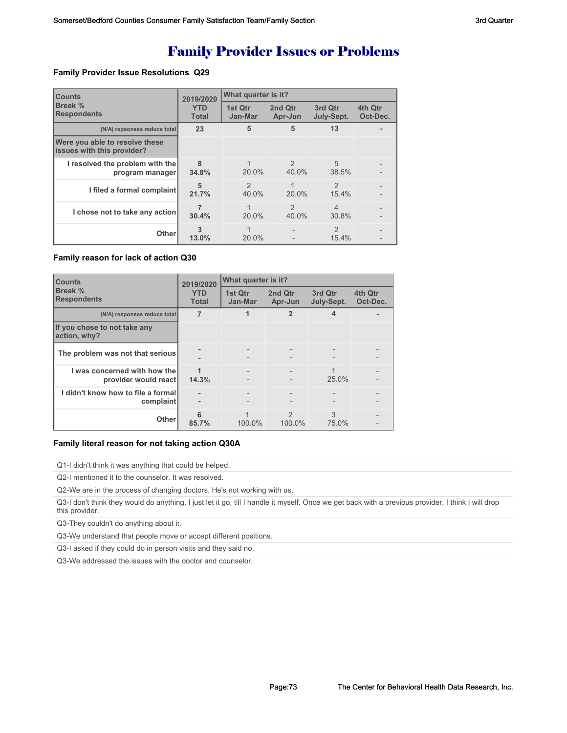# Family Provider Issues or Problems

### Family Provider Issue Resolutions Q29

| Counts<br>Break %<br>Respondents | 2019/2020<br>YTD<br>Total | What quarter is it?<br>1st Qtr<br>Jan-Mar | 2nd Qtr<br>Apr-Jun | 3rd Qtr<br>July-Sept. | 4th Qtr<br>Oct-Dec. |
|---|---|---|---|---|---|
| (N/A) repsonses reduce total | 23 | 5 | 5 | 13 | - |
| **Were you able to resolve these issues with this provider?** | | | | | |
| I resolved the problem with the program manager | 8<br>34.8% | 1<br>20.0% | 2<br>40.0% | 5<br>38.5% | -<br>- |
| I filed a formal complaint | 5<br>21.7% | 2<br>40.0% | 1<br>20.0% | 2<br>15.4% | -<br>- |
| I chose not to take any action | 7<br>30.4% | 1<br>20.0% | 2<br>40.0% | 4<br>30.8% | -<br>- |
| Other | 3<br>13.0% | 1<br>20.0% | -<br>- | 2<br>15.4% | -<br>- |

### Family reason for lack of action Q30

| Counts<br>Break %<br>Respondents | 2019/2020<br>YTD<br>Total | What quarter is it?<br>1st Qtr<br>Jan-Mar | 2nd Qtr<br>Apr-Jun | 3rd Qtr<br>July-Sept. | 4th Qtr<br>Oct-Dec. |
|---|---|---|---|---|---|
| (N/A) responses reduce total | 7 | 1 | 2 | 4 | - |
| **If you chose to not take any action, why?** | | | | | |
| The problem was not that serious | -<br>- | -<br>- | -<br>- | -<br>- | -<br>- |
| I was concerned with how the provider would react | 1<br>14.3% | -<br>- | -<br>- | 1<br>25.0% | -<br>- |
| I didn't know how to file a formal complaint | -<br>- | -<br>- | -<br>- | -<br>- | -<br>- |
| Other | 6<br>85.7% | 1<br>100.0% | 2<br>100.0% | 3<br>75.0% | -<br>- |

### Family literal reason for not taking action Q30A

Q1-I didn't think it was anything that could be helped.

Q2-I mentioned it to the counselor. It was resolved.

Q2-We are in the process of changing doctors. He's not working with us.

Q3-I don't think they would do anything. I just let it go, till I handle it myself. Once we get back with a previous provider, I think I will drop this provider.

Q3-They couldn't do anything about it.

Q3-We understand that people move or accept different positions.

Q3-I asked if they could do in person visits and they said no.

Q3-We addressed the issues with the doctor and counselor.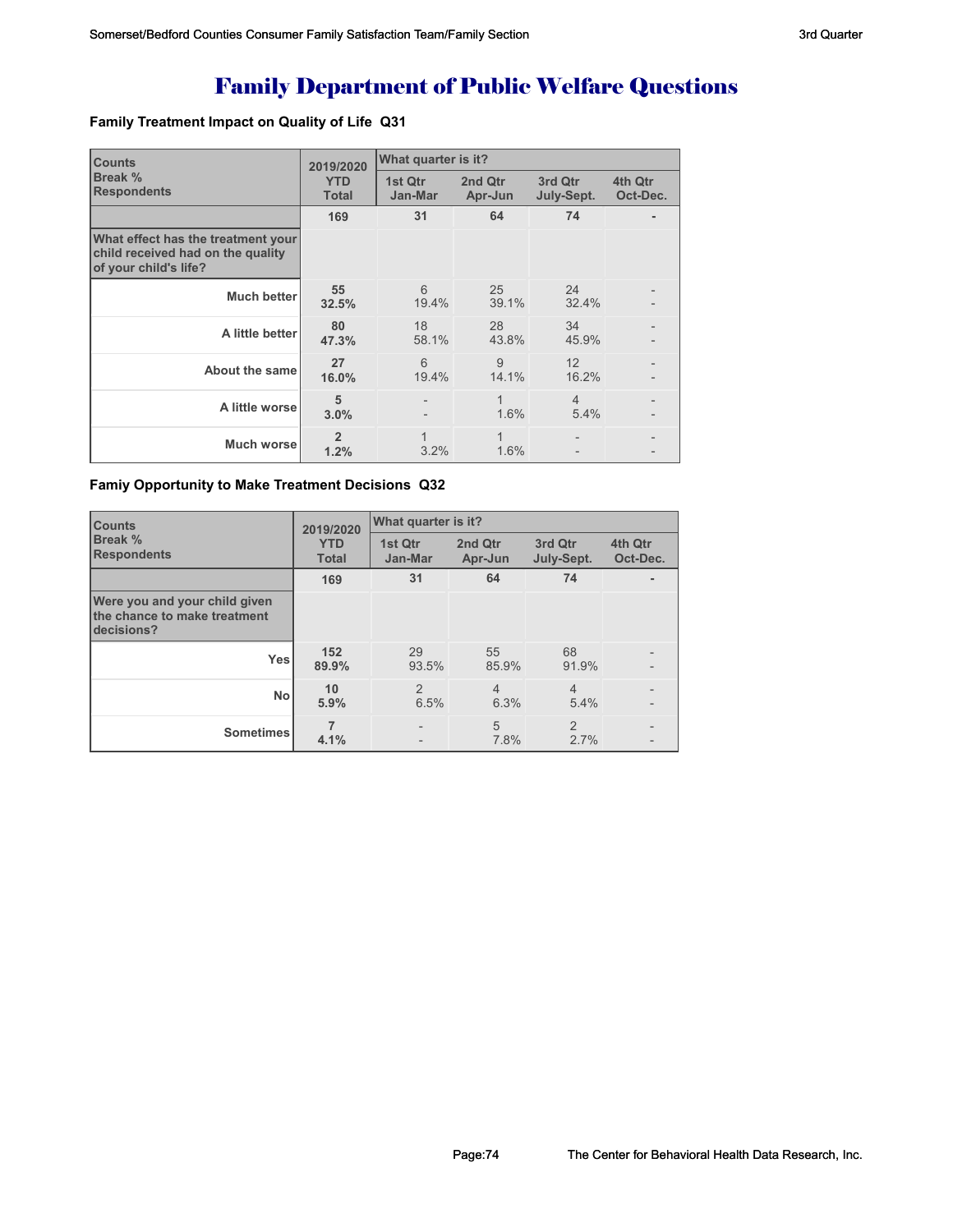# Family Department of Public Welfare Questions

### Famiy Treatment Impact on Quality of Life  Q31

| Counts<br>Break %<br>Respondents | 2019/2020<br>YTD<br>Total | What quarter is it?<br>1st Qtr<br>Jan-Mar | <br>2nd Qtr<br>Apr-Jun | <br>3rd Qtr<br>July-Sept. | <br>4th Qtr<br>Oct-Dec. |
|---|---|---|---|---|---|
| | **169** | **31** | **64** | **74** | **-** |
| **What effect has the treatment your child received had on the quality of your child's life?** | | | | | |
| **Much better** | **55**<br>**32.5%** | 6<br>19.4% | 25<br>39.1% | 24<br>32.4% | -<br>- |
| **A little better** | **80**<br>**47.3%** | 18<br>58.1% | 28<br>43.8% | 34<br>45.9% | -<br>- |
| **About the same** | **27**<br>**16.0%** | 6<br>19.4% | 9<br>14.1% | 12<br>16.2% | -<br>- |
| **A little worse** | **5**<br>**3.0%** | -<br>- | 1<br>1.6% | 4<br>5.4% | -<br>- |
| **Much worse** | **2**<br>**1.2%** | 1<br>3.2% | 1<br>1.6% | -<br>- | -<br>- |

### Famiy Opportunity to Make Treatment Decisions  Q32

| Counts<br>Break %<br>Respondents | 2019/2020<br>YTD<br>Total | What quarter is it?<br>1st Qtr<br>Jan-Mar | <br>2nd Qtr<br>Apr-Jun | <br>3rd Qtr<br>July-Sept. | <br>4th Qtr<br>Oct-Dec. |
|---|---|---|---|---|---|
| | **169** | **31** | **64** | **74** | **-** |
| **Were you and your child given the chance to make treatment decisions?** | | | | | |
| **Yes** | **152**<br>**89.9%** | 29<br>93.5% | 55<br>85.9% | 68<br>91.9% | -<br>- |
| **No** | **10**<br>**5.9%** | 2<br>6.5% | 4<br>6.3% | 4<br>5.4% | -<br>- |
| **Sometimes** | **7**<br>**4.1%** | -<br>- | 5<br>7.8% | 2<br>2.7% | -<br>- |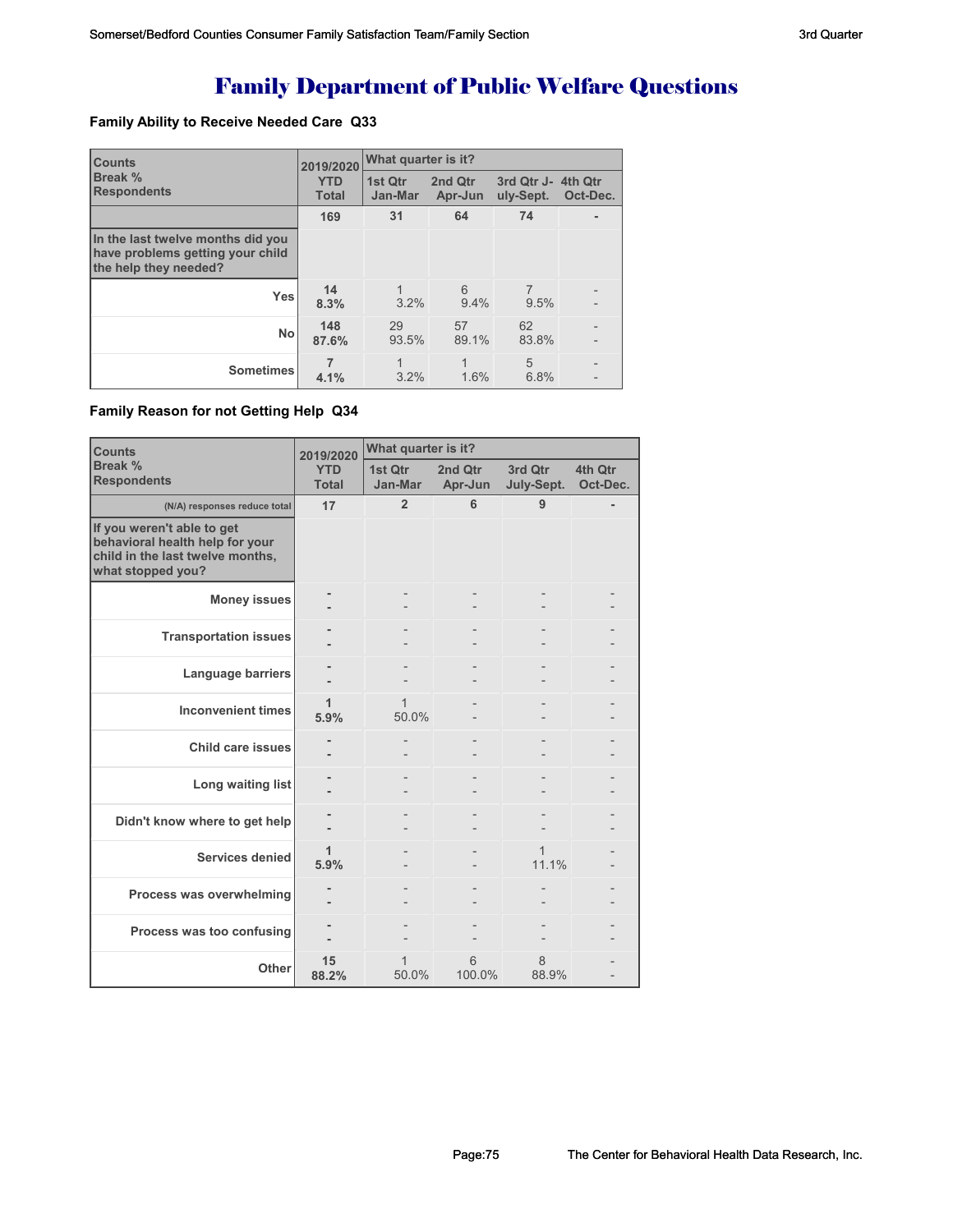# Family Department of Public Welfare Questions

### Family Ability to Receive Needed Care Q33

| Counts<br>Break %<br>Respondents | 2019/2020<br>YTD<br>Total | What quarter is it?<br>1st Qtr<br>Jan-Mar | <br>2nd Qtr<br>Apr-Jun | <br>3rd Qtr J-uly-Sept. | <br>4th Qtr<br>Oct-Dec. |
|---|---|---|---|---|---|
| | **169** | **31** | **64** | **74** | **-** |
| **In the last twelve months did you have problems getting your child the help they needed?** | | | | | |
| **Yes** | **14**<br>**8.3%** | 1<br>3.2% | 6<br>9.4% | 7<br>9.5% | -<br>- |
| **No** | **148**<br>**87.6%** | 29<br>93.5% | 57<br>89.1% | 62<br>83.8% | -<br>- |
| **Sometimes** | **7**<br>**4.1%** | 1<br>3.2% | 1<br>1.6% | 5<br>6.8% | -<br>- |

### Family Reason for not Getting Help Q34

| Counts<br>Break %<br>Respondents | 2019/2020<br>YTD<br>Total | What quarter is it?<br>1st Qtr<br>Jan-Mar | <br>2nd Qtr<br>Apr-Jun | <br>3rd Qtr<br>July-Sept. | <br>4th Qtr<br>Oct-Dec. |
|---|---|---|---|---|---|
| (N/A) responses reduce total | **17** | **2** | **6** | **9** | **-** |
| **If you weren't able to get behavioral health help for your child in the last twelve months, what stopped you?** | | | | | |
| **Money issues** | **-**<br>**-** | -<br>- | -<br>- | -<br>- | -<br>- |
| **Transportation issues** | **-**<br>**-** | -<br>- | -<br>- | -<br>- | -<br>- |
| **Language barriers** | **-**<br>**-** | -<br>- | -<br>- | -<br>- | -<br>- |
| **Inconvenient times** | **1**<br>**5.9%** | 1<br>50.0% | -<br>- | -<br>- | -<br>- |
| **Child care issues** | **-**<br>**-** | -<br>- | -<br>- | -<br>- | -<br>- |
| **Long waiting list** | **-**<br>**-** | -<br>- | -<br>- | -<br>- | -<br>- |
| **Didn't know where to get help** | **-**<br>**-** | -<br>- | -<br>- | -<br>- | -<br>- |
| **Services denied** | **1**<br>**5.9%** | -<br>- | -<br>- | 1<br>11.1% | -<br>- |
| **Process was overwhelming** | **-**<br>**-** | -<br>- | -<br>- | -<br>- | -<br>- |
| **Process was too confusing** | **-**<br>**-** | -<br>- | -<br>- | -<br>- | -<br>- |
| **Other** | **15**<br>**88.2%** | 1<br>50.0% | 6<br>100.0% | 8<br>88.9% | -<br>- |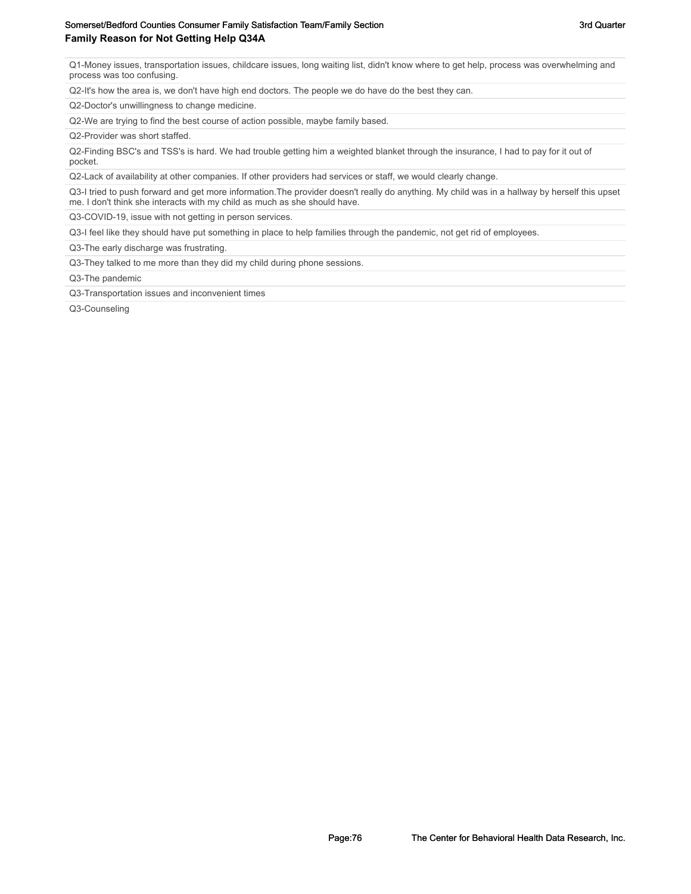## Family Reason for Not Getting Help Q34A

| |
|---|
| Q1-Money issues, transportation issues, childcare issues, long waiting list, didn't know where to get help, process was overwhelming and process was too confusing. |
| Q2-It's how the area is, we don't have high end doctors. The people we do have do the best they can. |
| Q2-Doctor's unwillingness to change medicine. |
| Q2-We are trying to find the best course of action possible, maybe family based. |
| Q2-Provider was short staffed. |
| Q2-Finding BSC's and TSS's is hard. We had trouble getting him a weighted blanket through the insurance, I had to pay for it out of pocket. |
| Q2-Lack of availability at other companies. If other providers had services or staff, we would clearly change. |
| Q3-I tried to push forward and get more information.The provider doesn't really do anything. My child was in a hallway by herself this upset me. I don't think she interacts with my child as much as she should have. |
| Q3-COVID-19, issue with not getting in person services. |
| Q3-I feel like they should have put something in place to help families through the pandemic, not get rid of employees. |
| Q3-The early discharge was frustrating. |
| Q3-They talked to me more than they did my child during phone sessions. |
| Q3-The pandemic |
| Q3-Transportation issues and inconvenient times |
| Q3-Counseling |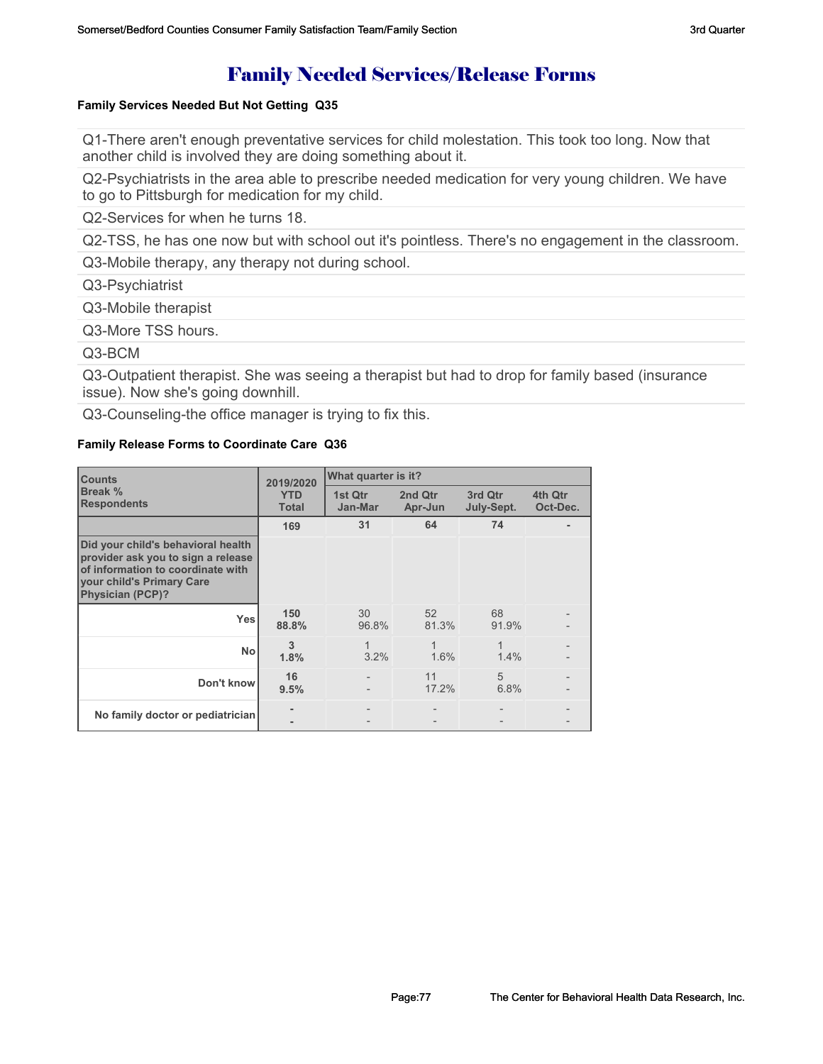# Family Needed Services/Release Forms

**Family Services Needed But Not Getting Q35**

Q1-There aren't enough preventative services for child molestation. This took too long. Now that another child is involved they are doing something about it.

Q2-Psychiatrists in the area able to prescribe needed medication for very young children. We have to go to Pittsburgh for medication for my child.

Q2-Services for when he turns 18.

Q2-TSS, he has one now but with school out it's pointless. There's no engagement in the classroom.

Q3-Mobile therapy, any therapy not during school.

Q3-Psychiatrist

Q3-Mobile therapist

Q3-More TSS hours.

Q3-BCM

Q3-Outpatient therapist. She was seeing a therapist but had to drop for family based (insurance issue). Now she's going downhill.

Q3-Counseling-the office manager is trying to fix this.

**Family Release Forms to Coordinate Care Q36**

| Counts<br>Break %<br>Respondents | 2019/2020 YTD Total | What quarter is it? | | | |
|---|---|---|---|---|---|
| | | 1st Qtr Jan-Mar | 2nd Qtr Apr-Jun | 3rd Qtr July-Sept. | 4th Qtr Oct-Dec. |
| | 169 | 31 | 64 | 74 | - |
| **Did your child's behavioral health provider ask you to sign a release of information to coordinate with your child's Primary Care Physician (PCP)?** | | | | | |
| Yes | 150<br>88.8% | 30<br>96.8% | 52<br>81.3% | 68<br>91.9% | -<br>- |
| No | 3<br>1.8% | 1<br>3.2% | 1<br>1.6% | 1<br>1.4% | -<br>- |
| Don't know | 16<br>9.5% | -<br>- | 11<br>17.2% | 5<br>6.8% | -<br>- |
| No family doctor or pediatrician | -<br>- | -<br>- | -<br>- | -<br>- | -<br>- |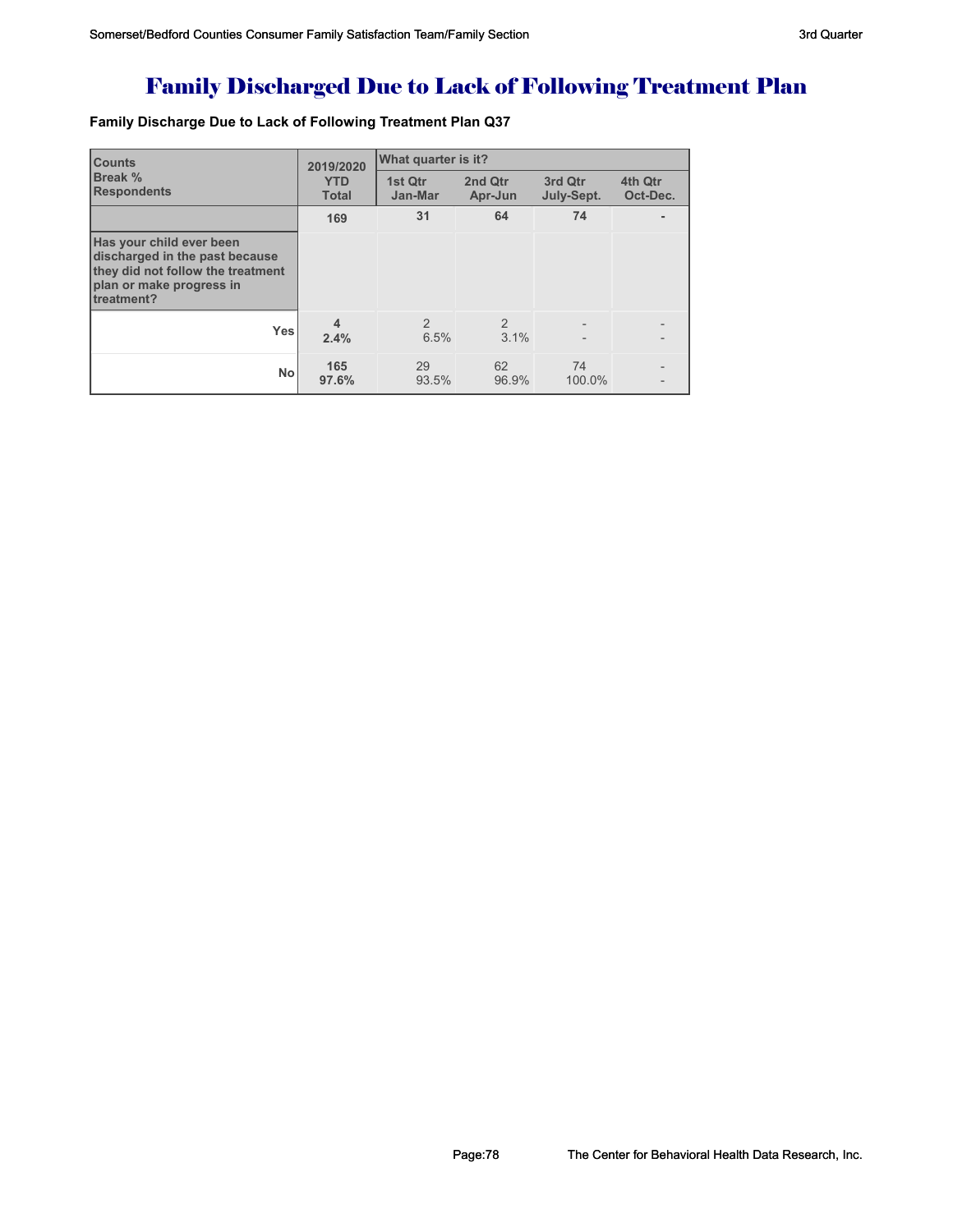# Family Discharged Due to Lack of Following Treatment Plan

**Family Discharge Due to Lack of Following Treatment Plan Q37**

| Counts<br>Break %<br>Respondents | 2019/2020 YTD Total | What quarter is it? | | | |
|---|---|---|---|---|---|
| | | 1st Qtr Jan-Mar | 2nd Qtr Apr-Jun | 3rd Qtr July-Sept. | 4th Qtr Oct-Dec. |
| | 169 | 31 | 64 | 74 | - |
| **Has your child ever been discharged in the past because they did not follow the treatment plan or make progress in treatment?** | | | | | |
| Yes | 4<br>2.4% | 2<br>6.5% | 2<br>3.1% | -<br>- | -<br>- |
| No | 165<br>97.6% | 29<br>93.5% | 62<br>96.9% | 74<br>100.0% | -<br>- |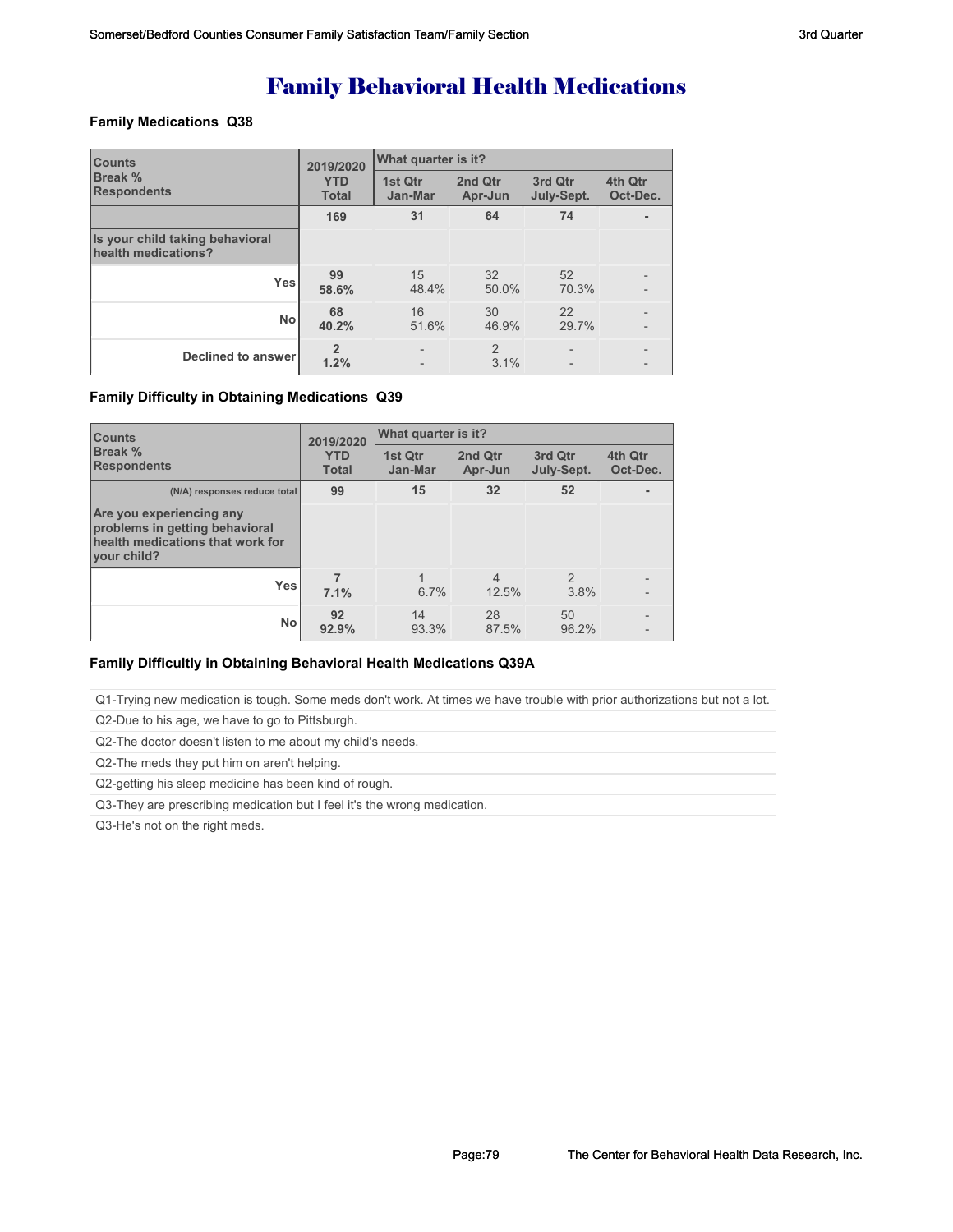# Family Behavioral Health Medications

### Family Medications Q38

| Counts<br>Break %<br>Respondents | 2019/2020 YTD Total | What quarter is it? | | | |
|---|---|---|---|---|---|
| | | 1st Qtr Jan-Mar | 2nd Qtr Apr-Jun | 3rd Qtr July-Sept. | 4th Qtr Oct-Dec. |
| | **169** | **31** | **64** | **74** | **-** |
| **Is your child taking behavioral health medications?** | | | | | |
| **Yes** | **99**<br>**58.6%** | 15<br>48.4% | 32<br>50.0% | 52<br>70.3% | -<br>- |
| **No** | **68**<br>**40.2%** | 16<br>51.6% | 30<br>46.9% | 22<br>29.7% | -<br>- |
| **Declined to answer** | **2**<br>**1.2%** | -<br>- | 2<br>3.1% | -<br>- | -<br>- |

### Family Difficulty in Obtaining Medications Q39

| Counts<br>Break %<br>Respondents | 2019/2020 YTD Total | What quarter is it? | | | |
|---|---|---|---|---|---|
| | | 1st Qtr Jan-Mar | 2nd Qtr Apr-Jun | 3rd Qtr July-Sept. | 4th Qtr Oct-Dec. |
| (N/A) responses reduce total | **99** | **15** | **32** | **52** | **-** |
| **Are you experiencing any problems in getting behavioral health medications that work for your child?** | | | | | |
| **Yes** | **7**<br>**7.1%** | 1<br>6.7% | 4<br>12.5% | 2<br>3.8% | -<br>- |
| **No** | **92**<br>**92.9%** | 14<br>93.3% | 28<br>87.5% | 50<br>96.2% | -<br>- |

### Family Difficultly in Obtaining Behavioral Health Medications Q39A

- Q1-Trying new medication is tough. Some meds don't work. At times we have trouble with prior authorizations but not a lot.
- Q2-Due to his age, we have to go to Pittsburgh.
- Q2-The doctor doesn't listen to me about my child's needs.
- Q2-The meds they put him on aren't helping.
- Q2-getting his sleep medicine has been kind of rough.
- Q3-They are prescribing medication but I feel it's the wrong medication.
- Q3-He's not on the right meds.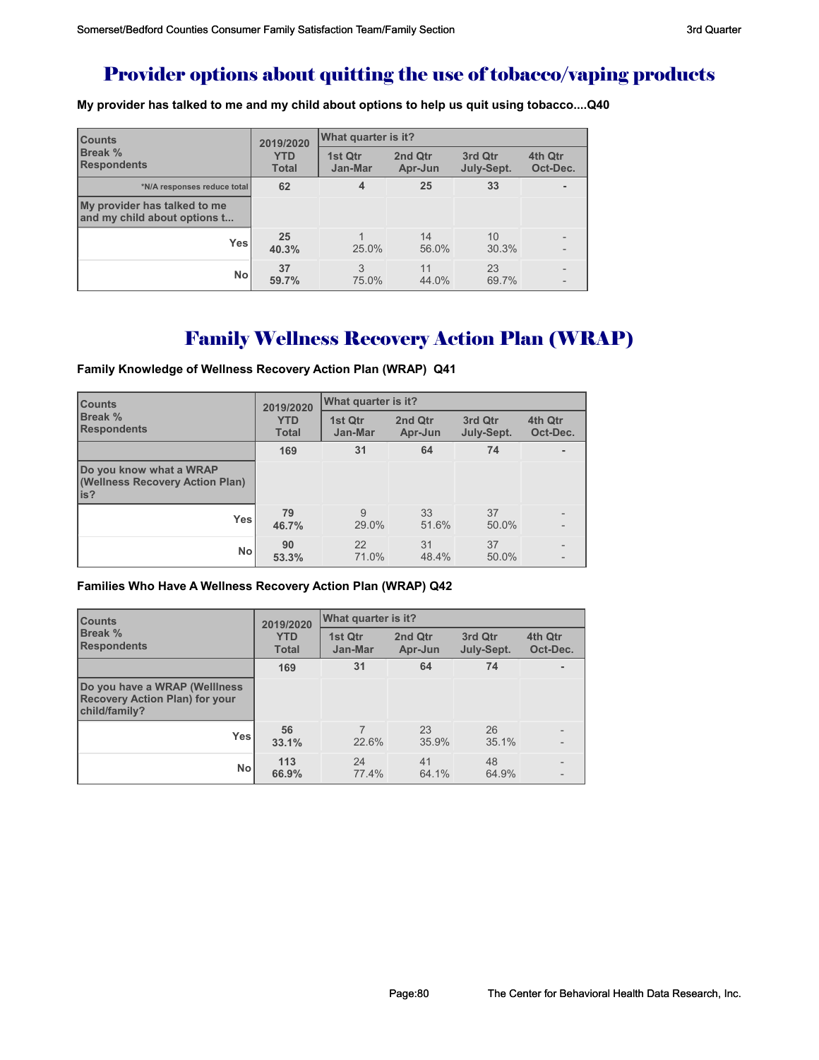# Provider options about quitting the use of tobacco/vaping products

**My provider has talked to me and my child about options to help us quit using tobacco....Q40**

| Counts<br>Break %<br>Respondents | 2019/2020<br>YTD<br>Total | What quarter is it?<br>1st Qtr<br>Jan-Mar | <br>2nd Qtr<br>Apr-Jun | <br>3rd Qtr<br>July-Sept. | <br>4th Qtr<br>Oct-Dec. |
|---|---|---|---|---|---|
| *N/A responses reduce total | 62 | 4 | 25 | 33 | - |
| My provider has talked to me and my child about options t... | | | | | |
| Yes | 25<br>40.3% | 1<br>25.0% | 14<br>56.0% | 10<br>30.3% | -<br>- |
| No | 37<br>59.7% | 3<br>75.0% | 11<br>44.0% | 23<br>69.7% | -<br>- |

# Family Wellness Recovery Action Plan (WRAP)

**Family Knowledge of Wellness Recovery Action Plan (WRAP) Q41**

| Counts<br>Break %<br>Respondents | 2019/2020<br>YTD<br>Total | What quarter is it?<br>1st Qtr<br>Jan-Mar | <br>2nd Qtr<br>Apr-Jun | <br>3rd Qtr<br>July-Sept. | <br>4th Qtr<br>Oct-Dec. |
|---|---|---|---|---|---|
| | 169 | 31 | 64 | 74 | - |
| Do you know what a WRAP (Wellness Recovery Action Plan) is? | | | | | |
| Yes | 79<br>46.7% | 9<br>29.0% | 33<br>51.6% | 37<br>50.0% | -<br>- |
| No | 90<br>53.3% | 22<br>71.0% | 31<br>48.4% | 37<br>50.0% | -<br>- |

**Families Who Have A Wellness Recovery Action Plan (WRAP) Q42**

| Counts<br>Break %<br>Respondents | 2019/2020<br>YTD<br>Total | What quarter is it?<br>1st Qtr<br>Jan-Mar | <br>2nd Qtr<br>Apr-Jun | <br>3rd Qtr<br>July-Sept. | <br>4th Qtr<br>Oct-Dec. |
|---|---|---|---|---|---|
| | 169 | 31 | 64 | 74 | - |
| Do you have a WRAP (Welllness Recovery Action Plan) for your child/family? | | | | | |
| Yes | 56<br>33.1% | 7<br>22.6% | 23<br>35.9% | 26<br>35.1% | -<br>- |
| No | 113<br>66.9% | 24<br>77.4% | 41<br>64.1% | 48<br>64.9% | -<br>- |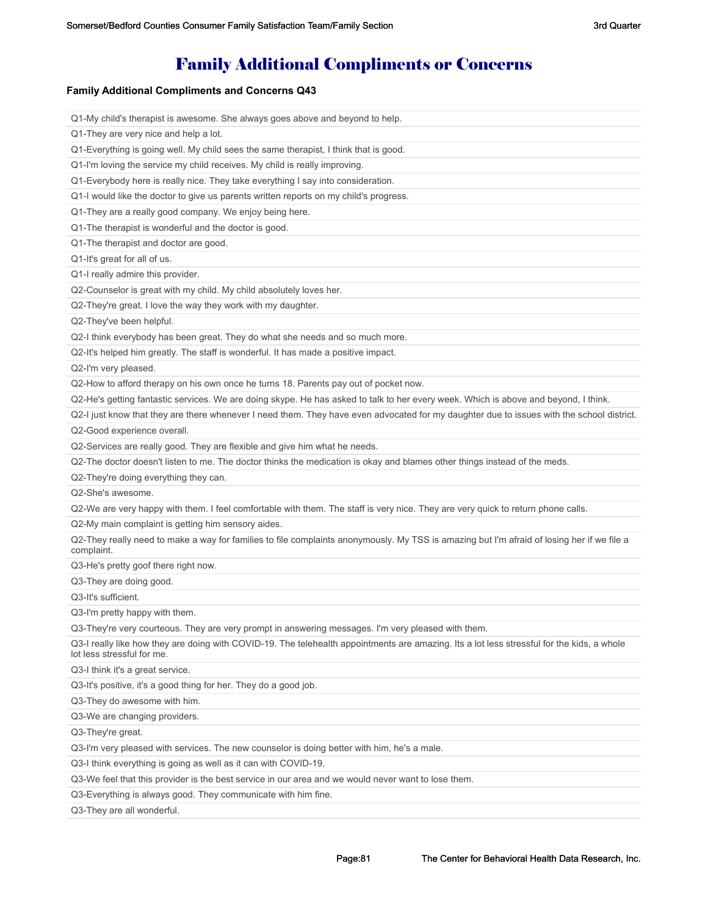# Family Additional Compliments or Concerns

### Family Additional Compliments and Concerns Q43

| |
|---|
| Q1-My child's therapist is awesome. She always goes above and beyond to help. |
| Q1-They are very nice and help a lot. |
| Q1-Everything is going well. My child sees the same therapist, I think that is good. |
| Q1-I'm loving the service my child receives. My child is really improving. |
| Q1-Everybody here is really nice. They take everything I say into consideration. |
| Q1-I would like the doctor to give us parents written reports on my child's progress. |
| Q1-They are a really good company. We enjoy being here. |
| Q1-The therapist is wonderful and the doctor is good. |
| Q1-The therapist and doctor are good. |
| Q1-It's great for all of us. |
| Q1-I really admire this provider. |
| Q2-Counselor is great with my child. My child absolutely loves her. |
| Q2-They're great. I love the way they work with my daughter. |
| Q2-They've been helpful. |
| Q2-I think everybody has been great. They do what she needs and so much more. |
| Q2-It's helped him greatly. The staff is wonderful. It has made a positive impact. |
| Q2-I'm very pleased. |
| Q2-How to afford therapy on his own once he turns 18. Parents pay out of pocket now. |
| Q2-He's getting fantastic services. We are doing skype. He has asked to talk to her every week. Which is above and beyond, I think. |
| Q2-I just know that they are there whenever I need them. They have even advocated for my daughter due to issues with the school district. |
| Q2-Good experience overall. |
| Q2-Services are really good. They are flexible and give him what he needs. |
| Q2-The doctor doesn't listen to me. The doctor thinks the medication is okay and blames other things instead of the meds. |
| Q2-They're doing everything they can. |
| Q2-She's awesome. |
| Q2-We are very happy with them. I feel comfortable with them. The staff is very nice. They are very quick to return phone calls. |
| Q2-My main complaint is getting him sensory aides. |
| Q2-They really need to make a way for families to file complaints anonymously. My TSS is amazing but I'm afraid of losing her if we file a complaint. |
| Q3-He's pretty goof there right now. |
| Q3-They are doing good. |
| Q3-It's sufficient. |
| Q3-I'm pretty happy with them. |
| Q3-They're very courteous. They are very prompt in answering messages. I'm very pleased with them. |
| Q3-I really like how they are doing with COVID-19. The telehealth appointments are amazing. Its a lot less stressful for the kids, a whole lot less stressful for me. |
| Q3-I think it's a great service. |
| Q3-It's positive, it's a good thing for her. They do a good job. |
| Q3-They do awesome with him. |
| Q3-We are changing providers. |
| Q3-They're great. |
| Q3-I'm very pleased with services. The new counselor is doing better with him, he's a male. |
| Q3-I think everything is going as well as it can with COVID-19. |
| Q3-We feel that this provider is the best service in our area and we would never want to lose them. |
| Q3-Everything is always good. They communicate with him fine. |
| Q3-They are all wonderful. |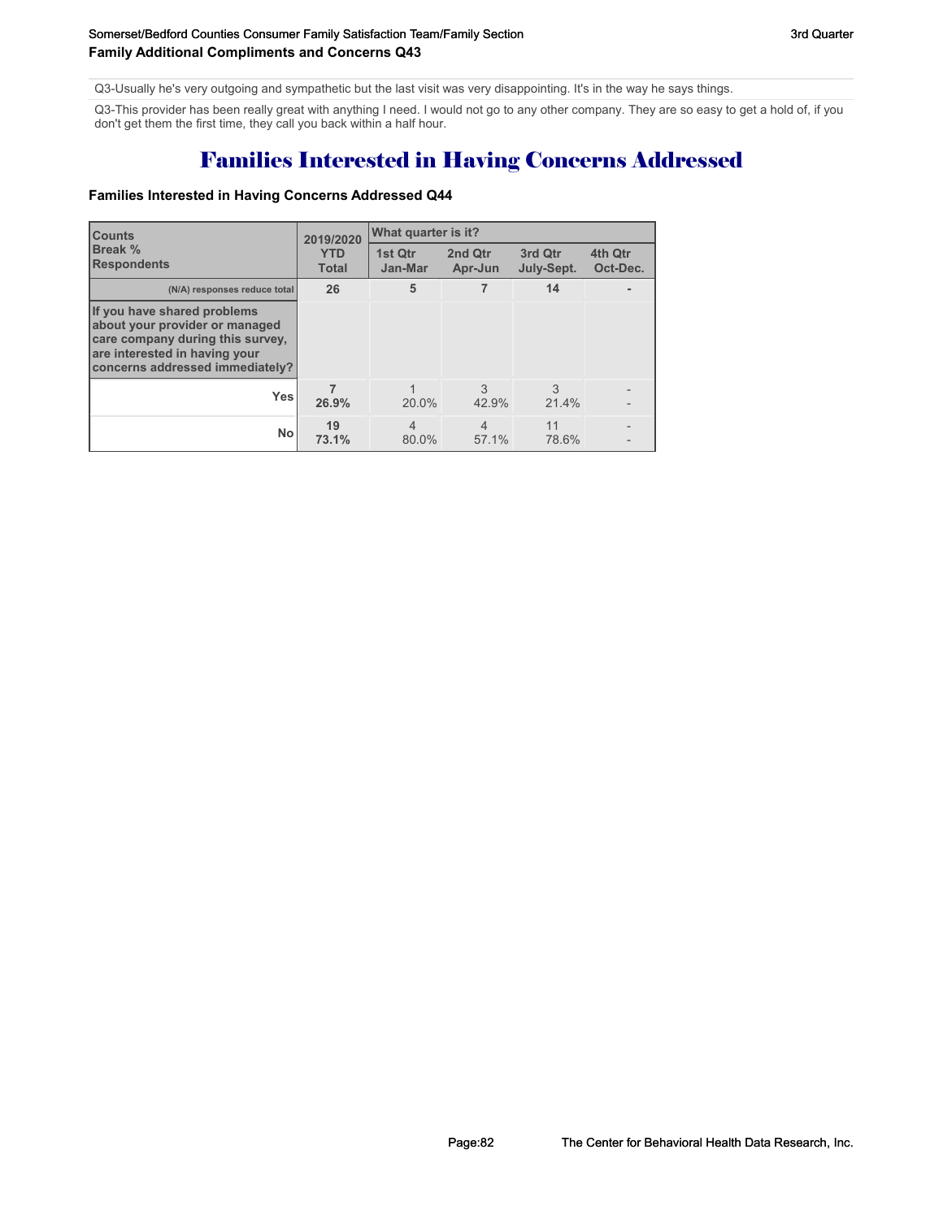Q3-Usually he's very outgoing and sympathetic but the last visit was very disappointing. It's in the way he says things.

Q3-This provider has been really great with anything I need. I would not go to any other company. They are so easy to get a hold of, if you don't get them the first time, they call you back within a half hour.

# Families Interested in Having Concerns Addressed

### Families Interested in Having Concerns Addressed Q44

| Counts<br>Break %<br>Respondents | 2019/2020<br>YTD<br>Total | What quarter is it?<br>1st Qtr<br>Jan-Mar | 2nd Qtr<br>Apr-Jun | 3rd Qtr<br>July-Sept. | 4th Qtr<br>Oct-Dec. |
|---|---|---|---|---|---|
| (N/A) responses reduce total | 26 | 5 | 7 | 14 | - |
| **If you have shared problems about your provider or managed care company during this survey, are interested in having your concerns addressed immediately?** | | | | | |
| Yes | 7<br>26.9% | 1<br>20.0% | 3<br>42.9% | 3<br>21.4% | -<br>- |
| No | 19<br>73.1% | 4<br>80.0% | 4<br>57.1% | 11<br>78.6% | -<br>- |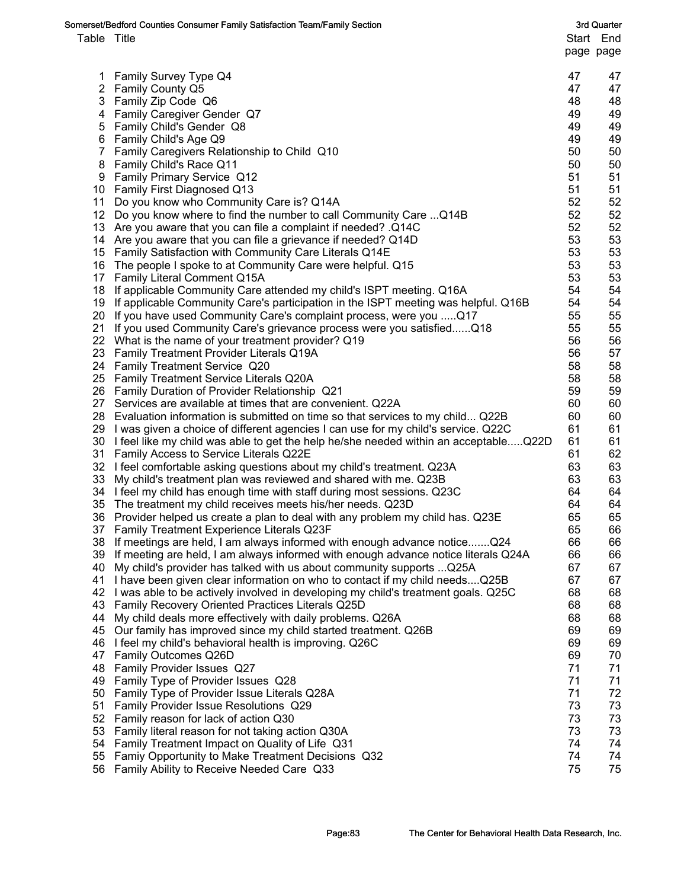Somerset/Bedford Counties Consumer Family Satisfaction Team/Family Section — 3rd Quarter

| Table | Title | Start page | End page |
|---|---|---|---|
| 1 | Family Survey Type Q4 | 47 | 47 |
| 2 | Family County Q5 | 47 | 47 |
| 3 | Family Zip Code Q6 | 48 | 48 |
| 4 | Family Caregiver Gender Q7 | 49 | 49 |
| 5 | Family Child's Gender Q8 | 49 | 49 |
| 6 | Family Child's Age Q9 | 49 | 49 |
| 7 | Family Caregivers Relationship to Child Q10 | 50 | 50 |
| 8 | Family Child's Race Q11 | 50 | 50 |
| 9 | Family Primary Service Q12 | 51 | 51 |
| 10 | Family First Diagnosed Q13 | 51 | 51 |
| 11 | Do you know who Community Care is? Q14A | 52 | 52 |
| 12 | Do you know where to find the number to call Community Care ...Q14B | 52 | 52 |
| 13 | Are you aware that you can file a complaint if needed? .Q14C | 52 | 52 |
| 14 | Are you aware that you can file a grievance if needed? Q14D | 53 | 53 |
| 15 | Family Satisfaction with Community Care Literals Q14E | 53 | 53 |
| 16 | The people I spoke to at Community Care were helpful. Q15 | 53 | 53 |
| 17 | Family Literal Comment Q15A | 53 | 53 |
| 18 | If applicable Community Care attended my child's ISPT meeting. Q16A | 54 | 54 |
| 19 | If applicable Community Care's participation in the ISPT meeting was helpful. Q16B | 54 | 54 |
| 20 | If you have used Community Care's complaint process, were you .....Q17 | 55 | 55 |
| 21 | If you used Community Care's grievance process were you satisfied......Q18 | 55 | 55 |
| 22 | What is the name of your treatment provider? Q19 | 56 | 56 |
| 23 | Family Treatment Provider Literals Q19A | 56 | 57 |
| 24 | Family Treatment Service Q20 | 58 | 58 |
| 25 | Family Treatment Service Literals Q20A | 58 | 58 |
| 26 | Family Duration of Provider Relationship Q21 | 59 | 59 |
| 27 | Services are available at times that are convenient. Q22A | 60 | 60 |
| 28 | Evaluation information is submitted on time so that services to my child... Q22B | 60 | 60 |
| 29 | I was given a choice of different agencies I can use for my child's service. Q22C | 61 | 61 |
| 30 | I feel like my child was able to get the help he/she needed within an acceptable.....Q22D | 61 | 61 |
| 31 | Family Access to Service Literals Q22E | 61 | 62 |
| 32 | I feel comfortable asking questions about my child's treatment. Q23A | 63 | 63 |
| 33 | My child's treatment plan was reviewed and shared with me. Q23B | 63 | 63 |
| 34 | I feel my child has enough time with staff during most sessions. Q23C | 64 | 64 |
| 35 | The treatment my child receives meets his/her needs. Q23D | 64 | 64 |
| 36 | Provider helped us create a plan to deal with any problem my child has. Q23E | 65 | 65 |
| 37 | Family Treatment Experience Literals Q23F | 65 | 66 |
| 38 | If meetings are held, I am always informed with enough advance notice.......Q24 | 66 | 66 |
| 39 | If meeting are held, I am always informed with enough advance notice literals Q24A | 66 | 66 |
| 40 | My child's provider has talked with us about community supports ...Q25A | 67 | 67 |
| 41 | I have been given clear information on who to contact if my child needs....Q25B | 67 | 67 |
| 42 | I was able to be actively involved in developing my child's treatment goals. Q25C | 68 | 68 |
| 43 | Family Recovery Oriented Practices Literals Q25D | 68 | 68 |
| 44 | My child deals more effectively with daily problems. Q26A | 68 | 68 |
| 45 | Our family has improved since my child started treatment. Q26B | 69 | 69 |
| 46 | I feel my child's behavioral health is improving. Q26C | 69 | 69 |
| 47 | Family Outcomes Q26D | 69 | 70 |
| 48 | Family Provider Issues Q27 | 71 | 71 |
| 49 | Family Type of Provider Issues Q28 | 71 | 71 |
| 50 | Family Type of Provider Issue Literals Q28A | 71 | 72 |
| 51 | Family Provider Issue Resolutions Q29 | 73 | 73 |
| 52 | Family reason for lack of action Q30 | 73 | 73 |
| 53 | Family literal reason for not taking action Q30A | 73 | 73 |
| 54 | Family Treatment Impact on Quality of Life Q31 | 74 | 74 |
| 55 | Famiy Opportunity to Make Treatment Decisions Q32 | 74 | 74 |
| 56 | Family Ability to Receive Needed Care Q33 | 75 | 75 |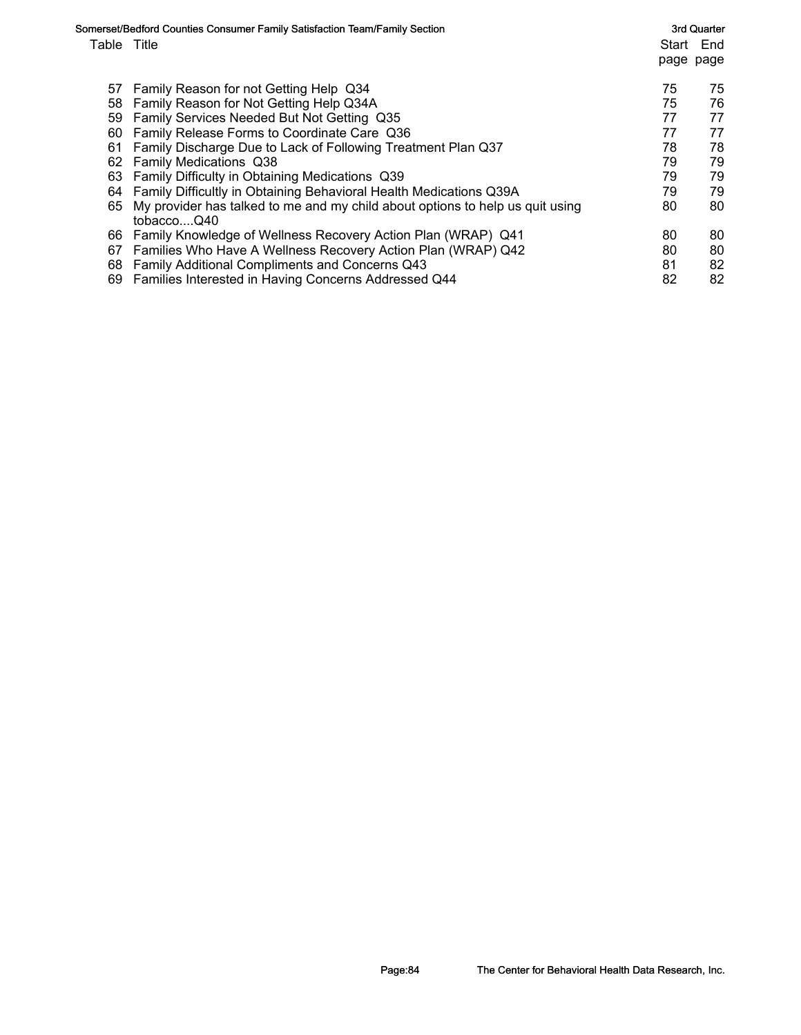| Table | Title | Start page | End page |
|---|---|---|---|
| 57 | Family Reason for not Getting Help Q34 | 75 | 75 |
| 58 | Family Reason for Not Getting Help Q34A | 75 | 76 |
| 59 | Family Services Needed But Not Getting Q35 | 77 | 77 |
| 60 | Family Release Forms to Coordinate Care Q36 | 77 | 77 |
| 61 | Family Discharge Due to Lack of Following Treatment Plan Q37 | 78 | 78 |
| 62 | Family Medications Q38 | 79 | 79 |
| 63 | Family Difficulty in Obtaining Medications Q39 | 79 | 79 |
| 64 | Family Difficultly in Obtaining Behavioral Health Medications Q39A | 79 | 79 |
| 65 | My provider has talked to me and my child about options to help us quit using tobacco....Q40 | 80 | 80 |
| 66 | Family Knowledge of Wellness Recovery Action Plan (WRAP) Q41 | 80 | 80 |
| 67 | Families Who Have A Wellness Recovery Action Plan (WRAP) Q42 | 80 | 80 |
| 68 | Family Additional Compliments and Concerns Q43 | 81 | 82 |
| 69 | Families Interested in Having Concerns Addressed Q44 | 82 | 82 |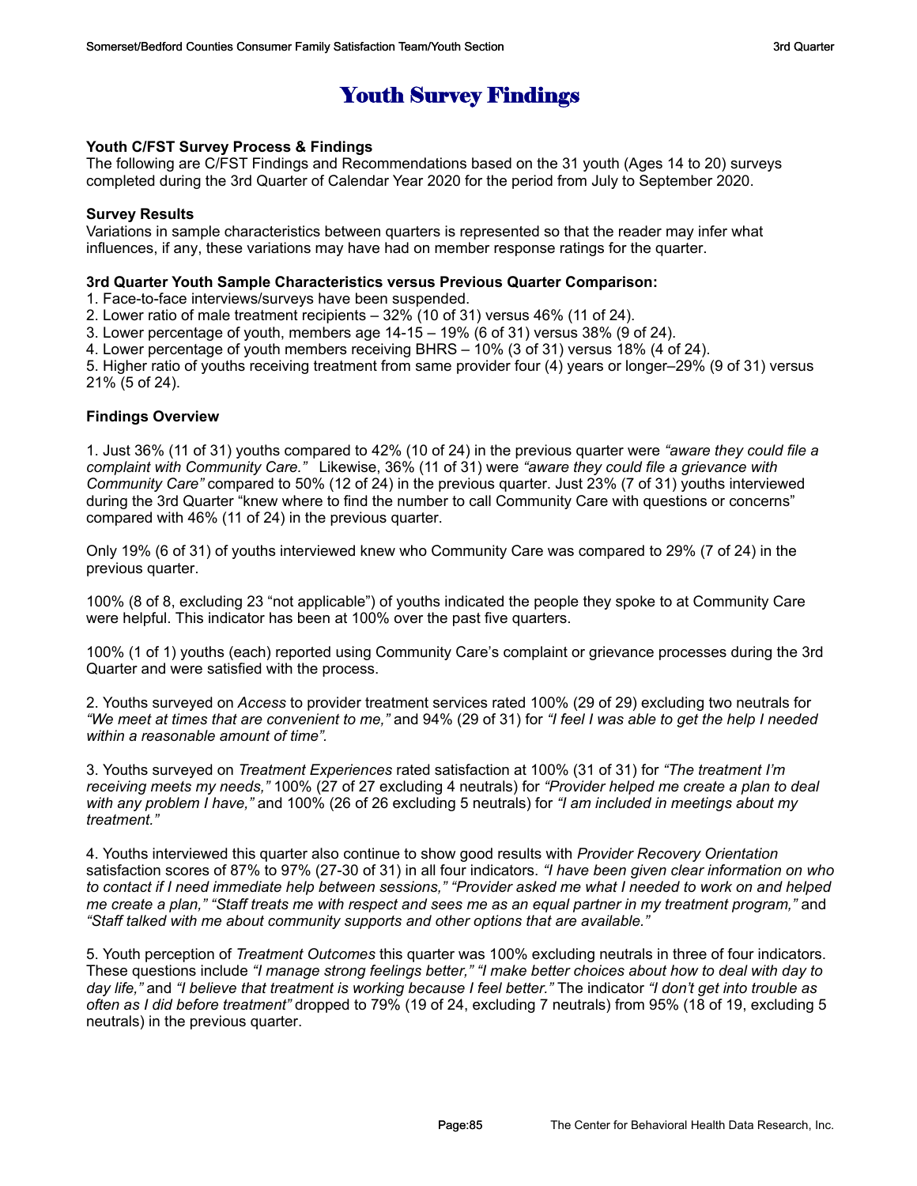# Youth Survey Findings

**Youth C/FST Survey Process & Findings**
The following are C/FST Findings and Recommendations based on the 31 youth (Ages 14 to 20) surveys completed during the 3rd Quarter of Calendar Year 2020 for the period from July to September 2020.

**Survey Results**
Variations in sample characteristics between quarters is represented so that the reader may infer what influences, if any, these variations may have had on member response ratings for the quarter.

**3rd Quarter Youth Sample Characteristics versus Previous Quarter Comparison:**

1. Face-to-face interviews/surveys have been suspended.
2. Lower ratio of male treatment recipients – 32% (10 of 31) versus 46% (11 of 24).
3. Lower percentage of youth, members age 14-15 – 19% (6 of 31) versus 38% (9 of 24).
4. Lower percentage of youth members receiving BHRS – 10% (3 of 31) versus 18% (4 of 24).
5. Higher ratio of youths receiving treatment from same provider four (4) years or longer–29% (9 of 31) versus 21% (5 of 24).

**Findings Overview**

1. Just 36% (11 of 31) youths compared to 42% (10 of 24) in the previous quarter were *"aware they could file a complaint with Community Care."* Likewise, 36% (11 of 31) were *"aware they could file a grievance with Community Care"* compared to 50% (12 of 24) in the previous quarter. Just 23% (7 of 31) youths interviewed during the 3rd Quarter "knew where to find the number to call Community Care with questions or concerns" compared with 46% (11 of 24) in the previous quarter.

Only 19% (6 of 31) of youths interviewed knew who Community Care was compared to 29% (7 of 24) in the previous quarter.

100% (8 of 8, excluding 23 "not applicable") of youths indicated the people they spoke to at Community Care were helpful. This indicator has been at 100% over the past five quarters.

100% (1 of 1) youths (each) reported using Community Care's complaint or grievance processes during the 3rd Quarter and were satisfied with the process.

2. Youths surveyed on *Access* to provider treatment services rated 100% (29 of 29) excluding two neutrals for *"We meet at times that are convenient to me,"* and 94% (29 of 31) for *"I feel I was able to get the help I needed within a reasonable amount of time".*

3. Youths surveyed on *Treatment Experiences* rated satisfaction at 100% (31 of 31) for *"The treatment I'm receiving meets my needs,"* 100% (27 of 27 excluding 4 neutrals) for *"Provider helped me create a plan to deal with any problem I have,"* and 100% (26 of 26 excluding 5 neutrals) for *"I am included in meetings about my treatment."*

4. Youths interviewed this quarter also continue to show good results with *Provider Recovery Orientation* satisfaction scores of 87% to 97% (27-30 of 31) in all four indicators. *"I have been given clear information on who to contact if I need immediate help between sessions," "Provider asked me what I needed to work on and helped me create a plan," "Staff treats me with respect and sees me as an equal partner in my treatment program,"* and *"Staff talked with me about community supports and other options that are available."*

5. Youth perception of *Treatment Outcomes* this quarter was 100% excluding neutrals in three of four indicators. These questions include *"I manage strong feelings better," "I make better choices about how to deal with day to day life,"* and *"I believe that treatment is working because I feel better."* The indicator *"I don't get into trouble as often as I did before treatment"* dropped to 79% (19 of 24, excluding 7 neutrals) from 95% (18 of 19, excluding 5 neutrals) in the previous quarter.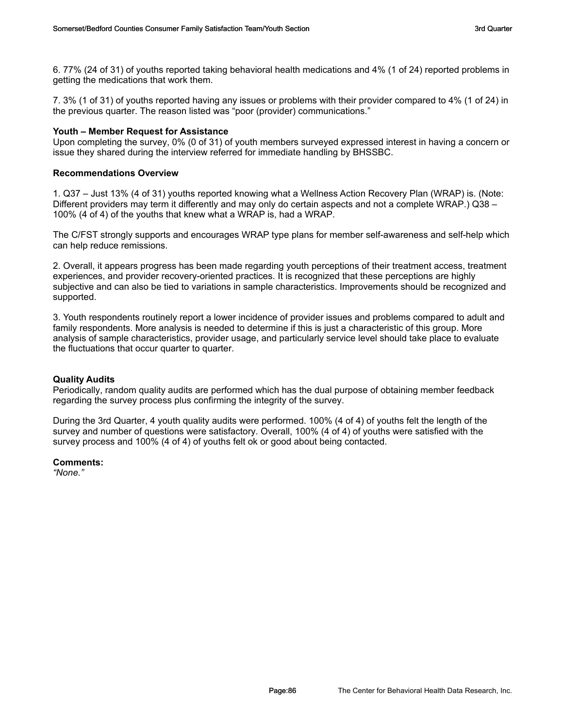6. 77% (24 of 31) of youths reported taking behavioral health medications and 4% (1 of 24) reported problems in getting the medications that work them.

7. 3% (1 of 31) of youths reported having any issues or problems with their provider compared to 4% (1 of 24) in the previous quarter. The reason listed was "poor (provider) communications."

**Youth – Member Request for Assistance**

Upon completing the survey, 0% (0 of 31) of youth members surveyed expressed interest in having a concern or issue they shared during the interview referred for immediate handling by BHSSBC.

**Recommendations Overview**

1. Q37 – Just 13% (4 of 31) youths reported knowing what a Wellness Action Recovery Plan (WRAP) is. (Note: Different providers may term it differently and may only do certain aspects and not a complete WRAP.) Q38 – 100% (4 of 4) of the youths that knew what a WRAP is, had a WRAP.

The C/FST strongly supports and encourages WRAP type plans for member self-awareness and self-help which can help reduce remissions.

2. Overall, it appears progress has been made regarding youth perceptions of their treatment access, treatment experiences, and provider recovery-oriented practices. It is recognized that these perceptions are highly subjective and can also be tied to variations in sample characteristics. Improvements should be recognized and supported.

3. Youth respondents routinely report a lower incidence of provider issues and problems compared to adult and family respondents. More analysis is needed to determine if this is just a characteristic of this group. More analysis of sample characteristics, provider usage, and particularly service level should take place to evaluate the fluctuations that occur quarter to quarter.

**Quality Audits**

Periodically, random quality audits are performed which has the dual purpose of obtaining member feedback regarding the survey process plus confirming the integrity of the survey.

During the 3rd Quarter, 4 youth quality audits were performed. 100% (4 of 4) of youths felt the length of the survey and number of questions were satisfactory. Overall, 100% (4 of 4) of youths were satisfied with the survey process and 100% (4 of 4) of youths felt ok or good about being contacted.

**Comments:**

*"None."*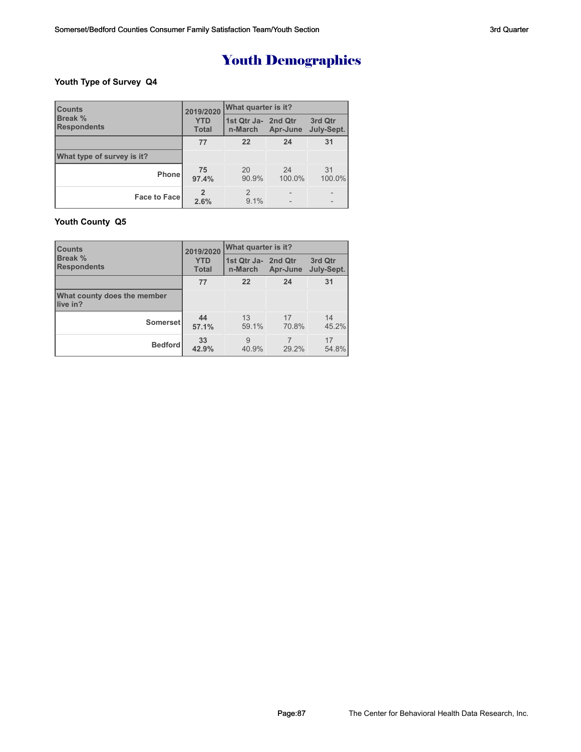# Youth Demographics

### Youth Type of Survey Q4

| Counts<br>Break %<br>Respondents | 2019/2020<br>YTD<br>Total | What quarter is it?<br>1st Qtr Jan-March | <br>2nd Qtr Apr-June | <br>3rd Qtr July-Sept. |
|---|---|---|---|---|
| | 77 | 22 | 24 | 31 |
| What type of survey is it? | | | | |
| Phone | 75<br>97.4% | 20<br>90.9% | 24<br>100.0% | 31<br>100.0% |
| Face to Face | 2<br>2.6% | 2<br>9.1% | -<br>- | -<br>- |

### Youth County Q5

| Counts<br>Break %<br>Respondents | 2019/2020<br>YTD<br>Total | What quarter is it?<br>1st Qtr Jan-March | <br>2nd Qtr Apr-June | <br>3rd Qtr July-Sept. |
|---|---|---|---|---|
| | 77 | 22 | 24 | 31 |
| What county does the member live in? | | | | |
| Somerset | 44<br>57.1% | 13<br>59.1% | 17<br>70.8% | 14<br>45.2% |
| Bedford | 33<br>42.9% | 9<br>40.9% | 7<br>29.2% | 17<br>54.8% |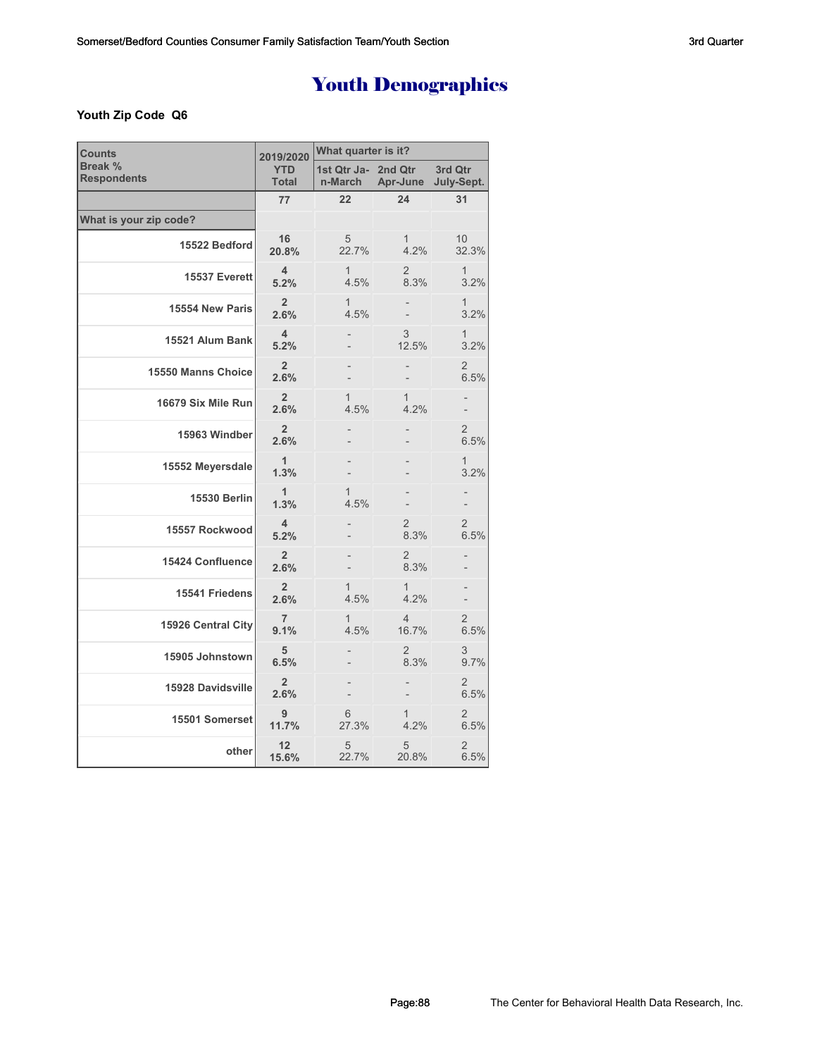# Youth Demographics

**Youth Zip Code Q6**

| Counts<br>Break %<br>Respondents | 2019/2020<br>YTD<br>Total | What quarter is it?<br>1st Qtr Jan-March | 2nd Qtr Apr-June | 3rd Qtr July-Sept. |
|---|---|---|---|---|
| | 77 | 22 | 24 | 31 |
| **What is your zip code?** | | | | |
| 15522 Bedford | **16**<br>**20.8%** | 5<br>22.7% | 1<br>4.2% | 10<br>32.3% |
| 15537 Everett | **4**<br>**5.2%** | 1<br>4.5% | 2<br>8.3% | 1<br>3.2% |
| 15554 New Paris | **2**<br>**2.6%** | 1<br>4.5% | -<br>- | 1<br>3.2% |
| 15521 Alum Bank | **4**<br>**5.2%** | -<br>- | 3<br>12.5% | 1<br>3.2% |
| 15550 Manns Choice | **2**<br>**2.6%** | -<br>- | -<br>- | 2<br>6.5% |
| 16679 Six Mile Run | **2**<br>**2.6%** | 1<br>4.5% | 1<br>4.2% | -<br>- |
| 15963 Windber | **2**<br>**2.6%** | -<br>- | -<br>- | 2<br>6.5% |
| 15552 Meyersdale | **1**<br>**1.3%** | -<br>- | -<br>- | 1<br>3.2% |
| 15530 Berlin | **1**<br>**1.3%** | 1<br>4.5% | -<br>- | -<br>- |
| 15557 Rockwood | **4**<br>**5.2%** | -<br>- | 2<br>8.3% | 2<br>6.5% |
| 15424 Confluence | **2**<br>**2.6%** | -<br>- | 2<br>8.3% | -<br>- |
| 15541 Friedens | **2**<br>**2.6%** | 1<br>4.5% | 1<br>4.2% | -<br>- |
| 15926 Central City | **7**<br>**9.1%** | 1<br>4.5% | 4<br>16.7% | 2<br>6.5% |
| 15905 Johnstown | **5**<br>**6.5%** | -<br>- | 2<br>8.3% | 3<br>9.7% |
| 15928 Davidsville | **2**<br>**2.6%** | -<br>- | -<br>- | 2<br>6.5% |
| 15501 Somerset | **9**<br>**11.7%** | 6<br>27.3% | 1<br>4.2% | 2<br>6.5% |
| other | **12**<br>**15.6%** | 5<br>22.7% | 5<br>20.8% | 2<br>6.5% |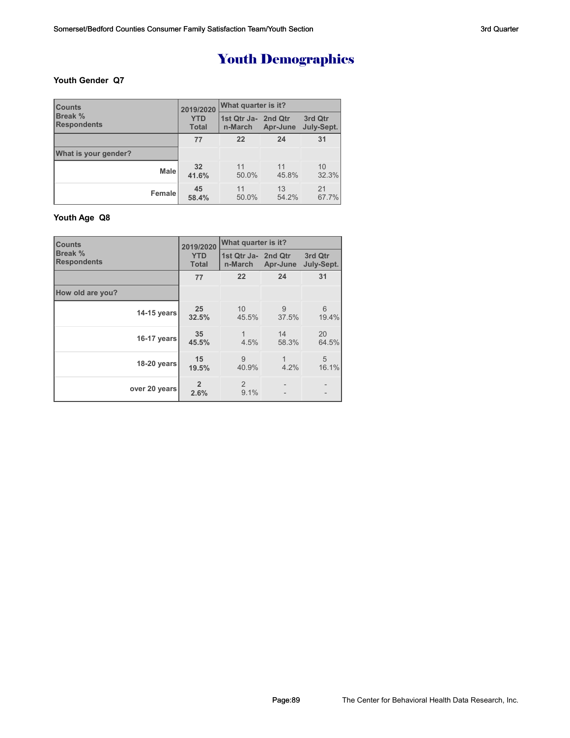# Youth Demographics

### Youth Gender Q7

| Counts<br>Break %<br>Respondents | 2019/2020 YTD Total | What quarter is it? | | |
|---|---|---|---|---|
| | | 1st Qtr Jan-March | 2nd Qtr Apr-June | 3rd Qtr July-Sept. |
| | 77 | 22 | 24 | 31 |
| What is your gender? | | | | |
| Male | 32<br>41.6% | 11<br>50.0% | 11<br>45.8% | 10<br>32.3% |
| Female | 45<br>58.4% | 11<br>50.0% | 13<br>54.2% | 21<br>67.7% |

### Youth Age Q8

| Counts<br>Break %<br>Respondents | 2019/2020 YTD Total | What quarter is it? | | |
|---|---|---|---|---|
| | | 1st Qtr Jan-March | 2nd Qtr Apr-June | 3rd Qtr July-Sept. |
| | 77 | 22 | 24 | 31 |
| How old are you? | | | | |
| 14-15 years | 25<br>32.5% | 10<br>45.5% | 9<br>37.5% | 6<br>19.4% |
| 16-17 years | 35<br>45.5% | 1<br>4.5% | 14<br>58.3% | 20<br>64.5% |
| 18-20 years | 15<br>19.5% | 9<br>40.9% | 1<br>4.2% | 5<br>16.1% |
| over 20 years | 2<br>2.6% | 2<br>9.1% | -<br>- | -<br>- |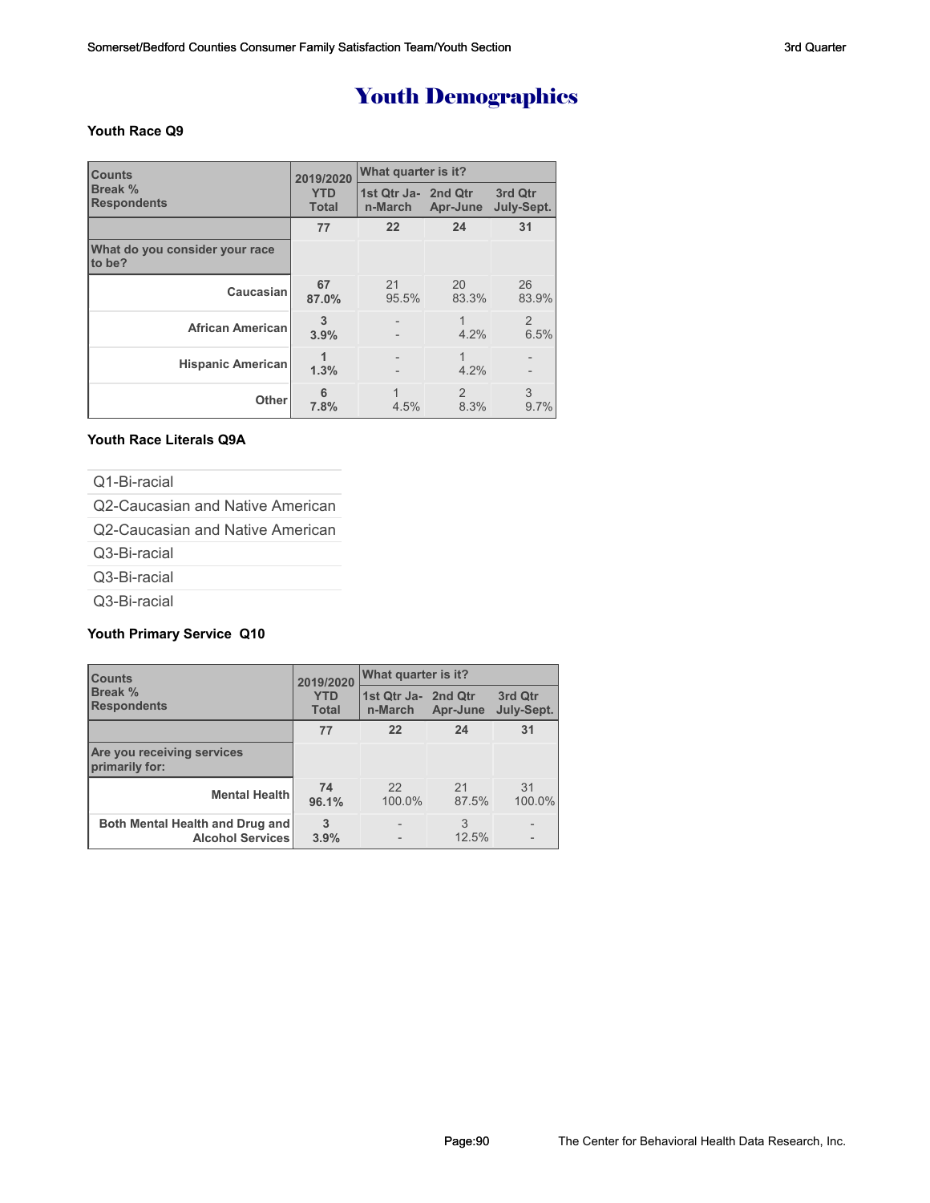# Youth Demographics

### Youth Race Q9

| Counts<br>Break %<br>Respondents | 2019/2020 YTD Total | What quarter is it? | | |
|---|---|---|---|---|
| | | 1st Qtr Jan-March | 2nd Qtr Apr-June | 3rd Qtr July-Sept. |
| | **77** | **22** | **24** | **31** |
| **What do you consider your race to be?** | | | | |
| **Caucasian** | **67**<br>**87.0%** | 21<br>95.5% | 20<br>83.3% | 26<br>83.9% |
| **African American** | **3**<br>**3.9%** | -<br>- | 1<br>4.2% | 2<br>6.5% |
| **Hispanic American** | **1**<br>**1.3%** | -<br>- | 1<br>4.2% | -<br>- |
| **Other** | **6**<br>**7.8%** | 1<br>4.5% | 2<br>8.3% | 3<br>9.7% |

### Youth Race Literals Q9A

| |
|---|
| Q1-Bi-racial |
| Q2-Caucasian and Native American |
| Q2-Caucasian and Native American |
| Q3-Bi-racial |
| Q3-Bi-racial |
| Q3-Bi-racial |

### Youth Primary Service Q10

| Counts<br>Break %<br>Respondents | 2019/2020 YTD Total | What quarter is it? | | |
|---|---|---|---|---|
| | | 1st Qtr Jan-March | 2nd Qtr Apr-June | 3rd Qtr July-Sept. |
| | **77** | **22** | **24** | **31** |
| **Are you receiving services primarily for:** | | | | |
| **Mental Health** | **74**<br>**96.1%** | 22<br>100.0% | 21<br>87.5% | 31<br>100.0% |
| **Both Mental Health and Drug and Alcohol Services** | **3**<br>**3.9%** | -<br>- | 3<br>12.5% | -<br>- |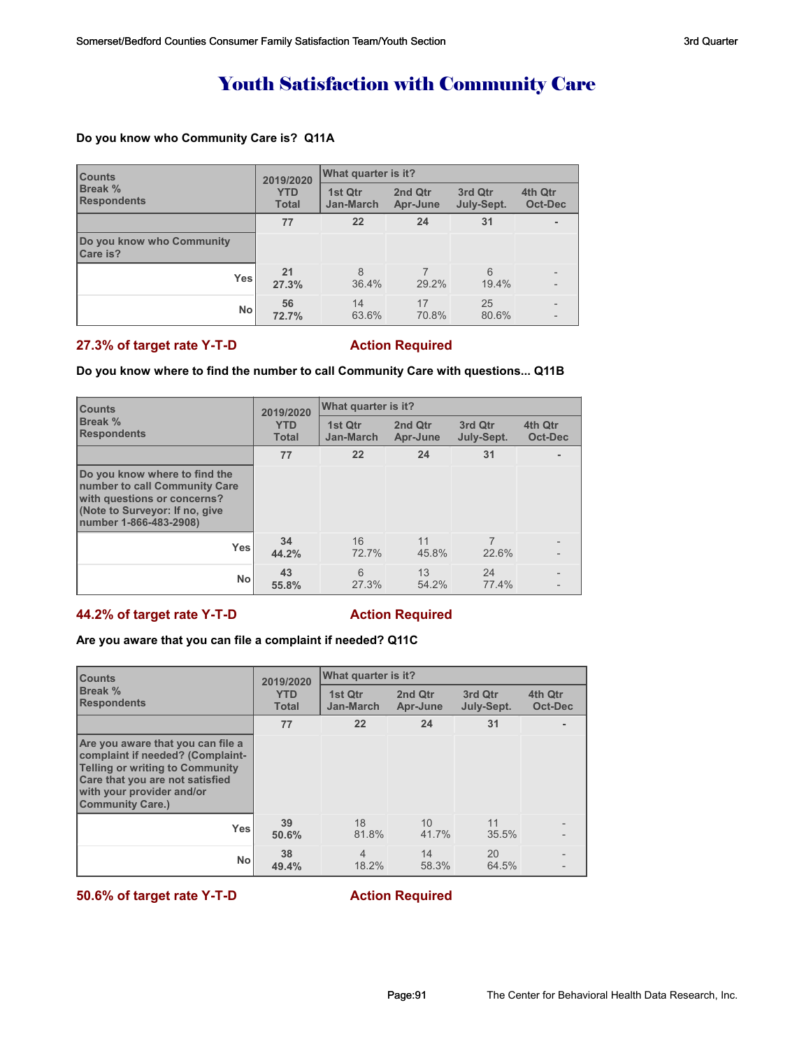# Youth Satisfaction with Community Care

**Do you know who Community Care is? Q11A**

| Counts<br>Break %<br>Respondents | 2019/2020<br>YTD<br>Total | What quarter is it? | | | |
|---|---|---|---|---|---|
| | | 1st Qtr<br>Jan-March | 2nd Qtr<br>Apr-June | 3rd Qtr<br>July-Sept. | 4th Qtr<br>Oct-Dec |
| | 77 | 22 | 24 | 31 | - |
| Do you know who Community Care is? | | | | | |
| Yes | 21<br>27.3% | 8<br>36.4% | 7<br>29.2% | 6<br>19.4% | -<br>- |
| No | 56<br>72.7% | 14<br>63.6% | 17<br>70.8% | 25<br>80.6% | -<br>- |

**27.3% of target rate Y-T-D** **Action Required**

**Do you know where to find the number to call Community Care with questions... Q11B**

| Counts<br>Break %<br>Respondents | 2019/2020<br>YTD<br>Total | What quarter is it? | | | |
|---|---|---|---|---|---|
| | | 1st Qtr<br>Jan-March | 2nd Qtr<br>Apr-June | 3rd Qtr<br>July-Sept. | 4th Qtr<br>Oct-Dec |
| | 77 | 22 | 24 | 31 | - |
| Do you know where to find the number to call Community Care with questions or concerns? (Note to Surveyor: If no, give number 1-866-483-2908) | | | | | |
| Yes | 34<br>44.2% | 16<br>72.7% | 11<br>45.8% | 7<br>22.6% | -<br>- |
| No | 43<br>55.8% | 6<br>27.3% | 13<br>54.2% | 24<br>77.4% | -<br>- |

**44.2% of target rate Y-T-D** **Action Required**

**Are you aware that you can file a complaint if needed? Q11C**

| Counts<br>Break %<br>Respondents | 2019/2020<br>YTD<br>Total | What quarter is it? | | | |
|---|---|---|---|---|---|
| | | 1st Qtr<br>Jan-March | 2nd Qtr<br>Apr-June | 3rd Qtr<br>July-Sept. | 4th Qtr<br>Oct-Dec |
| | 77 | 22 | 24 | 31 | - |
| Are you aware that you can file a complaint if needed? (Complaint-Telling or writing to Community Care that you are not satisfied with your provider and/or Community Care.) | | | | | |
| Yes | 39<br>50.6% | 18<br>81.8% | 10<br>41.7% | 11<br>35.5% | -<br>- |
| No | 38<br>49.4% | 4<br>18.2% | 14<br>58.3% | 20<br>64.5% | -<br>- |

**50.6% of target rate Y-T-D** **Action Required**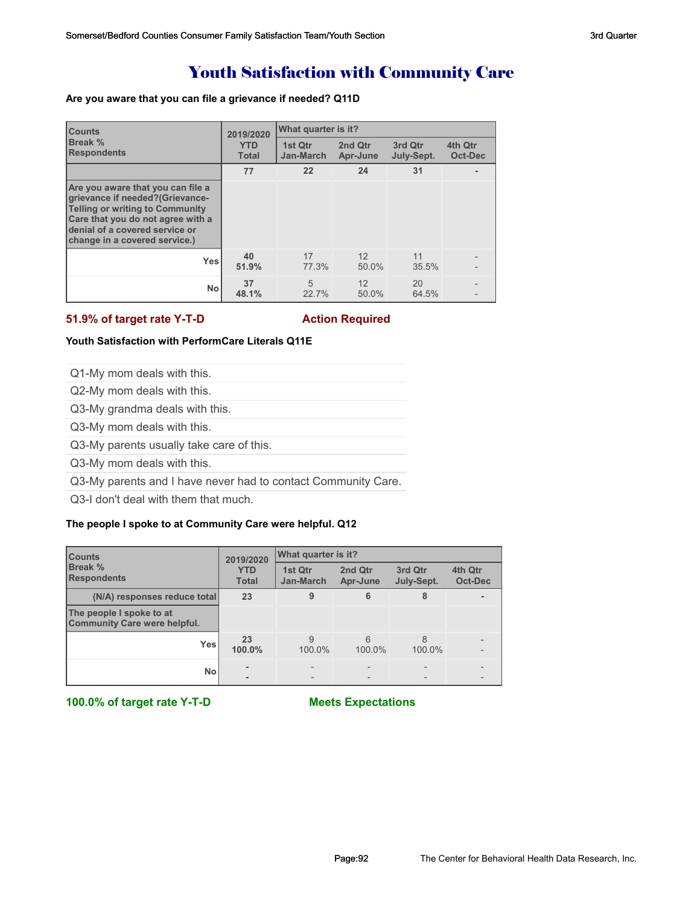# Youth Satisfaction with Community Care

**Are you aware that you can file a grievance if needed? Q11D**

| Counts<br>Break %<br>Respondents | 2019/2020<br>YTD<br>Total | What quarter is it?<br>1st Qtr<br>Jan-March | 2nd Qtr<br>Apr-June | 3rd Qtr<br>July-Sept. | 4th Qtr<br>Oct-Dec |
|---|---|---|---|---|---|
| | 77 | 22 | 24 | 31 | - |
| Are you aware that you can file a grievance if needed?(Grievance-Telling or writing to Community Care that you do not agree with a denial of a covered service or change in a covered service.) | | | | | |
| Yes | 40<br>51.9% | 17<br>77.3% | 12<br>50.0% | 11<br>35.5% | -<br>- |
| No | 37<br>48.1% | 5<br>22.7% | 12<br>50.0% | 20<br>64.5% | -<br>- |

**51.9% of target rate Y-T-D** **Action Required**

**Youth Satisfaction with PerformCare Literals Q11E**

Q1-My mom deals with this.

Q2-My mom deals with this.

Q3-My grandma deals with this.

Q3-My mom deals with this.

Q3-My parents usually take care of this.

Q3-My mom deals with this.

Q3-My parents and I have never had to contact Community Care.

Q3-I don't deal with them that much.

**The people I spoke to at Community Care were helpful. Q12**

| Counts<br>Break %<br>Respondents | 2019/2020<br>YTD<br>Total | What quarter is it?<br>1st Qtr<br>Jan-March | 2nd Qtr<br>Apr-June | 3rd Qtr<br>July-Sept. | 4th Qtr<br>Oct-Dec |
|---|---|---|---|---|---|
| (N/A) responses reduce total | 23 | 9 | 6 | 8 | - |
| The people I spoke to at Community Care were helpful. | | | | | |
| Yes | 23<br>100.0% | 9<br>100.0% | 6<br>100.0% | 8<br>100.0% | -<br>- |
| No | -<br>- | -<br>- | -<br>- | -<br>- | -<br>- |

**100.0% of target rate Y-T-D** **Meets Expectations**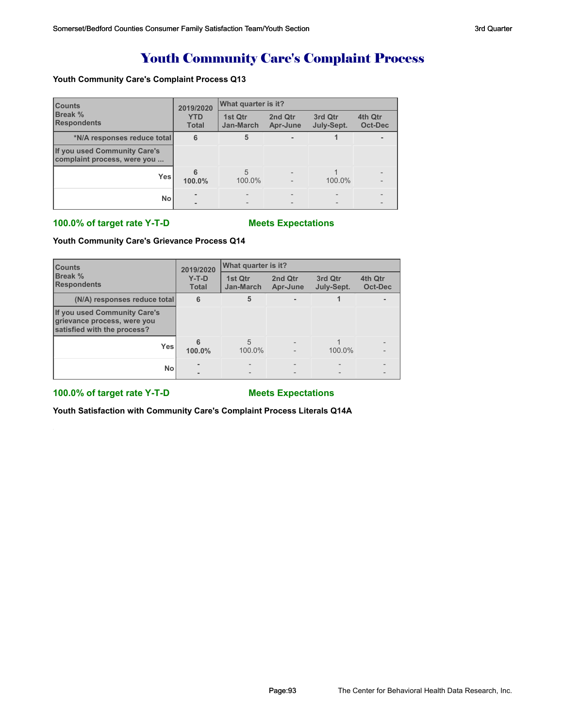# Youth Community Care's Complaint Process

**Youth Community Care's Complaint Process Q13**

| Counts<br>Break %<br>Respondents | 2019/2020<br>YTD<br>Total | What quarter is it? | | | |
|---|---|---|---|---|---|
| | | 1st Qtr<br>Jan-March | 2nd Qtr<br>Apr-June | 3rd Qtr<br>July-Sept. | 4th Qtr<br>Oct-Dec |
| *N/A responses reduce total | 6 | 5 | - | 1 | - |
| If you used Community Care's complaint process, were you ... | | | | | |
| Yes | 6<br>100.0% | 5<br>100.0% | -<br>- | 1<br>100.0% | -<br>- |
| No | -<br>- | -<br>- | -<br>- | -<br>- | -<br>- |

**100.0% of target rate Y-T-D** **Meets Expectations**

**Youth Community Care's Grievance Process Q14**

| Counts<br>Break %<br>Respondents | 2019/2020<br>Y-T-D<br>Total | What quarter is it? | | | |
|---|---|---|---|---|---|
| | | 1st Qtr<br>Jan-March | 2nd Qtr<br>Apr-June | 3rd Qtr<br>July-Sept. | 4th Qtr<br>Oct-Dec |
| (N/A) responses reduce total | 6 | 5 | - | 1 | - |
| If you used Community Care's grievance process, were you satisfied with the process? | | | | | |
| Yes | 6<br>100.0% | 5<br>100.0% | -<br>- | 1<br>100.0% | -<br>- |
| No | -<br>- | -<br>- | -<br>- | -<br>- | -<br>- |

**100.0% of target rate Y-T-D** **Meets Expectations**

**Youth Satisfaction with Community Care's Complaint Process Literals Q14A**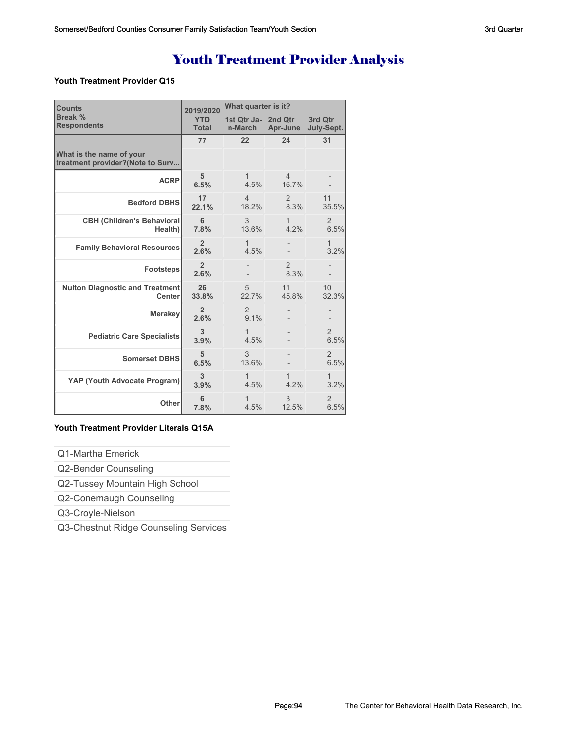# Youth Treatment Provider Analysis

**Youth Treatment Provider Q15**

| Counts<br>Break %<br>Respondents | 2019/2020<br>YTD<br>Total | What quarter is it?<br>1st Qtr Jan-March | <br>2nd Qtr Apr-June | <br>3rd Qtr July-Sept. |
|---|---|---|---|---|
| | 77 | 22 | 24 | 31 |
| What is the name of your treatment provider?(Note to Surv... | | | | |
| ACRP | 5<br>6.5% | 1<br>4.5% | 4<br>16.7% | -<br>- |
| Bedford DBHS | 17<br>22.1% | 4<br>18.2% | 2<br>8.3% | 11<br>35.5% |
| CBH (Children's Behavioral Health) | 6<br>7.8% | 3<br>13.6% | 1<br>4.2% | 2<br>6.5% |
| Family Behavioral Resources | 2<br>2.6% | 1<br>4.5% | -<br>- | 1<br>3.2% |
| Footsteps | 2<br>2.6% | -<br>- | 2<br>8.3% | -<br>- |
| Nulton Diagnostic and Treatment Center | 26<br>33.8% | 5<br>22.7% | 11<br>45.8% | 10<br>32.3% |
| Merakey | 2<br>2.6% | 2<br>9.1% | -<br>- | -<br>- |
| Pediatric Care Specialists | 3<br>3.9% | 1<br>4.5% | -<br>- | 2<br>6.5% |
| Somerset DBHS | 5<br>6.5% | 3<br>13.6% | -<br>- | 2<br>6.5% |
| YAP (Youth Advocate Program) | 3<br>3.9% | 1<br>4.5% | 1<br>4.2% | 1<br>3.2% |
| Other | 6<br>7.8% | 1<br>4.5% | 3<br>12.5% | 2<br>6.5% |

**Youth Treatment Provider Literals Q15A**

| |
|---|
| Q1-Martha Emerick |
| Q2-Bender Counseling |
| Q2-Tussey Mountain High School |
| Q2-Conemaugh Counseling |
| Q3-Croyle-Nielson |
| Q3-Chestnut Ridge Counseling Services |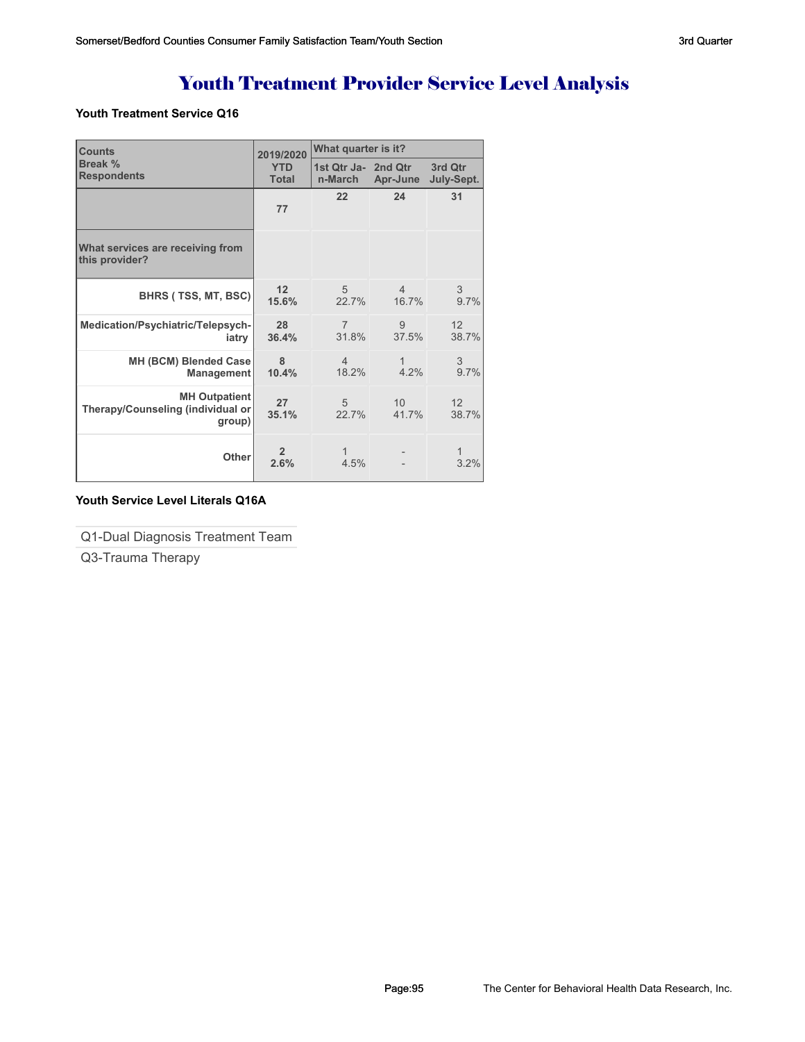# Youth Treatment Provider Service Level Analysis

**Youth Treatment Service Q16**

| Counts<br>Break %<br>Respondents | 2019/2020<br>YTD<br>Total | What quarter is it?<br>1st Qtr Jan-March | <br>2nd Qtr Apr-June | <br>3rd Qtr July-Sept. |
|---|---|---|---|---|
| | 77 | 22 | 24 | 31 |
| What services are receiving from this provider? | | | | |
| BHRS ( TSS, MT, BSC) | 12<br>15.6% | 5<br>22.7% | 4<br>16.7% | 3<br>9.7% |
| Medication/Psychiatric/Telepsychiatry | 28<br>36.4% | 7<br>31.8% | 9<br>37.5% | 12<br>38.7% |
| MH (BCM) Blended Case Management | 8<br>10.4% | 4<br>18.2% | 1<br>4.2% | 3<br>9.7% |
| MH Outpatient Therapy/Counseling (individual or group) | 27<br>35.1% | 5<br>22.7% | 10<br>41.7% | 12<br>38.7% |
| Other | 2<br>2.6% | 1<br>4.5% | -<br>- | 1<br>3.2% |

**Youth Service Level Literals Q16A**

| |
|---|
| Q1-Dual Diagnosis Treatment Team |
| Q3-Trauma Therapy |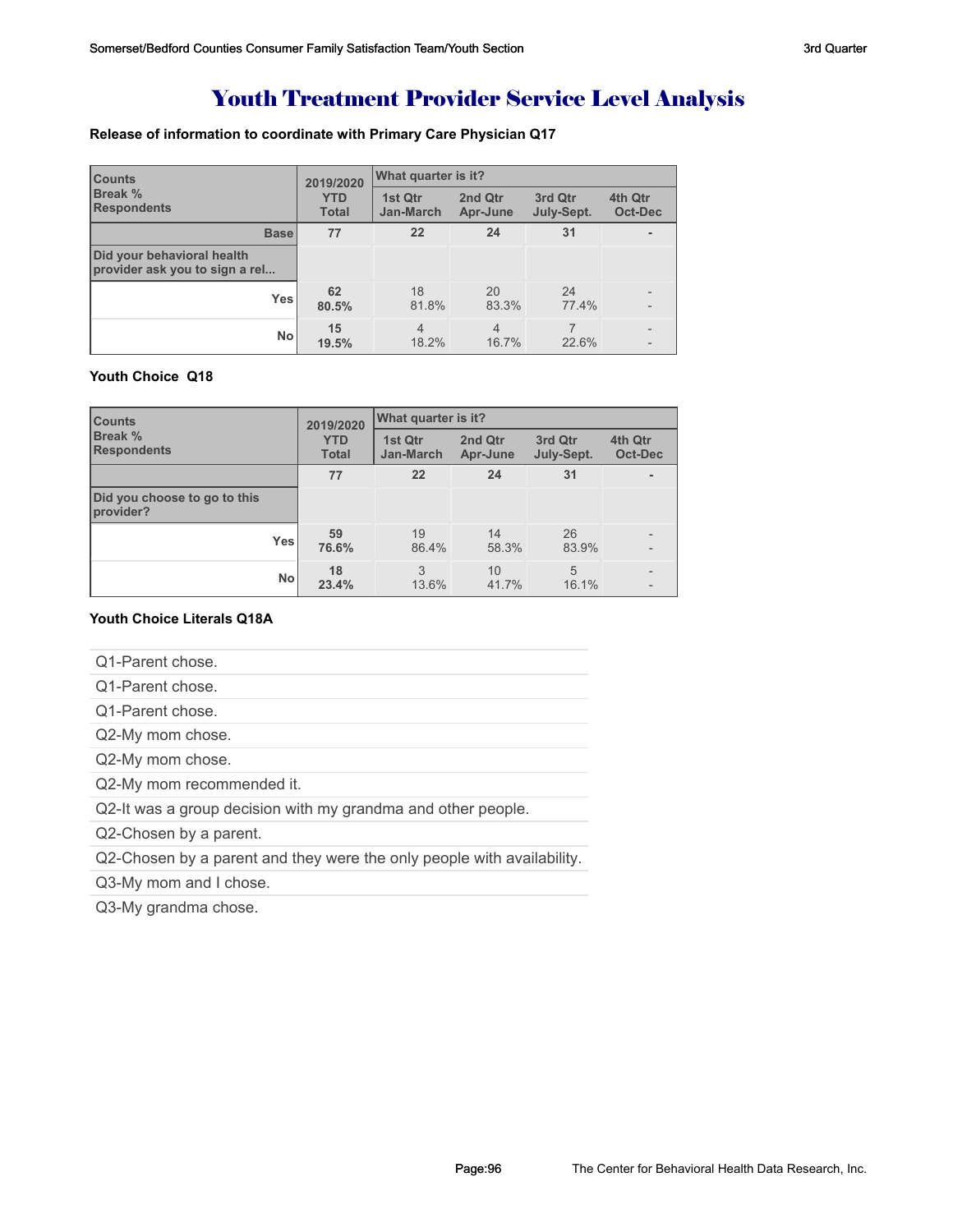# Youth Treatment Provider Service Level Analysis

**Release of information to coordinate with Primary Care Physician Q17**

| Counts<br>Break %<br>Respondents | 2019/2020<br>YTD<br>Total | What quarter is it?<br>1st Qtr<br>Jan-March | <br>2nd Qtr<br>Apr-June | <br>3rd Qtr<br>July-Sept. | <br>4th Qtr<br>Oct-Dec |
|---|---|---|---|---|---|
| Base | 77 | 22 | 24 | 31 | - |
| Did your behavioral health provider ask you to sign a rel... | | | | | |
| Yes | 62<br>80.5% | 18<br>81.8% | 20<br>83.3% | 24<br>77.4% | -<br>- |
| No | 15<br>19.5% | 4<br>18.2% | 4<br>16.7% | 7<br>22.6% | -<br>- |

**Youth Choice Q18**

| Counts<br>Break %<br>Respondents | 2019/2020<br>YTD<br>Total | What quarter is it?<br>1st Qtr<br>Jan-March | <br>2nd Qtr<br>Apr-June | <br>3rd Qtr<br>July-Sept. | <br>4th Qtr<br>Oct-Dec |
|---|---|---|---|---|---|
| | 77 | 22 | 24 | 31 | - |
| Did you choose to go to this provider? | | | | | |
| Yes | 59<br>76.6% | 19<br>86.4% | 14<br>58.3% | 26<br>83.9% | -<br>- |
| No | 18<br>23.4% | 3<br>13.6% | 10<br>41.7% | 5<br>16.1% | -<br>- |

**Youth Choice Literals Q18A**

- Q1-Parent chose.
- Q1-Parent chose.
- Q1-Parent chose.
- Q2-My mom chose.
- Q2-My mom chose.
- Q2-My mom recommended it.
- Q2-It was a group decision with my grandma and other people.
- Q2-Chosen by a parent.
- Q2-Chosen by a parent and they were the only people with availability.
- Q3-My mom and I chose.
- Q3-My grandma chose.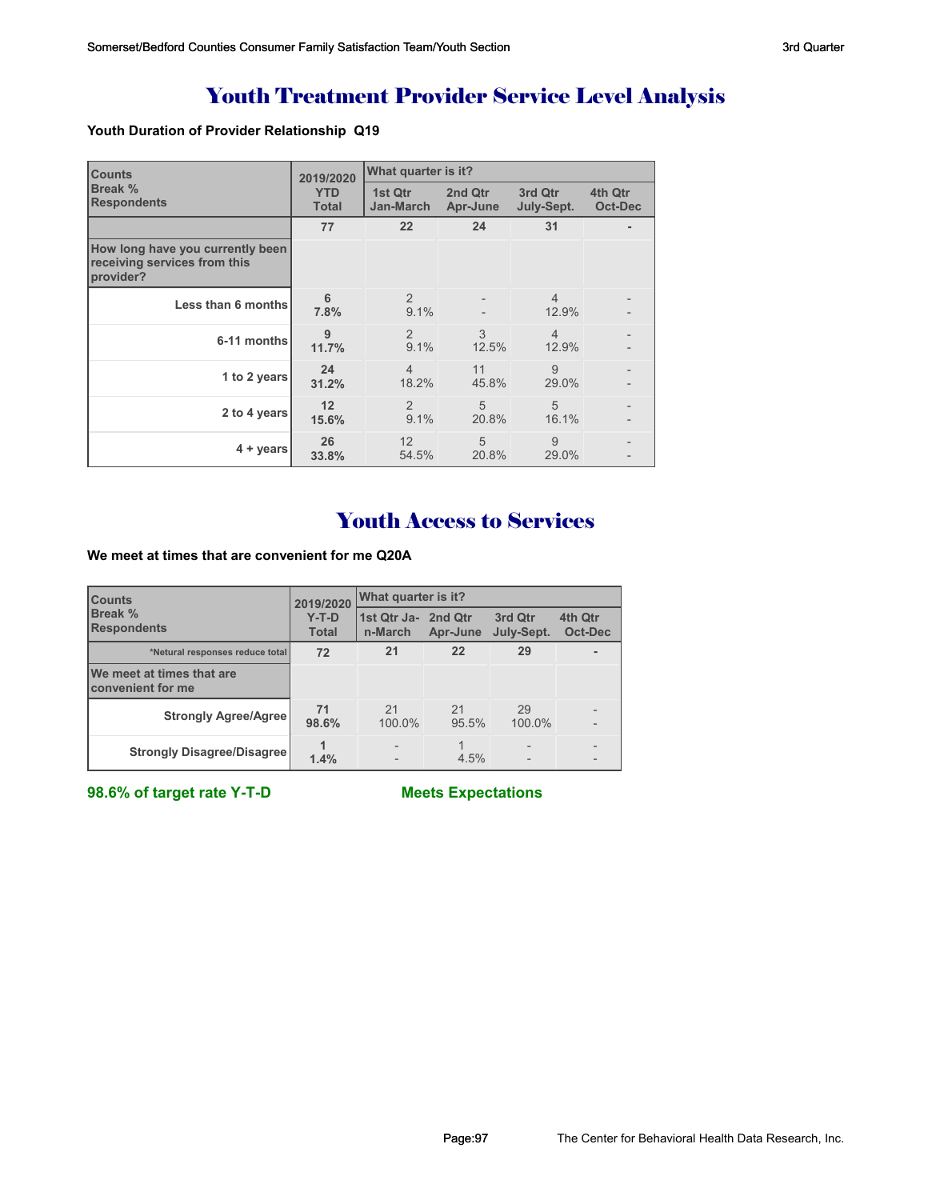# Youth Treatment Provider Service Level Analysis

**Youth Duration of Provider Relationship Q19**

| Counts<br>Break %<br>Respondents | 2019/2020 YTD Total | What quarter is it? 1st Qtr Jan-March | 2nd Qtr Apr-June | 3rd Qtr July-Sept. | 4th Qtr Oct-Dec |
|---|---|---|---|---|---|
| | **77** | **22** | **24** | **31** | **-** |
| **How long have you currently been receiving services from this provider?** | | | | | |
| **Less than 6 months** | **6**<br>**7.8%** | 2<br>9.1% | -<br>- | 4<br>12.9% | -<br>- |
| **6-11 months** | **9**<br>**11.7%** | 2<br>9.1% | 3<br>12.5% | 4<br>12.9% | -<br>- |
| **1 to 2 years** | **24**<br>**31.2%** | 4<br>18.2% | 11<br>45.8% | 9<br>29.0% | -<br>- |
| **2 to 4 years** | **12**<br>**15.6%** | 2<br>9.1% | 5<br>20.8% | 5<br>16.1% | -<br>- |
| **4 + years** | **26**<br>**33.8%** | 12<br>54.5% | 5<br>20.8% | 9<br>29.0% | -<br>- |

# Youth Access to Services

**We meet at times that are convenient for me Q20A**

| Counts<br>Break %<br>Respondents | 2019/2020 Y-T-D Total | What quarter is it? 1st Qtr Jan-March | 2nd Qtr Apr-June | 3rd Qtr July-Sept. | 4th Qtr Oct-Dec |
|---|---|---|---|---|---|
| *Netural responses reduce total | **72** | **21** | **22** | **29** | **-** |
| **We meet at times that are convenient for me** | | | | | |
| **Strongly Agree/Agree** | **71**<br>**98.6%** | 21<br>100.0% | 21<br>95.5% | 29<br>100.0% | -<br>- |
| **Strongly Disagree/Disagree** | **1**<br>**1.4%** | -<br>- | 1<br>4.5% | -<br>- | -<br>- |

**98.6% of target rate Y-T-D** **Meets Expectations**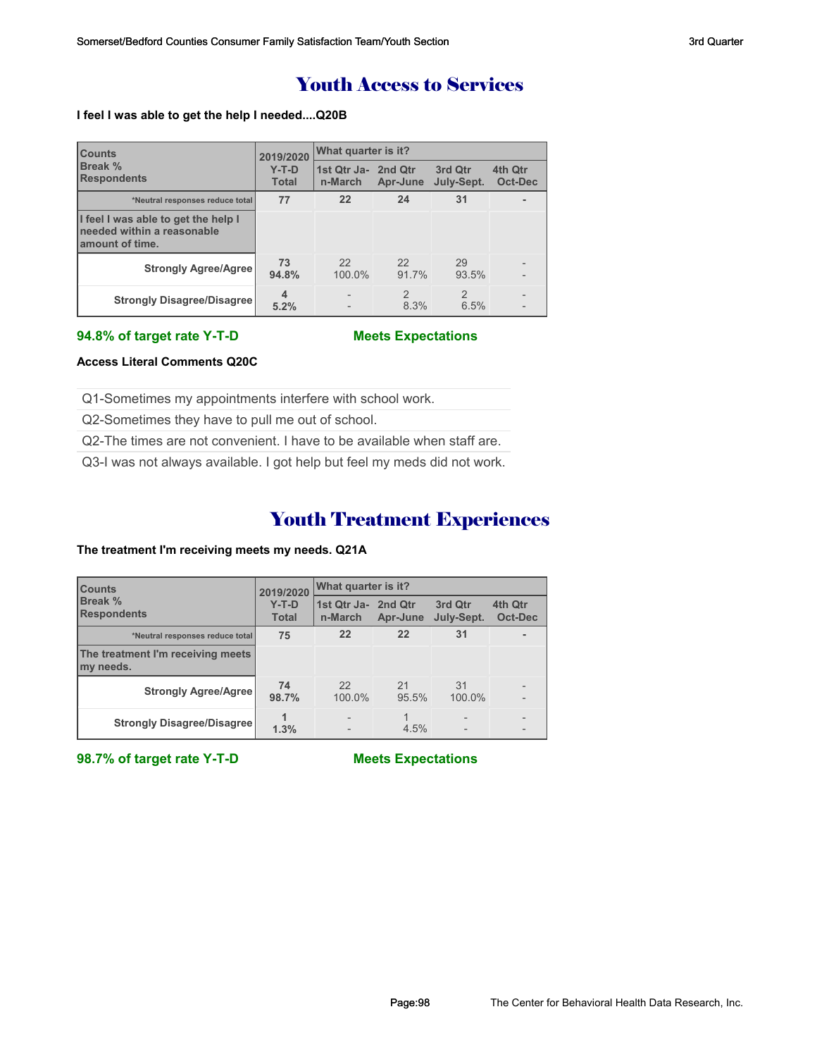# Youth Access to Services

**I feel I was able to get the help I needed....Q20B**

| Counts<br>Break %<br>Respondents | 2019/2020 Y-T-D Total | What quarter is it? | | | |
|---|---|---|---|---|---|
| | | 1st Qtr Jan-March | 2nd Qtr Apr-June | 3rd Qtr July-Sept. | 4th Qtr Oct-Dec |
| *Neutral responses reduce total | 77 | 22 | 24 | 31 | - |
| I feel I was able to get the help I needed within a reasonable amount of time. | | | | | |
| Strongly Agree/Agree | 73<br>94.8% | 22<br>100.0% | 22<br>91.7% | 29<br>93.5% | -<br>- |
| Strongly Disagree/Disagree | 4<br>5.2% | -<br>- | 2<br>8.3% | 2<br>6.5% | -<br>- |

**94.8% of target rate Y-T-D** **Meets Expectations**

**Access Literal Comments Q20C**

- Q1-Sometimes my appointments interfere with school work.
- Q2-Sometimes they have to pull me out of school.
- Q2-The times are not convenient. I have to be available when staff are.
- Q3-I was not always available. I got help but feel my meds did not work.

# Youth Treatment Experiences

**The treatment I'm receiving meets my needs. Q21A**

| Counts<br>Break %<br>Respondents | 2019/2020 Y-T-D Total | What quarter is it? | | | |
|---|---|---|---|---|---|
| | | 1st Qtr Jan-March | 2nd Qtr Apr-June | 3rd Qtr July-Sept. | 4th Qtr Oct-Dec |
| *Neutral responses reduce total | 75 | 22 | 22 | 31 | - |
| The treatment I'm receiving meets my needs. | | | | | |
| Strongly Agree/Agree | 74<br>98.7% | 22<br>100.0% | 21<br>95.5% | 31<br>100.0% | -<br>- |
| Strongly Disagree/Disagree | 1<br>1.3% | -<br>- | 1<br>4.5% | -<br>- | -<br>- |

**98.7% of target rate Y-T-D** **Meets Expectations**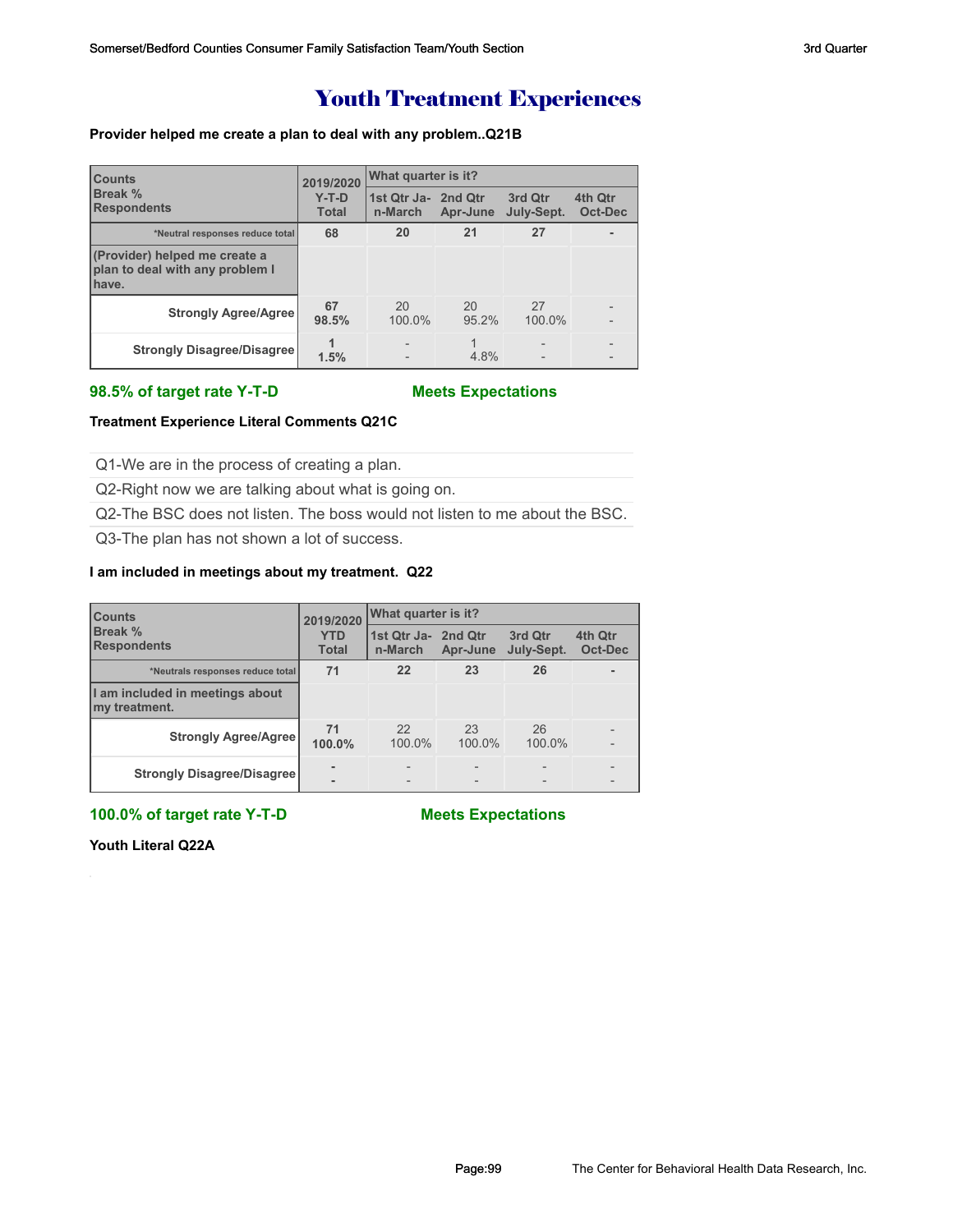# Youth Treatment Experiences

**Provider helped me create a plan to deal with any problem..Q21B**

| Counts<br>Break %<br>Respondents | 2019/2020<br>Y-T-D<br>Total | What quarter is it? | | | |
|---|---|---|---|---|---|
| | | 1st Qtr Jan-March | 2nd Qtr Apr-June | 3rd Qtr July-Sept. | 4th Qtr Oct-Dec |
| *Neutral responses reduce total | 68 | 20 | 21 | 27 | - |
| (Provider) helped me create a plan to deal with any problem I have. | | | | | |
| Strongly Agree/Agree | 67<br>98.5% | 20<br>100.0% | 20<br>95.2% | 27<br>100.0% | -<br>- |
| Strongly Disagree/Disagree | 1<br>1.5% | -<br>- | 1<br>4.8% | -<br>- | -<br>- |

**98.5% of target rate Y-T-D** **Meets Expectations**

**Treatment Experience Literal Comments Q21C**

Q1-We are in the process of creating a plan.

Q2-Right now we are talking about what is going on.

Q2-The BSC does not listen. The boss would not listen to me about the BSC.

Q3-The plan has not shown a lot of success.

**I am included in meetings about my treatment. Q22**

| Counts<br>Break %<br>Respondents | 2019/2020<br>YTD<br>Total | What quarter is it? | | | |
|---|---|---|---|---|---|
| | | 1st Qtr Jan-March | 2nd Qtr Apr-June | 3rd Qtr July-Sept. | 4th Qtr Oct-Dec |
| *Neutrals responses reduce total | 71 | 22 | 23 | 26 | - |
| I am included in meetings about my treatment. | | | | | |
| Strongly Agree/Agree | 71<br>100.0% | 22<br>100.0% | 23<br>100.0% | 26<br>100.0% | -<br>- |
| Strongly Disagree/Disagree | -<br>- | -<br>- | -<br>- | -<br>- | -<br>- |

**100.0% of target rate Y-T-D** **Meets Expectations**

**Youth Literal Q22A**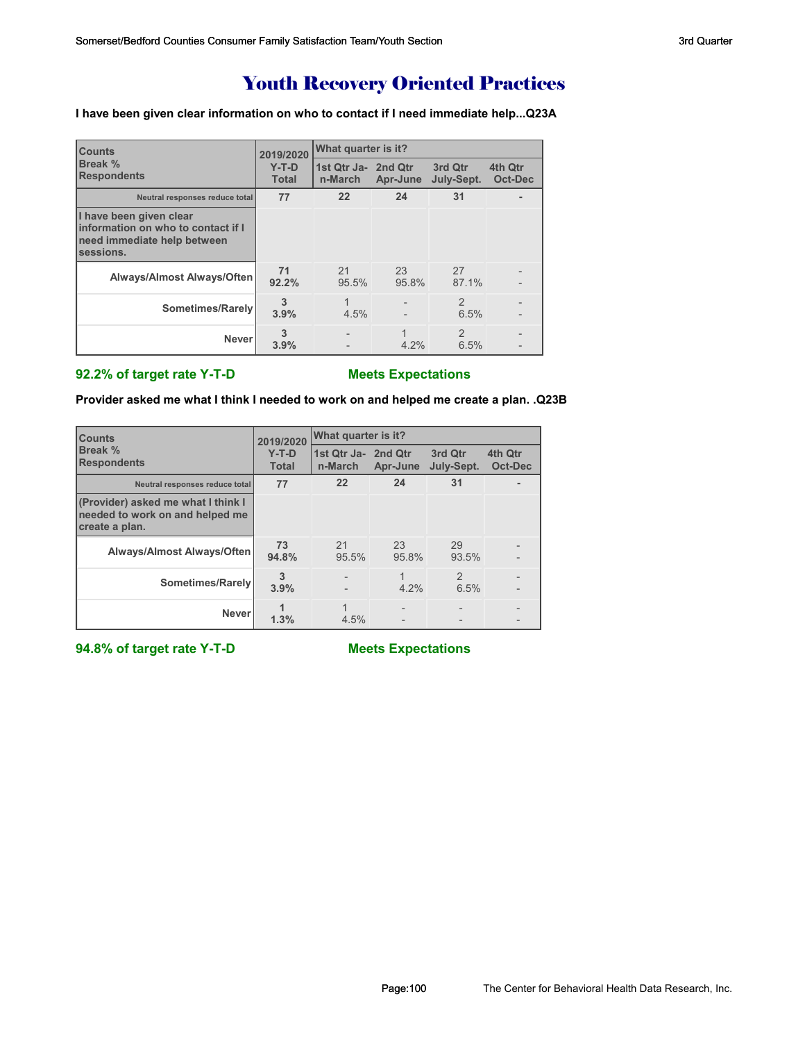# Youth Recovery Oriented Practices

**I have been given clear information on who to contact if I need immediate help...Q23A**

| Counts<br>Break %<br>Respondents | 2019/2020<br>Y-T-D<br>Total | What quarter is it?<br>1st Qtr Jan-March | <br>2nd Qtr Apr-June | <br>3rd Qtr July-Sept. | <br>4th Qtr Oct-Dec |
|---|---|---|---|---|---|
| Neutral responses reduce total | **77** | **22** | **24** | **31** | **-** |
| **I have been given clear information on who to contact if I need immediate help between sessions.** | | | | | |
| **Always/Almost Always/Often** | **71**<br>**92.2%** | 21<br>95.5% | 23<br>95.8% | 27<br>87.1% | -<br>- |
| **Sometimes/Rarely** | **3**<br>**3.9%** | 1<br>4.5% | -<br>- | 2<br>6.5% | -<br>- |
| **Never** | **3**<br>**3.9%** | -<br>- | 1<br>4.2% | 2<br>6.5% | -<br>- |

**92.2% of target rate Y-T-D** **Meets Expectations**

**Provider asked me what I think I needed to work on and helped me create a plan. .Q23B**

| Counts<br>Break %<br>Respondents | 2019/2020<br>Y-T-D<br>Total | What quarter is it?<br>1st Qtr Jan-March | <br>2nd Qtr Apr-June | <br>3rd Qtr July-Sept. | <br>4th Qtr Oct-Dec |
|---|---|---|---|---|---|
| Neutral responses reduce total | **77** | **22** | **24** | **31** | **-** |
| **(Provider) asked me what I think I needed to work on and helped me create a plan.** | | | | | |
| **Always/Almost Always/Often** | **73**<br>**94.8%** | 21<br>95.5% | 23<br>95.8% | 29<br>93.5% | -<br>- |
| **Sometimes/Rarely** | **3**<br>**3.9%** | -<br>- | 1<br>4.2% | 2<br>6.5% | -<br>- |
| **Never** | **1**<br>**1.3%** | 1<br>4.5% | -<br>- | -<br>- | -<br>- |

**94.8% of target rate Y-T-D** **Meets Expectations**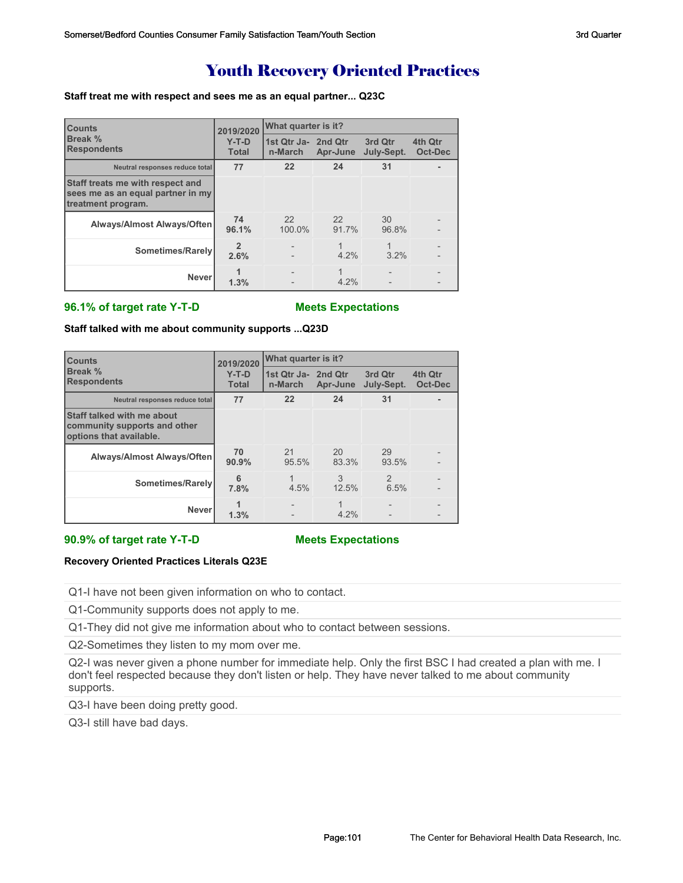# Youth Recovery Oriented Practices

**Staff treat me with respect and sees me as an equal partner... Q23C**

| Counts<br>Break %<br>Respondents | 2019/2020<br>Y-T-D<br>Total | What quarter is it?<br>1st Qtr Jan-March | <br>2nd Qtr<br>Apr-June | <br>3rd Qtr<br>July-Sept. | <br>4th Qtr<br>Oct-Dec |
|---|---|---|---|---|---|
| Neutral responses reduce total | 77 | 22 | 24 | 31 | - |
| Staff treats me with respect and sees me as an equal partner in my treatment program. | | | | | |
| Always/Almost Always/Often | **74**<br>**96.1%** | 22<br>100.0% | 22<br>91.7% | 30<br>96.8% | -<br>- |
| Sometimes/Rarely | **2**<br>**2.6%** | -<br>- | 1<br>4.2% | 1<br>3.2% | -<br>- |
| Never | **1**<br>**1.3%** | -<br>- | 1<br>4.2% | -<br>- | -<br>- |

**96.1% of target rate Y-T-D** **Meets Expectations**

**Staff talked with me about community supports ...Q23D**

| Counts<br>Break %<br>Respondents | 2019/2020<br>Y-T-D<br>Total | What quarter is it?<br>1st Qtr Jan-March | <br>2nd Qtr<br>Apr-June | <br>3rd Qtr<br>July-Sept. | <br>4th Qtr<br>Oct-Dec |
|---|---|---|---|---|---|
| Neutral responses reduce total | 77 | 22 | 24 | 31 | - |
| Staff talked with me about community supports and other options that available. | | | | | |
| Always/Almost Always/Often | **70**<br>**90.9%** | 21<br>95.5% | 20<br>83.3% | 29<br>93.5% | -<br>- |
| Sometimes/Rarely | **6**<br>**7.8%** | 1<br>4.5% | 3<br>12.5% | 2<br>6.5% | -<br>- |
| Never | **1**<br>**1.3%** | -<br>- | 1<br>4.2% | -<br>- | -<br>- |

**90.9% of target rate Y-T-D** **Meets Expectations**

**Recovery Oriented Practices Literals Q23E**

Q1-I have not been given information on who to contact.

Q1-Community supports does not apply to me.

Q1-They did not give me information about who to contact between sessions.

Q2-Sometimes they listen to my mom over me.

Q2-I was never given a phone number for immediate help. Only the first BSC I had created a plan with me. I don't feel respected because they don't listen or help. They have never talked to me about community supports.

Q3-I have been doing pretty good.

Q3-I still have bad days.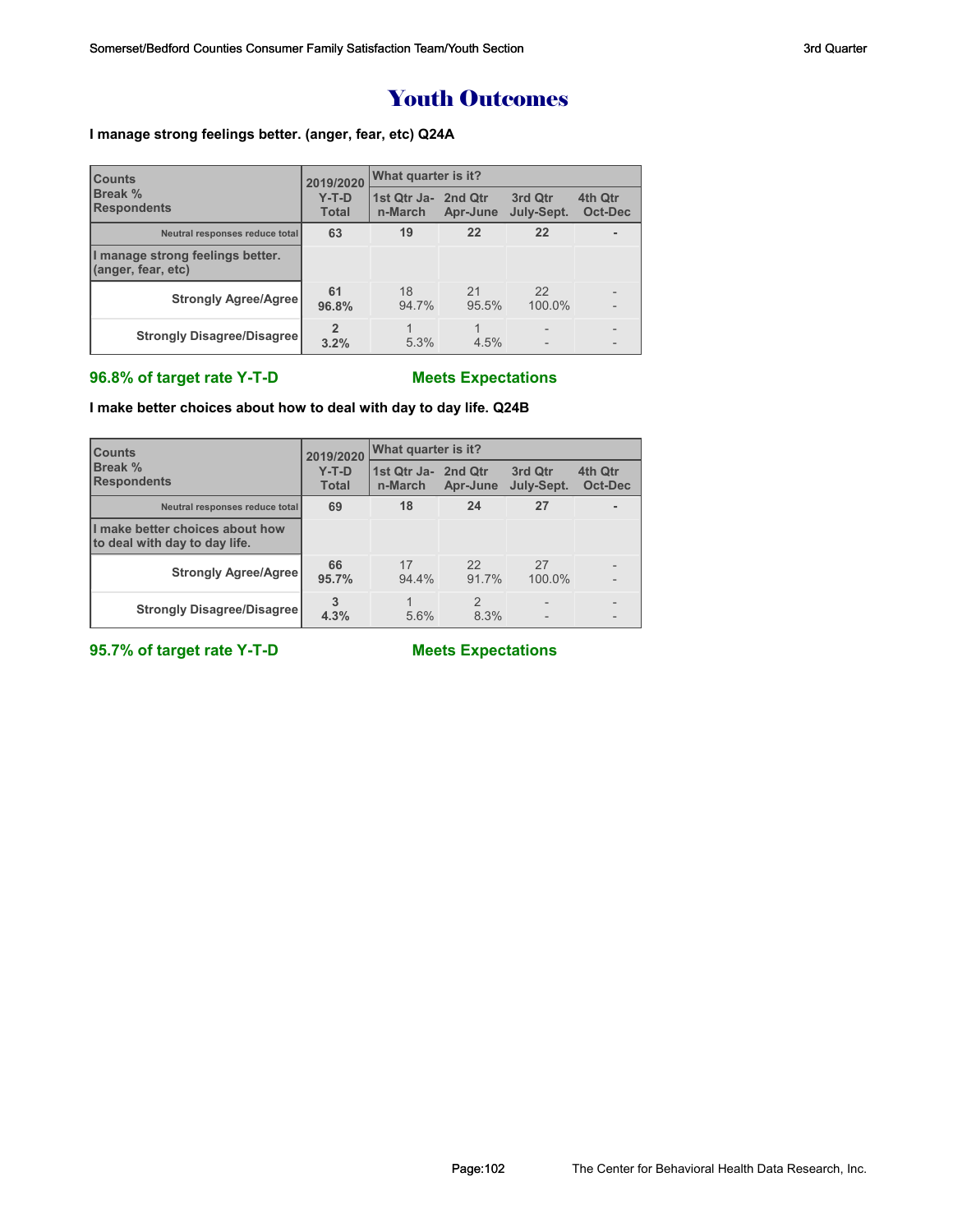# Youth Outcomes

**I manage strong feelings better. (anger, fear, etc) Q24A**

| Counts<br>Break %<br>Respondents | 2019/2020<br>Y-T-D<br>Total | What quarter is it? | | | |
|---|---|---|---|---|---|
| | | 1st Qtr Jan-March | 2nd Qtr Apr-June | 3rd Qtr July-Sept. | 4th Qtr Oct-Dec |
| Neutral responses reduce total | 63 | 19 | 22 | 22 | - |
| **I manage strong feelings better. (anger, fear, etc)** | | | | | |
| Strongly Agree/Agree | 61<br>96.8% | 18<br>94.7% | 21<br>95.5% | 22<br>100.0% | -<br>- |
| Strongly Disagree/Disagree | 2<br>3.2% | 1<br>5.3% | 1<br>4.5% | -<br>- | -<br>- |

**96.8% of target rate Y-T-D** **Meets Expectations**

**I make better choices about how to deal with day to day life. Q24B**

| Counts<br>Break %<br>Respondents | 2019/2020<br>Y-T-D<br>Total | What quarter is it? | | | |
|---|---|---|---|---|---|
| | | 1st Qtr Jan-March | 2nd Qtr Apr-June | 3rd Qtr July-Sept. | 4th Qtr Oct-Dec |
| Neutral responses reduce total | 69 | 18 | 24 | 27 | - |
| **I make better choices about how to deal with day to day life.** | | | | | |
| Strongly Agree/Agree | 66<br>95.7% | 17<br>94.4% | 22<br>91.7% | 27<br>100.0% | -<br>- |
| Strongly Disagree/Disagree | 3<br>4.3% | 1<br>5.6% | 2<br>8.3% | -<br>- | -<br>- |

**95.7% of target rate Y-T-D** **Meets Expectations**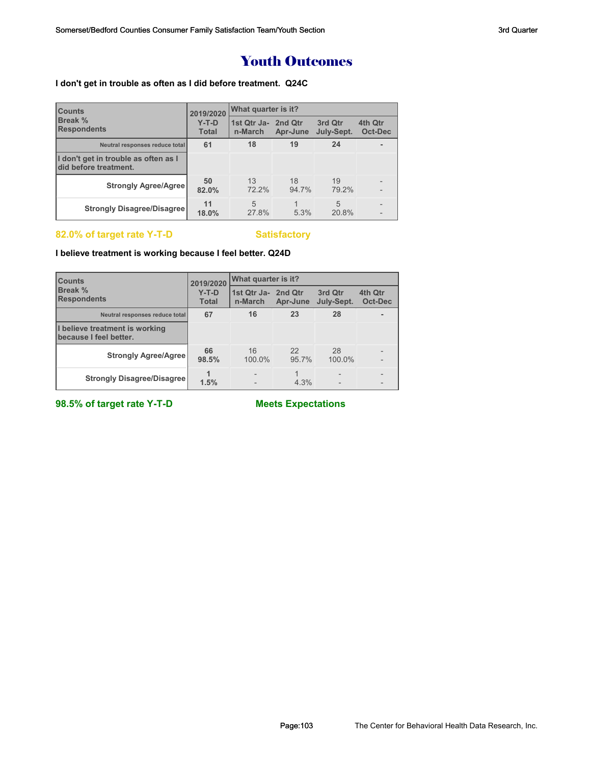# Youth Outcomes

**I don't get in trouble as often as I did before treatment. Q24C**

| Counts<br>Break %<br>Respondents | 2019/2020<br>Y-T-D<br>Total | What quarter is it? | | | |
|---|---|---|---|---|---|
| | | 1st Qtr Jan-March | 2nd Qtr Apr-June | 3rd Qtr July-Sept. | 4th Qtr Oct-Dec |
| Neutral responses reduce total | 61 | 18 | 19 | 24 | - |
| I don't get in trouble as often as I did before treatment. | | | | | |
| Strongly Agree/Agree | 50<br>82.0% | 13<br>72.2% | 18<br>94.7% | 19<br>79.2% | -<br>- |
| Strongly Disagree/Disagree | 11<br>18.0% | 5<br>27.8% | 1<br>5.3% | 5<br>20.8% | -<br>- |

**82.0% of target rate Y-T-D** **Satisfactory**

**I believe treatment is working because I feel better. Q24D**

| Counts<br>Break %<br>Respondents | 2019/2020<br>Y-T-D<br>Total | What quarter is it? | | | |
|---|---|---|---|---|---|
| | | 1st Qtr Jan-March | 2nd Qtr Apr-June | 3rd Qtr July-Sept. | 4th Qtr Oct-Dec |
| Neutral responses reduce total | 67 | 16 | 23 | 28 | - |
| I believe treatment is working because I feel better. | | | | | |
| Strongly Agree/Agree | 66<br>98.5% | 16<br>100.0% | 22<br>95.7% | 28<br>100.0% | -<br>- |
| Strongly Disagree/Disagree | 1<br>1.5% | -<br>- | 1<br>4.3% | -<br>- | -<br>- |

**98.5% of target rate Y-T-D** **Meets Expectations**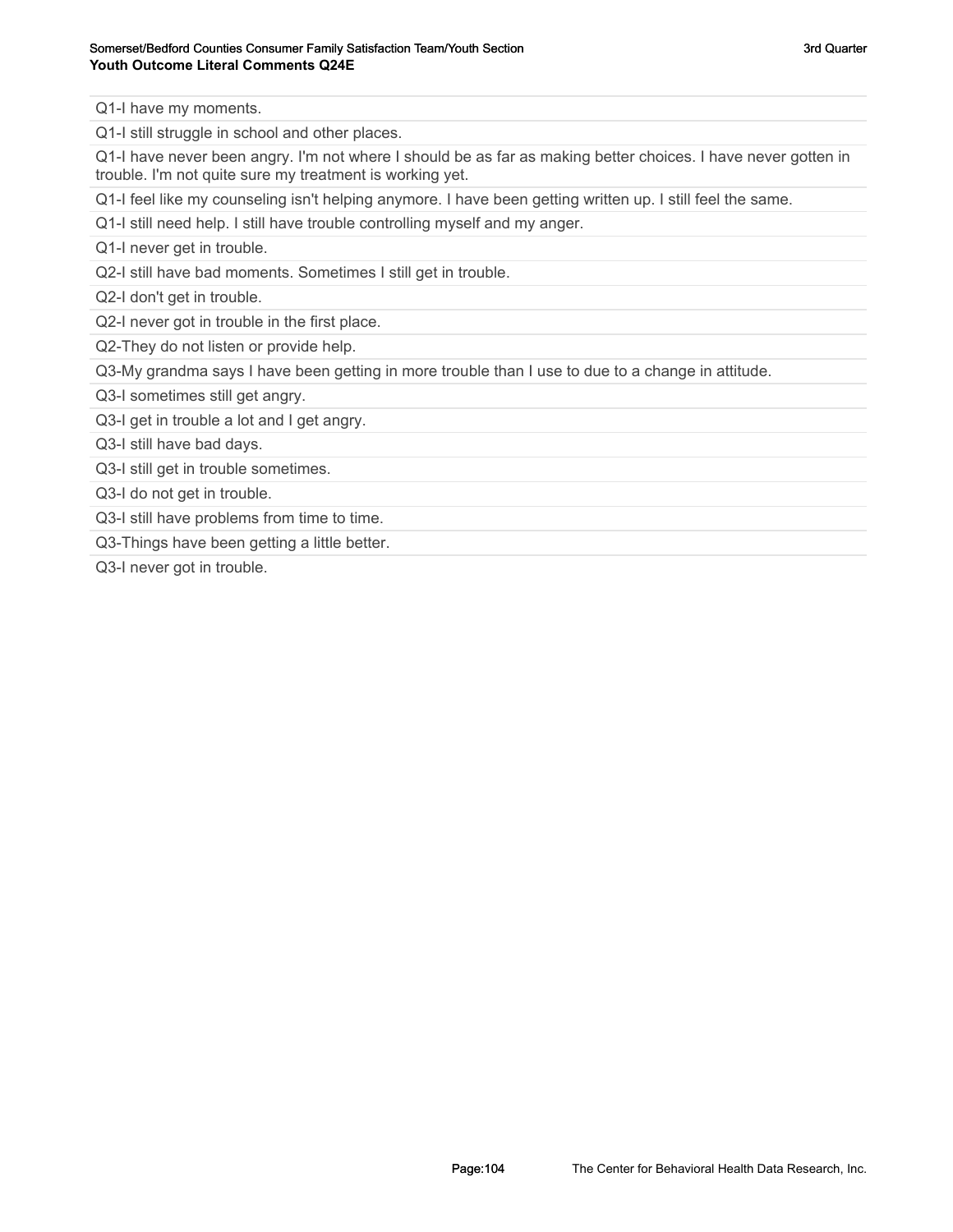**Youth Outcome Literal Comments Q24E**

| |
|---|
| Q1-I have my moments. |
| Q1-I still struggle in school and other places. |
| Q1-I have never been angry. I'm not where I should be as far as making better choices. I have never gotten in trouble. I'm not quite sure my treatment is working yet. |
| Q1-I feel like my counseling isn't helping anymore. I have been getting written up. I still feel the same. |
| Q1-I still need help. I still have trouble controlling myself and my anger. |
| Q1-I never get in trouble. |
| Q2-I still have bad moments. Sometimes I still get in trouble. |
| Q2-I don't get in trouble. |
| Q2-I never got in trouble in the first place. |
| Q2-They do not listen or provide help. |
| Q3-My grandma says I have been getting in more trouble than I use to due to a change in attitude. |
| Q3-I sometimes still get angry. |
| Q3-I get in trouble a lot and I get angry. |
| Q3-I still have bad days. |
| Q3-I still get in trouble sometimes. |
| Q3-I do not get in trouble. |
| Q3-I still have problems from time to time. |
| Q3-Things have been getting a little better. |
| Q3-I never got in trouble. |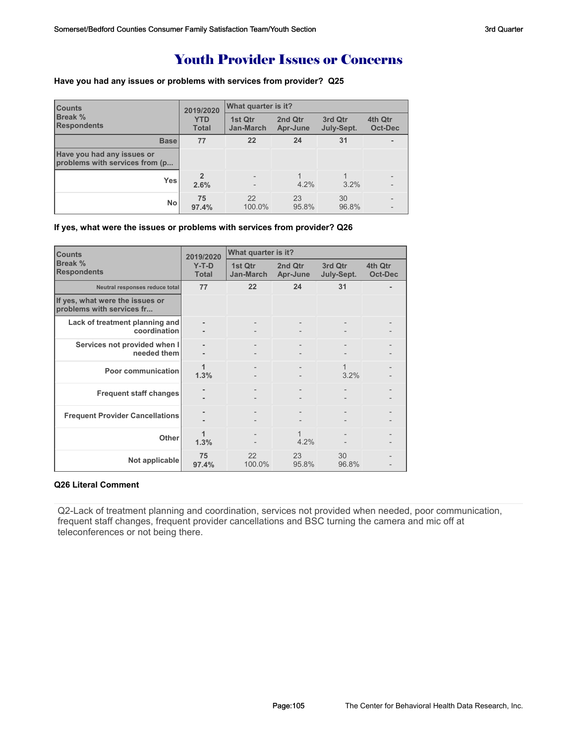# Youth Provider Issues or Concerns

**Have you had any issues or problems with services from provider? Q25**

| Counts<br>Break %<br>Respondents | 2019/2020<br>YTD<br>Total | What quarter is it?<br>1st Qtr<br>Jan-March | <br>2nd Qtr<br>Apr-June | <br>3rd Qtr<br>July-Sept. | <br>4th Qtr<br>Oct-Dec |
|---|---|---|---|---|---|
| Base | 77 | 22 | 24 | 31 | - |
| Have you had any issues or problems with services from (p... | | | | | |
| Yes | 2<br>2.6% | -<br>- | 1<br>4.2% | 1<br>3.2% | -<br>- |
| No | 75<br>97.4% | 22<br>100.0% | 23<br>95.8% | 30<br>96.8% | -<br>- |

**If yes, what were the issues or problems with services from provider? Q26**

| Counts<br>Break %<br>Respondents | 2019/2020<br>Y-T-D<br>Total | What quarter is it?<br>1st Qtr<br>Jan-March | <br>2nd Qtr<br>Apr-June | <br>3rd Qtr<br>July-Sept. | <br>4th Qtr<br>Oct-Dec |
|---|---|---|---|---|---|
| Neutral responses reduce total | 77 | 22 | 24 | 31 | - |
| If yes, what were the issues or problems with services fr... | | | | | |
| Lack of treatment planning and coordination | -<br>- | -<br>- | -<br>- | -<br>- | -<br>- |
| Services not provided when I needed them | -<br>- | -<br>- | -<br>- | -<br>- | -<br>- |
| Poor communication | 1<br>1.3% | -<br>- | -<br>- | 1<br>3.2% | -<br>- |
| Frequent staff changes | -<br>- | -<br>- | -<br>- | -<br>- | -<br>- |
| Frequent Provider Cancellations | -<br>- | -<br>- | -<br>- | -<br>- | -<br>- |
| Other | 1<br>1.3% | -<br>- | 1<br>4.2% | -<br>- | -<br>- |
| Not applicable | 75<br>97.4% | 22<br>100.0% | 23<br>95.8% | 30<br>96.8% | -<br>- |

**Q26 Literal Comment**

Q2-Lack of treatment planning and coordination, services not provided when needed, poor communication, frequent staff changes, frequent provider cancellations and BSC turning the camera and mic off at teleconferences or not being there.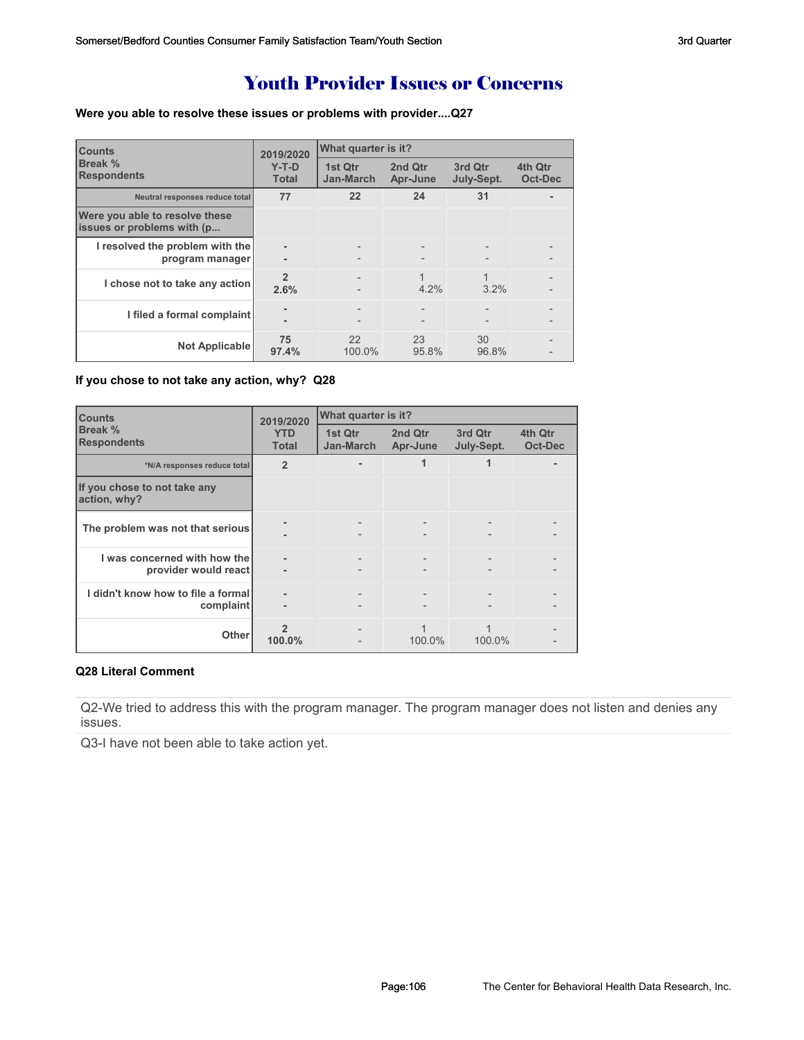# Youth Provider Issues or Concerns

**Were you able to resolve these issues or problems with provider....Q27**

| Counts<br>Break %<br>Respondents | 2019/2020 Y-T-D Total | What quarter is it? 1st Qtr Jan-March | 2nd Qtr Apr-June | 3rd Qtr July-Sept. | 4th Qtr Oct-Dec |
|---|---|---|---|---|---|
| Neutral responses reduce total | 77 | 22 | 24 | 31 | - |
| Were you able to resolve these issues or problems with (p... | | | | | |
| I resolved the problem with the program manager | -<br>- | -<br>- | -<br>- | -<br>- | -<br>- |
| I chose not to take any action | 2<br>2.6% | -<br>- | 1<br>4.2% | 1<br>3.2% | -<br>- |
| I filed a formal complaint | -<br>- | -<br>- | -<br>- | -<br>- | -<br>- |
| Not Applicable | 75<br>97.4% | 22<br>100.0% | 23<br>95.8% | 30<br>96.8% | -<br>- |

**If you chose to not take any action, why? Q28**

| Counts<br>Break %<br>Respondents | 2019/2020 YTD Total | What quarter is it? 1st Qtr Jan-March | 2nd Qtr Apr-June | 3rd Qtr July-Sept. | 4th Qtr Oct-Dec |
|---|---|---|---|---|---|
| *N/A responses reduce total | 2 | - | 1 | 1 | - |
| If you chose to not take any action, why? | | | | | |
| The problem was not that serious | -<br>- | -<br>- | -<br>- | -<br>- | -<br>- |
| I was concerned with how the provider would react | -<br>- | -<br>- | -<br>- | -<br>- | -<br>- |
| I didn't know how to file a formal complaint | -<br>- | -<br>- | -<br>- | -<br>- | -<br>- |
| Other | 2<br>100.0% | -<br>- | 1<br>100.0% | 1<br>100.0% | -<br>- |

**Q28 Literal Comment**

Q2-We tried to address this with the program manager. The program manager does not listen and denies any issues.

Q3-I have not been able to take action yet.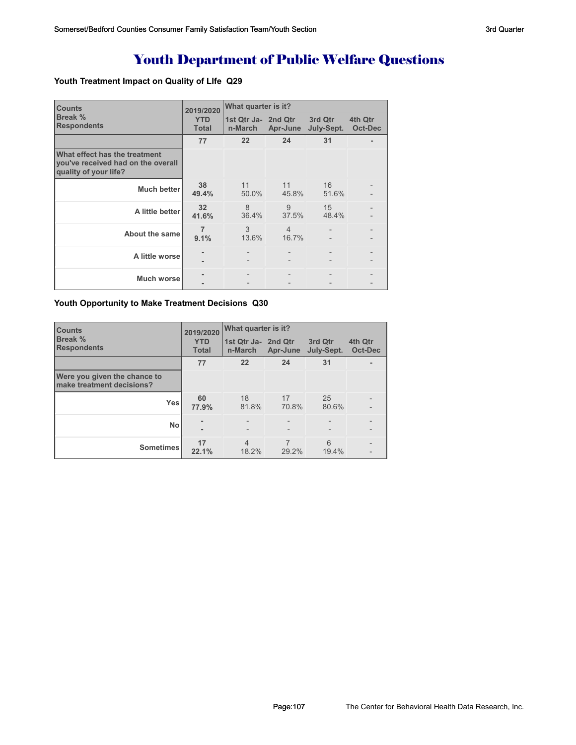# Youth Department of Public Welfare Questions

### Youth Treatment Impact on Quality of LIfe Q29

| Counts<br>Break %<br>Respondents | 2019/2020<br>YTD<br>Total | What quarter is it?<br>1st Qtr Ja-n-March | 2nd Qtr<br>Apr-June | 3rd Qtr<br>July-Sept. | 4th Qtr<br>Oct-Dec |
|---|---|---|---|---|---|
| | 77 | 22 | 24 | 31 | - |
| What effect has the treatment you've received had on the overall quality of your life? | | | | | |
| Much better | 38<br>49.4% | 11<br>50.0% | 11<br>45.8% | 16<br>51.6% | -<br>- |
| A little better | 32<br>41.6% | 8<br>36.4% | 9<br>37.5% | 15<br>48.4% | -<br>- |
| About the same | 7<br>9.1% | 3<br>13.6% | 4<br>16.7% | -<br>- | -<br>- |
| A little worse | -<br>- | -<br>- | -<br>- | -<br>- | -<br>- |
| Much worse | -<br>- | -<br>- | -<br>- | -<br>- | -<br>- |

### Youth Opportunity to Make Treatment Decisions Q30

| Counts<br>Break %<br>Respondents | 2019/2020<br>YTD<br>Total | What quarter is it?<br>1st Qtr Ja-n-March | 2nd Qtr<br>Apr-June | 3rd Qtr<br>July-Sept. | 4th Qtr<br>Oct-Dec |
|---|---|---|---|---|---|
| | 77 | 22 | 24 | 31 | - |
| Were you given the chance to make treatment decisions? | | | | | |
| Yes | 60<br>77.9% | 18<br>81.8% | 17<br>70.8% | 25<br>80.6% | -<br>- |
| No | -<br>- | -<br>- | -<br>- | -<br>- | -<br>- |
| Sometimes | 17<br>22.1% | 4<br>18.2% | 7<br>29.2% | 6<br>19.4% | -<br>- |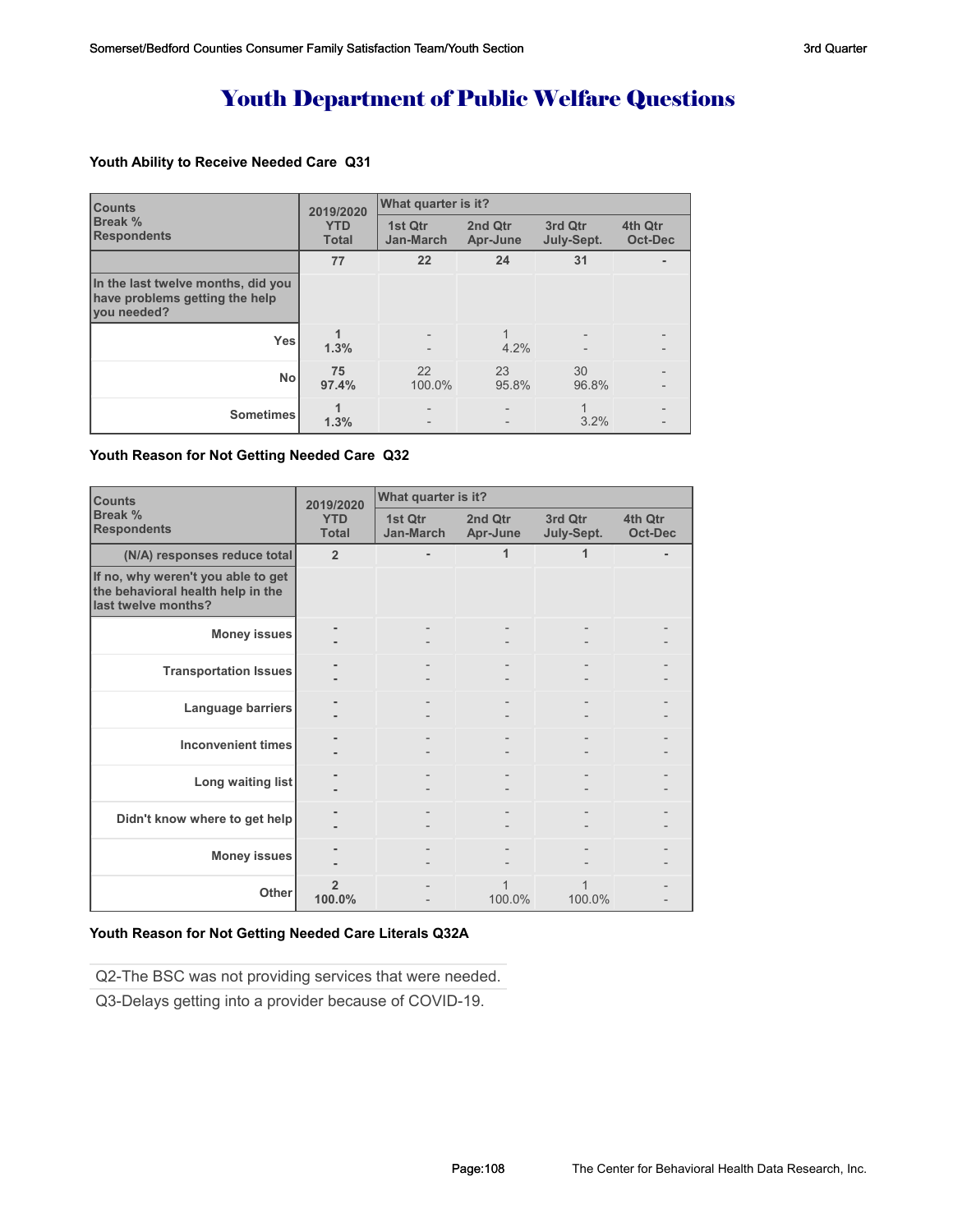# Youth Department of Public Welfare Questions

**Youth Ability to Receive Needed Care Q31**

| Counts<br>Break %<br>Respondents | 2019/2020<br>YTD<br>Total | What quarter is it?<br>1st Qtr<br>Jan-March | 2nd Qtr<br>Apr-June | 3rd Qtr<br>July-Sept. | 4th Qtr<br>Oct-Dec |
|---|---|---|---|---|---|
| | 77 | 22 | 24 | 31 | - |
| **In the last twelve months, did you have problems getting the help you needed?** | | | | | |
| Yes | 1<br>1.3% | -<br>- | 1<br>4.2% | -<br>- | -<br>- |
| No | 75<br>97.4% | 22<br>100.0% | 23<br>95.8% | 30<br>96.8% | -<br>- |
| Sometimes | 1<br>1.3% | -<br>- | -<br>- | 1<br>3.2% | -<br>- |

**Youth Reason for Not Getting Needed Care Q32**

| Counts<br>Break %<br>Respondents | 2019/2020<br>YTD<br>Total | What quarter is it?<br>1st Qtr<br>Jan-March | 2nd Qtr<br>Apr-June | 3rd Qtr<br>July-Sept. | 4th Qtr<br>Oct-Dec |
|---|---|---|---|---|---|
| (N/A) responses reduce total | 2 | - | 1 | 1 | - |
| **If no, why weren't you able to get the behavioral health help in the last twelve months?** | | | | | |
| Money issues | -<br>- | -<br>- | -<br>- | -<br>- | -<br>- |
| Transportation Issues | -<br>- | -<br>- | -<br>- | -<br>- | -<br>- |
| Language barriers | -<br>- | -<br>- | -<br>- | -<br>- | -<br>- |
| Inconvenient times | -<br>- | -<br>- | -<br>- | -<br>- | -<br>- |
| Long waiting list | -<br>- | -<br>- | -<br>- | -<br>- | -<br>- |
| Didn't know where to get help | -<br>- | -<br>- | -<br>- | -<br>- | -<br>- |
| Money issues | -<br>- | -<br>- | -<br>- | -<br>- | -<br>- |
| Other | 2<br>100.0% | -<br>- | 1<br>100.0% | 1<br>100.0% | -<br>- |

**Youth Reason for Not Getting Needed Care Literals Q32A**

Q2-The BSC was not providing services that were needed.

Q3-Delays getting into a provider because of COVID-19.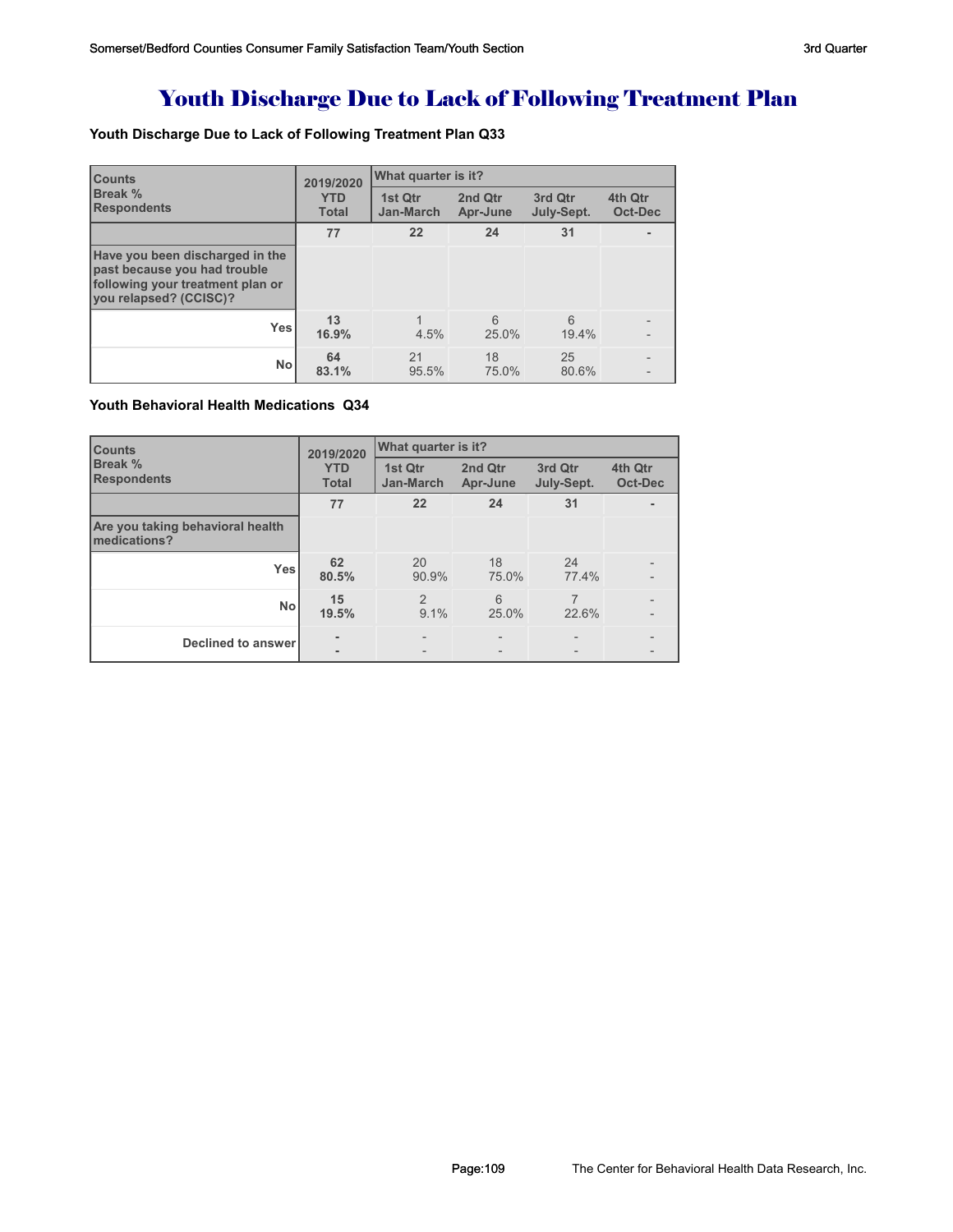# Youth Discharge Due to Lack of Following Treatment Plan

### Youth Discharge Due to Lack of Following Treatment Plan Q33

| Counts<br>Break %<br>Respondents | 2019/2020<br>YTD<br>Total | What quarter is it?<br>1st Qtr<br>Jan-March | 2nd Qtr<br>Apr-June | 3rd Qtr<br>July-Sept. | 4th Qtr<br>Oct-Dec |
|---|---|---|---|---|---|
| | **77** | **22** | **24** | **31** | **-** |
| **Have you been discharged in the past because you had trouble following your treatment plan or you relapsed? (CCISC)?** | | | | | |
| **Yes** | **13**<br>**16.9%** | 1<br>4.5% | 6<br>25.0% | 6<br>19.4% | -<br>- |
| **No** | **64**<br>**83.1%** | 21<br>95.5% | 18<br>75.0% | 25<br>80.6% | -<br>- |

### Youth Behavioral Health Medications Q34

| Counts<br>Break %<br>Respondents | 2019/2020<br>YTD<br>Total | What quarter is it?<br>1st Qtr<br>Jan-March | 2nd Qtr<br>Apr-June | 3rd Qtr<br>July-Sept. | 4th Qtr<br>Oct-Dec |
|---|---|---|---|---|---|
| | **77** | **22** | **24** | **31** | **-** |
| **Are you taking behavioral health medications?** | | | | | |
| **Yes** | **62**<br>**80.5%** | 20<br>90.9% | 18<br>75.0% | 24<br>77.4% | -<br>- |
| **No** | **15**<br>**19.5%** | 2<br>9.1% | 6<br>25.0% | 7<br>22.6% | -<br>- |
| **Declined to answer** | **-**<br>**-** | -<br>- | -<br>- | -<br>- | -<br>- |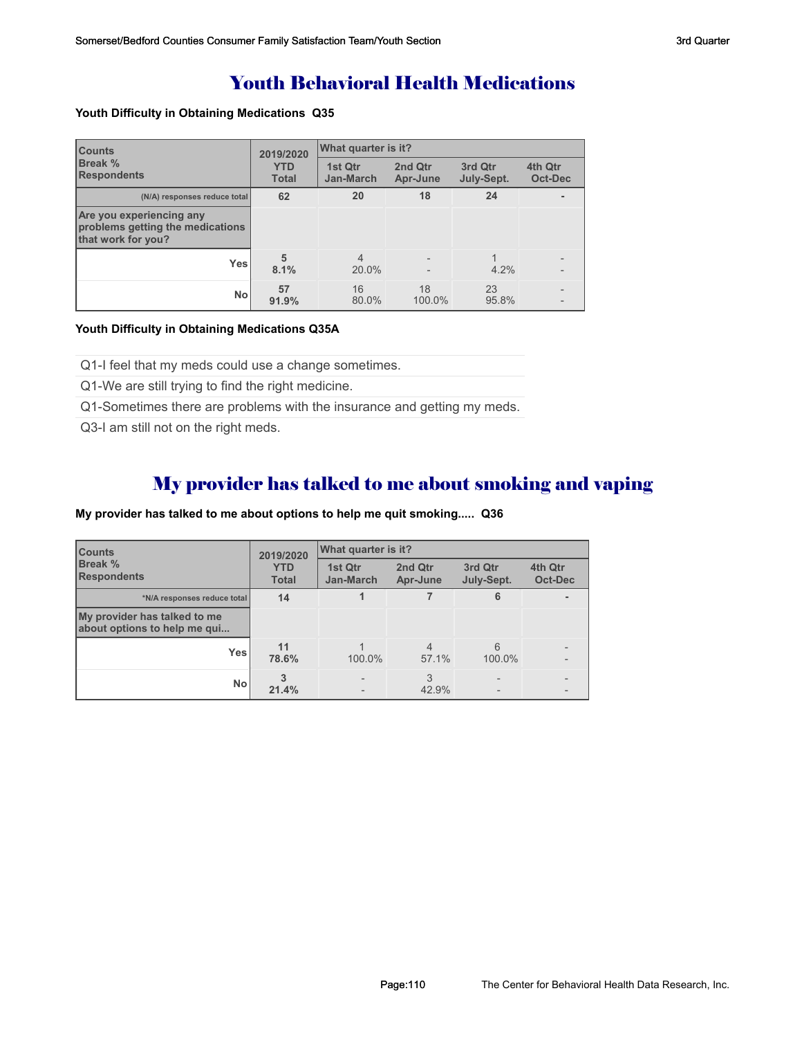# Youth Behavioral Health Medications

**Youth Difficulty in Obtaining Medications Q35**

| Counts<br>Break %<br>Respondents | 2019/2020<br>YTD<br>Total | What quarter is it?<br>1st Qtr<br>Jan-March | <br>2nd Qtr<br>Apr-June | <br>3rd Qtr<br>July-Sept. | <br>4th Qtr<br>Oct-Dec |
|---|---|---|---|---|---|
| (N/A) responses reduce total | 62 | 20 | 18 | 24 | - |
| Are you experiencing any problems getting the medications that work for you? | | | | | |
| Yes | 5<br>8.1% | 4<br>20.0% | -<br>- | 1<br>4.2% | -<br>- |
| No | 57<br>91.9% | 16<br>80.0% | 18<br>100.0% | 23<br>95.8% | -<br>- |

**Youth Difficulty in Obtaining Medications Q35A**

Q1-I feel that my meds could use a change sometimes.

Q1-We are still trying to find the right medicine.

Q1-Sometimes there are problems with the insurance and getting my meds.

Q3-I am still not on the right meds.

# My provider has talked to me about smoking and vaping

**My provider has talked to me about options to help me quit smoking..... Q36**

| Counts<br>Break %<br>Respondents | 2019/2020<br>YTD<br>Total | What quarter is it?<br>1st Qtr<br>Jan-March | <br>2nd Qtr<br>Apr-June | <br>3rd Qtr<br>July-Sept. | <br>4th Qtr<br>Oct-Dec |
|---|---|---|---|---|---|
| *N/A responses reduce total | 14 | 1 | 7 | 6 | - |
| My provider has talked to me about options to help me qui... | | | | | |
| Yes | 11<br>78.6% | 1<br>100.0% | 4<br>57.1% | 6<br>100.0% | -<br>- |
| No | 3<br>21.4% | -<br>- | 3<br>42.9% | -<br>- | -<br>- |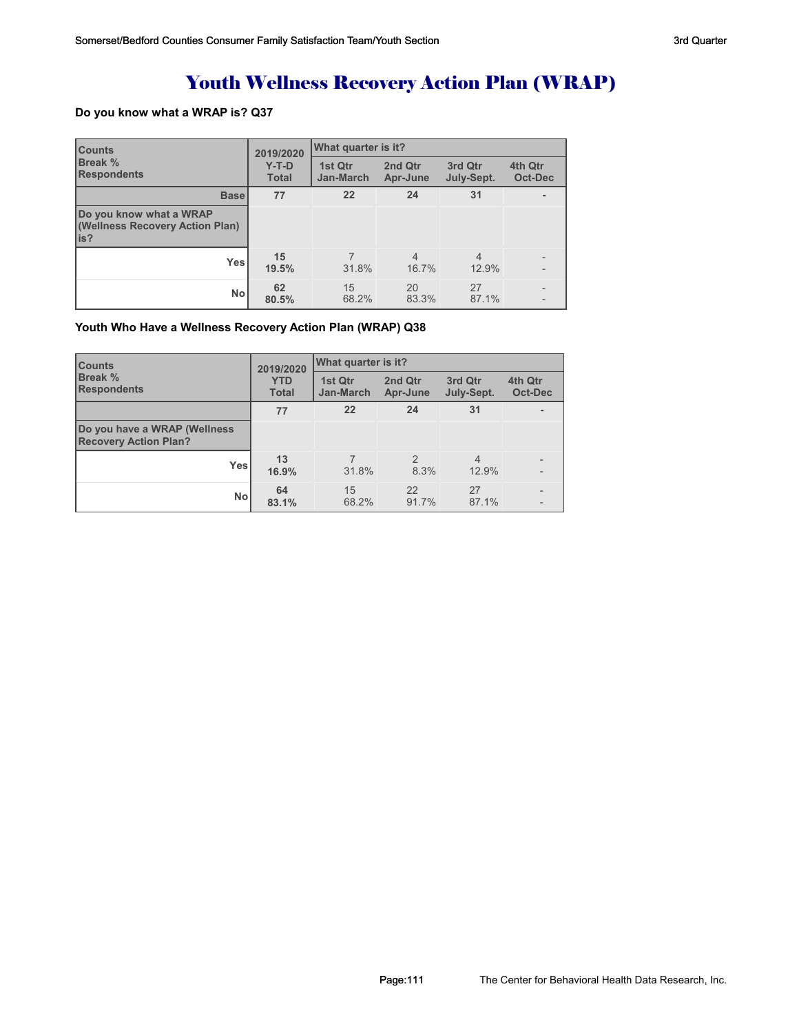# Youth Wellness Recovery Action Plan (WRAP)

**Do you know what a WRAP is? Q37**

| Counts<br>Break %<br>Respondents | 2019/2020<br>Y-T-D<br>Total | What quarter is it?<br>1st Qtr<br>Jan-March | <br>2nd Qtr<br>Apr-June | <br>3rd Qtr<br>July-Sept. | <br>4th Qtr<br>Oct-Dec |
|---|---|---|---|---|---|
| **Base** | **77** | **22** | **24** | **31** | **-** |
| **Do you know what a WRAP (Wellness Recovery Action Plan) is?** | | | | | |
| **Yes** | **15**<br>**19.5%** | 7<br>31.8% | 4<br>16.7% | 4<br>12.9% | -<br>- |
| **No** | **62**<br>**80.5%** | 15<br>68.2% | 20<br>83.3% | 27<br>87.1% | -<br>- |

**Youth Who Have a Wellness Recovery Action Plan (WRAP) Q38**

| Counts<br>Break %<br>Respondents | 2019/2020<br>YTD<br>Total | What quarter is it?<br>1st Qtr<br>Jan-March | <br>2nd Qtr<br>Apr-June | <br>3rd Qtr<br>July-Sept. | <br>4th Qtr<br>Oct-Dec |
|---|---|---|---|---|---|
| | **77** | **22** | **24** | **31** | **-** |
| **Do you have a WRAP (Wellness Recovery Action Plan?** | | | | | |
| **Yes** | **13**<br>**16.9%** | 7<br>31.8% | 2<br>8.3% | 4<br>12.9% | -<br>- |
| **No** | **64**<br>**83.1%** | 15<br>68.2% | 22<br>91.7% | 27<br>87.1% | -<br>- |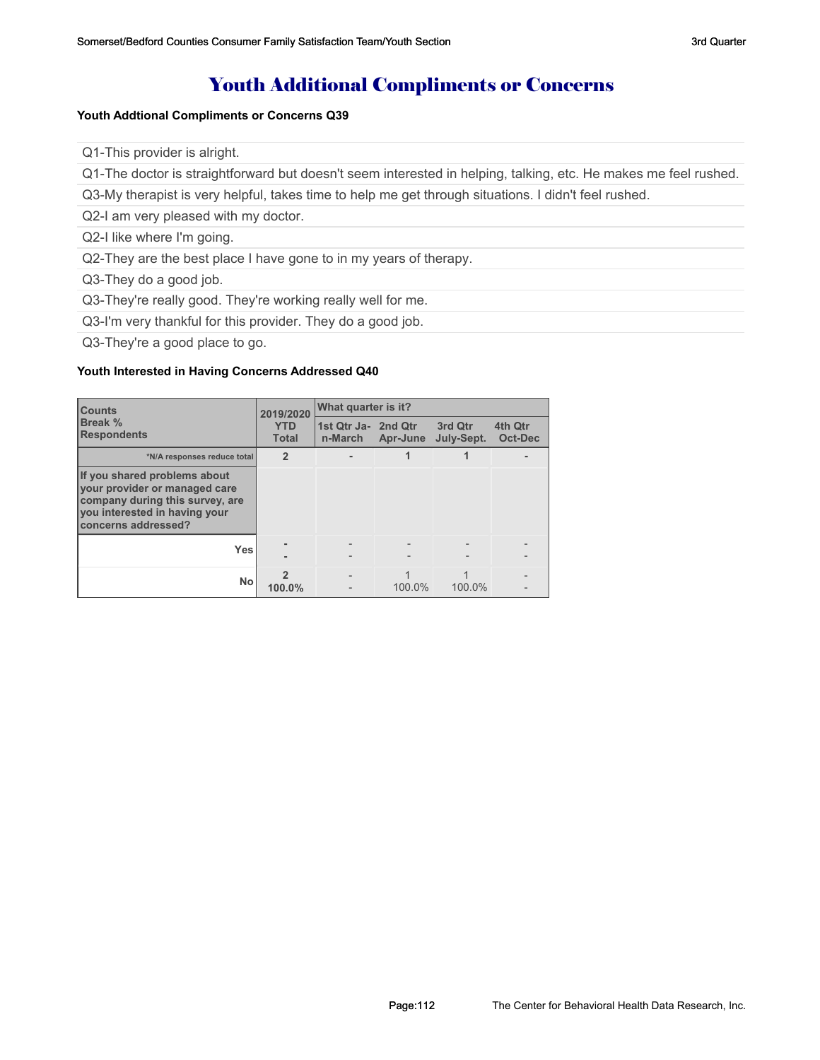# Youth Additional Compliments or Concerns

### Youth Addtional Compliments or Concerns Q39

Q1-This provider is alright.

Q1-The doctor is straightforward but doesn't seem interested in helping, talking, etc. He makes me feel rushed.

Q3-My therapist is very helpful, takes time to help me get through situations. I didn't feel rushed.

Q2-I am very pleased with my doctor.

Q2-I like where I'm going.

Q2-They are the best place I have gone to in my years of therapy.

Q3-They do a good job.

Q3-They're really good. They're working really well for me.

Q3-I'm very thankful for this provider. They do a good job.

Q3-They're a good place to go.

### Youth Interested in Having Concerns Addressed Q40

| Counts<br>Break %<br>Respondents | 2019/2020 YTD Total | What quarter is it? | | | |
|---|---|---|---|---|---|
| | | 1st Qtr Jan-March | 2nd Qtr Apr-June | 3rd Qtr July-Sept. | 4th Qtr Oct-Dec |
| *N/A responses reduce total | 2 | - | 1 | 1 | - |
| **If you shared problems about your provider or managed care company during this survey, are you interested in having your concerns addressed?** | | | | | |
| Yes | -<br>- | -<br>- | -<br>- | -<br>- | -<br>- |
| No | 2<br>100.0% | -<br>- | 1<br>100.0% | 1<br>100.0% | -<br>- |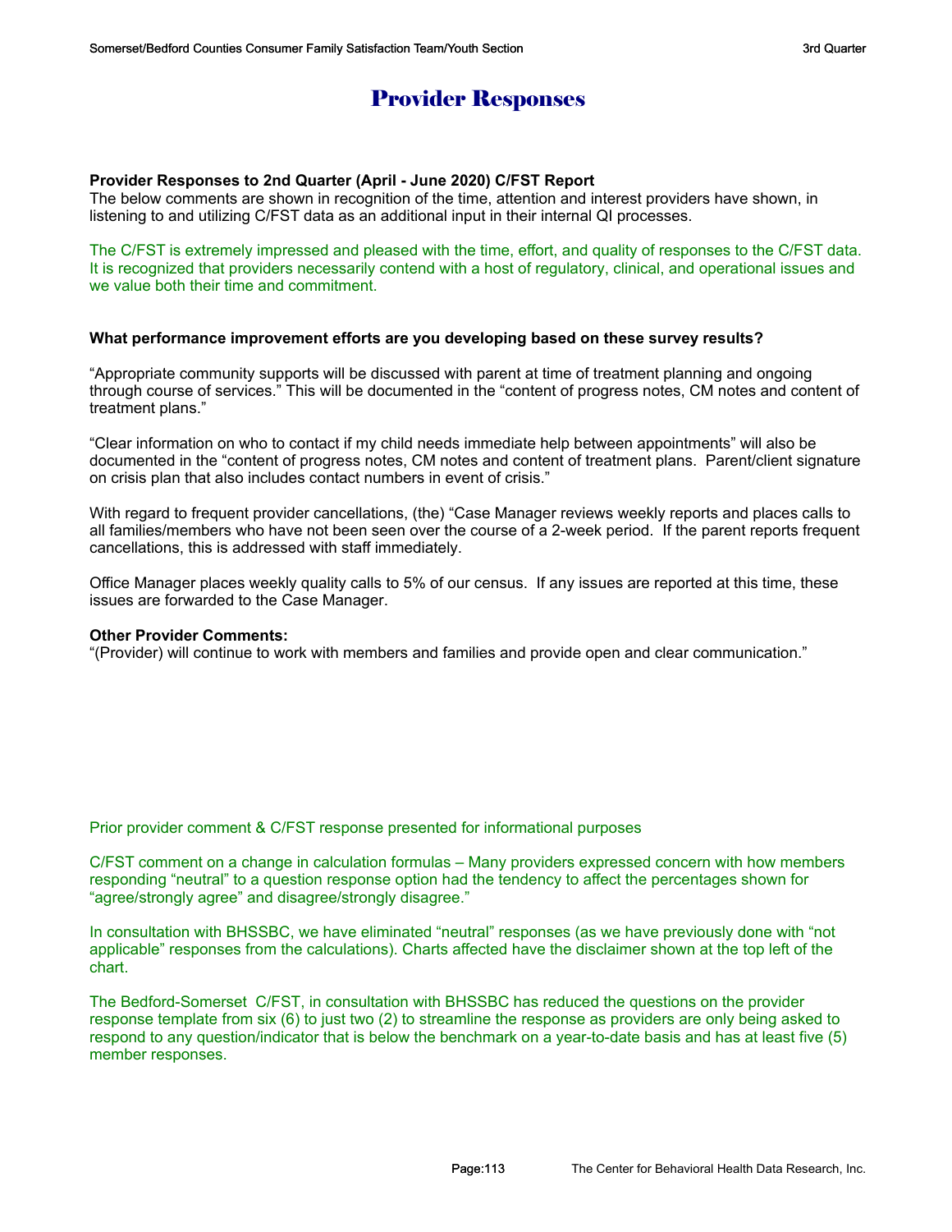# Provider Responses

**Provider Responses to 2nd Quarter (April - June 2020) C/FST Report**
The below comments are shown in recognition of the time, attention and interest providers have shown, in listening to and utilizing C/FST data as an additional input in their internal QI processes.

The C/FST is extremely impressed and pleased with the time, effort, and quality of responses to the C/FST data. It is recognized that providers necessarily contend with a host of regulatory, clinical, and operational issues and we value both their time and commitment.

**What performance improvement efforts are you developing based on these survey results?**

"Appropriate community supports will be discussed with parent at time of treatment planning and ongoing through course of services." This will be documented in the "content of progress notes, CM notes and content of treatment plans."

"Clear information on who to contact if my child needs immediate help between appointments" will also be documented in the "content of progress notes, CM notes and content of treatment plans. Parent/client signature on crisis plan that also includes contact numbers in event of crisis."

With regard to frequent provider cancellations, (the) "Case Manager reviews weekly reports and places calls to all families/members who have not been seen over the course of a 2-week period. If the parent reports frequent cancellations, this is addressed with staff immediately.

Office Manager places weekly quality calls to 5% of our census. If any issues are reported at this time, these issues are forwarded to the Case Manager.

**Other Provider Comments:**
"(Provider) will continue to work with members and families and provide open and clear communication."

Prior provider comment & C/FST response presented for informational purposes

C/FST comment on a change in calculation formulas – Many providers expressed concern with how members responding "neutral" to a question response option had the tendency to affect the percentages shown for "agree/strongly agree" and disagree/strongly disagree."

In consultation with BHSSBC, we have eliminated "neutral" responses (as we have previously done with "not applicable" responses from the calculations). Charts affected have the disclaimer shown at the top left of the chart.

The Bedford-Somerset C/FST, in consultation with BHSSBC has reduced the questions on the provider response template from six (6) to just two (2) to streamline the response as providers are only being asked to respond to any question/indicator that is below the benchmark on a year-to-date basis and has at least five (5) member responses.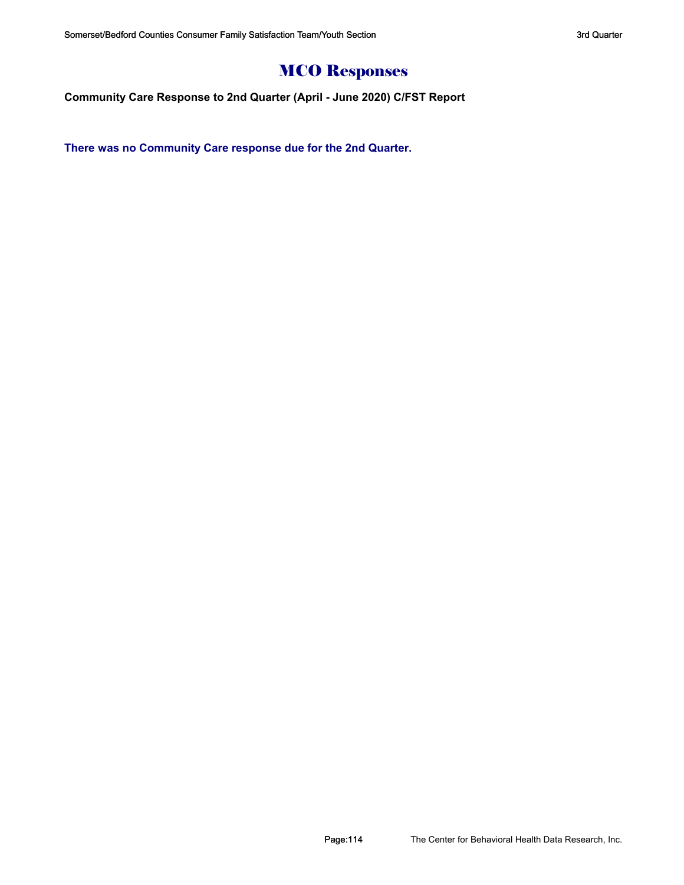# MCO Responses

**Community Care Response to 2nd Quarter (April - June 2020) C/FST Report**

**There was no Community Care response due for the 2nd Quarter.**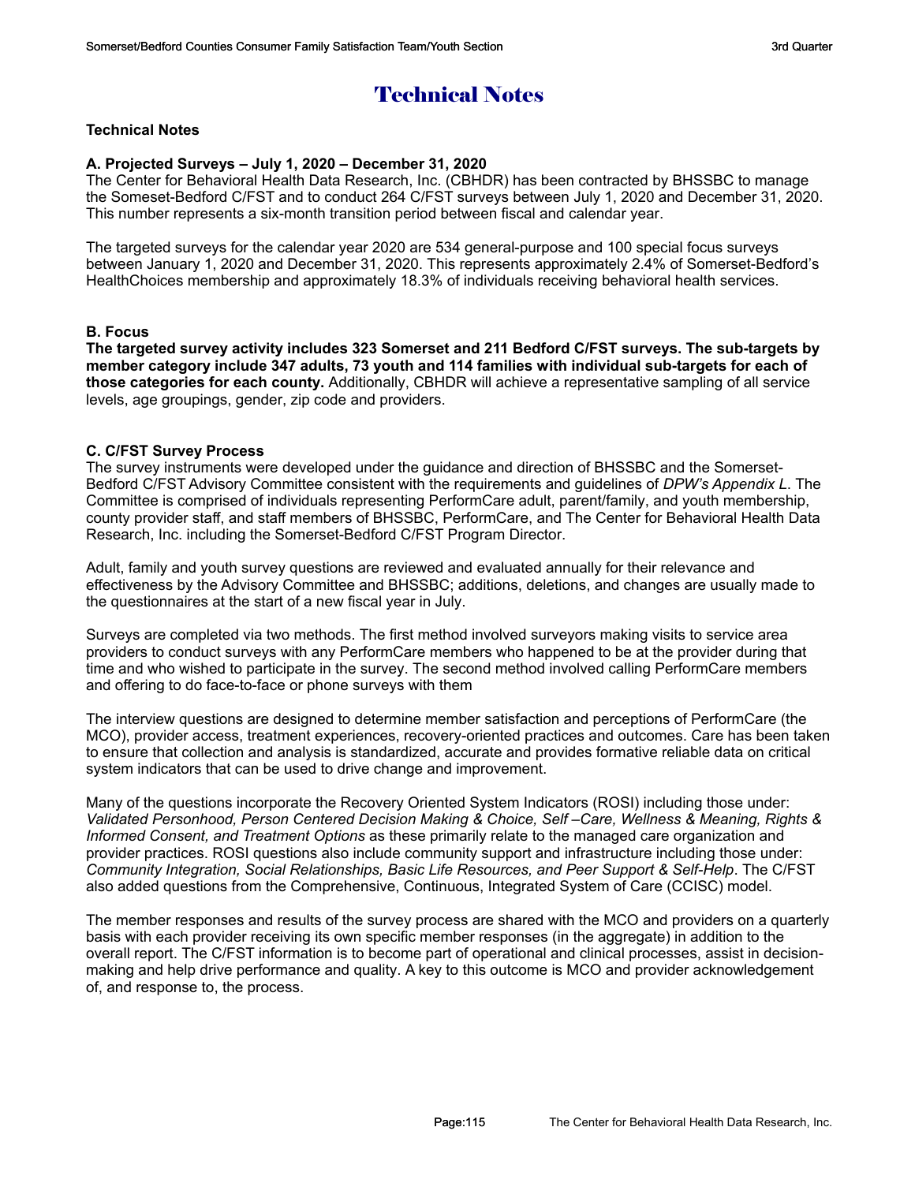# Technical Notes

**Technical Notes**

**A. Projected Surveys – July 1, 2020 – December 31, 2020**

The Center for Behavioral Health Data Research, Inc. (CBHDR) has been contracted by BHSSBC to manage the Someset-Bedford C/FST and to conduct 264 C/FST surveys between July 1, 2020 and December 31, 2020. This number represents a six-month transition period between fiscal and calendar year.

The targeted surveys for the calendar year 2020 are 534 general-purpose and 100 special focus surveys between January 1, 2020 and December 31, 2020. This represents approximately 2.4% of Somerset-Bedford's HealthChoices membership and approximately 18.3% of individuals receiving behavioral health services.

**B. Focus**

**The targeted survey activity includes 323 Somerset and 211 Bedford C/FST surveys. The sub-targets by member category include 347 adults, 73 youth and 114 families with individual sub-targets for each of those categories for each county.** Additionally, CBHDR will achieve a representative sampling of all service levels, age groupings, gender, zip code and providers.

**C. C/FST Survey Process**

The survey instruments were developed under the guidance and direction of BHSSBC and the Somerset-Bedford C/FST Advisory Committee consistent with the requirements and guidelines of *DPW's Appendix L.* The Committee is comprised of individuals representing PerformCare adult, parent/family, and youth membership, county provider staff, and staff members of BHSSBC, PerformCare, and The Center for Behavioral Health Data Research, Inc. including the Somerset-Bedford C/FST Program Director.

Adult, family and youth survey questions are reviewed and evaluated annually for their relevance and effectiveness by the Advisory Committee and BHSSBC; additions, deletions, and changes are usually made to the questionnaires at the start of a new fiscal year in July.

Surveys are completed via two methods. The first method involved surveyors making visits to service area providers to conduct surveys with any PerformCare members who happened to be at the provider during that time and who wished to participate in the survey. The second method involved calling PerformCare members and offering to do face-to-face or phone surveys with them

The interview questions are designed to determine member satisfaction and perceptions of PerformCare (the MCO), provider access, treatment experiences, recovery-oriented practices and outcomes. Care has been taken to ensure that collection and analysis is standardized, accurate and provides formative reliable data on critical system indicators that can be used to drive change and improvement.

Many of the questions incorporate the Recovery Oriented System Indicators (ROSI) including those under: *Validated Personhood, Person Centered Decision Making & Choice, Self –Care, Wellness & Meaning, Rights & Informed Consent, and Treatment Options* as these primarily relate to the managed care organization and provider practices. ROSI questions also include community support and infrastructure including those under: *Community Integration, Social Relationships, Basic Life Resources, and Peer Support & Self-Help*. The C/FST also added questions from the Comprehensive, Continuous, Integrated System of Care (CCISC) model.

The member responses and results of the survey process are shared with the MCO and providers on a quarterly basis with each provider receiving its own specific member responses (in the aggregate) in addition to the overall report. The C/FST information is to become part of operational and clinical processes, assist in decision-making and help drive performance and quality. A key to this outcome is MCO and provider acknowledgement of, and response to, the process.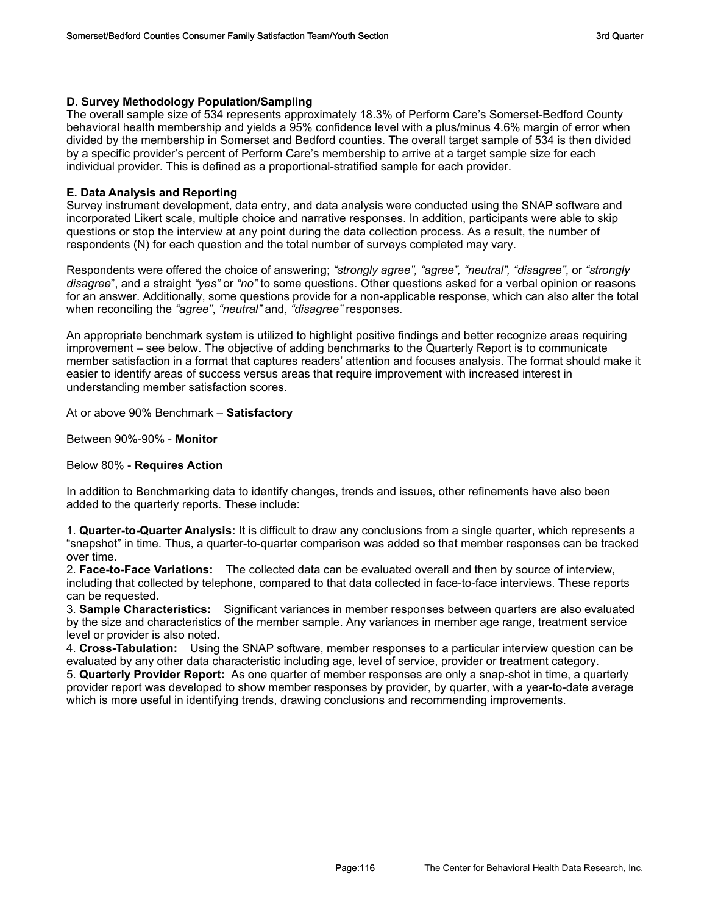### D. Survey Methodology Population/Sampling

The overall sample size of 534 represents approximately 18.3% of Perform Care's Somerset-Bedford County behavioral health membership and yields a 95% confidence level with a plus/minus 4.6% margin of error when divided by the membership in Somerset and Bedford counties. The overall target sample of 534 is then divided by a specific provider's percent of Perform Care's membership to arrive at a target sample size for each individual provider. This is defined as a proportional-stratified sample for each provider.

### E. Data Analysis and Reporting

Survey instrument development, data entry, and data analysis were conducted using the SNAP software and incorporated Likert scale, multiple choice and narrative responses. In addition, participants were able to skip questions or stop the interview at any point during the data collection process. As a result, the number of respondents (N) for each question and the total number of surveys completed may vary.

Respondents were offered the choice of answering; *"strongly agree", "agree", "neutral", "disagree"*, or *"strongly disagree"*, and a straight *"yes"* or *"no"* to some questions. Other questions asked for a verbal opinion or reasons for an answer. Additionally, some questions provide for a non-applicable response, which can also alter the total when reconciling the *"agree"*, *"neutral"* and, *"disagree"* responses.

An appropriate benchmark system is utilized to highlight positive findings and better recognize areas requiring improvement – see below. The objective of adding benchmarks to the Quarterly Report is to communicate member satisfaction in a format that captures readers' attention and focuses analysis. The format should make it easier to identify areas of success versus areas that require improvement with increased interest in understanding member satisfaction scores.

At or above 90% Benchmark – **Satisfactory**

Between 90%-90% - **Monitor**

Below 80% - **Requires Action**

In addition to Benchmarking data to identify changes, trends and issues, other refinements have also been added to the quarterly reports. These include:

1. **Quarter-to-Quarter Analysis:** It is difficult to draw any conclusions from a single quarter, which represents a "snapshot" in time. Thus, a quarter-to-quarter comparison was added so that member responses can be tracked over time.
2. **Face-to-Face Variations:** The collected data can be evaluated overall and then by source of interview, including that collected by telephone, compared to that data collected in face-to-face interviews. These reports can be requested.
3. **Sample Characteristics:** Significant variances in member responses between quarters are also evaluated by the size and characteristics of the member sample. Any variances in member age range, treatment service level or provider is also noted.
4. **Cross-Tabulation:** Using the SNAP software, member responses to a particular interview question can be evaluated by any other data characteristic including age, level of service, provider or treatment category.
5. **Quarterly Provider Report:** As one quarter of member responses are only a snap-shot in time, a quarterly provider report was developed to show member responses by provider, by quarter, with a year-to-date average which is more useful in identifying trends, drawing conclusions and recommending improvements.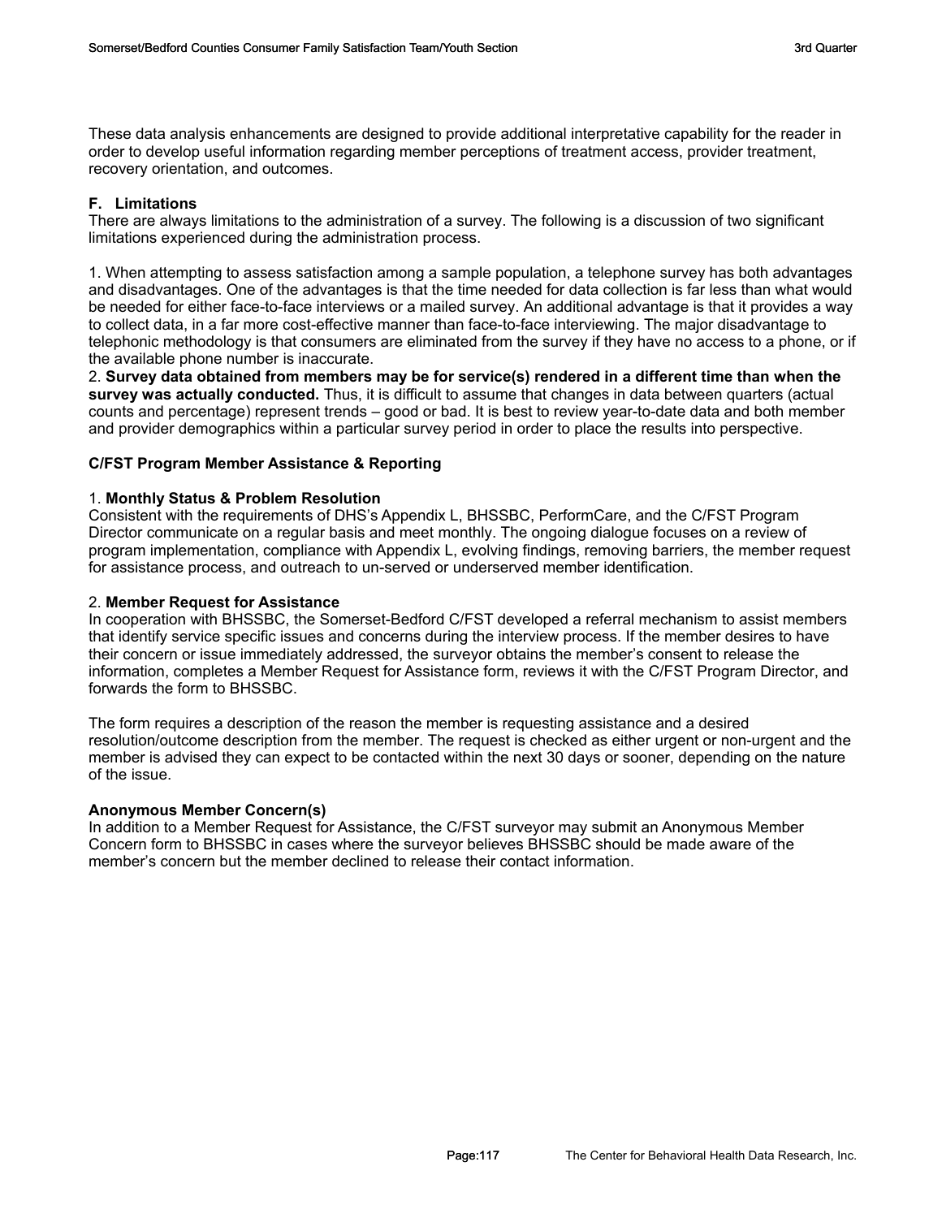These data analysis enhancements are designed to provide additional interpretative capability for the reader in order to develop useful information regarding member perceptions of treatment access, provider treatment, recovery orientation, and outcomes.

### F. Limitations

There are always limitations to the administration of a survey. The following is a discussion of two significant limitations experienced during the administration process.

1. When attempting to assess satisfaction among a sample population, a telephone survey has both advantages and disadvantages. One of the advantages is that the time needed for data collection is far less than what would be needed for either face-to-face interviews or a mailed survey. An additional advantage is that it provides a way to collect data, in a far more cost-effective manner than face-to-face interviewing. The major disadvantage to telephonic methodology is that consumers are eliminated from the survey if they have no access to a phone, or if the available phone number is inaccurate.
2. **Survey data obtained from members may be for service(s) rendered in a different time than when the survey was actually conducted.** Thus, it is difficult to assume that changes in data between quarters (actual counts and percentage) represent trends – good or bad. It is best to review year-to-date data and both member and provider demographics within a particular survey period in order to place the results into perspective.

### C/FST Program Member Assistance & Reporting

1. **Monthly Status & Problem Resolution**

Consistent with the requirements of DHS's Appendix L, BHSSBC, PerformCare, and the C/FST Program Director communicate on a regular basis and meet monthly. The ongoing dialogue focuses on a review of program implementation, compliance with Appendix L, evolving findings, removing barriers, the member request for assistance process, and outreach to un-served or underserved member identification.

2. **Member Request for Assistance**

In cooperation with BHSSBC, the Somerset-Bedford C/FST developed a referral mechanism to assist members that identify service specific issues and concerns during the interview process. If the member desires to have their concern or issue immediately addressed, the surveyor obtains the member's consent to release the information, completes a Member Request for Assistance form, reviews it with the C/FST Program Director, and forwards the form to BHSSBC.

The form requires a description of the reason the member is requesting assistance and a desired resolution/outcome description from the member. The request is checked as either urgent or non-urgent and the member is advised they can expect to be contacted within the next 30 days or sooner, depending on the nature of the issue.

### Anonymous Member Concern(s)

In addition to a Member Request for Assistance, the C/FST surveyor may submit an Anonymous Member Concern form to BHSSBC in cases where the surveyor believes BHSSBC should be made aware of the member's concern but the member declined to release their contact information.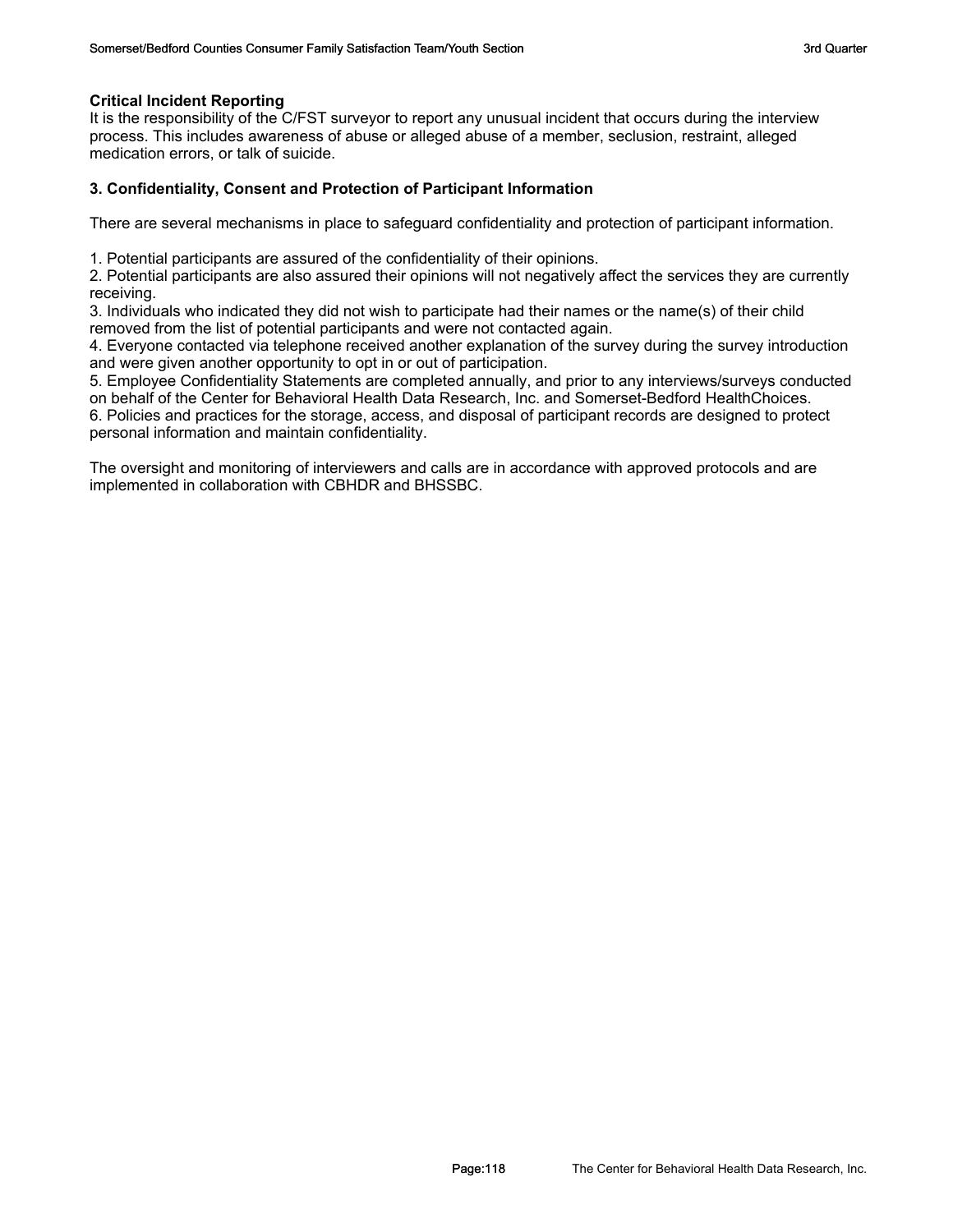**Critical Incident Reporting**
It is the responsibility of the C/FST surveyor to report any unusual incident that occurs during the interview process. This includes awareness of abuse or alleged abuse of a member, seclusion, restraint, alleged medication errors, or talk of suicide.

### 3. Confidentiality, Consent and Protection of Participant Information

There are several mechanisms in place to safeguard confidentiality and protection of participant information.

1. Potential participants are assured of the confidentiality of their opinions.
2. Potential participants are also assured their opinions will not negatively affect the services they are currently receiving.
3. Individuals who indicated they did not wish to participate had their names or the name(s) of their child removed from the list of potential participants and were not contacted again.
4. Everyone contacted via telephone received another explanation of the survey during the survey introduction and were given another opportunity to opt in or out of participation.
5. Employee Confidentiality Statements are completed annually, and prior to any interviews/surveys conducted on behalf of the Center for Behavioral Health Data Research, Inc. and Somerset-Bedford HealthChoices.
6. Policies and practices for the storage, access, and disposal of participant records are designed to protect personal information and maintain confidentiality.

The oversight and monitoring of interviewers and calls are in accordance with approved protocols and are implemented in collaboration with CBHDR and BHSSBC.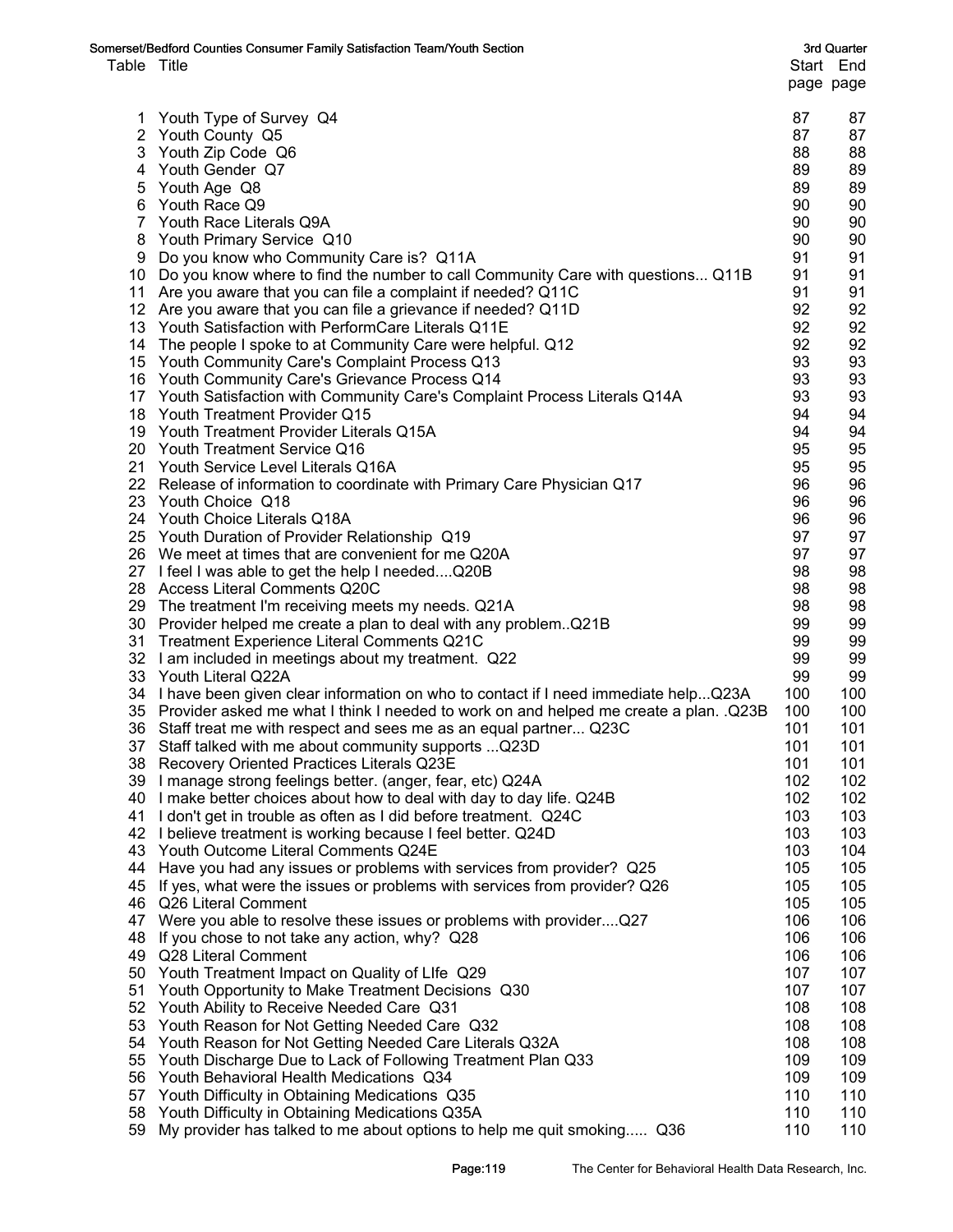Somerset/Bedford Counties Consumer Family Satisfaction Team/Youth Section — 3rd Quarter

| Table | Title | Start page | End page |
|---|---|---|---|
| 1 | Youth Type of Survey Q4 | 87 | 87 |
| 2 | Youth County Q5 | 87 | 87 |
| 3 | Youth Zip Code Q6 | 88 | 88 |
| 4 | Youth Gender Q7 | 89 | 89 |
| 5 | Youth Age Q8 | 89 | 89 |
| 6 | Youth Race Q9 | 90 | 90 |
| 7 | Youth Race Literals Q9A | 90 | 90 |
| 8 | Youth Primary Service Q10 | 90 | 90 |
| 9 | Do you know who Community Care is? Q11A | 91 | 91 |
| 10 | Do you know where to find the number to call Community Care with questions... Q11B | 91 | 91 |
| 11 | Are you aware that you can file a complaint if needed? Q11C | 91 | 91 |
| 12 | Are you aware that you can file a grievance if needed? Q11D | 92 | 92 |
| 13 | Youth Satisfaction with PerformCare Literals Q11E | 92 | 92 |
| 14 | The people I spoke to at Community Care were helpful. Q12 | 92 | 92 |
| 15 | Youth Community Care's Complaint Process Q13 | 93 | 93 |
| 16 | Youth Community Care's Grievance Process Q14 | 93 | 93 |
| 17 | Youth Satisfaction with Community Care's Complaint Process Literals Q14A | 93 | 93 |
| 18 | Youth Treatment Provider Q15 | 94 | 94 |
| 19 | Youth Treatment Provider Literals Q15A | 94 | 94 |
| 20 | Youth Treatment Service Q16 | 95 | 95 |
| 21 | Youth Service Level Literals Q16A | 95 | 95 |
| 22 | Release of information to coordinate with Primary Care Physician Q17 | 96 | 96 |
| 23 | Youth Choice Q18 | 96 | 96 |
| 24 | Youth Choice Literals Q18A | 96 | 96 |
| 25 | Youth Duration of Provider Relationship Q19 | 97 | 97 |
| 26 | We meet at times that are convenient for me Q20A | 97 | 97 |
| 27 | I feel I was able to get the help I needed....Q20B | 98 | 98 |
| 28 | Access Literal Comments Q20C | 98 | 98 |
| 29 | The treatment I'm receiving meets my needs. Q21A | 98 | 98 |
| 30 | Provider helped me create a plan to deal with any problem..Q21B | 99 | 99 |
| 31 | Treatment Experience Literal Comments Q21C | 99 | 99 |
| 32 | I am included in meetings about my treatment. Q22 | 99 | 99 |
| 33 | Youth Literal Q22A | 99 | 99 |
| 34 | I have been given clear information on who to contact if I need immediate help...Q23A | 100 | 100 |
| 35 | Provider asked me what I think I needed to work on and helped me create a plan. .Q23B | 100 | 100 |
| 36 | Staff treat me with respect and sees me as an equal partner... Q23C | 101 | 101 |
| 37 | Staff talked with me about community supports ...Q23D | 101 | 101 |
| 38 | Recovery Oriented Practices Literals Q23E | 101 | 101 |
| 39 | I manage strong feelings better. (anger, fear, etc) Q24A | 102 | 102 |
| 40 | I make better choices about how to deal with day to day life. Q24B | 102 | 102 |
| 41 | I don't get in trouble as often as I did before treatment. Q24C | 103 | 103 |
| 42 | I believe treatment is working because I feel better. Q24D | 103 | 103 |
| 43 | Youth Outcome Literal Comments Q24E | 103 | 104 |
| 44 | Have you had any issues or problems with services from provider? Q25 | 105 | 105 |
| 45 | If yes, what were the issues or problems with services from provider? Q26 | 105 | 105 |
| 46 | Q26 Literal Comment | 105 | 105 |
| 47 | Were you able to resolve these issues or problems with provider....Q27 | 106 | 106 |
| 48 | If you chose to not take any action, why? Q28 | 106 | 106 |
| 49 | Q28 Literal Comment | 106 | 106 |
| 50 | Youth Treatment Impact on Quality of LIfe Q29 | 107 | 107 |
| 51 | Youth Opportunity to Make Treatment Decisions Q30 | 107 | 107 |
| 52 | Youth Ability to Receive Needed Care Q31 | 108 | 108 |
| 53 | Youth Reason for Not Getting Needed Care Q32 | 108 | 108 |
| 54 | Youth Reason for Not Getting Needed Care Literals Q32A | 108 | 108 |
| 55 | Youth Discharge Due to Lack of Following Treatment Plan Q33 | 109 | 109 |
| 56 | Youth Behavioral Health Medications Q34 | 109 | 109 |
| 57 | Youth Difficulty in Obtaining Medications Q35 | 110 | 110 |
| 58 | Youth Difficulty in Obtaining Medications Q35A | 110 | 110 |
| 59 | My provider has talked to me about options to help me quit smoking..... Q36 | 110 | 110 |

The Center for Behavioral Health Data Research, Inc.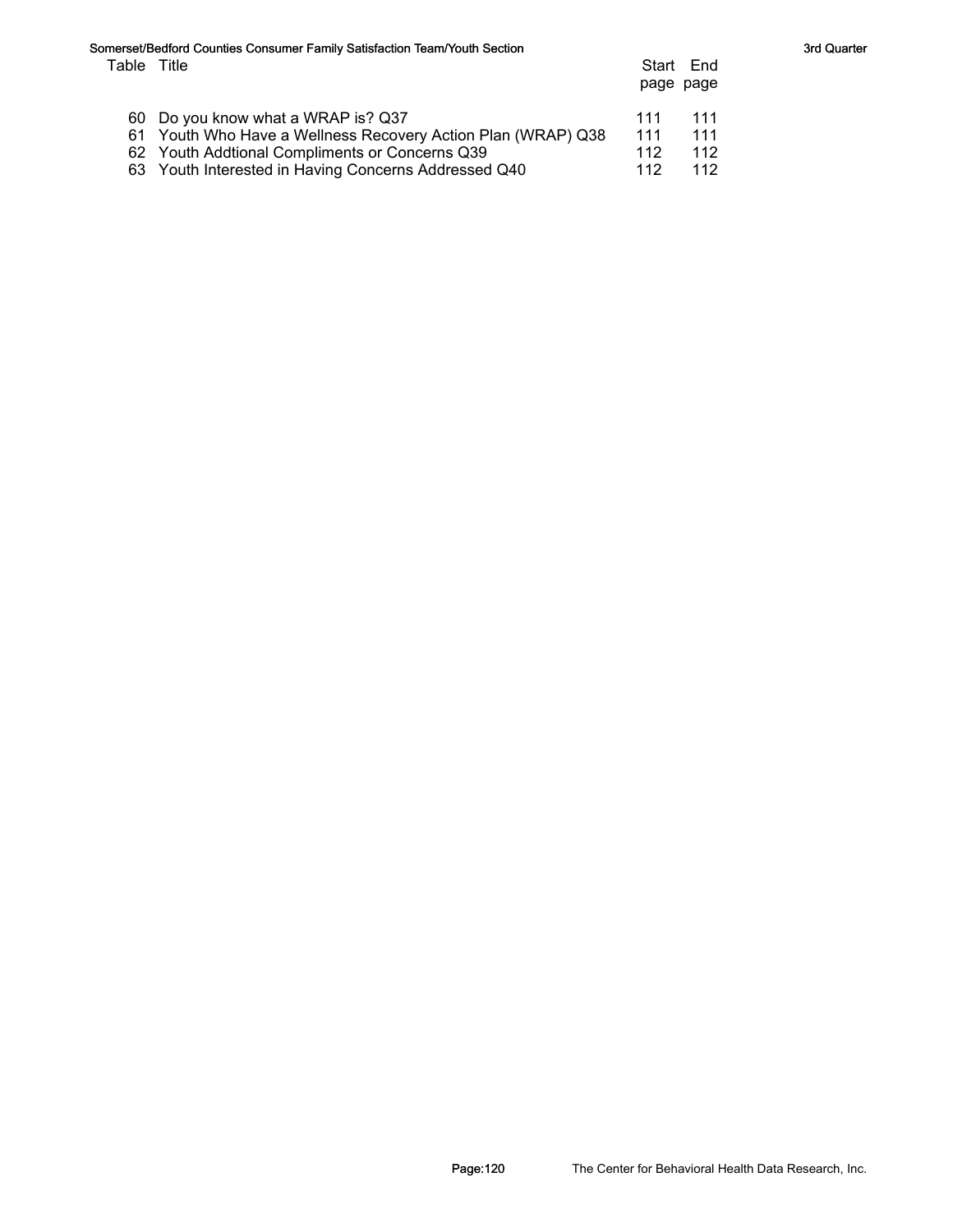| Table | Title | Start page | End page |
|---|---|---|---|
| 60 | Do you know what a WRAP is? Q37 | 111 | 111 |
| 61 | Youth Who Have a Wellness Recovery Action Plan (WRAP) Q38 | 111 | 111 |
| 62 | Youth Addtional Compliments or Concerns Q39 | 112 | 112 |
| 63 | Youth Interested in Having Concerns Addressed Q40 | 112 | 112 |